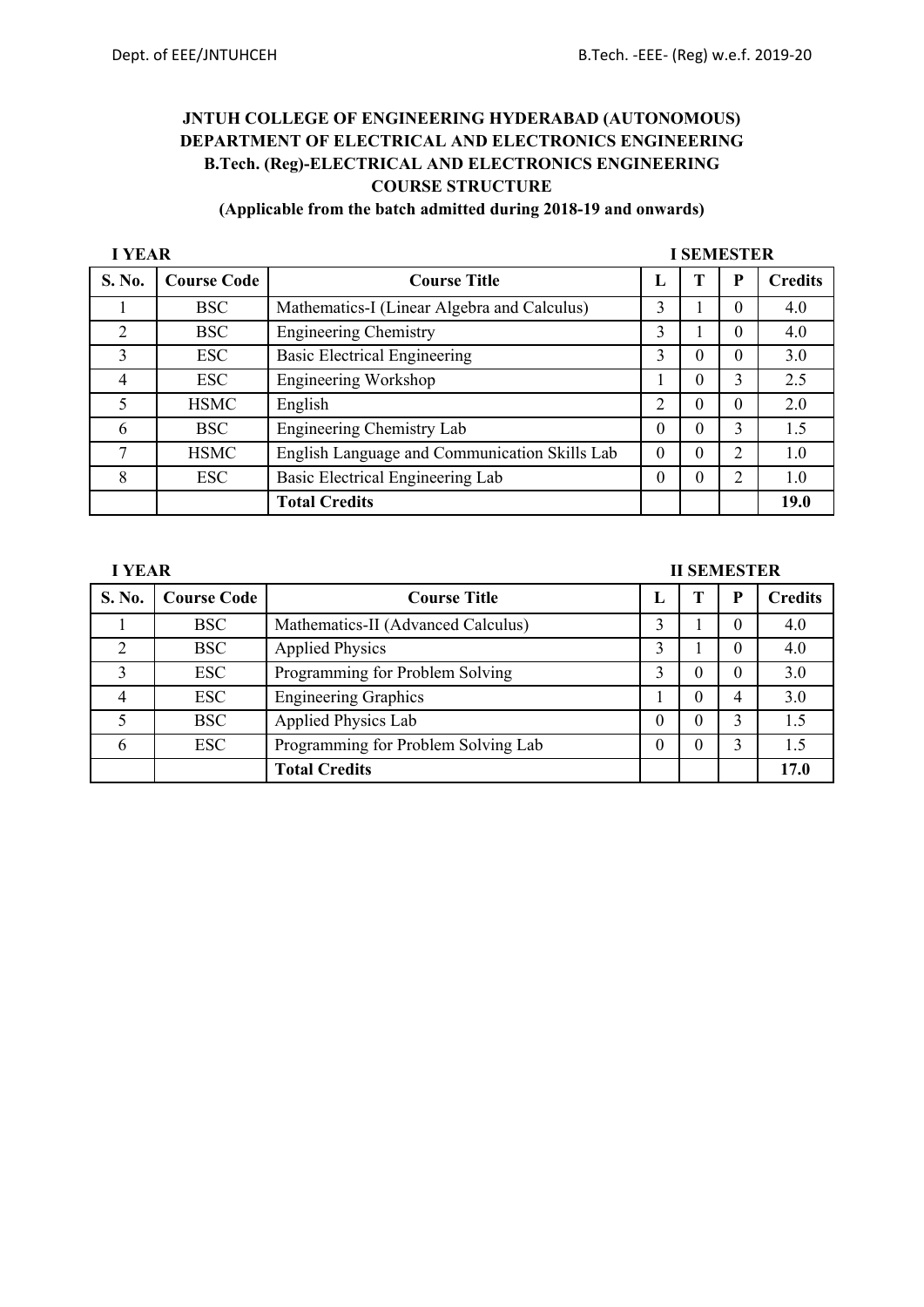**JNTUH COLLEGE OF ENGINEERING HYDERABAD (AUTONOMOUS)**
**DEPARTMENT OF ELECTRICAL AND ELECTRONICS ENGINEERING**
**B.Tech. (Reg)-ELECTRICAL AND ELECTRONICS ENGINEERING**
**COURSE STRUCTURE**
**(Applicable from the batch admitted during 2018-19 and onwards)**

**I YEAR** **I SEMESTER**

| S. No. | Course Code | Course Title | L | T | P | Credits |
|---|---|---|---|---|---|---|
| 1 | BSC | Mathematics-I (Linear Algebra and Calculus) | 3 | 1 | 0 | 4.0 |
| 2 | BSC | Engineering Chemistry | 3 | 1 | 0 | 4.0 |
| 3 | ESC | Basic Electrical Engineering | 3 | 0 | 0 | 3.0 |
| 4 | ESC | Engineering Workshop | 1 | 0 | 3 | 2.5 |
| 5 | HSMC | English | 2 | 0 | 0 | 2.0 |
| 6 | BSC | Engineering Chemistry Lab | 0 | 0 | 3 | 1.5 |
| 7 | HSMC | English Language and Communication Skills Lab | 0 | 0 | 2 | 1.0 |
| 8 | ESC | Basic Electrical Engineering Lab | 0 | 0 | 2 | 1.0 |
| | | **Total Credits** | | | | **19.0** |

**I YEAR** **II SEMESTER**

| S. No. | Course Code | Course Title | L | T | P | Credits |
|---|---|---|---|---|---|---|
| 1 | BSC | Mathematics-II (Advanced Calculus) | 3 | 1 | 0 | 4.0 |
| 2 | BSC | Applied Physics | 3 | 1 | 0 | 4.0 |
| 3 | ESC | Programming for Problem Solving | 3 | 0 | 0 | 3.0 |
| 4 | ESC | Engineering Graphics | 1 | 0 | 4 | 3.0 |
| 5 | BSC | Applied Physics Lab | 0 | 0 | 3 | 1.5 |
| 6 | ESC | Programming for Problem Solving Lab | 0 | 0 | 3 | 1.5 |
| | | **Total Credits** | | | | **17.0** |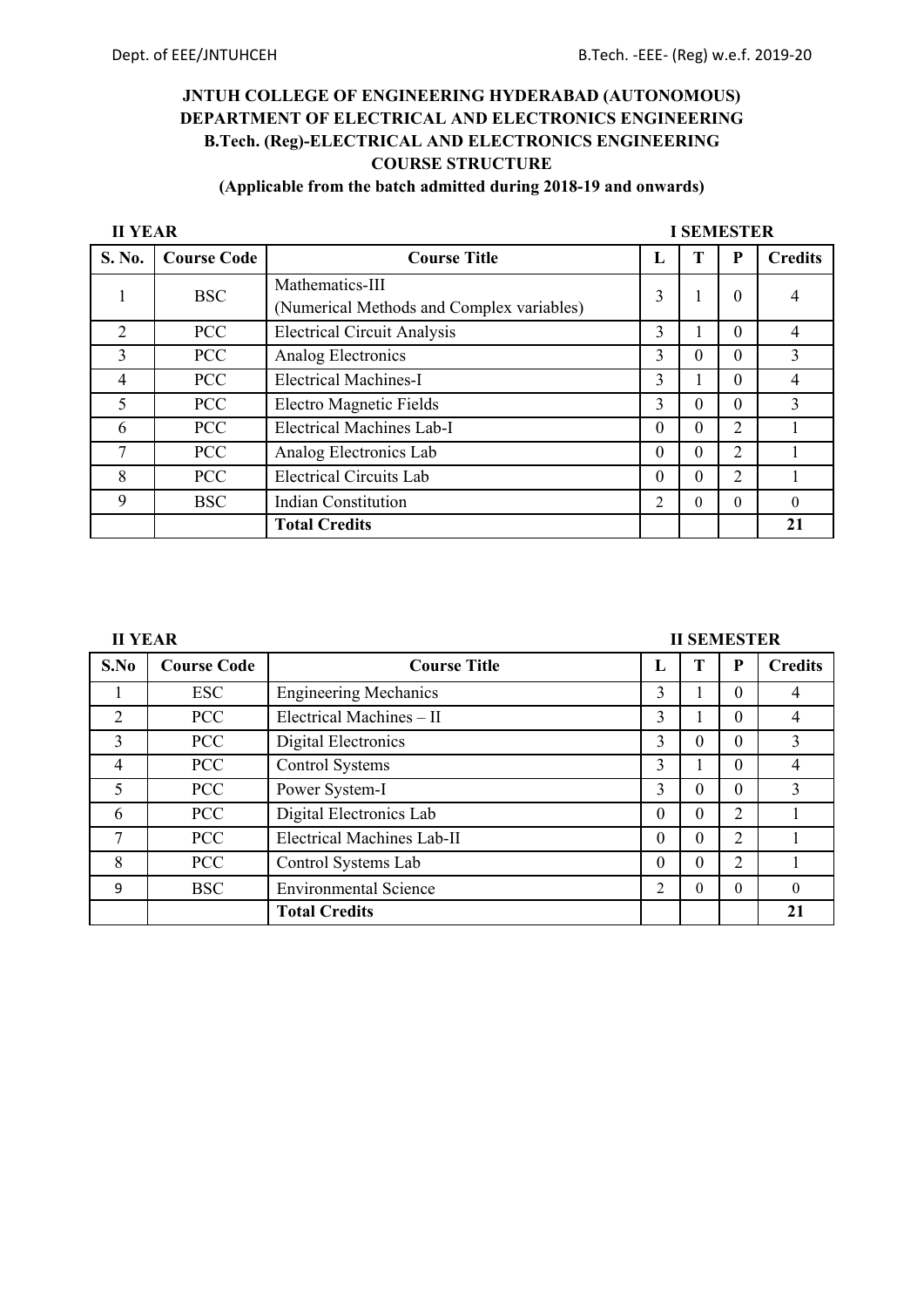**JNTUH COLLEGE OF ENGINEERING HYDERABAD (AUTONOMOUS)**
**DEPARTMENT OF ELECTRICAL AND ELECTRONICS ENGINEERING**
**B.Tech. (Reg)-ELECTRICAL AND ELECTRONICS ENGINEERING**
**COURSE STRUCTURE**
**(Applicable from the batch admitted during 2018-19 and onwards)**

**II YEAR** **I SEMESTER**

| S. No. | Course Code | Course Title | L | T | P | Credits |
|---|---|---|---|---|---|---|
| 1 | BSC | Mathematics-III (Numerical Methods and Complex variables) | 3 | 1 | 0 | 4 |
| 2 | PCC | Electrical Circuit Analysis | 3 | 1 | 0 | 4 |
| 3 | PCC | Analog Electronics | 3 | 0 | 0 | 3 |
| 4 | PCC | Electrical Machines-I | 3 | 1 | 0 | 4 |
| 5 | PCC | Electro Magnetic Fields | 3 | 0 | 0 | 3 |
| 6 | PCC | Electrical Machines Lab-I | 0 | 0 | 2 | 1 |
| 7 | PCC | Analog Electronics Lab | 0 | 0 | 2 | 1 |
| 8 | PCC | Electrical Circuits Lab | 0 | 0 | 2 | 1 |
| 9 | BSC | Indian Constitution | 2 | 0 | 0 | 0 |
| | | **Total Credits** | | | | **21** |

**II YEAR** **II SEMESTER**

| S.No | Course Code | Course Title | L | T | P | Credits |
|---|---|---|---|---|---|---|
| 1 | ESC | Engineering Mechanics | 3 | 1 | 0 | 4 |
| 2 | PCC | Electrical Machines – II | 3 | 1 | 0 | 4 |
| 3 | PCC | Digital Electronics | 3 | 0 | 0 | 3 |
| 4 | PCC | Control Systems | 3 | 1 | 0 | 4 |
| 5 | PCC | Power System-I | 3 | 0 | 0 | 3 |
| 6 | PCC | Digital Electronics Lab | 0 | 0 | 2 | 1 |
| 7 | PCC | Electrical Machines Lab-II | 0 | 0 | 2 | 1 |
| 8 | PCC | Control Systems Lab | 0 | 0 | 2 | 1 |
| 9 | BSC | Environmental Science | 2 | 0 | 0 | 0 |
| | | **Total Credits** | | | | **21** |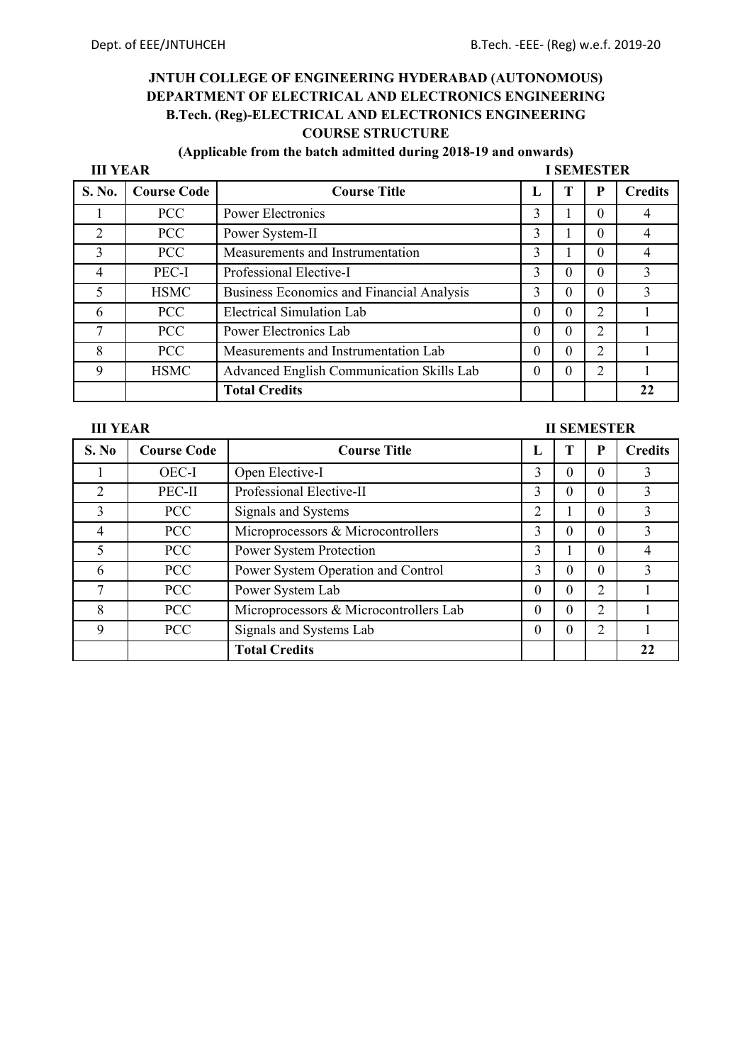**JNTUH COLLEGE OF ENGINEERING HYDERABAD (AUTONOMOUS)**
**DEPARTMENT OF ELECTRICAL AND ELECTRONICS ENGINEERING**
**B.Tech. (Reg)-ELECTRICAL AND ELECTRONICS ENGINEERING**
**COURSE STRUCTURE**
**(Applicable from the batch admitted during 2018-19 and onwards)**

**III YEAR** **I SEMESTER**

| S. No. | Course Code | Course Title | L | T | P | Credits |
|---|---|---|---|---|---|---|
| 1 | PCC | Power Electronics | 3 | 1 | 0 | 4 |
| 2 | PCC | Power System-II | 3 | 1 | 0 | 4 |
| 3 | PCC | Measurements and Instrumentation | 3 | 1 | 0 | 4 |
| 4 | PEC-I | Professional Elective-I | 3 | 0 | 0 | 3 |
| 5 | HSMC | Business Economics and Financial Analysis | 3 | 0 | 0 | 3 |
| 6 | PCC | Electrical Simulation Lab | 0 | 0 | 2 | 1 |
| 7 | PCC | Power Electronics Lab | 0 | 0 | 2 | 1 |
| 8 | PCC | Measurements and Instrumentation Lab | 0 | 0 | 2 | 1 |
| 9 | HSMC | Advanced English Communication Skills Lab | 0 | 0 | 2 | 1 |
| | | **Total Credits** | | | | **22** |

**III YEAR** **II SEMESTER**

| S. No | Course Code | Course Title | L | T | P | Credits |
|---|---|---|---|---|---|---|
| 1 | OEC-I | Open Elective-I | 3 | 0 | 0 | 3 |
| 2 | PEC-II | Professional Elective-II | 3 | 0 | 0 | 3 |
| 3 | PCC | Signals and Systems | 2 | 1 | 0 | 3 |
| 4 | PCC | Microprocessors & Microcontrollers | 3 | 0 | 0 | 3 |
| 5 | PCC | Power System Protection | 3 | 1 | 0 | 4 |
| 6 | PCC | Power System Operation and Control | 3 | 0 | 0 | 3 |
| 7 | PCC | Power System Lab | 0 | 0 | 2 | 1 |
| 8 | PCC | Microprocessors & Microcontrollers Lab | 0 | 0 | 2 | 1 |
| 9 | PCC | Signals and Systems Lab | 0 | 0 | 2 | 1 |
| | | **Total Credits** | | | | **22** |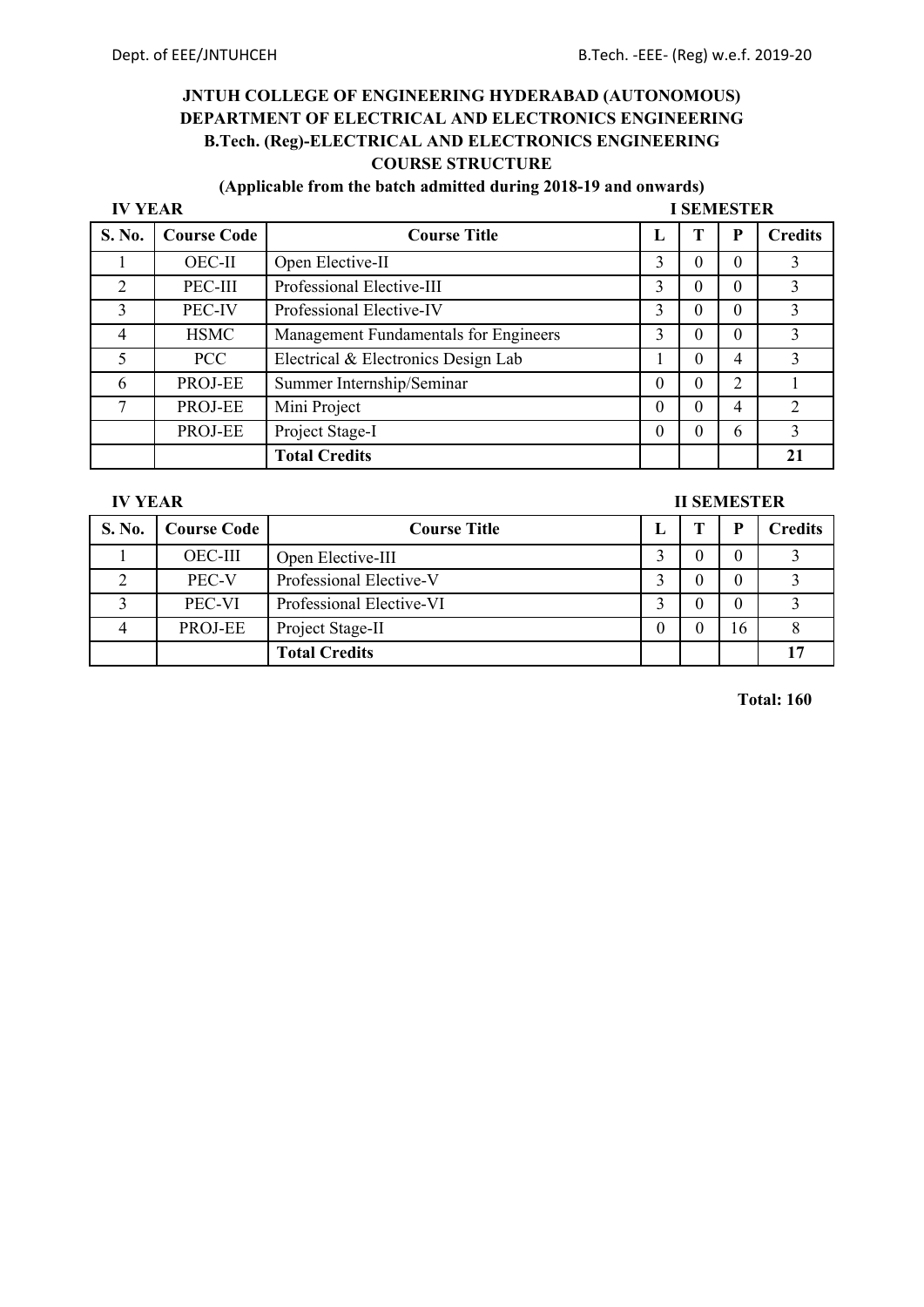**JNTUH COLLEGE OF ENGINEERING HYDERABAD (AUTONOMOUS)**
**DEPARTMENT OF ELECTRICAL AND ELECTRONICS ENGINEERING**
**B.Tech. (Reg)-ELECTRICAL AND ELECTRONICS ENGINEERING**
**COURSE STRUCTURE**
**(Applicable from the batch admitted during 2018-19 and onwards)**

**IV YEAR** **I SEMESTER**

| S. No. | Course Code | Course Title | L | T | P | Credits |
|---|---|---|---|---|---|---|
| 1 | OEC-II | Open Elective-II | 3 | 0 | 0 | 3 |
| 2 | PEC-III | Professional Elective-III | 3 | 0 | 0 | 3 |
| 3 | PEC-IV | Professional Elective-IV | 3 | 0 | 0 | 3 |
| 4 | HSMC | Management Fundamentals for Engineers | 3 | 0 | 0 | 3 |
| 5 | PCC | Electrical & Electronics Design Lab | 1 | 0 | 4 | 3 |
| 6 | PROJ-EE | Summer Internship/Seminar | 0 | 0 | 2 | 1 |
| 7 | PROJ-EE | Mini Project | 0 | 0 | 4 | 2 |
| | PROJ-EE | Project Stage-I | 0 | 0 | 6 | 3 |
| | | **Total Credits** | | | | **21** |

**IV YEAR** **II SEMESTER**

| S. No. | Course Code | Course Title | L | T | P | Credits |
|---|---|---|---|---|---|---|
| 1 | OEC-III | Open Elective-III | 3 | 0 | 0 | 3 |
| 2 | PEC-V | Professional Elective-V | 3 | 0 | 0 | 3 |
| 3 | PEC-VI | Professional Elective-VI | 3 | 0 | 0 | 3 |
| 4 | PROJ-EE | Project Stage-II | 0 | 0 | 16 | 8 |
| | | **Total Credits** | | | | **17** |

**Total: 160**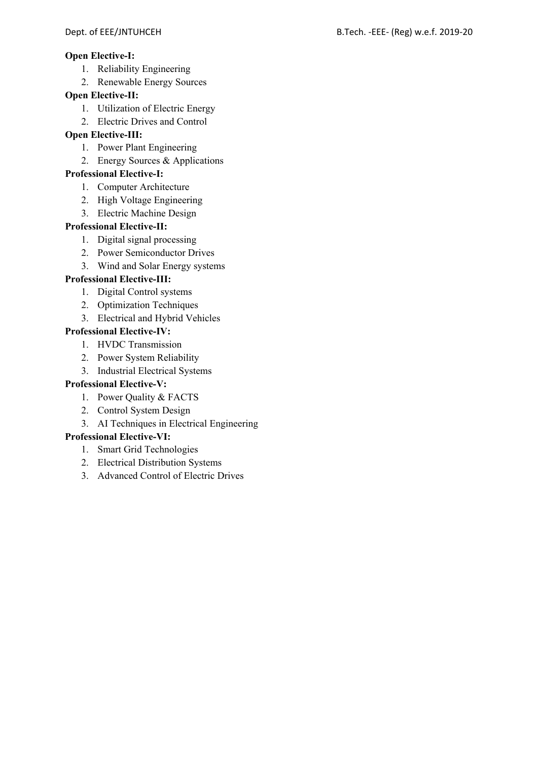**Open Elective-I:**

1. Reliability Engineering
2. Renewable Energy Sources

**Open Elective-II:**

1. Utilization of Electric Energy
2. Electric Drives and Control

**Open Elective-III:**

1. Power Plant Engineering
2. Energy Sources & Applications

**Professional Elective-I:**

1. Computer Architecture
2. High Voltage Engineering
3. Electric Machine Design

**Professional Elective-II:**

1. Digital signal processing
2. Power Semiconductor Drives
3. Wind and Solar Energy systems

**Professional Elective-III:**

1. Digital Control systems
2. Optimization Techniques
3. Electrical and Hybrid Vehicles

**Professional Elective-IV:**

1. HVDC Transmission
2. Power System Reliability
3. Industrial Electrical Systems

**Professional Elective-V:**

1. Power Quality & FACTS
2. Control System Design
3. AI Techniques in Electrical Engineering

**Professional Elective-VI:**

1. Smart Grid Technologies
2. Electrical Distribution Systems
3. Advanced Control of Electric Drives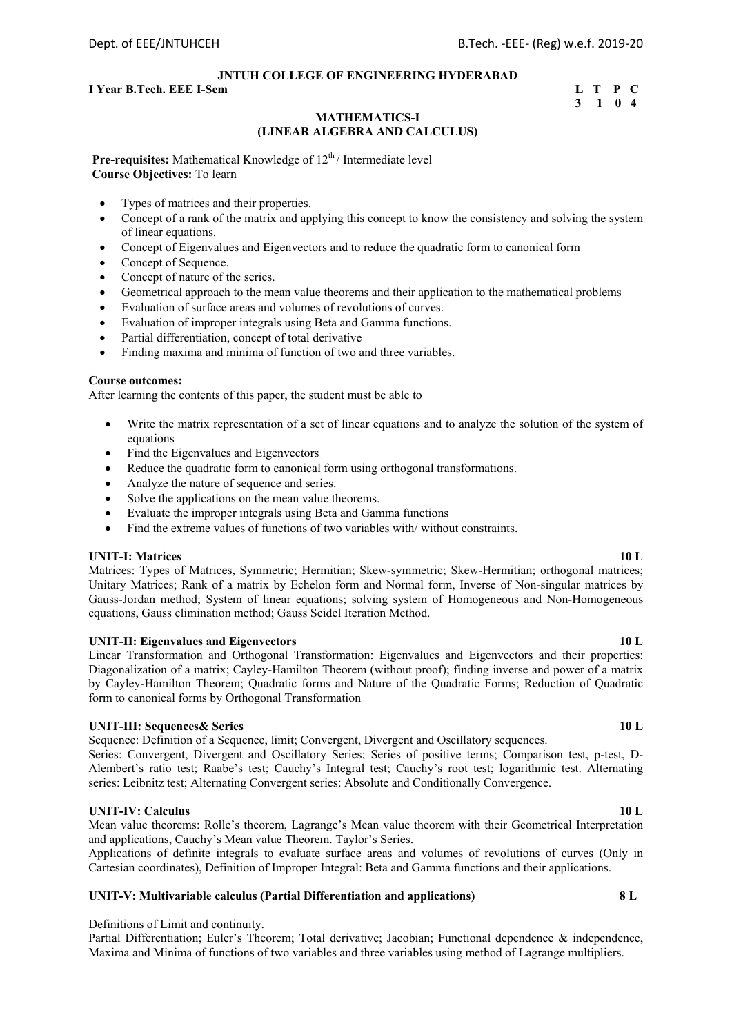**JNTUH COLLEGE OF ENGINEERING HYDERABAD**

**I Year B.Tech. EEE I-Sem**

| L | T | P | C |
|---|---|---|---|
| 3 | 1 | 0 | 4 |

# MATHEMATICS-I
## (LINEAR ALGEBRA AND CALCULUS)

**Pre-requisites:** Mathematical Knowledge of 12th / Intermediate level

**Course Objectives:** To learn

- Types of matrices and their properties.
- Concept of a rank of the matrix and applying this concept to know the consistency and solving the system of linear equations.
- Concept of Eigenvalues and Eigenvectors and to reduce the quadratic form to canonical form
- Concept of Sequence.
- Concept of nature of the series.
- Geometrical approach to the mean value theorems and their application to the mathematical problems
- Evaluation of surface areas and volumes of revolutions of curves.
- Evaluation of improper integrals using Beta and Gamma functions.
- Partial differentiation, concept of total derivative
- Finding maxima and minima of function of two and three variables.

**Course outcomes:**

After learning the contents of this paper, the student must be able to

- Write the matrix representation of a set of linear equations and to analyze the solution of the system of equations
- Find the Eigenvalues and Eigenvectors
- Reduce the quadratic form to canonical form using orthogonal transformations.
- Analyze the nature of sequence and series.
- Solve the applications on the mean value theorems.
- Evaluate the improper integrals using Beta and Gamma functions
- Find the extreme values of functions of two variables with/ without constraints.

**UNIT-I: Matrices** **10 L**

Matrices: Types of Matrices, Symmetric; Hermitian; Skew-symmetric; Skew-Hermitian; orthogonal matrices; Unitary Matrices; Rank of a matrix by Echelon form and Normal form, Inverse of Non-singular matrices by Gauss-Jordan method; System of linear equations; solving system of Homogeneous and Non-Homogeneous equations, Gauss elimination method; Gauss Seidel Iteration Method.

**UNIT-II: Eigenvalues and Eigenvectors** **10 L**

Linear Transformation and Orthogonal Transformation: Eigenvalues and Eigenvectors and their properties: Diagonalization of a matrix; Cayley-Hamilton Theorem (without proof); finding inverse and power of a matrix by Cayley-Hamilton Theorem; Quadratic forms and Nature of the Quadratic Forms; Reduction of Quadratic form to canonical forms by Orthogonal Transformation

**UNIT-III: Sequences& Series** **10 L**

Sequence: Definition of a Sequence, limit; Convergent, Divergent and Oscillatory sequences.

Series: Convergent, Divergent and Oscillatory Series; Series of positive terms; Comparison test, p-test, D-Alembert's ratio test; Raabe's test; Cauchy's Integral test; Cauchy's root test; logarithmic test. Alternating series: Leibnitz test; Alternating Convergent series: Absolute and Conditionally Convergence.

**UNIT-IV: Calculus** **10 L**

Mean value theorems: Rolle's theorem, Lagrange's Mean value theorem with their Geometrical Interpretation and applications, Cauchy's Mean value Theorem. Taylor's Series.

Applications of definite integrals to evaluate surface areas and volumes of revolutions of curves (Only in Cartesian coordinates), Definition of Improper Integral: Beta and Gamma functions and their applications.

**UNIT-V: Multivariable calculus (Partial Differentiation and applications)** **8 L**

Definitions of Limit and continuity.

Partial Differentiation; Euler's Theorem; Total derivative; Jacobian; Functional dependence & independence, Maxima and Minima of functions of two variables and three variables using method of Lagrange multipliers.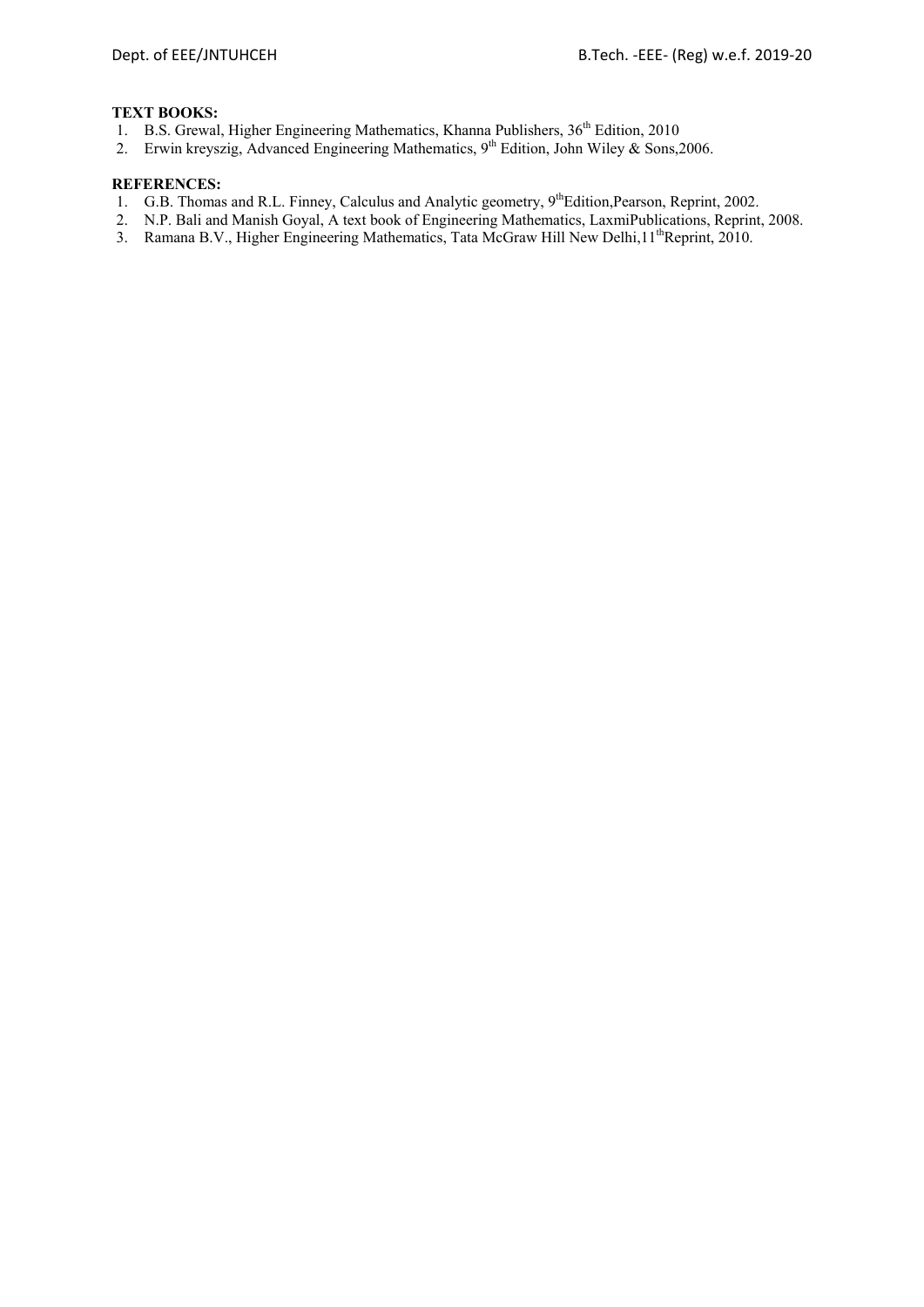**TEXT BOOKS:**

1. B.S. Grewal, Higher Engineering Mathematics, Khanna Publishers, 36th Edition, 2010
2. Erwin kreyszig, Advanced Engineering Mathematics, 9th Edition, John Wiley & Sons,2006.

**REFERENCES:**

1. G.B. Thomas and R.L. Finney, Calculus and Analytic geometry, 9thEdition,Pearson, Reprint, 2002.
2. N.P. Bali and Manish Goyal, A text book of Engineering Mathematics, LaxmiPublications, Reprint, 2008.
3. Ramana B.V., Higher Engineering Mathematics, Tata McGraw Hill New Delhi,11thReprint, 2010.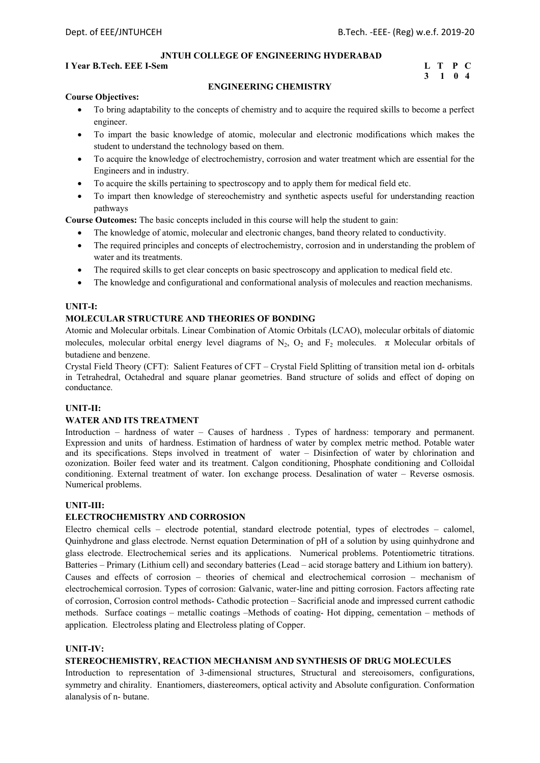**JNTUH COLLEGE OF ENGINEERING HYDERABAD**

**I Year B.Tech. EEE I-Sem**

| L | T | P | C |
|---|---|---|---|
| 3 | 1 | 0 | 4 |

**ENGINEERING CHEMISTRY**

**Course Objectives:**

- To bring adaptability to the concepts of chemistry and to acquire the required skills to become a perfect engineer.
- To impart the basic knowledge of atomic, molecular and electronic modifications which makes the student to understand the technology based on them.
- To acquire the knowledge of electrochemistry, corrosion and water treatment which are essential for the Engineers and in industry.
- To acquire the skills pertaining to spectroscopy and to apply them for medical field etc.
- To impart then knowledge of stereochemistry and synthetic aspects useful for understanding reaction pathways

**Course Outcomes:** The basic concepts included in this course will help the student to gain:

- The knowledge of atomic, molecular and electronic changes, band theory related to conductivity.
- The required principles and concepts of electrochemistry, corrosion and in understanding the problem of water and its treatments.
- The required skills to get clear concepts on basic spectroscopy and application to medical field etc.
- The knowledge and configurational and conformational analysis of molecules and reaction mechanisms.

**UNIT-I:**

**MOLECULAR STRUCTURE AND THEORIES OF BONDING**

Atomic and Molecular orbitals. Linear Combination of Atomic Orbitals (LCAO), molecular orbitals of diatomic molecules, molecular orbital energy level diagrams of $N_2$, $O_2$ and $F_2$ molecules. $\pi$ Molecular orbitals of butadiene and benzene.

Crystal Field Theory (CFT): Salient Features of CFT – Crystal Field Splitting of transition metal ion d- orbitals in Tetrahedral, Octahedral and square planar geometries. Band structure of solids and effect of doping on conductance.

**UNIT-II:**

**WATER AND ITS TREATMENT**

Introduction – hardness of water – Causes of hardness . Types of hardness: temporary and permanent. Expression and units of hardness. Estimation of hardness of water by complex metric method. Potable water and its specifications. Steps involved in treatment of water – Disinfection of water by chlorination and ozonization. Boiler feed water and its treatment. Calgon conditioning, Phosphate conditioning and Colloidal conditioning. External treatment of water. Ion exchange process. Desalination of water – Reverse osmosis. Numerical problems.

**UNIT-III:**

**ELECTROCHEMISTRY AND CORROSION**

Electro chemical cells – electrode potential, standard electrode potential, types of electrodes – calomel, Quinhydrone and glass electrode. Nernst equation Determination of pH of a solution by using quinhydrone and glass electrode. Electrochemical series and its applications. Numerical problems. Potentiometric titrations. Batteries – Primary (Lithium cell) and secondary batteries (Lead – acid storage battery and Lithium ion battery).

Causes and effects of corrosion – theories of chemical and electrochemical corrosion – mechanism of electrochemical corrosion. Types of corrosion: Galvanic, water-line and pitting corrosion. Factors affecting rate of corrosion, Corrosion control methods- Cathodic protection – Sacrificial anode and impressed current cathodic methods. Surface coatings – metallic coatings –Methods of coating- Hot dipping, cementation – methods of application. Electroless plating and Electroless plating of Copper.

**UNIT-IV:**

**STEREOCHEMISTRY, REACTION MECHANISM AND SYNTHESIS OF DRUG MOLECULES**

Introduction to representation of 3-dimensional structures, Structural and stereoisomers, configurations, symmetry and chirality. Enantiomers, diastereomers, optical activity and Absolute configuration. Conformation alanalysis of n- butane.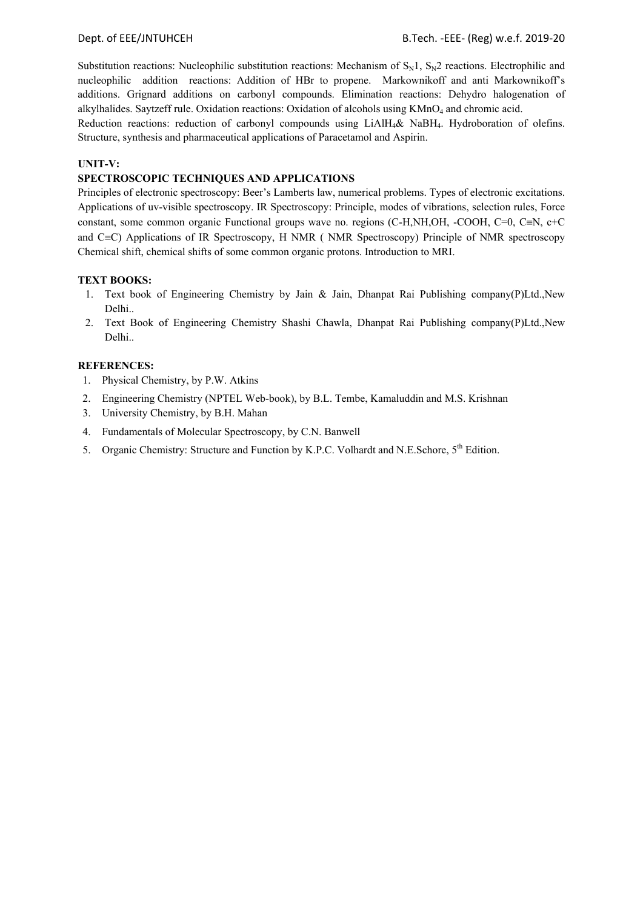Substitution reactions: Nucleophilic substitution reactions: Mechanism of $S_N1$, $S_N2$ reactions. Electrophilic and nucleophilic addition reactions: Addition of HBr to propene. Markownikoff and anti Markownikoff's additions. Grignard additions on carbonyl compounds. Elimination reactions: Dehydro halogenation of alkylhalides. Saytzeff rule. Oxidation reactions: Oxidation of alcohols using $KMnO_4$ and chromic acid.

Reduction reactions: reduction of carbonyl compounds using $LiAlH_4$& $NaBH_4$. Hydroboration of olefins. Structure, synthesis and pharmaceutical applications of Paracetamol and Aspirin.

**UNIT-V:**

**SPECTROSCOPIC TECHNIQUES AND APPLICATIONS**

Principles of electronic spectroscopy: Beer's Lamberts law, numerical problems. Types of electronic excitations. Applications of uv-visible spectroscopy. IR Spectroscopy: Principle, modes of vibrations, selection rules, Force constant, some common organic Functional groups wave no. regions (C-H,NH,OH, -COOH, C=0, C≡N, c+C and C≡C) Applications of IR Spectroscopy, H NMR ( NMR Spectroscopy) Principle of NMR spectroscopy Chemical shift, chemical shifts of some common organic protons. Introduction to MRI.

**TEXT BOOKS:**

1. Text book of Engineering Chemistry by Jain & Jain, Dhanpat Rai Publishing company(P)Ltd.,New Delhi..
2. Text Book of Engineering Chemistry Shashi Chawla, Dhanpat Rai Publishing company(P)Ltd.,New Delhi..

**REFERENCES:**

1. Physical Chemistry, by P.W. Atkins
2. Engineering Chemistry (NPTEL Web-book), by B.L. Tembe, Kamaluddin and M.S. Krishnan
3. University Chemistry, by B.H. Mahan
4. Fundamentals of Molecular Spectroscopy, by C.N. Banwell
5. Organic Chemistry: Structure and Function by K.P.C. Volhardt and N.E.Schore, 5th Edition.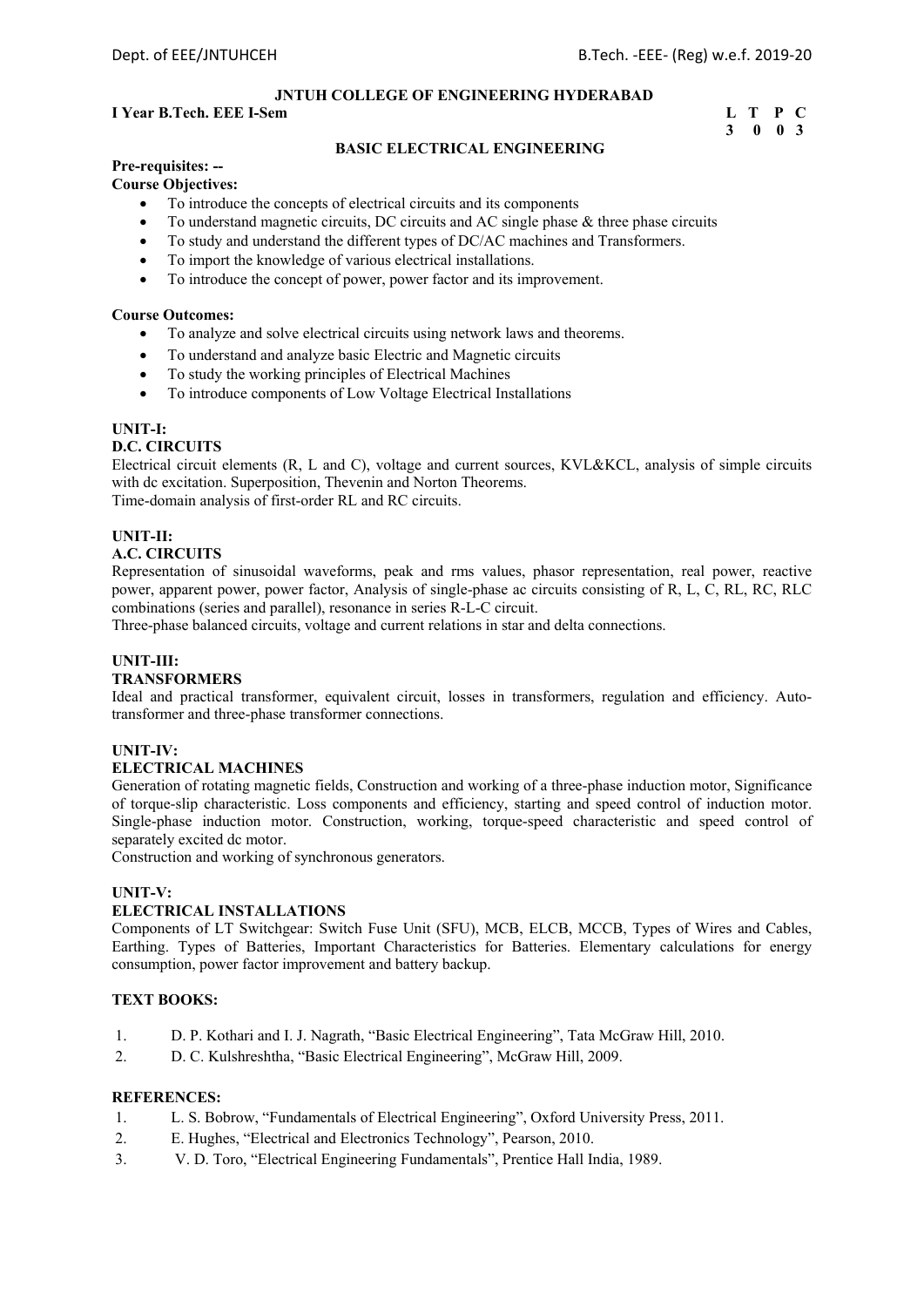**JNTUH COLLEGE OF ENGINEERING HYDERABAD**

**I Year B.Tech. EEE I-Sem**

| L | T | P | C |
|---|---|---|---|
| 3 | 0 | 0 | 3 |

**BASIC ELECTRICAL ENGINEERING**

**Pre-requisites: --**

**Course Objectives:**

- To introduce the concepts of electrical circuits and its components
- To understand magnetic circuits, DC circuits and AC single phase & three phase circuits
- To study and understand the different types of DC/AC machines and Transformers.
- To import the knowledge of various electrical installations.
- To introduce the concept of power, power factor and its improvement.

**Course Outcomes:**

- To analyze and solve electrical circuits using network laws and theorems.
- To understand and analyze basic Electric and Magnetic circuits
- To study the working principles of Electrical Machines
- To introduce components of Low Voltage Electrical Installations

**UNIT-I:**

**D.C. CIRCUITS**

Electrical circuit elements (R, L and C), voltage and current sources, KVL&KCL, analysis of simple circuits with dc excitation. Superposition, Thevenin and Norton Theorems.
Time-domain analysis of first-order RL and RC circuits.

**UNIT-II:**

**A.C. CIRCUITS**

Representation of sinusoidal waveforms, peak and rms values, phasor representation, real power, reactive power, apparent power, power factor, Analysis of single-phase ac circuits consisting of R, L, C, RL, RC, RLC combinations (series and parallel), resonance in series R-L-C circuit.
Three-phase balanced circuits, voltage and current relations in star and delta connections.

**UNIT-III:**

**TRANSFORMERS**

Ideal and practical transformer, equivalent circuit, losses in transformers, regulation and efficiency. Auto-transformer and three-phase transformer connections.

**UNIT-IV:**

**ELECTRICAL MACHINES**

Generation of rotating magnetic fields, Construction and working of a three-phase induction motor, Significance of torque-slip characteristic. Loss components and efficiency, starting and speed control of induction motor. Single-phase induction motor. Construction, working, torque-speed characteristic and speed control of separately excited dc motor.
Construction and working of synchronous generators.

**UNIT-V:**

**ELECTRICAL INSTALLATIONS**

Components of LT Switchgear: Switch Fuse Unit (SFU), MCB, ELCB, MCCB, Types of Wires and Cables, Earthing. Types of Batteries, Important Characteristics for Batteries. Elementary calculations for energy consumption, power factor improvement and battery backup.

**TEXT BOOKS:**

1. D. P. Kothari and I. J. Nagrath, "Basic Electrical Engineering", Tata McGraw Hill, 2010.
2. D. C. Kulshreshtha, "Basic Electrical Engineering", McGraw Hill, 2009.

**REFERENCES:**

1. L. S. Bobrow, "Fundamentals of Electrical Engineering", Oxford University Press, 2011.
2. E. Hughes, "Electrical and Electronics Technology", Pearson, 2010.
3. V. D. Toro, "Electrical Engineering Fundamentals", Prentice Hall India, 1989.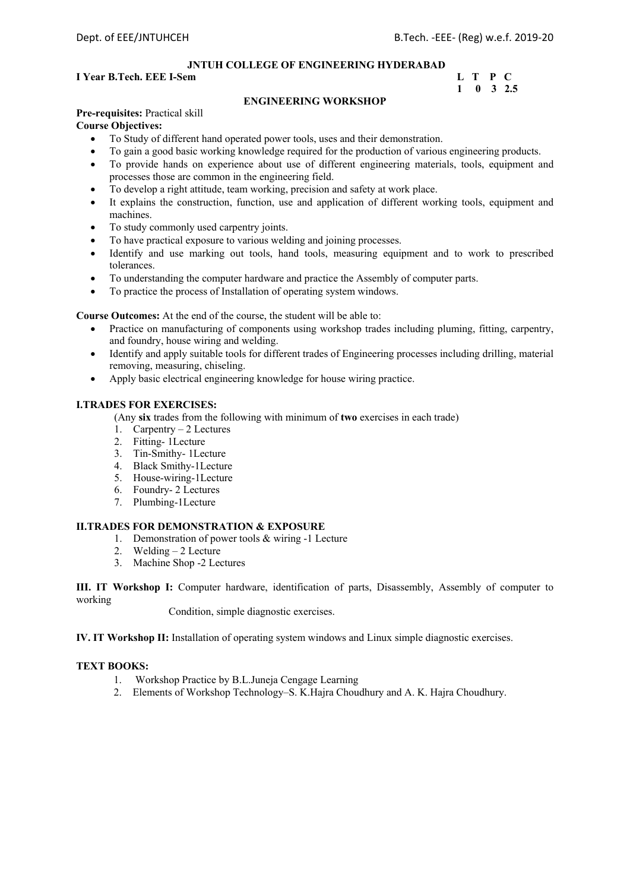**JNTUH COLLEGE OF ENGINEERING HYDERABAD**

**I Year B.Tech. EEE I-Sem**

| L | T | P | C |
|---|---|---|---|
| 1 | 0 | 3 | 2.5 |

## ENGINEERING WORKSHOP

**Pre-requisites:** Practical skill

**Course Objectives:**

- To Study of different hand operated power tools, uses and their demonstration.
- To gain a good basic working knowledge required for the production of various engineering products.
- To provide hands on experience about use of different engineering materials, tools, equipment and processes those are common in the engineering field.
- To develop a right attitude, team working, precision and safety at work place.
- It explains the construction, function, use and application of different working tools, equipment and machines.
- To study commonly used carpentry joints.
- To have practical exposure to various welding and joining processes.
- Identify and use marking out tools, hand tools, measuring equipment and to work to prescribed tolerances.
- To understanding the computer hardware and practice the Assembly of computer parts.
- To practice the process of Installation of operating system windows.

**Course Outcomes:** At the end of the course, the student will be able to:

- Practice on manufacturing of components using workshop trades including pluming, fitting, carpentry, and foundry, house wiring and welding.
- Identify and apply suitable tools for different trades of Engineering processes including drilling, material removing, measuring, chiseling.
- Apply basic electrical engineering knowledge for house wiring practice.

**I.TRADES FOR EXERCISES:**

(Any **six** trades from the following with minimum of **two** exercises in each trade)

1. Carpentry – 2 Lectures
2. Fitting- 1Lecture
3. Tin-Smithy- 1Lecture
4. Black Smithy-1Lecture
5. House-wiring-1Lecture
6. Foundry- 2 Lectures
7. Plumbing-1Lecture

**II.TRADES FOR DEMONSTRATION & EXPOSURE**

1. Demonstration of power tools & wiring -1 Lecture
2. Welding – 2 Lecture
3. Machine Shop -2 Lectures

**III. IT Workshop I:** Computer hardware, identification of parts, Disassembly, Assembly of computer to working Condition, simple diagnostic exercises.

**IV. IT Workshop II:** Installation of operating system windows and Linux simple diagnostic exercises.

**TEXT BOOKS:**

1. Workshop Practice by B.L.Juneja Cengage Learning
2. Elements of Workshop Technology–S. K.Hajra Choudhury and A. K. Hajra Choudhury.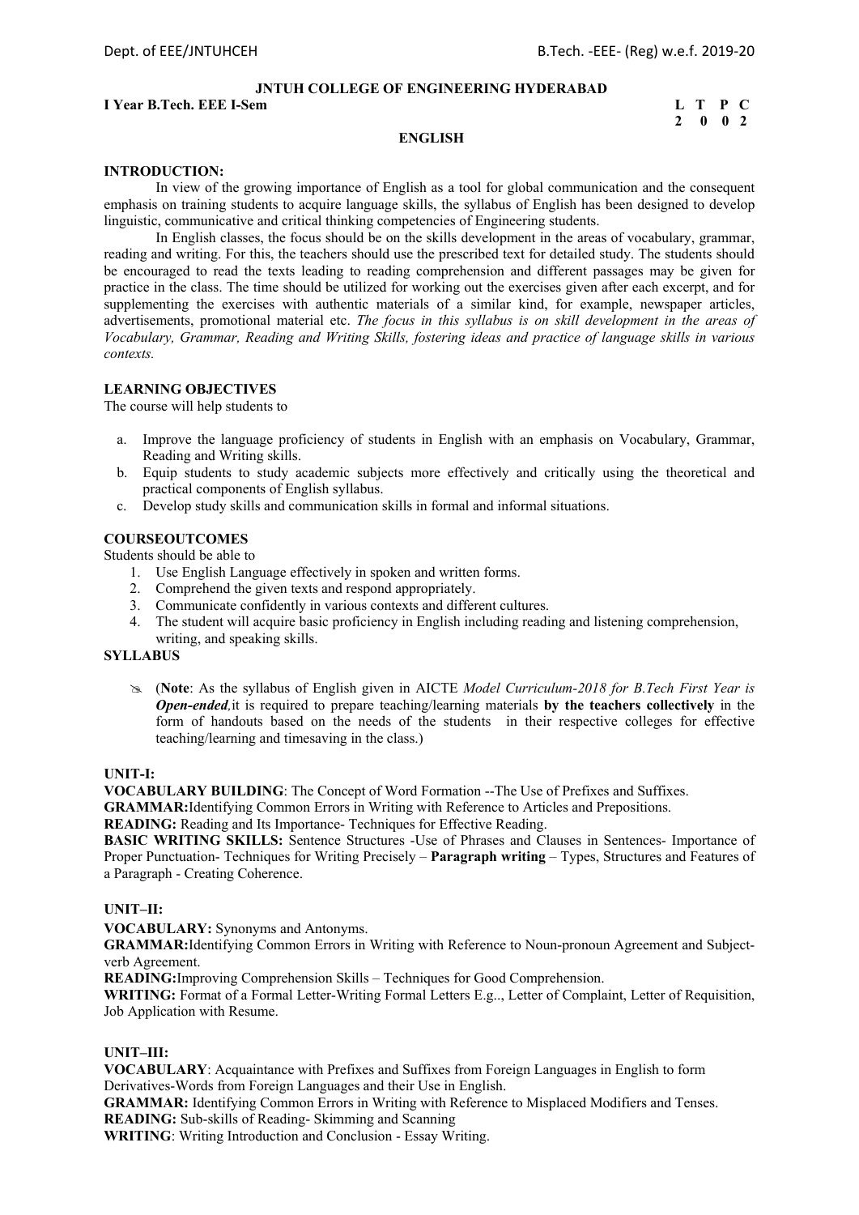**JNTUH COLLEGE OF ENGINEERING HYDERABAD**

**I Year B.Tech. EEE I-Sem**

| L | T | P | C |
|---|---|---|---|
| 2 | 0 | 0 | 2 |

## ENGLISH

**INTRODUCTION:**

In view of the growing importance of English as a tool for global communication and the consequent emphasis on training students to acquire language skills, the syllabus of English has been designed to develop linguistic, communicative and critical thinking competencies of Engineering students.

In English classes, the focus should be on the skills development in the areas of vocabulary, grammar, reading and writing. For this, the teachers should use the prescribed text for detailed study. The students should be encouraged to read the texts leading to reading comprehension and different passages may be given for practice in the class. The time should be utilized for working out the exercises given after each excerpt, and for supplementing the exercises with authentic materials of a similar kind, for example, newspaper articles, advertisements, promotional material etc. *The focus in this syllabus is on skill development in the areas of Vocabulary, Grammar, Reading and Writing Skills, fostering ideas and practice of language skills in various contexts.*

**LEARNING OBJECTIVES**

The course will help students to

a. Improve the language proficiency of students in English with an emphasis on Vocabulary, Grammar, Reading and Writing skills.
b. Equip students to study academic subjects more effectively and critically using the theoretical and practical components of English syllabus.
c. Develop study skills and communication skills in formal and informal situations.

**COURSEOUTCOMES**

Students should be able to

1. Use English Language effectively in spoken and written forms.
2. Comprehend the given texts and respond appropriately.
3. Communicate confidently in various contexts and different cultures.
4. The student will acquire basic proficiency in English including reading and listening comprehension, writing, and speaking skills.

**SYLLABUS**

- (**Note**: As the syllabus of English given in AICTE *Model Curriculum-2018 for B.Tech First Year is **Open-ended***,it is required to prepare teaching/learning materials **by the teachers collectively** in the form of handouts based on the needs of the students in their respective colleges for effective teaching/learning and timesaving in the class.)

**UNIT-I:**

**VOCABULARY BUILDING**: The Concept of Word Formation --The Use of Prefixes and Suffixes.

**GRAMMAR:**Identifying Common Errors in Writing with Reference to Articles and Prepositions.

**READING:** Reading and Its Importance- Techniques for Effective Reading.

**BASIC WRITING SKILLS:** Sentence Structures -Use of Phrases and Clauses in Sentences- Importance of Proper Punctuation- Techniques for Writing Precisely – **Paragraph writing** – Types, Structures and Features of a Paragraph - Creating Coherence.

**UNIT–II:**

**VOCABULARY:** Synonyms and Antonyms.

**GRAMMAR:**Identifying Common Errors in Writing with Reference to Noun-pronoun Agreement and Subject-verb Agreement.

**READING:**Improving Comprehension Skills – Techniques for Good Comprehension.

**WRITING:** Format of a Formal Letter-Writing Formal Letters E.g.., Letter of Complaint, Letter of Requisition, Job Application with Resume.

**UNIT–III:**

**VOCABULARY**: Acquaintance with Prefixes and Suffixes from Foreign Languages in English to form Derivatives-Words from Foreign Languages and their Use in English.

**GRAMMAR:** Identifying Common Errors in Writing with Reference to Misplaced Modifiers and Tenses.

**READING:** Sub-skills of Reading- Skimming and Scanning

**WRITING**: Writing Introduction and Conclusion - Essay Writing.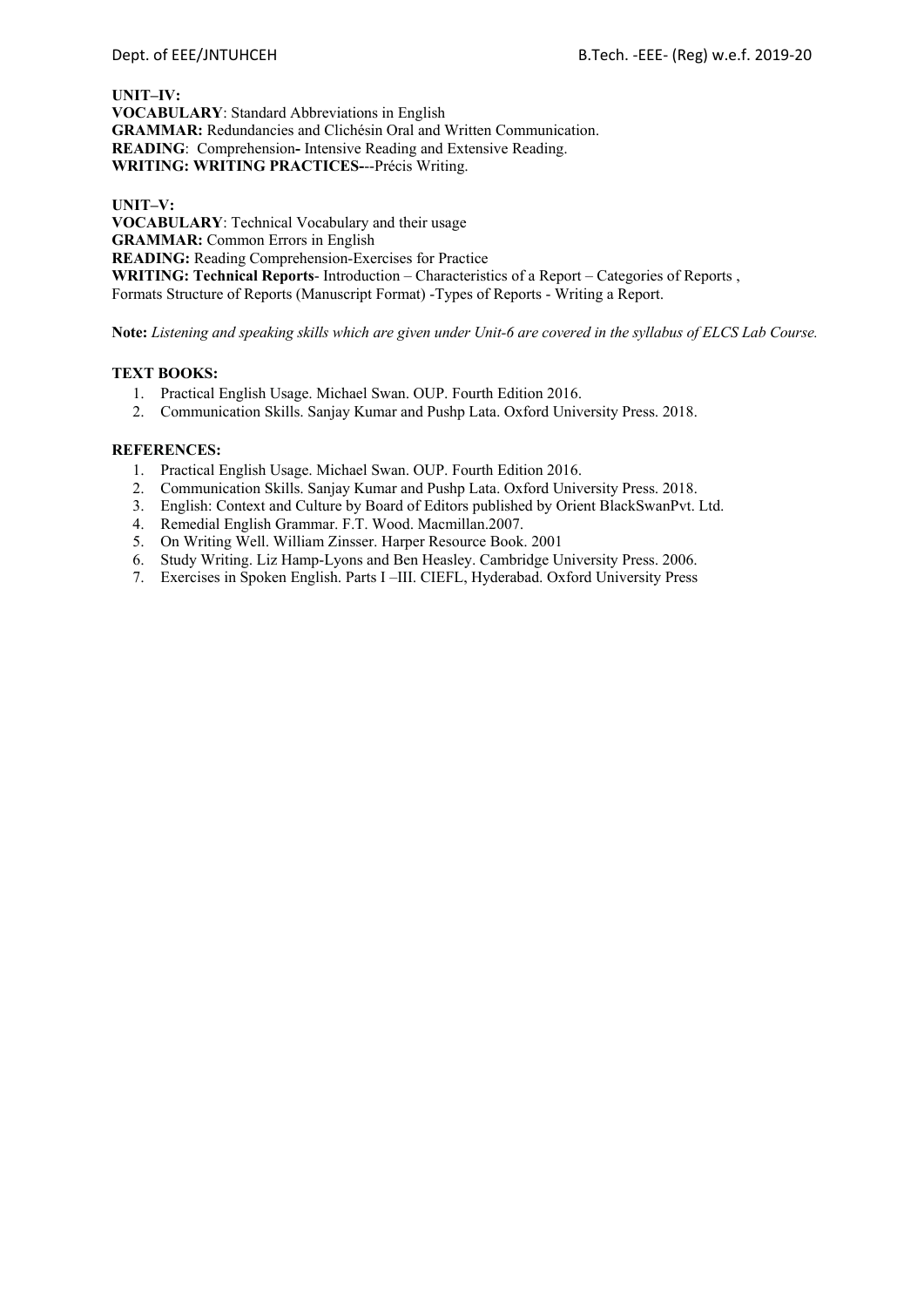**UNIT–IV:**
**VOCABULARY**: Standard Abbreviations in English
**GRAMMAR:** Redundancies and Clichésin Oral and Written Communication.
**READING**: Comprehension**-** Intensive Reading and Extensive Reading.
**WRITING: WRITING PRACTICES-**--Précis Writing.

**UNIT–V:**
**VOCABULARY**: Technical Vocabulary and their usage
**GRAMMAR:** Common Errors in English
**READING:** Reading Comprehension-Exercises for Practice
**WRITING: Technical Reports**- Introduction – Characteristics of a Report – Categories of Reports , Formats Structure of Reports (Manuscript Format) -Types of Reports - Writing a Report.

**Note:** *Listening and speaking skills which are given under Unit-6 are covered in the syllabus of ELCS Lab Course.*

**TEXT BOOKS:**

1. Practical English Usage. Michael Swan. OUP. Fourth Edition 2016.
2. Communication Skills. Sanjay Kumar and Pushp Lata. Oxford University Press. 2018.

**REFERENCES:**

1. Practical English Usage. Michael Swan. OUP. Fourth Edition 2016.
2. Communication Skills. Sanjay Kumar and Pushp Lata. Oxford University Press. 2018.
3. English: Context and Culture by Board of Editors published by Orient BlackSwanPvt. Ltd.
4. Remedial English Grammar. F.T. Wood. Macmillan.2007.
5. On Writing Well. William Zinsser. Harper Resource Book. 2001
6. Study Writing. Liz Hamp-Lyons and Ben Heasley. Cambridge University Press. 2006.
7. Exercises in Spoken English. Parts I –III. CIEFL, Hyderabad. Oxford University Press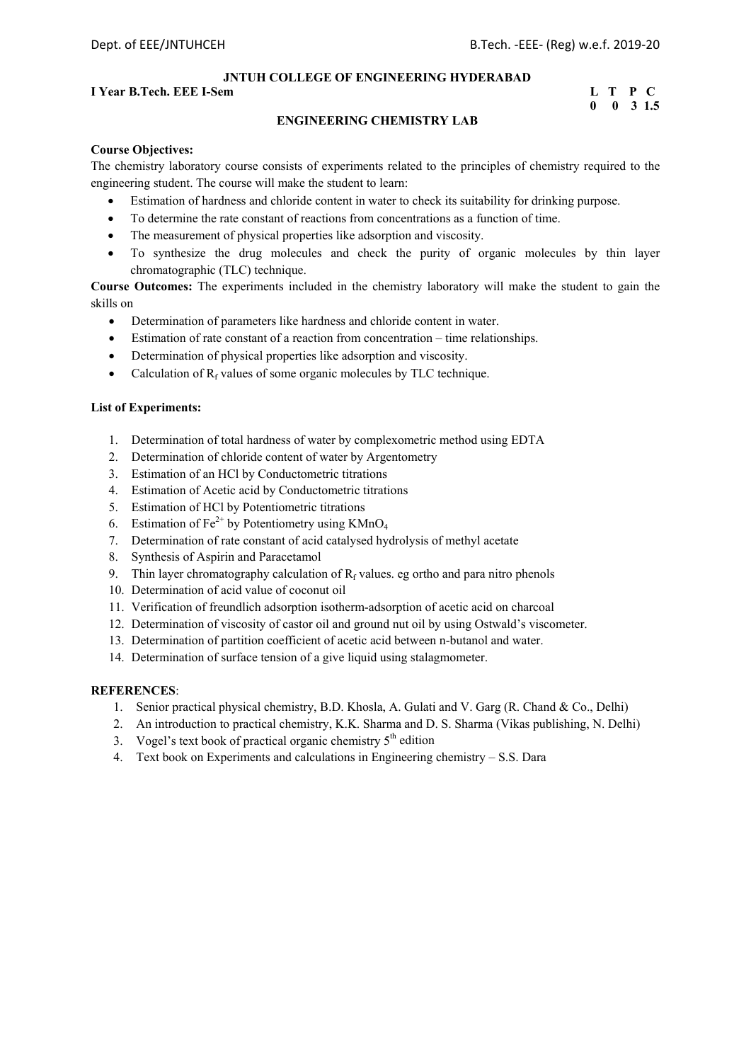**JNTUH COLLEGE OF ENGINEERING HYDERABAD**

**I Year B.Tech. EEE I-Sem**

| L | T | P | C |
|---|---|---|---|
| 0 | 0 | 3 | 1.5 |

## ENGINEERING CHEMISTRY LAB

**Course Objectives:**

The chemistry laboratory course consists of experiments related to the principles of chemistry required to the engineering student. The course will make the student to learn:

- Estimation of hardness and chloride content in water to check its suitability for drinking purpose.
- To determine the rate constant of reactions from concentrations as a function of time.
- The measurement of physical properties like adsorption and viscosity.
- To synthesize the drug molecules and check the purity of organic molecules by thin layer chromatographic (TLC) technique.

**Course Outcomes:** The experiments included in the chemistry laboratory will make the student to gain the skills on

- Determination of parameters like hardness and chloride content in water.
- Estimation of rate constant of a reaction from concentration – time relationships.
- Determination of physical properties like adsorption and viscosity.
- Calculation of $R_f$ values of some organic molecules by TLC technique.

**List of Experiments:**

1. Determination of total hardness of water by complexometric method using EDTA
2. Determination of chloride content of water by Argentometry
3. Estimation of an HCl by Conductometric titrations
4. Estimation of Acetic acid by Conductometric titrations
5. Estimation of HCl by Potentiometric titrations
6. Estimation of $Fe^{2+}$ by Potentiometry using $KMnO_4$
7. Determination of rate constant of acid catalysed hydrolysis of methyl acetate
8. Synthesis of Aspirin and Paracetamol
9. Thin layer chromatography calculation of $R_f$ values. eg ortho and para nitro phenols
10. Determination of acid value of coconut oil
11. Verification of freundlich adsorption isotherm-adsorption of acetic acid on charcoal
12. Determination of viscosity of castor oil and ground nut oil by using Ostwald's viscometer.
13. Determination of partition coefficient of acetic acid between n-butanol and water.
14. Determination of surface tension of a give liquid using stalagmometer.

**REFERENCES**:

1. Senior practical physical chemistry, B.D. Khosla, A. Gulati and V. Garg (R. Chand & Co., Delhi)
2. An introduction to practical chemistry, K.K. Sharma and D. S. Sharma (Vikas publishing, N. Delhi)
3. Vogel's text book of practical organic chemistry 5th edition
4. Text book on Experiments and calculations in Engineering chemistry – S.S. Dara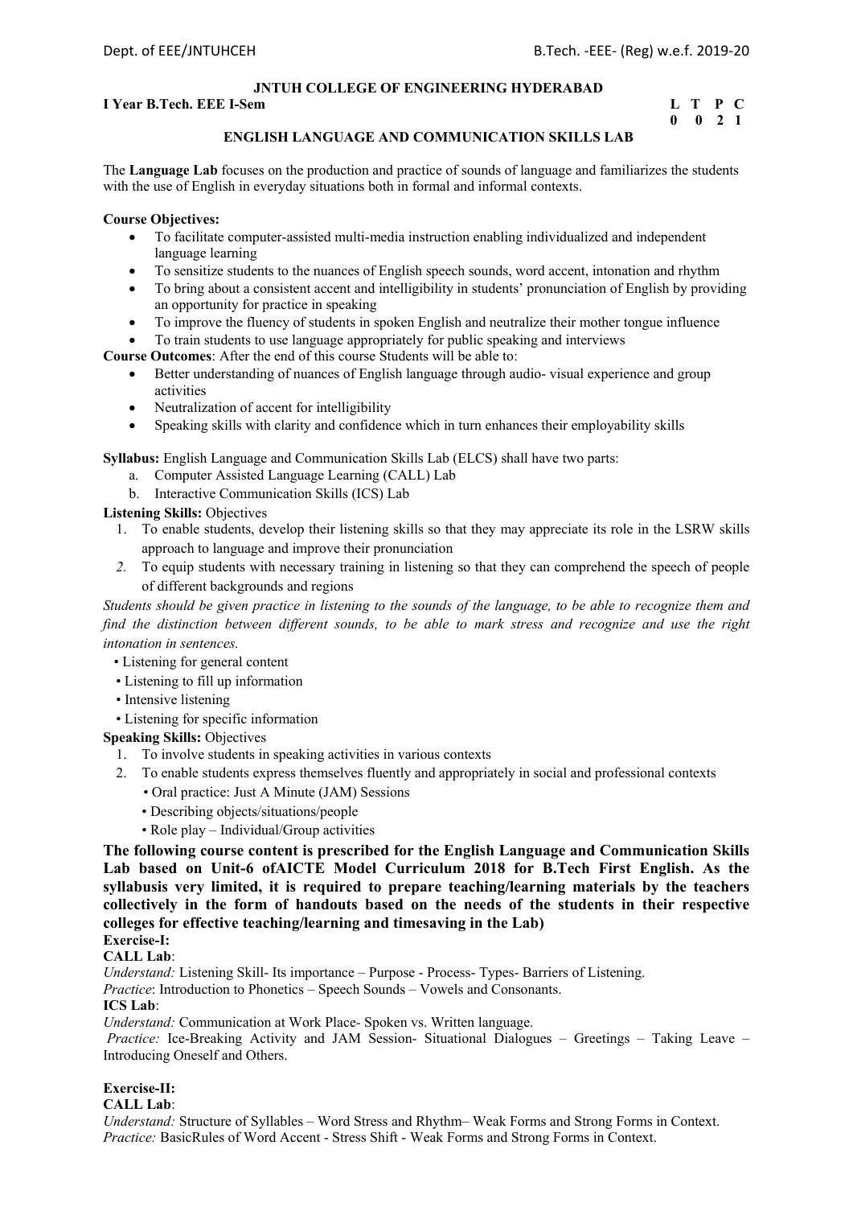**JNTUH COLLEGE OF ENGINEERING HYDERABAD**

**I Year B.Tech. EEE I-Sem** **L T P C**
**0 0 2 1**

**ENGLISH LANGUAGE AND COMMUNICATION SKILLS LAB**

The **Language Lab** focuses on the production and practice of sounds of language and familiarizes the students with the use of English in everyday situations both in formal and informal contexts.

**Course Objectives:**

- To facilitate computer-assisted multi-media instruction enabling individualized and independent language learning
- To sensitize students to the nuances of English speech sounds, word accent, intonation and rhythm
- To bring about a consistent accent and intelligibility in students' pronunciation of English by providing an opportunity for practice in speaking
- To improve the fluency of students in spoken English and neutralize their mother tongue influence
- To train students to use language appropriately for public speaking and interviews

**Course Outcomes**: After the end of this course Students will be able to:

- Better understanding of nuances of English language through audio- visual experience and group activities
- Neutralization of accent for intelligibility
- Speaking skills with clarity and confidence which in turn enhances their employability skills

**Syllabus:** English Language and Communication Skills Lab (ELCS) shall have two parts:

a. Computer Assisted Language Learning (CALL) Lab
b. Interactive Communication Skills (ICS) Lab

**Listening Skills:** Objectives

1. To enable students, develop their listening skills so that they may appreciate its role in the LSRW skills approach to language and improve their pronunciation
2. To equip students with necessary training in listening so that they can comprehend the speech of people of different backgrounds and regions

*Students should be given practice in listening to the sounds of the language, to be able to recognize them and find the distinction between different sounds, to be able to mark stress and recognize and use the right intonation in sentences.*

- Listening for general content
- Listening to fill up information
- Intensive listening
- Listening for specific information

**Speaking Skills:** Objectives

1. To involve students in speaking activities in various contexts
2. To enable students express themselves fluently and appropriately in social and professional contexts
   - Oral practice: Just A Minute (JAM) Sessions
   - Describing objects/situations/people
   - Role play – Individual/Group activities

**The following course content is prescribed for the English Language and Communication Skills Lab based on Unit-6 ofAICTE Model Curriculum 2018 for B.Tech First English. As the syllabusis very limited, it is required to prepare teaching/learning materials by the teachers collectively in the form of handouts based on the needs of the students in their respective colleges for effective teaching/learning and timesaving in the Lab)**

**Exercise-I:**

**CALL Lab**:

*Understand:* Listening Skill- Its importance – Purpose - Process- Types- Barriers of Listening.
*Practice*: Introduction to Phonetics – Speech Sounds – Vowels and Consonants.

**ICS Lab**:

*Understand:* Communication at Work Place- Spoken vs. Written language.
*Practice:* Ice-Breaking Activity and JAM Session- Situational Dialogues – Greetings – Taking Leave – Introducing Oneself and Others.

**Exercise-II:**

**CALL Lab**:

*Understand:* Structure of Syllables – Word Stress and Rhythm– Weak Forms and Strong Forms in Context.
*Practice:* BasicRules of Word Accent - Stress Shift - Weak Forms and Strong Forms in Context.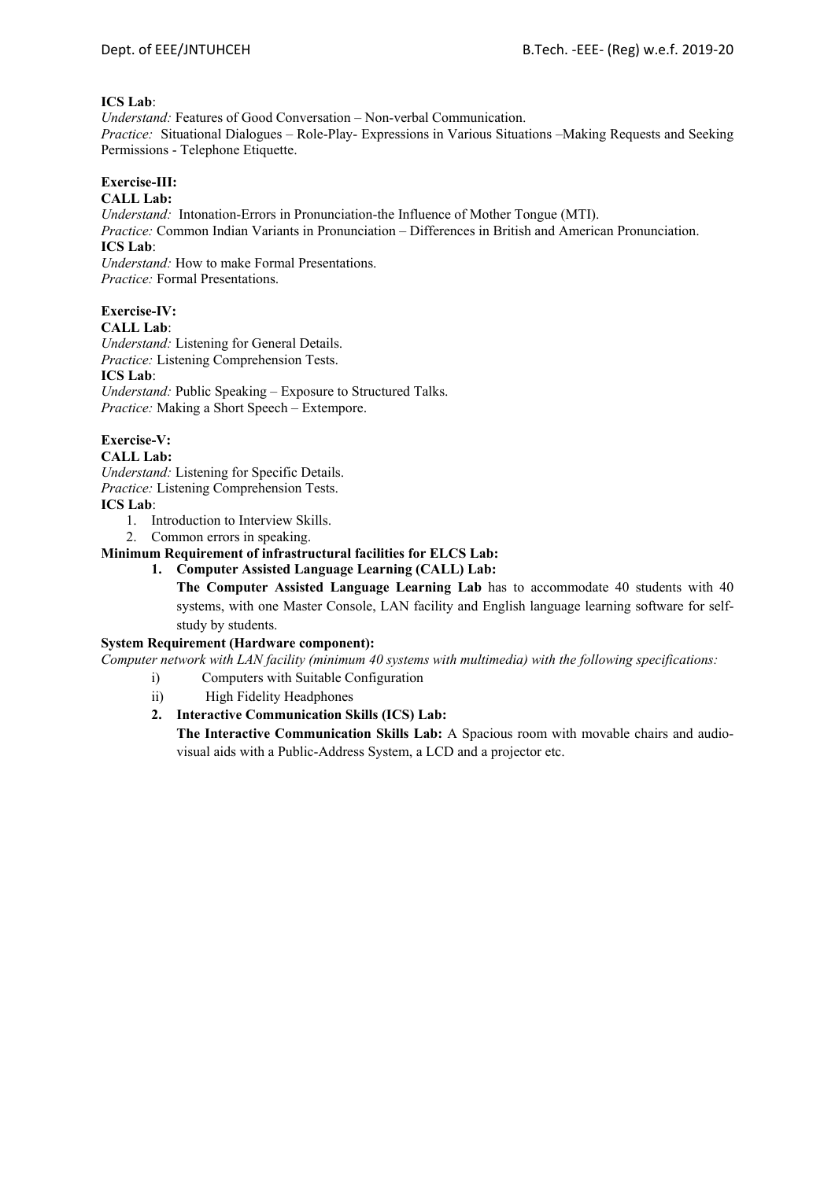**ICS Lab**:

*Understand:* Features of Good Conversation – Non-verbal Communication.

*Practice:* Situational Dialogues – Role-Play- Expressions in Various Situations –Making Requests and Seeking Permissions - Telephone Etiquette.

**Exercise-III:**

**CALL Lab:**

*Understand:* Intonation-Errors in Pronunciation-the Influence of Mother Tongue (MTI).

*Practice:* Common Indian Variants in Pronunciation – Differences in British and American Pronunciation.

**ICS Lab**:

*Understand:* How to make Formal Presentations.

*Practice:* Formal Presentations.

**Exercise-IV:**

**CALL Lab**:

*Understand:* Listening for General Details.

*Practice:* Listening Comprehension Tests.

**ICS Lab**:

*Understand:* Public Speaking – Exposure to Structured Talks.

*Practice:* Making a Short Speech – Extempore.

**Exercise-V:**

**CALL Lab:**

*Understand:* Listening for Specific Details.

*Practice:* Listening Comprehension Tests.

**ICS Lab**:

1. Introduction to Interview Skills.
2. Common errors in speaking.

**Minimum Requirement of infrastructural facilities for ELCS Lab:**

1. **Computer Assisted Language Learning (CALL) Lab:**

   **The Computer Assisted Language Learning Lab** has to accommodate 40 students with 40 systems, with one Master Console, LAN facility and English language learning software for self-study by students.

**System Requirement (Hardware component):**

*Computer network with LAN facility (minimum 40 systems with multimedia) with the following specifications:*

i) Computers with Suitable Configuration

ii) High Fidelity Headphones

2. **Interactive Communication Skills (ICS) Lab:**

   **The Interactive Communication Skills Lab:** A Spacious room with movable chairs and audio-visual aids with a Public-Address System, a LCD and a projector etc.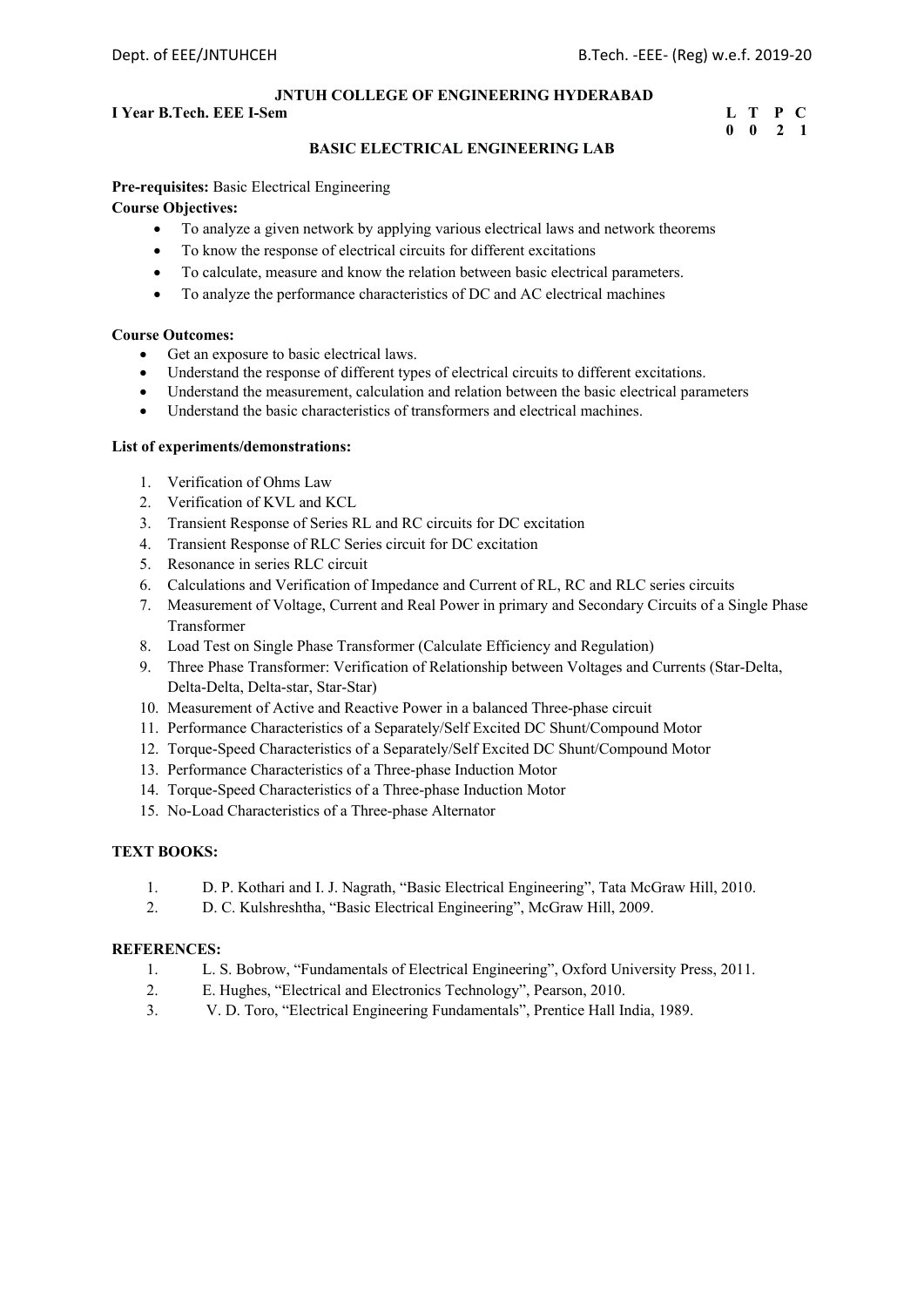**JNTUH COLLEGE OF ENGINEERING HYDERABAD**

**I Year B.Tech. EEE I-Sem**

| L | T | P | C |
|---|---|---|---|
| 0 | 0 | 2 | 1 |

## BASIC ELECTRICAL ENGINEERING LAB

**Pre-requisites:** Basic Electrical Engineering

**Course Objectives:**

- To analyze a given network by applying various electrical laws and network theorems
- To know the response of electrical circuits for different excitations
- To calculate, measure and know the relation between basic electrical parameters.
- To analyze the performance characteristics of DC and AC electrical machines

**Course Outcomes:**

- Get an exposure to basic electrical laws.
- Understand the response of different types of electrical circuits to different excitations.
- Understand the measurement, calculation and relation between the basic electrical parameters
- Understand the basic characteristics of transformers and electrical machines.

**List of experiments/demonstrations:**

1. Verification of Ohms Law
2. Verification of KVL and KCL
3. Transient Response of Series RL and RC circuits for DC excitation
4. Transient Response of RLC Series circuit for DC excitation
5. Resonance in series RLC circuit
6. Calculations and Verification of Impedance and Current of RL, RC and RLC series circuits
7. Measurement of Voltage, Current and Real Power in primary and Secondary Circuits of a Single Phase Transformer
8. Load Test on Single Phase Transformer (Calculate Efficiency and Regulation)
9. Three Phase Transformer: Verification of Relationship between Voltages and Currents (Star-Delta, Delta-Delta, Delta-star, Star-Star)
10. Measurement of Active and Reactive Power in a balanced Three-phase circuit
11. Performance Characteristics of a Separately/Self Excited DC Shunt/Compound Motor
12. Torque-Speed Characteristics of a Separately/Self Excited DC Shunt/Compound Motor
13. Performance Characteristics of a Three-phase Induction Motor
14. Torque-Speed Characteristics of a Three-phase Induction Motor
15. No-Load Characteristics of a Three-phase Alternator

**TEXT BOOKS:**

1. D. P. Kothari and I. J. Nagrath, "Basic Electrical Engineering", Tata McGraw Hill, 2010.
2. D. C. Kulshreshtha, "Basic Electrical Engineering", McGraw Hill, 2009.

**REFERENCES:**

1. L. S. Bobrow, "Fundamentals of Electrical Engineering", Oxford University Press, 2011.
2. E. Hughes, "Electrical and Electronics Technology", Pearson, 2010.
3. V. D. Toro, "Electrical Engineering Fundamentals", Prentice Hall India, 1989.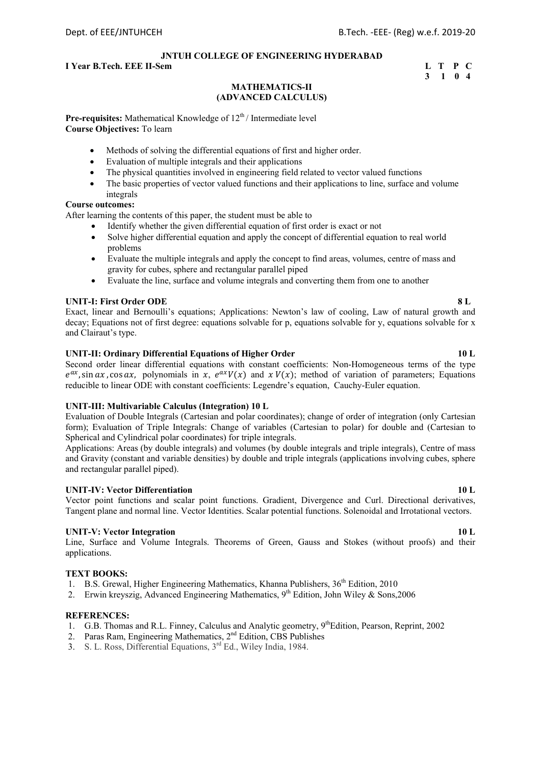**JNTUH COLLEGE OF ENGINEERING HYDERABAD**

**I Year B.Tech. EEE II-Sem**

| L | T | P | C |
|---|---|---|---|
| 3 | 1 | 0 | 4 |

## MATHEMATICS-II
## (ADVANCED CALCULUS)

**Pre-requisites:** Mathematical Knowledge of 12th / Intermediate level

**Course Objectives:** To learn

- Methods of solving the differential equations of first and higher order.
- Evaluation of multiple integrals and their applications
- The physical quantities involved in engineering field related to vector valued functions
- The basic properties of vector valued functions and their applications to line, surface and volume integrals

**Course outcomes:**

After learning the contents of this paper, the student must be able to

- Identify whether the given differential equation of first order is exact or not
- Solve higher differential equation and apply the concept of differential equation to real world problems
- Evaluate the multiple integrals and apply the concept to find areas, volumes, centre of mass and gravity for cubes, sphere and rectangular parallel piped
- Evaluate the line, surface and volume integrals and converting them from one to another

**UNIT-I: First Order ODE 8 L**

Exact, linear and Bernoulli's equations; Applications: Newton's law of cooling, Law of natural growth and decay; Equations not of first degree: equations solvable for p, equations solvable for y, equations solvable for x and Clairaut's type.

**UNIT-II: Ordinary Differential Equations of Higher Order 10 L**

Second order linear differential equations with constant coefficients: Non-Homogeneous terms of the type $e^{ax}$, $\sin ax$, $\cos ax$, polynomials in $x$, $e^{ax}V(x)$ and $x\,V(x)$; method of variation of parameters; Equations reducible to linear ODE with constant coefficients: Legendre's equation, Cauchy-Euler equation.

**UNIT-III: Multivariable Calculus (Integration) 10 L**

Evaluation of Double Integrals (Cartesian and polar coordinates); change of order of integration (only Cartesian form); Evaluation of Triple Integrals: Change of variables (Cartesian to polar) for double and (Cartesian to Spherical and Cylindrical polar coordinates) for triple integrals.

Applications: Areas (by double integrals) and volumes (by double integrals and triple integrals), Centre of mass and Gravity (constant and variable densities) by double and triple integrals (applications involving cubes, sphere and rectangular parallel piped).

**UNIT-IV: Vector Differentiation 10 L**

Vector point functions and scalar point functions. Gradient, Divergence and Curl. Directional derivatives, Tangent plane and normal line. Vector Identities. Scalar potential functions. Solenoidal and Irrotational vectors.

**UNIT-V: Vector Integration 10 L**

Line, Surface and Volume Integrals. Theorems of Green, Gauss and Stokes (without proofs) and their applications.

**TEXT BOOKS:**

1. B.S. Grewal, Higher Engineering Mathematics, Khanna Publishers, 36th Edition, 2010
2. Erwin kreyszig, Advanced Engineering Mathematics, 9th Edition, John Wiley & Sons,2006

**REFERENCES:**

1. G.B. Thomas and R.L. Finney, Calculus and Analytic geometry, 9thEdition, Pearson, Reprint, 2002
2. Paras Ram, Engineering Mathematics, 2nd Edition, CBS Publishes
3. S. L. Ross, Differential Equations, 3rd Ed., Wiley India, 1984.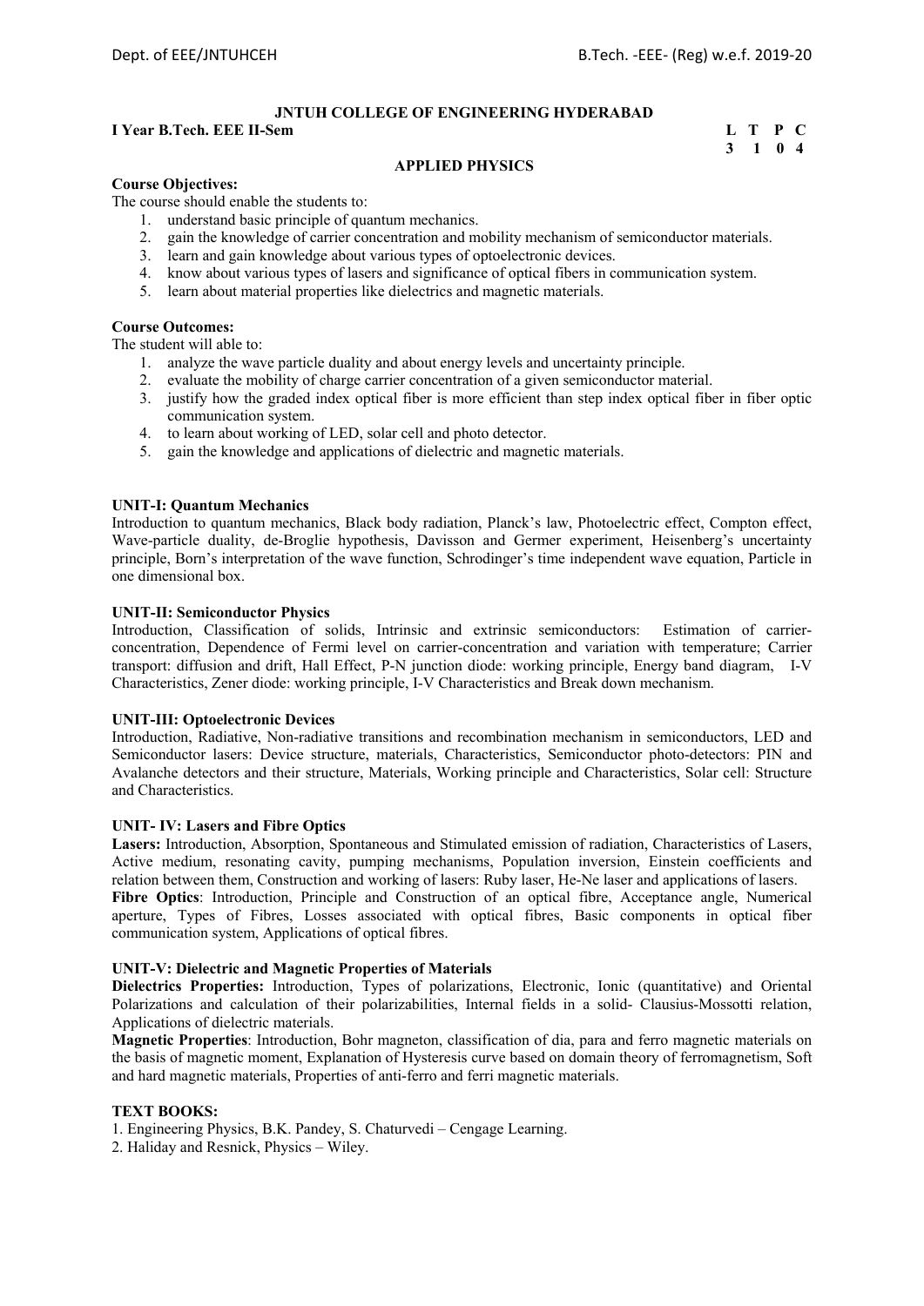**JNTUH COLLEGE OF ENGINEERING HYDERABAD**

**I Year B.Tech. EEE II-Sem** **L T P C**

**3 1 0 4**

## APPLIED PHYSICS

**Course Objectives:**

The course should enable the students to:

1. understand basic principle of quantum mechanics.
2. gain the knowledge of carrier concentration and mobility mechanism of semiconductor materials.
3. learn and gain knowledge about various types of optoelectronic devices.
4. know about various types of lasers and significance of optical fibers in communication system.
5. learn about material properties like dielectrics and magnetic materials.

**Course Outcomes:**

The student will able to:

1. analyze the wave particle duality and about energy levels and uncertainty principle.
2. evaluate the mobility of charge carrier concentration of a given semiconductor material.
3. justify how the graded index optical fiber is more efficient than step index optical fiber in fiber optic communication system.
4. to learn about working of LED, solar cell and photo detector.
5. gain the knowledge and applications of dielectric and magnetic materials.

**UNIT-I: Quantum Mechanics**

Introduction to quantum mechanics, Black body radiation, Planck's law, Photoelectric effect, Compton effect, Wave-particle duality, de-Broglie hypothesis, Davisson and Germer experiment, Heisenberg's uncertainty principle, Born's interpretation of the wave function, Schrodinger's time independent wave equation, Particle in one dimensional box.

**UNIT-II: Semiconductor Physics**

Introduction, Classification of solids, Intrinsic and extrinsic semiconductors: Estimation of carrier-concentration, Dependence of Fermi level on carrier-concentration and variation with temperature; Carrier transport: diffusion and drift, Hall Effect, P-N junction diode: working principle, Energy band diagram, I-V Characteristics, Zener diode: working principle, I-V Characteristics and Break down mechanism.

**UNIT-III: Optoelectronic Devices**

Introduction, Radiative, Non-radiative transitions and recombination mechanism in semiconductors, LED and Semiconductor lasers: Device structure, materials, Characteristics, Semiconductor photo-detectors: PIN and Avalanche detectors and their structure, Materials, Working principle and Characteristics, Solar cell: Structure and Characteristics.

**UNIT- IV: Lasers and Fibre Optics**

**Lasers:** Introduction, Absorption, Spontaneous and Stimulated emission of radiation, Characteristics of Lasers, Active medium, resonating cavity, pumping mechanisms, Population inversion, Einstein coefficients and relation between them, Construction and working of lasers: Ruby laser, He-Ne laser and applications of lasers.

**Fibre Optics**: Introduction, Principle and Construction of an optical fibre, Acceptance angle, Numerical aperture, Types of Fibres, Losses associated with optical fibres, Basic components in optical fiber communication system, Applications of optical fibres.

**UNIT-V: Dielectric and Magnetic Properties of Materials**

**Dielectrics Properties:** Introduction, Types of polarizations, Electronic, Ionic (quantitative) and Oriental Polarizations and calculation of their polarizabilities, Internal fields in a solid- Clausius-Mossotti relation, Applications of dielectric materials.

**Magnetic Properties**: Introduction, Bohr magneton, classification of dia, para and ferro magnetic materials on the basis of magnetic moment, Explanation of Hysteresis curve based on domain theory of ferromagnetism, Soft and hard magnetic materials, Properties of anti-ferro and ferri magnetic materials.

**TEXT BOOKS:**

1. Engineering Physics, B.K. Pandey, S. Chaturvedi – Cengage Learning.
2. Haliday and Resnick, Physics – Wiley.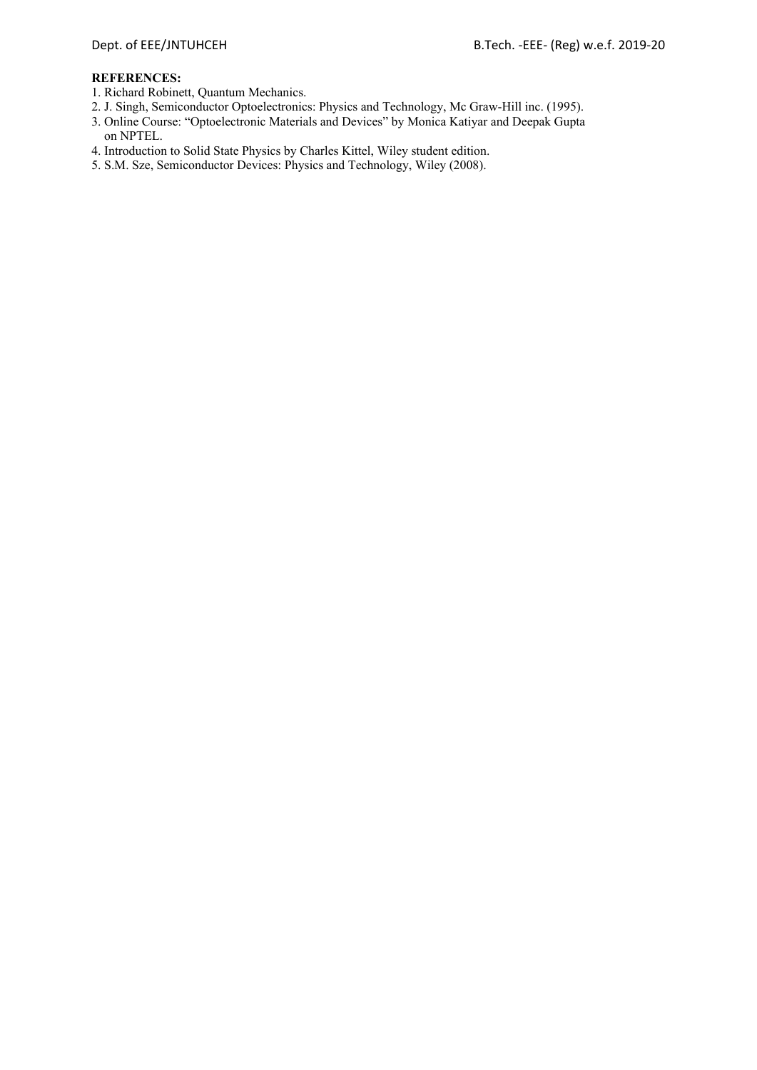**REFERENCES:**

1. Richard Robinett, Quantum Mechanics.
2. J. Singh, Semiconductor Optoelectronics: Physics and Technology, Mc Graw-Hill inc. (1995).
3. Online Course: "Optoelectronic Materials and Devices" by Monica Katiyar and Deepak Gupta on NPTEL.
4. Introduction to Solid State Physics by Charles Kittel, Wiley student edition.
5. S.M. Sze, Semiconductor Devices: Physics and Technology, Wiley (2008).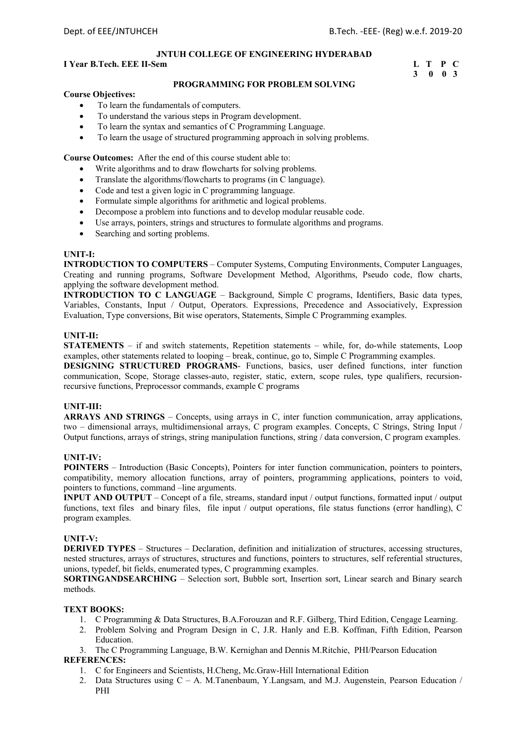**JNTUH COLLEGE OF ENGINEERING HYDERABAD**

**I Year B.Tech. EEE II-Sem**

| L | T | P | C |
|---|---|---|---|
| 3 | 0 | 0 | 3 |

## PROGRAMMING FOR PROBLEM SOLVING

**Course Objectives:**

- To learn the fundamentals of computers.
- To understand the various steps in Program development.
- To learn the syntax and semantics of C Programming Language.
- To learn the usage of structured programming approach in solving problems.

**Course Outcomes:** After the end of this course student able to:

- Write algorithms and to draw flowcharts for solving problems.
- Translate the algorithms/flowcharts to programs (in C language).
- Code and test a given logic in C programming language.
- Formulate simple algorithms for arithmetic and logical problems.
- Decompose a problem into functions and to develop modular reusable code.
- Use arrays, pointers, strings and structures to formulate algorithms and programs.
- Searching and sorting problems.

**UNIT-I:**

**INTRODUCTION TO COMPUTERS** – Computer Systems, Computing Environments, Computer Languages, Creating and running programs, Software Development Method, Algorithms, Pseudo code, flow charts, applying the software development method.

**INTRODUCTION TO C LANGUAGE** – Background, Simple C programs, Identifiers, Basic data types, Variables, Constants, Input / Output, Operators. Expressions, Precedence and Associatively, Expression Evaluation, Type conversions, Bit wise operators, Statements, Simple C Programming examples.

**UNIT-II:**

**STATEMENTS** – if and switch statements, Repetition statements – while, for, do-while statements, Loop examples, other statements related to looping – break, continue, go to, Simple C Programming examples.

**DESIGNING STRUCTURED PROGRAMS**- Functions, basics, user defined functions, inter function communication, Scope, Storage classes-auto, register, static, extern, scope rules, type qualifiers, recursion- recursive functions, Preprocessor commands, example C programs

**UNIT-III:**

**ARRAYS AND STRINGS** – Concepts, using arrays in C, inter function communication, array applications, two – dimensional arrays, multidimensional arrays, C program examples. Concepts, C Strings, String Input / Output functions, arrays of strings, string manipulation functions, string / data conversion, C program examples.

**UNIT-IV:**

**POINTERS** – Introduction (Basic Concepts), Pointers for inter function communication, pointers to pointers, compatibility, memory allocation functions, array of pointers, programming applications, pointers to void, pointers to functions, command –line arguments.

**INPUT AND OUTPUT** – Concept of a file, streams, standard input / output functions, formatted input / output functions, text files and binary files, file input / output operations, file status functions (error handling), C program examples.

**UNIT-V:**

**DERIVED TYPES** – Structures – Declaration, definition and initialization of structures, accessing structures, nested structures, arrays of structures, structures and functions, pointers to structures, self referential structures, unions, typedef, bit fields, enumerated types, C programming examples.

**SORTINGANDSEARCHING** – Selection sort, Bubble sort, Insertion sort, Linear search and Binary search methods.

**TEXT BOOKS:**

1. C Programming & Data Structures, B.A.Forouzan and R.F. Gilberg, Third Edition, Cengage Learning.
2. Problem Solving and Program Design in C, J.R. Hanly and E.B. Koffman, Fifth Edition, Pearson Education.
3. The C Programming Language, B.W. Kernighan and Dennis M.Ritchie, PHI/Pearson Education

**REFERENCES:**

1. C for Engineers and Scientists, H.Cheng, Mc.Graw-Hill International Edition
2. Data Structures using C – A. M.Tanenbaum, Y.Langsam, and M.J. Augenstein, Pearson Education / PHI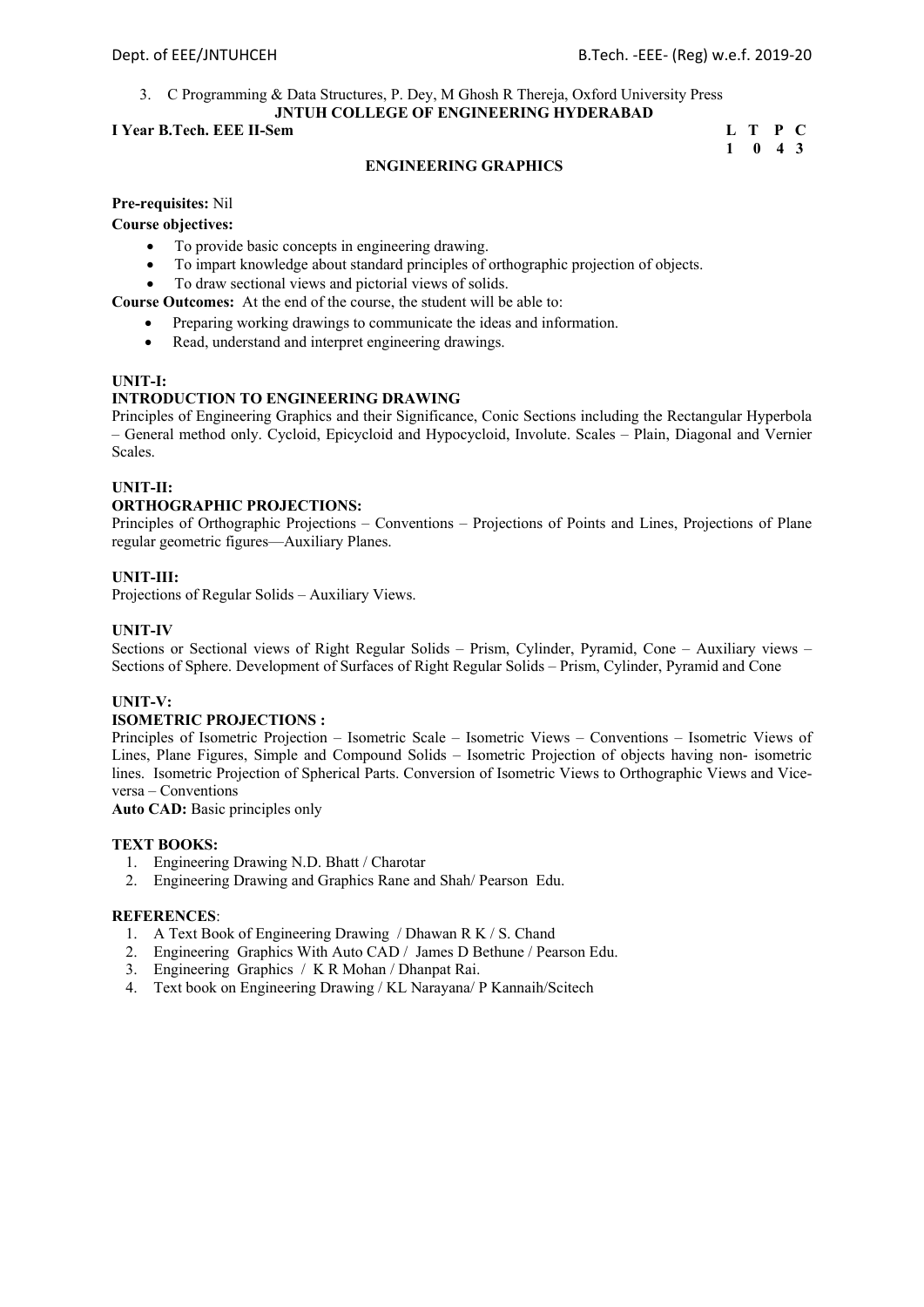3. C Programming & Data Structures, P. Dey, M Ghosh R Thereja, Oxford University Press

**JNTUH COLLEGE OF ENGINEERING HYDERABAD**

**I Year B.Tech. EEE II-Sem**

| L | T | P | C |
|---|---|---|---|
| 1 | 0 | 4 | 3 |

## ENGINEERING GRAPHICS

**Pre-requisites:** Nil

**Course objectives:**

- To provide basic concepts in engineering drawing.
- To impart knowledge about standard principles of orthographic projection of objects.
- To draw sectional views and pictorial views of solids.

**Course Outcomes:** At the end of the course, the student will be able to:

- Preparing working drawings to communicate the ideas and information.
- Read, understand and interpret engineering drawings.

**UNIT-I:**

**INTRODUCTION TO ENGINEERING DRAWING**

Principles of Engineering Graphics and their Significance, Conic Sections including the Rectangular Hyperbola – General method only. Cycloid, Epicycloid and Hypocycloid, Involute. Scales – Plain, Diagonal and Vernier Scales.

**UNIT-II:**

**ORTHOGRAPHIC PROJECTIONS:**

Principles of Orthographic Projections – Conventions – Projections of Points and Lines, Projections of Plane regular geometric figures—Auxiliary Planes.

**UNIT-III:**

Projections of Regular Solids – Auxiliary Views.

**UNIT-IV**

Sections or Sectional views of Right Regular Solids – Prism, Cylinder, Pyramid, Cone – Auxiliary views – Sections of Sphere. Development of Surfaces of Right Regular Solids – Prism, Cylinder, Pyramid and Cone

**UNIT-V:**

**ISOMETRIC PROJECTIONS :**

Principles of Isometric Projection – Isometric Scale – Isometric Views – Conventions – Isometric Views of Lines, Plane Figures, Simple and Compound Solids – Isometric Projection of objects having non- isometric lines. Isometric Projection of Spherical Parts. Conversion of Isometric Views to Orthographic Views and Vice-versa – Conventions

**Auto CAD:** Basic principles only

**TEXT BOOKS:**

1. Engineering Drawing N.D. Bhatt / Charotar
2. Engineering Drawing and Graphics Rane and Shah/ Pearson Edu.

**REFERENCES**:

1. A Text Book of Engineering Drawing / Dhawan R K / S. Chand
2. Engineering Graphics With Auto CAD / James D Bethune / Pearson Edu.
3. Engineering Graphics / K R Mohan / Dhanpat Rai.
4. Text book on Engineering Drawing / KL Narayana/ P Kannaih/Scitech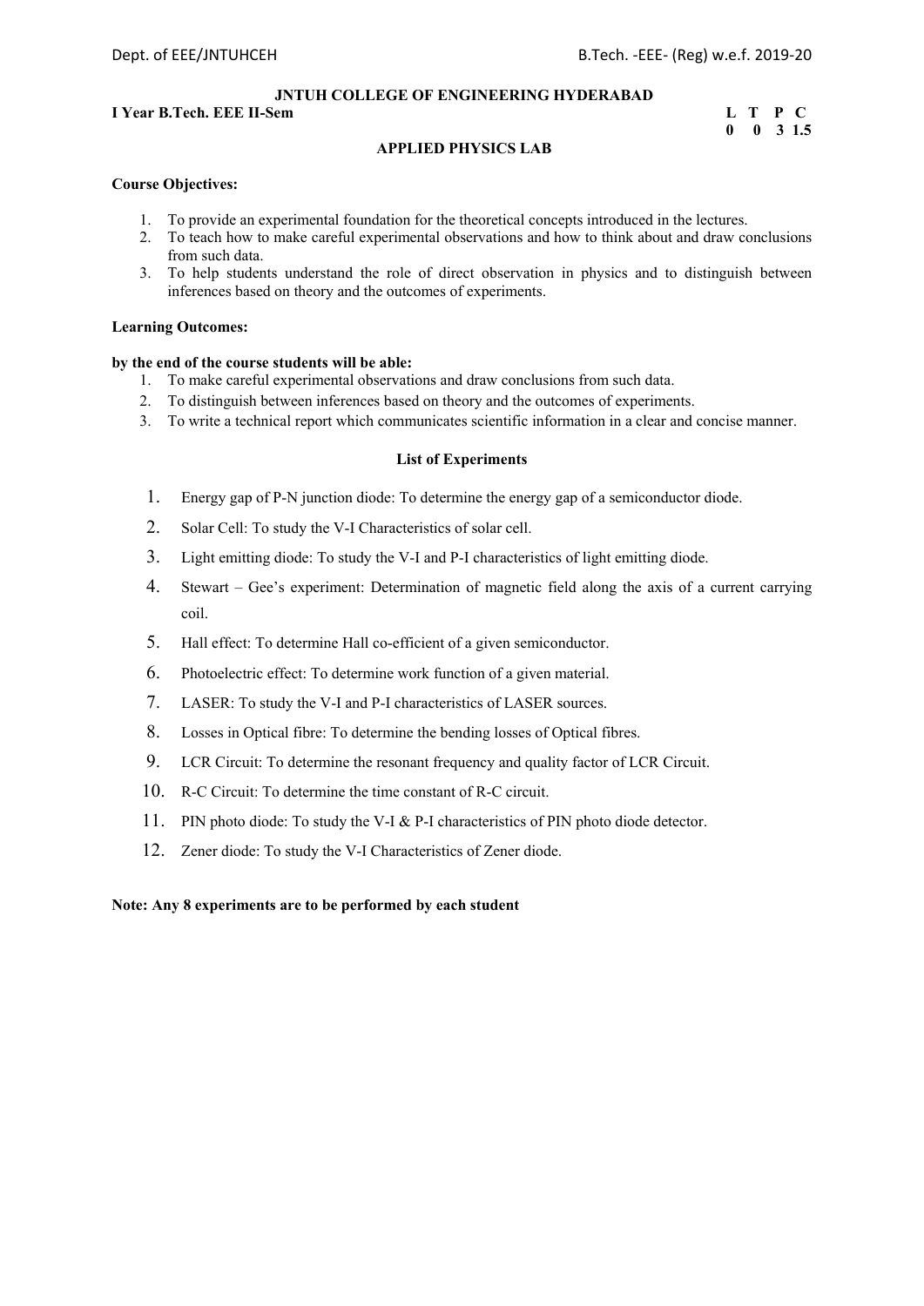**JNTUH COLLEGE OF ENGINEERING HYDERABAD**

**I Year B.Tech. EEE II-Sem**

| L | T | P | C |
|---|---|---|---|
| 0 | 0 | 3 | 1.5 |

## APPLIED PHYSICS LAB

**Course Objectives:**

1. To provide an experimental foundation for the theoretical concepts introduced in the lectures.
2. To teach how to make careful experimental observations and how to think about and draw conclusions from such data.
3. To help students understand the role of direct observation in physics and to distinguish between inferences based on theory and the outcomes of experiments.

**Learning Outcomes:**

**by the end of the course students will be able:**

1. To make careful experimental observations and draw conclusions from such data.
2. To distinguish between inferences based on theory and the outcomes of experiments.
3. To write a technical report which communicates scientific information in a clear and concise manner.

**List of Experiments**

1. Energy gap of P-N junction diode: To determine the energy gap of a semiconductor diode.
2. Solar Cell: To study the V-I Characteristics of solar cell.
3. Light emitting diode: To study the V-I and P-I characteristics of light emitting diode.
4. Stewart – Gee's experiment: Determination of magnetic field along the axis of a current carrying coil.
5. Hall effect: To determine Hall co-efficient of a given semiconductor.
6. Photoelectric effect: To determine work function of a given material.
7. LASER: To study the V-I and P-I characteristics of LASER sources.
8. Losses in Optical fibre: To determine the bending losses of Optical fibres.
9. LCR Circuit: To determine the resonant frequency and quality factor of LCR Circuit.
10. R-C Circuit: To determine the time constant of R-C circuit.
11. PIN photo diode: To study the V-I & P-I characteristics of PIN photo diode detector.
12. Zener diode: To study the V-I Characteristics of Zener diode.

**Note: Any 8 experiments are to be performed by each student**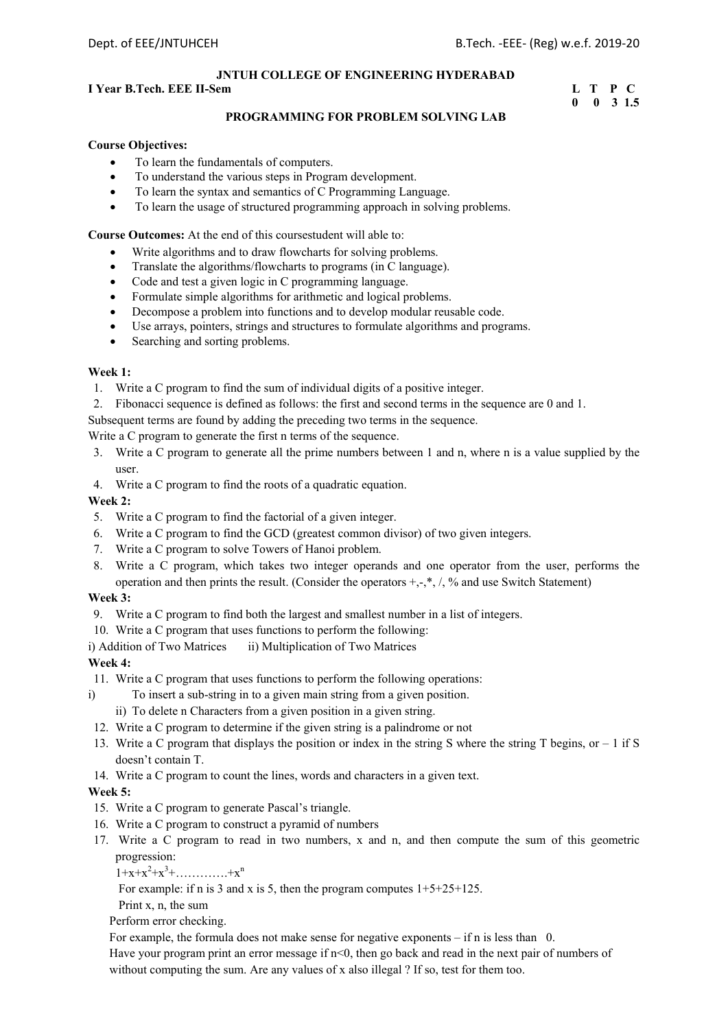**JNTUH COLLEGE OF ENGINEERING HYDERABAD**

**I Year B.Tech. EEE II-Sem**

| L | T | P | C |
|---|---|---|---|
| 0 | 0 | 3 | 1.5 |

## PROGRAMMING FOR PROBLEM SOLVING LAB

**Course Objectives:**

- To learn the fundamentals of computers.
- To understand the various steps in Program development.
- To learn the syntax and semantics of C Programming Language.
- To learn the usage of structured programming approach in solving problems.

**Course Outcomes:** At the end of this coursestudent will able to:

- Write algorithms and to draw flowcharts for solving problems.
- Translate the algorithms/flowcharts to programs (in C language).
- Code and test a given logic in C programming language.
- Formulate simple algorithms for arithmetic and logical problems.
- Decompose a problem into functions and to develop modular reusable code.
- Use arrays, pointers, strings and structures to formulate algorithms and programs.
- Searching and sorting problems.

**Week 1:**

1. Write a C program to find the sum of individual digits of a positive integer.
2. Fibonacci sequence is defined as follows: the first and second terms in the sequence are 0 and 1.

Subsequent terms are found by adding the preceding two terms in the sequence.
Write a C program to generate the first n terms of the sequence.

3. Write a C program to generate all the prime numbers between 1 and n, where n is a value supplied by the user.
4. Write a C program to find the roots of a quadratic equation.

**Week 2:**

5. Write a C program to find the factorial of a given integer.
6. Write a C program to find the GCD (greatest common divisor) of two given integers.
7. Write a C program to solve Towers of Hanoi problem.
8. Write a C program, which takes two integer operands and one operator from the user, performs the operation and then prints the result. (Consider the operators +,-,*, /, % and use Switch Statement)

**Week 3:**

9. Write a C program to find both the largest and smallest number in a list of integers.
10. Write a C program that uses functions to perform the following:

i) Addition of Two Matrices    ii) Multiplication of Two Matrices

**Week 4:**

11. Write a C program that uses functions to perform the following operations:

i) To insert a sub-string in to a given main string from a given position.
ii) To delete n Characters from a given position in a given string.

12. Write a C program to determine if the given string is a palindrome or not
13. Write a C program that displays the position or index in the string S where the string T begins, or – 1 if S doesn't contain T.
14. Write a C program to count the lines, words and characters in a given text.

**Week 5:**

15. Write a C program to generate Pascal's triangle.
16. Write a C program to construct a pyramid of numbers
17. Write a C program to read in two numbers, x and n, and then compute the sum of this geometric progression:

$1+x+x^2+x^3+\ldots\ldots\ldots\ldots+x^n$

For example: if n is 3 and x is 5, then the program computes 1+5+25+125.

Print x, n, the sum

Perform error checking.

For example, the formula does not make sense for negative exponents – if n is less than 0.

Have your program print an error message if n<0, then go back and read in the next pair of numbers of without computing the sum. Are any values of x also illegal ? If so, test for them too.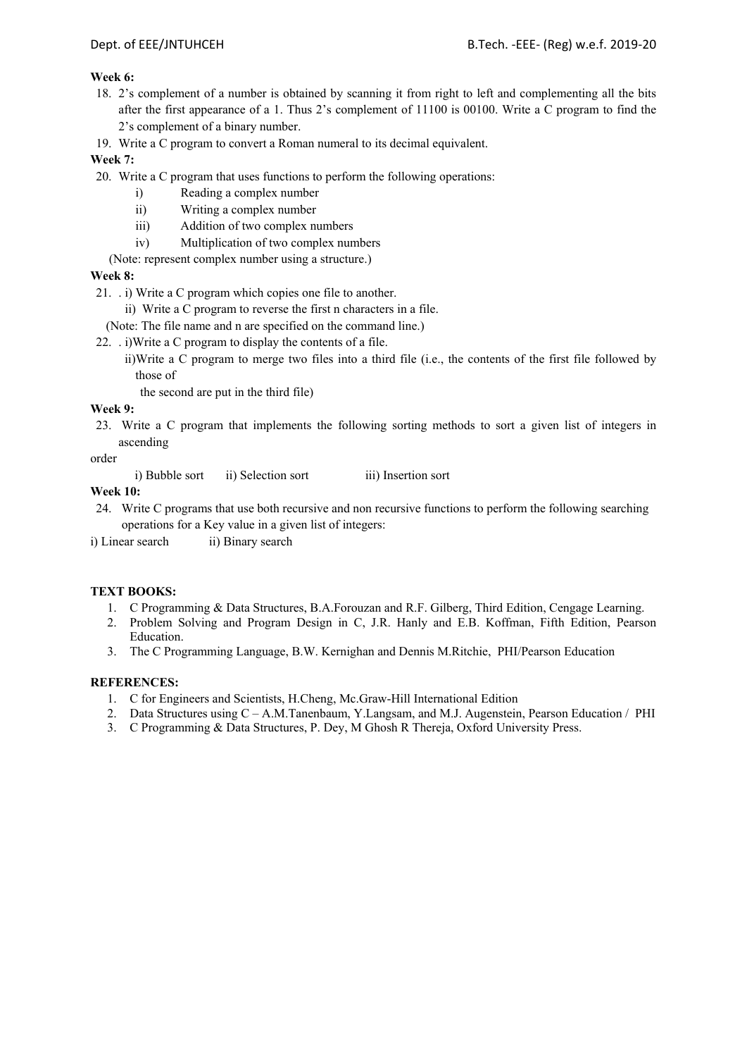**Week 6:**

18. 2's complement of a number is obtained by scanning it from right to left and complementing all the bits after the first appearance of a 1. Thus 2's complement of 11100 is 00100. Write a C program to find the 2's complement of a binary number.
19. Write a C program to convert a Roman numeral to its decimal equivalent.

**Week 7:**

20. Write a C program that uses functions to perform the following operations:
    i) Reading a complex number
    ii) Writing a complex number
    iii) Addition of two complex numbers
    iv) Multiplication of two complex numbers

    (Note: represent complex number using a structure.)

**Week 8:**

21. . i) Write a C program which copies one file to another.
    ii) Write a C program to reverse the first n characters in a file.

    (Note: The file name and n are specified on the command line.)
22. . i)Write a C program to display the contents of a file.
    ii)Write a C program to merge two files into a third file (i.e., the contents of the first file followed by those of the second are put in the third file)

**Week 9:**

23. Write a C program that implements the following sorting methods to sort a given list of integers in ascending order

    i) Bubble sort   ii) Selection sort   iii) Insertion sort

**Week 10:**

24. Write C programs that use both recursive and non recursive functions to perform the following searching operations for a Key value in a given list of integers:

i) Linear search   ii) Binary search

**TEXT BOOKS:**

1. C Programming & Data Structures, B.A.Forouzan and R.F. Gilberg, Third Edition, Cengage Learning.
2. Problem Solving and Program Design in C, J.R. Hanly and E.B. Koffman, Fifth Edition, Pearson Education.
3. The C Programming Language, B.W. Kernighan and Dennis M.Ritchie, PHI/Pearson Education

**REFERENCES:**

1. C for Engineers and Scientists, H.Cheng, Mc.Graw-Hill International Edition
2. Data Structures using C – A.M.Tanenbaum, Y.Langsam, and M.J. Augenstein, Pearson Education / PHI
3. C Programming & Data Structures, P. Dey, M Ghosh R Thereja, Oxford University Press.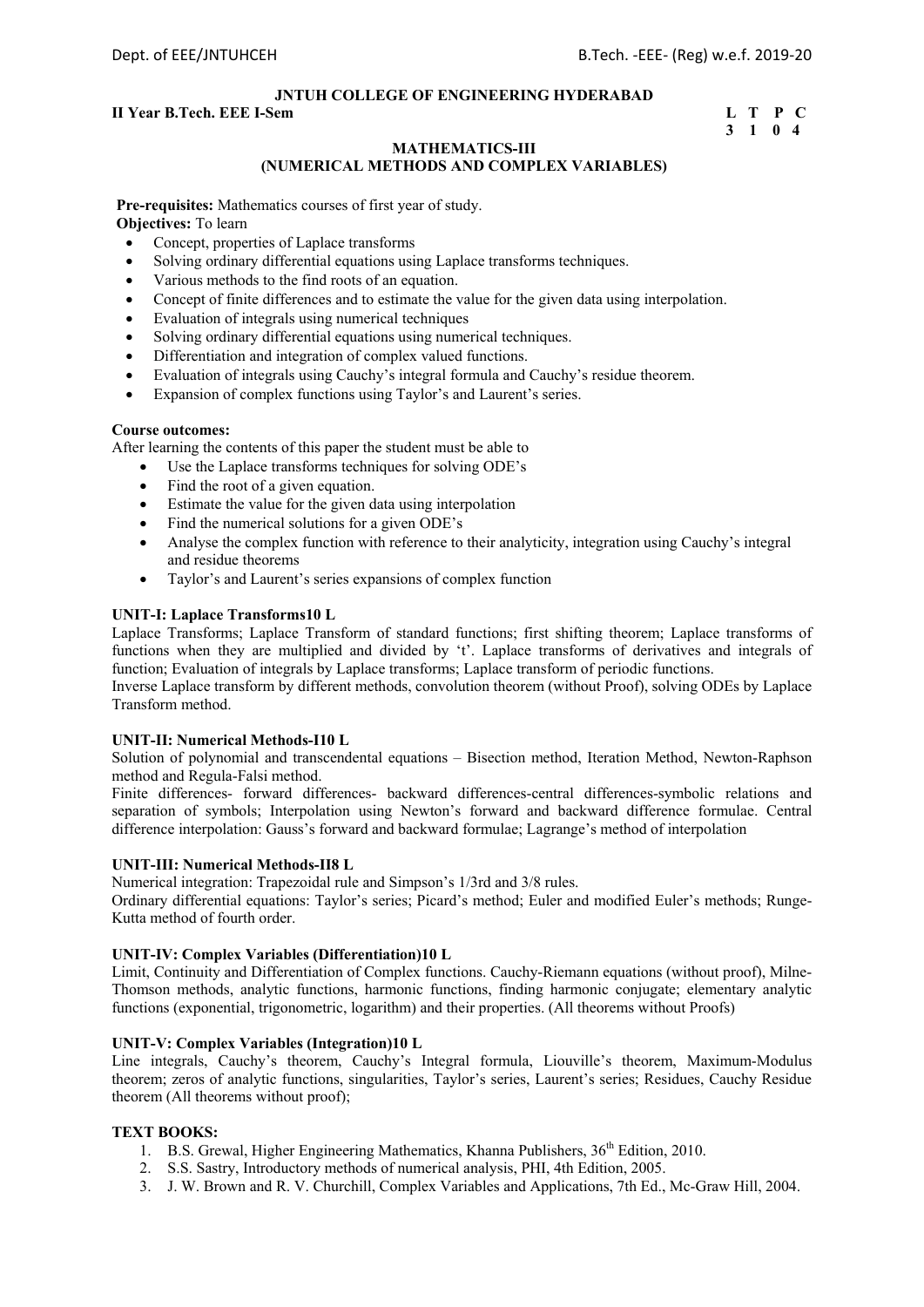**JNTUH COLLEGE OF ENGINEERING HYDERABAD**

**II Year B.Tech. EEE I-Sem**

| L | T | P | C |
|---|---|---|---|
| 3 | 1 | 0 | 4 |

**MATHEMATICS-III**
**(NUMERICAL METHODS AND COMPLEX VARIABLES)**

**Pre-requisites:** Mathematics courses of first year of study.

**Objectives:** To learn

- Concept, properties of Laplace transforms
- Solving ordinary differential equations using Laplace transforms techniques.
- Various methods to the find roots of an equation.
- Concept of finite differences and to estimate the value for the given data using interpolation.
- Evaluation of integrals using numerical techniques
- Solving ordinary differential equations using numerical techniques.
- Differentiation and integration of complex valued functions.
- Evaluation of integrals using Cauchy's integral formula and Cauchy's residue theorem.
- Expansion of complex functions using Taylor's and Laurent's series.

**Course outcomes:**

After learning the contents of this paper the student must be able to

- Use the Laplace transforms techniques for solving ODE's
- Find the root of a given equation.
- Estimate the value for the given data using interpolation
- Find the numerical solutions for a given ODE's
- Analyse the complex function with reference to their analyticity, integration using Cauchy's integral and residue theorems
- Taylor's and Laurent's series expansions of complex function

**UNIT-I: Laplace Transforms10 L**

Laplace Transforms; Laplace Transform of standard functions; first shifting theorem; Laplace transforms of functions when they are multiplied and divided by 't'. Laplace transforms of derivatives and integrals of function; Evaluation of integrals by Laplace transforms; Laplace transform of periodic functions.

Inverse Laplace transform by different methods, convolution theorem (without Proof), solving ODEs by Laplace Transform method.

**UNIT-II: Numerical Methods-I10 L**

Solution of polynomial and transcendental equations – Bisection method, Iteration Method, Newton-Raphson method and Regula-Falsi method.

Finite differences- forward differences- backward differences-central differences-symbolic relations and separation of symbols; Interpolation using Newton's forward and backward difference formulae. Central difference interpolation: Gauss's forward and backward formulae; Lagrange's method of interpolation

**UNIT-III: Numerical Methods-II8 L**

Numerical integration: Trapezoidal rule and Simpson's 1/3rd and 3/8 rules.

Ordinary differential equations: Taylor's series; Picard's method; Euler and modified Euler's methods; Runge-Kutta method of fourth order.

**UNIT-IV: Complex Variables (Differentiation)10 L**

Limit, Continuity and Differentiation of Complex functions. Cauchy-Riemann equations (without proof), Milne-Thomson methods, analytic functions, harmonic functions, finding harmonic conjugate; elementary analytic functions (exponential, trigonometric, logarithm) and their properties. (All theorems without Proofs)

**UNIT-V: Complex Variables (Integration)10 L**

Line integrals, Cauchy's theorem, Cauchy's Integral formula, Liouville's theorem, Maximum-Modulus theorem; zeros of analytic functions, singularities, Taylor's series, Laurent's series; Residues, Cauchy Residue theorem (All theorems without proof);

**TEXT BOOKS:**

1. B.S. Grewal, Higher Engineering Mathematics, Khanna Publishers, 36th Edition, 2010.
2. S.S. Sastry, Introductory methods of numerical analysis, PHI, 4th Edition, 2005.
3. J. W. Brown and R. V. Churchill, Complex Variables and Applications, 7th Ed., Mc-Graw Hill, 2004.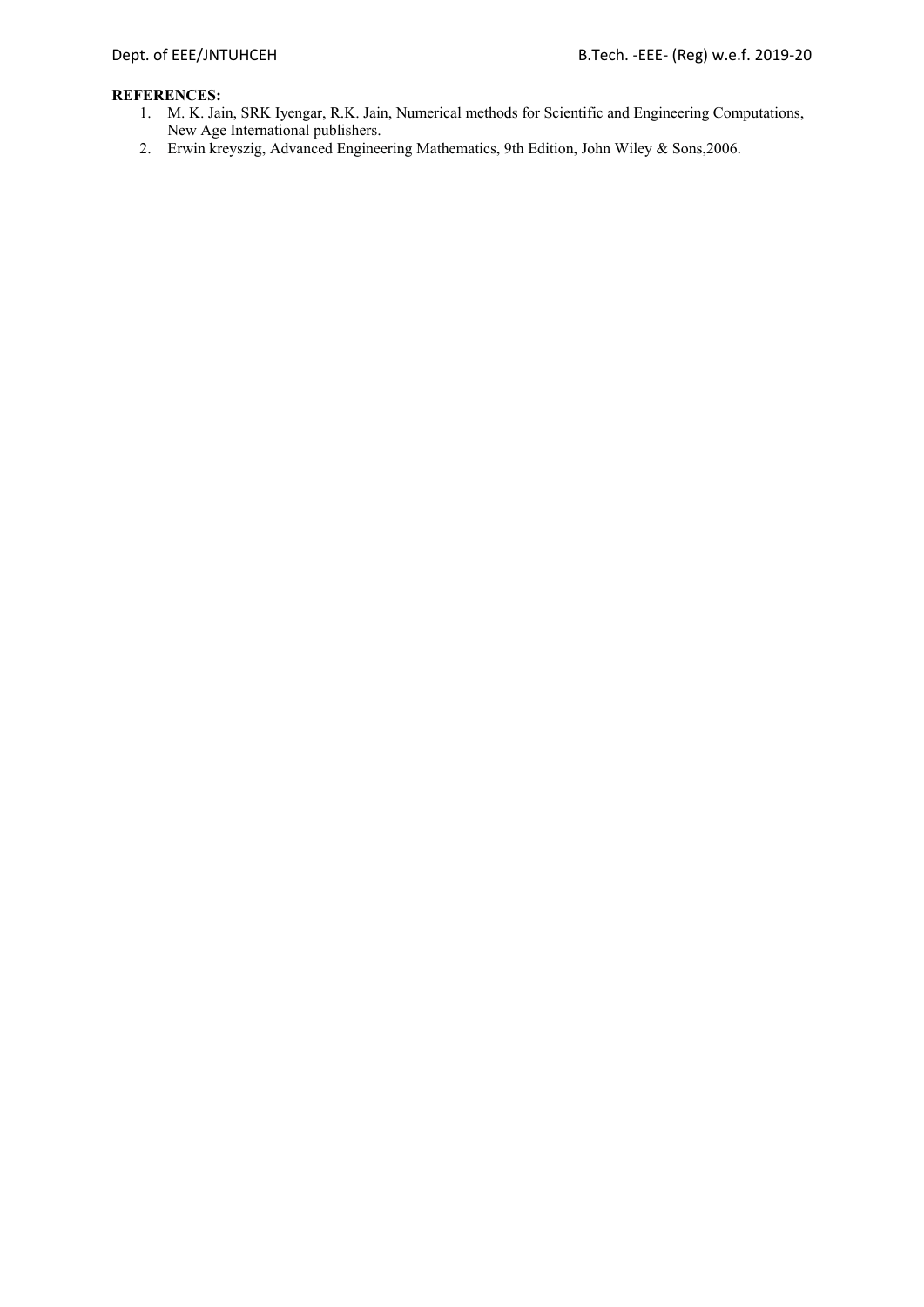**REFERENCES:**

1. M. K. Jain, SRK Iyengar, R.K. Jain, Numerical methods for Scientific and Engineering Computations, New Age International publishers.
2. Erwin kreyszig, Advanced Engineering Mathematics, 9th Edition, John Wiley & Sons,2006.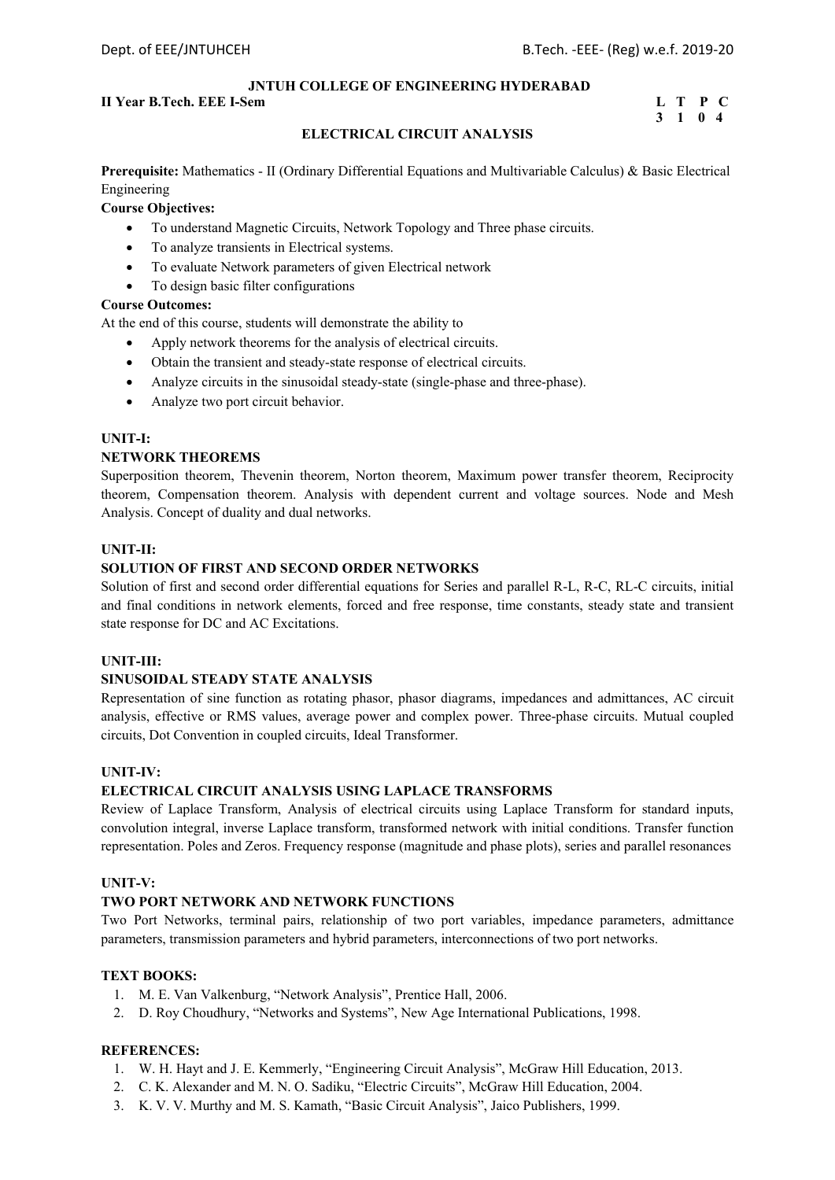**JNTUH COLLEGE OF ENGINEERING HYDERABAD**

**II Year B.Tech. EEE I-Sem**

| L | T | P | C |
|---|---|---|---|
| 3 | 1 | 0 | 4 |

## ELECTRICAL CIRCUIT ANALYSIS

**Prerequisite:** Mathematics - II (Ordinary Differential Equations and Multivariable Calculus) & Basic Electrical Engineering

**Course Objectives:**

- To understand Magnetic Circuits, Network Topology and Three phase circuits.
- To analyze transients in Electrical systems.
- To evaluate Network parameters of given Electrical network
- To design basic filter configurations

**Course Outcomes:**

At the end of this course, students will demonstrate the ability to

- Apply network theorems for the analysis of electrical circuits.
- Obtain the transient and steady-state response of electrical circuits.
- Analyze circuits in the sinusoidal steady-state (single-phase and three-phase).
- Analyze two port circuit behavior.

### UNIT-I:

### NETWORK THEOREMS

Superposition theorem, Thevenin theorem, Norton theorem, Maximum power transfer theorem, Reciprocity theorem, Compensation theorem. Analysis with dependent current and voltage sources. Node and Mesh Analysis. Concept of duality and dual networks.

### UNIT-II:

### SOLUTION OF FIRST AND SECOND ORDER NETWORKS

Solution of first and second order differential equations for Series and parallel R-L, R-C, RL-C circuits, initial and final conditions in network elements, forced and free response, time constants, steady state and transient state response for DC and AC Excitations.

### UNIT-III:

### SINUSOIDAL STEADY STATE ANALYSIS

Representation of sine function as rotating phasor, phasor diagrams, impedances and admittances, AC circuit analysis, effective or RMS values, average power and complex power. Three-phase circuits. Mutual coupled circuits, Dot Convention in coupled circuits, Ideal Transformer.

### UNIT-IV:

### ELECTRICAL CIRCUIT ANALYSIS USING LAPLACE TRANSFORMS

Review of Laplace Transform, Analysis of electrical circuits using Laplace Transform for standard inputs, convolution integral, inverse Laplace transform, transformed network with initial conditions. Transfer function representation. Poles and Zeros. Frequency response (magnitude and phase plots), series and parallel resonances

### UNIT-V:

### TWO PORT NETWORK AND NETWORK FUNCTIONS

Two Port Networks, terminal pairs, relationship of two port variables, impedance parameters, admittance parameters, transmission parameters and hybrid parameters, interconnections of two port networks.

### TEXT BOOKS:

1. M. E. Van Valkenburg, "Network Analysis", Prentice Hall, 2006.
2. D. Roy Choudhury, "Networks and Systems", New Age International Publications, 1998.

### REFERENCES:

1. W. H. Hayt and J. E. Kemmerly, "Engineering Circuit Analysis", McGraw Hill Education, 2013.
2. C. K. Alexander and M. N. O. Sadiku, "Electric Circuits", McGraw Hill Education, 2004.
3. K. V. V. Murthy and M. S. Kamath, "Basic Circuit Analysis", Jaico Publishers, 1999.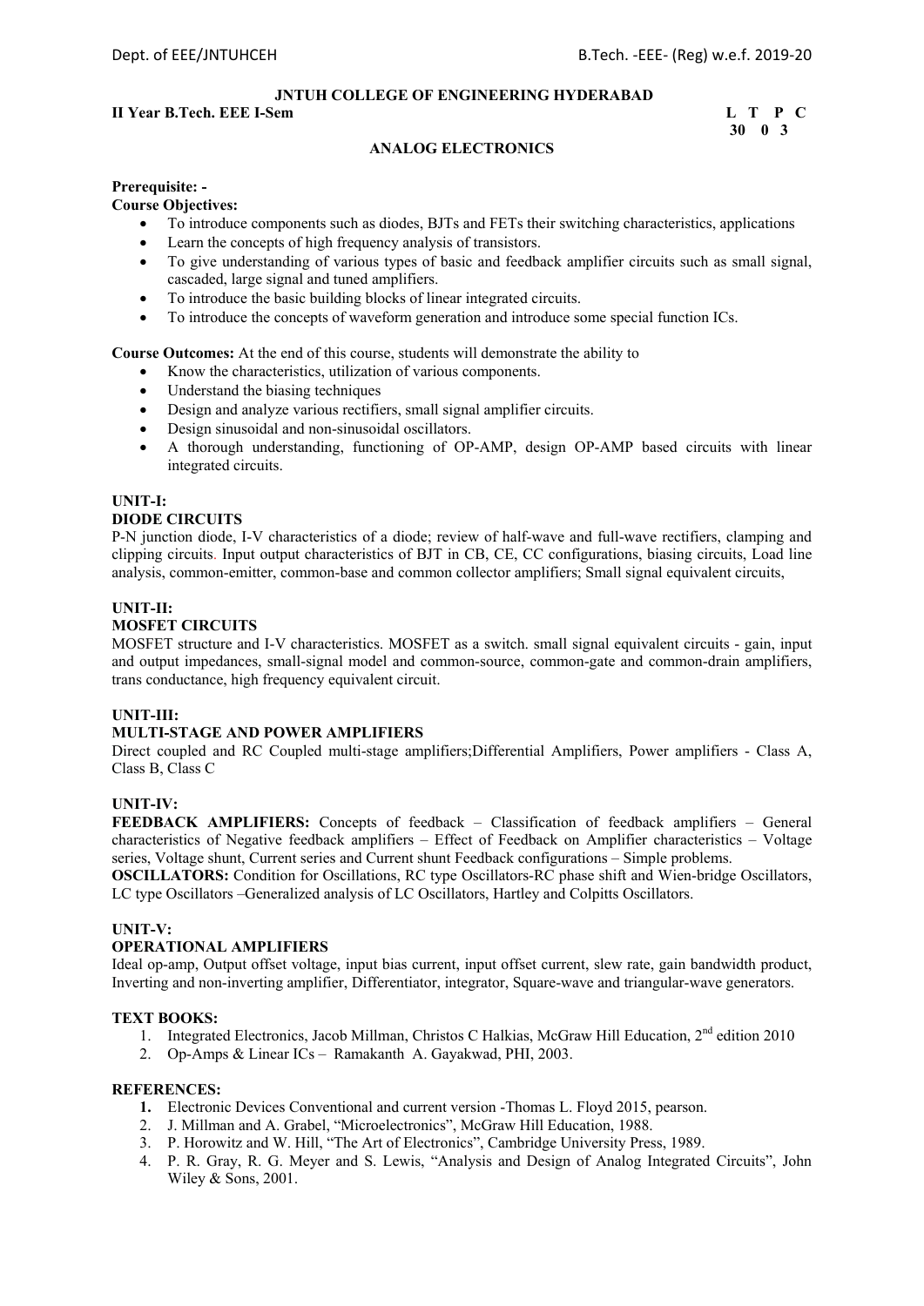**JNTUH COLLEGE OF ENGINEERING HYDERABAD**

**II Year B.Tech. EEE I-Sem** **L T P C**
**30 0 3**

## ANALOG ELECTRONICS

**Prerequisite: -**

**Course Objectives:**

- To introduce components such as diodes, BJTs and FETs their switching characteristics, applications
- Learn the concepts of high frequency analysis of transistors.
- To give understanding of various types of basic and feedback amplifier circuits such as small signal, cascaded, large signal and tuned amplifiers.
- To introduce the basic building blocks of linear integrated circuits.
- To introduce the concepts of waveform generation and introduce some special function ICs.

**Course Outcomes:** At the end of this course, students will demonstrate the ability to

- Know the characteristics, utilization of various components.
- Understand the biasing techniques
- Design and analyze various rectifiers, small signal amplifier circuits.
- Design sinusoidal and non-sinusoidal oscillators.
- A thorough understanding, functioning of OP-AMP, design OP-AMP based circuits with linear integrated circuits.

### UNIT-I:

**DIODE CIRCUITS**

P-N junction diode, I-V characteristics of a diode; review of half-wave and full-wave rectifiers, clamping and clipping circuits. Input output characteristics of BJT in CB, CE, CC configurations, biasing circuits, Load line analysis, common-emitter, common-base and common collector amplifiers; Small signal equivalent circuits,

### UNIT-II:

**MOSFET CIRCUITS**

MOSFET structure and I-V characteristics. MOSFET as a switch. small signal equivalent circuits - gain, input and output impedances, small-signal model and common-source, common-gate and common-drain amplifiers, trans conductance, high frequency equivalent circuit.

### UNIT-III:

**MULTI-STAGE AND POWER AMPLIFIERS**

Direct coupled and RC Coupled multi-stage amplifiers;Differential Amplifiers, Power amplifiers - Class A, Class B, Class C

### UNIT-IV:

**FEEDBACK AMPLIFIERS:** Concepts of feedback – Classification of feedback amplifiers – General characteristics of Negative feedback amplifiers – Effect of Feedback on Amplifier characteristics – Voltage series, Voltage shunt, Current series and Current shunt Feedback configurations – Simple problems.

**OSCILLATORS:** Condition for Oscillations, RC type Oscillators-RC phase shift and Wien-bridge Oscillators, LC type Oscillators –Generalized analysis of LC Oscillators, Hartley and Colpitts Oscillators.

### UNIT-V:

**OPERATIONAL AMPLIFIERS**

Ideal op-amp, Output offset voltage, input bias current, input offset current, slew rate, gain bandwidth product, Inverting and non-inverting amplifier, Differentiator, integrator, Square-wave and triangular-wave generators.

**TEXT BOOKS:**

1. Integrated Electronics, Jacob Millman, Christos C Halkias, McGraw Hill Education, 2nd edition 2010
2. Op-Amps & Linear ICs – Ramakanth A. Gayakwad, PHI, 2003.

**REFERENCES:**

1. Electronic Devices Conventional and current version -Thomas L. Floyd 2015, pearson.
2. J. Millman and A. Grabel, "Microelectronics", McGraw Hill Education, 1988.
3. P. Horowitz and W. Hill, "The Art of Electronics", Cambridge University Press, 1989.
4. P. R. Gray, R. G. Meyer and S. Lewis, "Analysis and Design of Analog Integrated Circuits", John Wiley & Sons, 2001.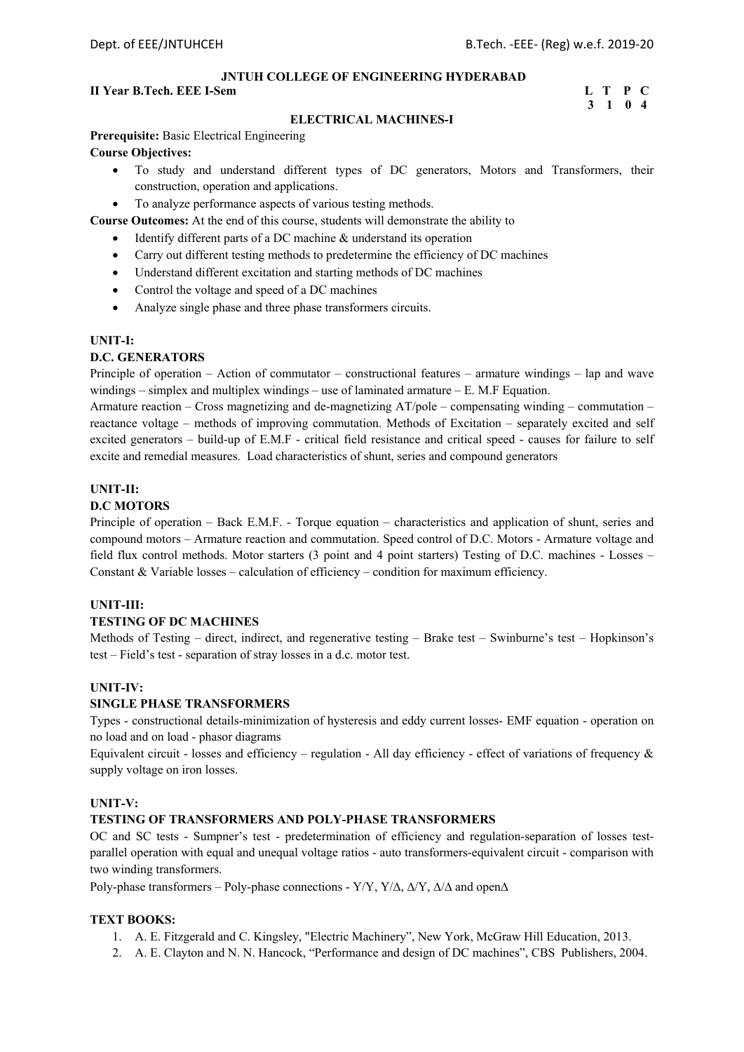**JNTUH COLLEGE OF ENGINEERING HYDERABAD**

**II Year B.Tech. EEE I-Sem**

| L | T | P | C |
|---|---|---|---|
| 3 | 1 | 0 | 4 |

**ELECTRICAL MACHINES-I**

**Prerequisite:** Basic Electrical Engineering

**Course Objectives:**

- To study and understand different types of DC generators, Motors and Transformers, their construction, operation and applications.
- To analyze performance aspects of various testing methods.

**Course Outcomes:** At the end of this course, students will demonstrate the ability to

- Identify different parts of a DC machine & understand its operation
- Carry out different testing methods to predetermine the efficiency of DC machines
- Understand different excitation and starting methods of DC machines
- Control the voltage and speed of a DC machines
- Analyze single phase and three phase transformers circuits.

**UNIT-I:**

**D.C. GENERATORS**

Principle of operation – Action of commutator – constructional features – armature windings – lap and wave windings – simplex and multiplex windings – use of laminated armature – E. M.F Equation.

Armature reaction – Cross magnetizing and de-magnetizing AT/pole – compensating winding – commutation – reactance voltage – methods of improving commutation. Methods of Excitation – separately excited and self excited generators – build-up of E.M.F - critical field resistance and critical speed - causes for failure to self excite and remedial measures. Load characteristics of shunt, series and compound generators

**UNIT-II:**

**D.C MOTORS**

Principle of operation – Back E.M.F. - Torque equation – characteristics and application of shunt, series and compound motors – Armature reaction and commutation. Speed control of D.C. Motors - Armature voltage and field flux control methods. Motor starters (3 point and 4 point starters) Testing of D.C. machines - Losses – Constant & Variable losses – calculation of efficiency – condition for maximum efficiency.

**UNIT-III:**

**TESTING OF DC MACHINES**

Methods of Testing – direct, indirect, and regenerative testing – Brake test – Swinburne's test – Hopkinson's test – Field's test - separation of stray losses in a d.c. motor test.

**UNIT-IV:**

**SINGLE PHASE TRANSFORMERS**

Types - constructional details-minimization of hysteresis and eddy current losses- EMF equation - operation on no load and on load - phasor diagrams

Equivalent circuit - losses and efficiency – regulation - All day efficiency - effect of variations of frequency & supply voltage on iron losses.

**UNIT-V:**

**TESTING OF TRANSFORMERS AND POLY-PHASE TRANSFORMERS**

OC and SC tests - Sumpner's test - predetermination of efficiency and regulation-separation of losses test-parallel operation with equal and unequal voltage ratios - auto transformers-equivalent circuit - comparison with two winding transformers.

Poly-phase transformers – Poly-phase connections - Y/Y, Y/Δ, Δ/Y, Δ/Δ and openΔ

**TEXT BOOKS:**

1. A. E. Fitzgerald and C. Kingsley, "Electric Machinery", New York, McGraw Hill Education, 2013.
2. A. E. Clayton and N. N. Hancock, "Performance and design of DC machines", CBS Publishers, 2004.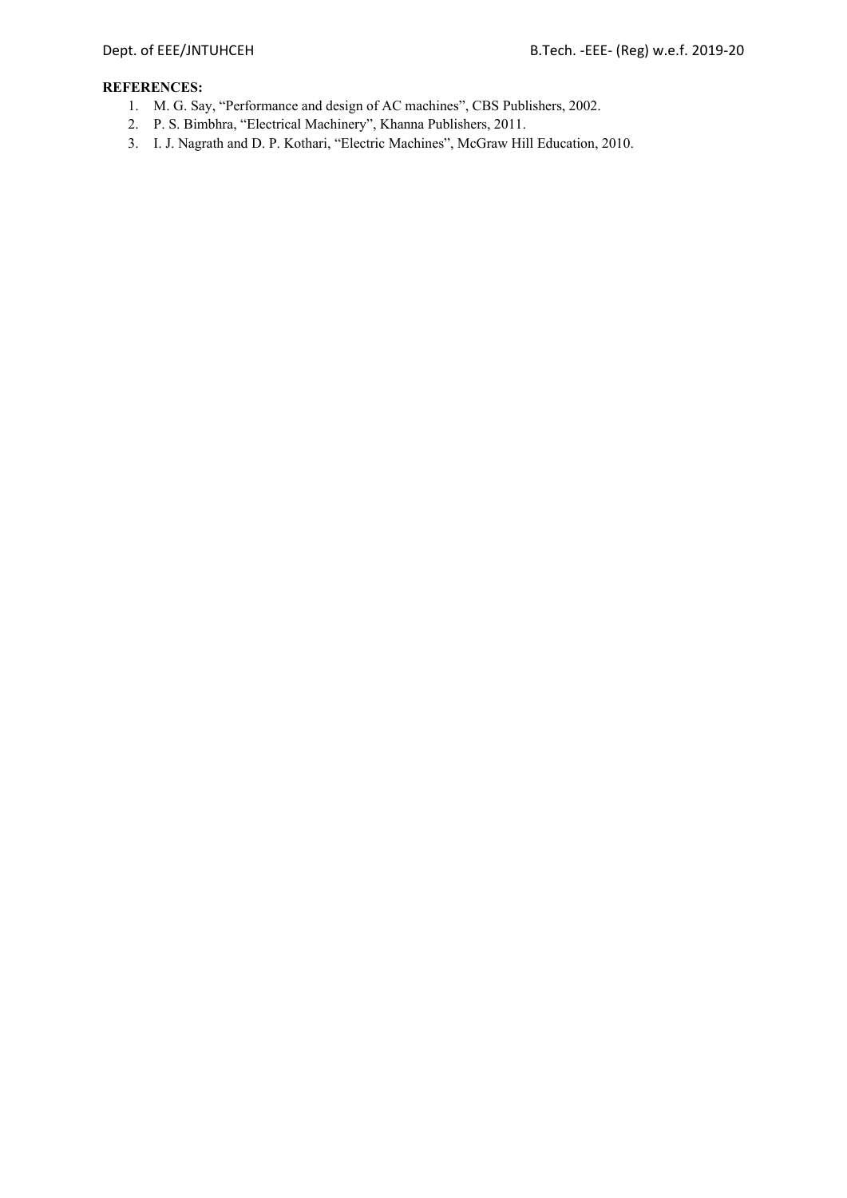**REFERENCES:**

1. M. G. Say, "Performance and design of AC machines", CBS Publishers, 2002.
2. P. S. Bimbhra, "Electrical Machinery", Khanna Publishers, 2011.
3. I. J. Nagrath and D. P. Kothari, "Electric Machines", McGraw Hill Education, 2010.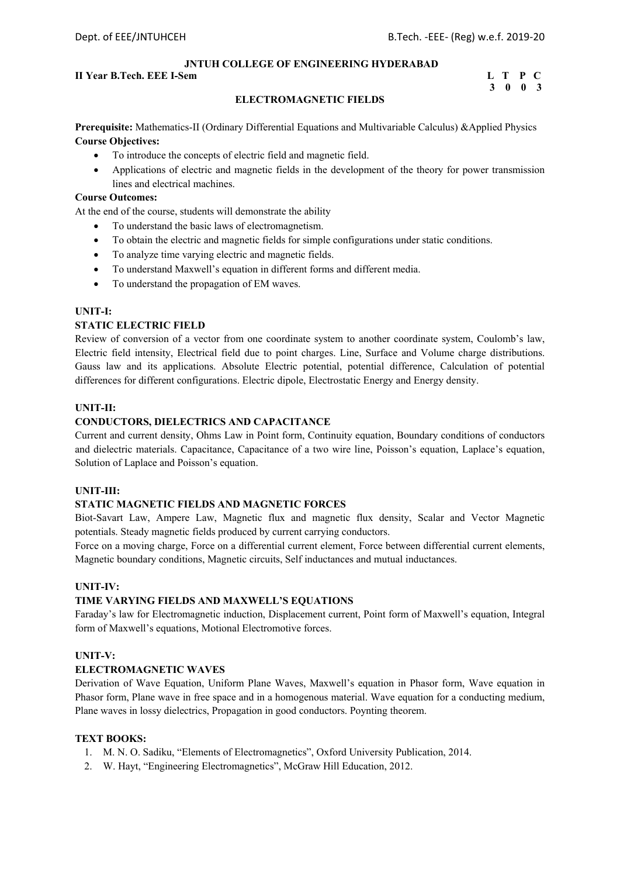**JNTUH COLLEGE OF ENGINEERING HYDERABAD**

**II Year B.Tech. EEE I-Sem**

| L | T | P | C |
|---|---|---|---|
| 3 | 0 | 0 | 3 |

## ELECTROMAGNETIC FIELDS

**Prerequisite:** Mathematics-II (Ordinary Differential Equations and Multivariable Calculus) &Applied Physics

**Course Objectives:**

- To introduce the concepts of electric field and magnetic field.
- Applications of electric and magnetic fields in the development of the theory for power transmission lines and electrical machines.

**Course Outcomes:**

At the end of the course, students will demonstrate the ability

- To understand the basic laws of electromagnetism.
- To obtain the electric and magnetic fields for simple configurations under static conditions.
- To analyze time varying electric and magnetic fields.
- To understand Maxwell's equation in different forms and different media.
- To understand the propagation of EM waves.

### UNIT-I:
### STATIC ELECTRIC FIELD

Review of conversion of a vector from one coordinate system to another coordinate system, Coulomb's law, Electric field intensity, Electrical field due to point charges. Line, Surface and Volume charge distributions. Gauss law and its applications. Absolute Electric potential, potential difference, Calculation of potential differences for different configurations. Electric dipole, Electrostatic Energy and Energy density.

### UNIT-II:
### CONDUCTORS, DIELECTRICS AND CAPACITANCE

Current and current density, Ohms Law in Point form, Continuity equation, Boundary conditions of conductors and dielectric materials. Capacitance, Capacitance of a two wire line, Poisson's equation, Laplace's equation, Solution of Laplace and Poisson's equation.

### UNIT-III:
### STATIC MAGNETIC FIELDS AND MAGNETIC FORCES

Biot-Savart Law, Ampere Law, Magnetic flux and magnetic flux density, Scalar and Vector Magnetic potentials. Steady magnetic fields produced by current carrying conductors.

Force on a moving charge, Force on a differential current element, Force between differential current elements, Magnetic boundary conditions, Magnetic circuits, Self inductances and mutual inductances.

### UNIT-IV:
### TIME VARYING FIELDS AND MAXWELL'S EQUATIONS

Faraday's law for Electromagnetic induction, Displacement current, Point form of Maxwell's equation, Integral form of Maxwell's equations, Motional Electromotive forces.

### UNIT-V:
### ELECTROMAGNETIC WAVES

Derivation of Wave Equation, Uniform Plane Waves, Maxwell's equation in Phasor form, Wave equation in Phasor form, Plane wave in free space and in a homogenous material. Wave equation for a conducting medium, Plane waves in lossy dielectrics, Propagation in good conductors. Poynting theorem.

### TEXT BOOKS:

1. M. N. O. Sadiku, "Elements of Electromagnetics", Oxford University Publication, 2014.
2. W. Hayt, "Engineering Electromagnetics", McGraw Hill Education, 2012.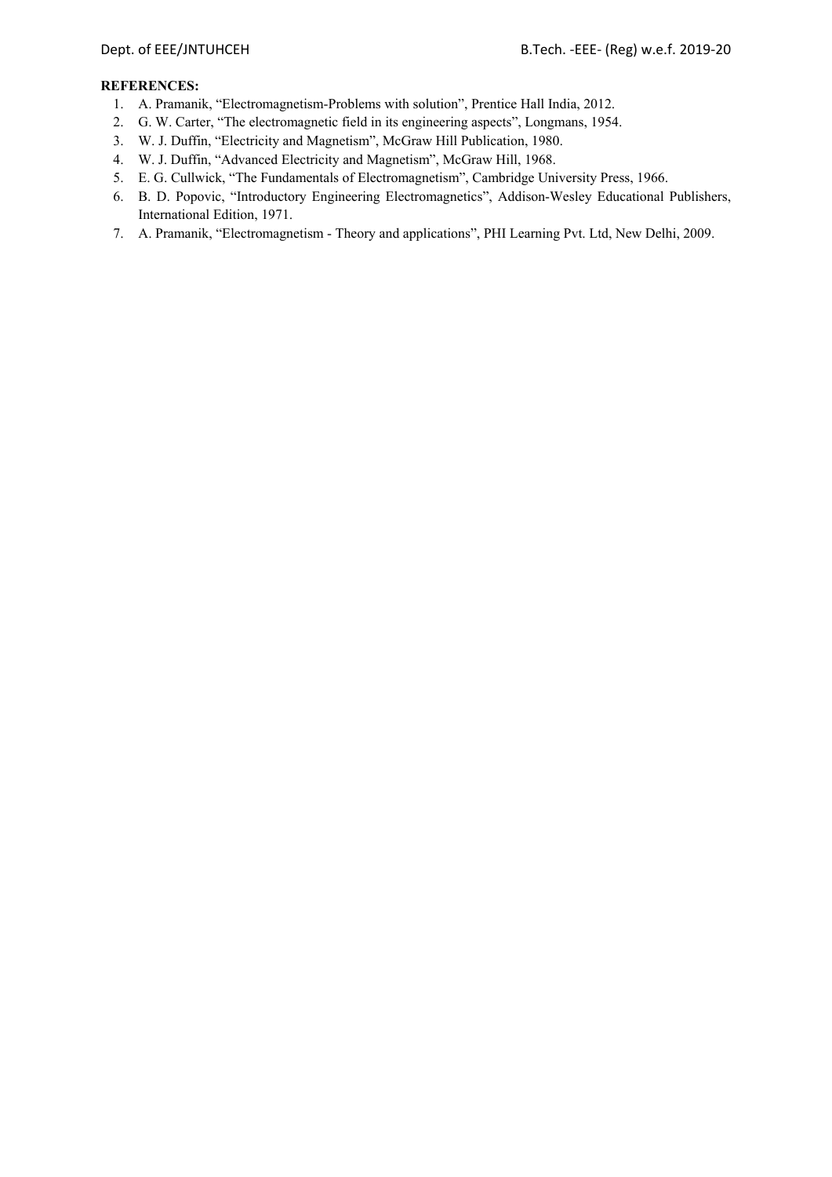**REFERENCES:**

1. A. Pramanik, "Electromagnetism-Problems with solution", Prentice Hall India, 2012.
2. G. W. Carter, "The electromagnetic field in its engineering aspects", Longmans, 1954.
3. W. J. Duffin, "Electricity and Magnetism", McGraw Hill Publication, 1980.
4. W. J. Duffin, "Advanced Electricity and Magnetism", McGraw Hill, 1968.
5. E. G. Cullwick, "The Fundamentals of Electromagnetism", Cambridge University Press, 1966.
6. B. D. Popovic, "Introductory Engineering Electromagnetics", Addison-Wesley Educational Publishers, International Edition, 1971.
7. A. Pramanik, "Electromagnetism - Theory and applications", PHI Learning Pvt. Ltd, New Delhi, 2009.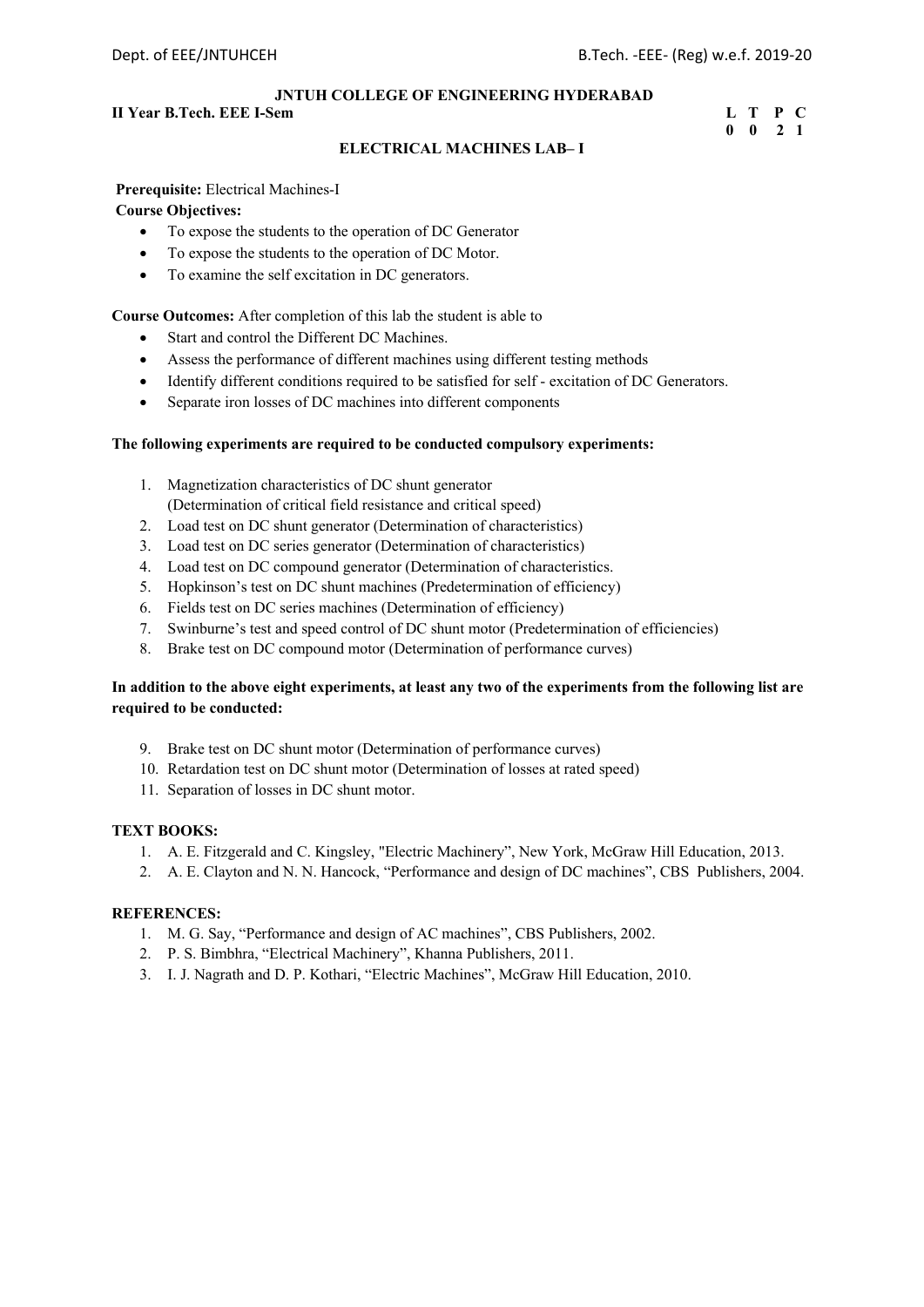**JNTUH COLLEGE OF ENGINEERING HYDERABAD**

**II Year B.Tech. EEE I-Sem**

| L | T | P | C |
|---|---|---|---|
| 0 | 0 | 2 | 1 |

**ELECTRICAL MACHINES LAB– I**

**Prerequisite:** Electrical Machines-I

**Course Objectives:**

- To expose the students to the operation of DC Generator
- To expose the students to the operation of DC Motor.
- To examine the self excitation in DC generators.

**Course Outcomes:** After completion of this lab the student is able to

- Start and control the Different DC Machines.
- Assess the performance of different machines using different testing methods
- Identify different conditions required to be satisfied for self - excitation of DC Generators.
- Separate iron losses of DC machines into different components

**The following experiments are required to be conducted compulsory experiments:**

1. Magnetization characteristics of DC shunt generator
   (Determination of critical field resistance and critical speed)
2. Load test on DC shunt generator (Determination of characteristics)
3. Load test on DC series generator (Determination of characteristics)
4. Load test on DC compound generator (Determination of characteristics.
5. Hopkinson's test on DC shunt machines (Predetermination of efficiency)
6. Fields test on DC series machines (Determination of efficiency)
7. Swinburne's test and speed control of DC shunt motor (Predetermination of efficiencies)
8. Brake test on DC compound motor (Determination of performance curves)

**In addition to the above eight experiments, at least any two of the experiments from the following list are required to be conducted:**

9. Brake test on DC shunt motor (Determination of performance curves)
10. Retardation test on DC shunt motor (Determination of losses at rated speed)
11. Separation of losses in DC shunt motor.

**TEXT BOOKS:**

1. A. E. Fitzgerald and C. Kingsley, "Electric Machinery", New York, McGraw Hill Education, 2013.
2. A. E. Clayton and N. N. Hancock, "Performance and design of DC machines", CBS Publishers, 2004.

**REFERENCES:**

1. M. G. Say, "Performance and design of AC machines", CBS Publishers, 2002.
2. P. S. Bimbhra, "Electrical Machinery", Khanna Publishers, 2011.
3. I. J. Nagrath and D. P. Kothari, "Electric Machines", McGraw Hill Education, 2010.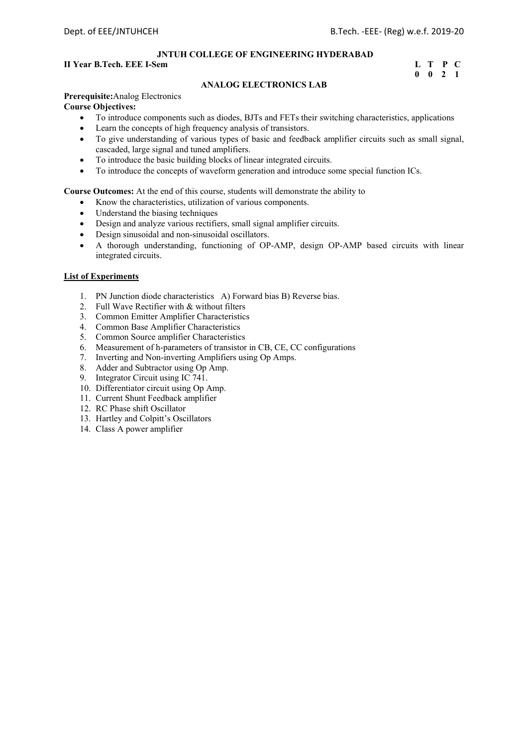**JNTUH COLLEGE OF ENGINEERING HYDERABAD**

**II Year B.Tech. EEE I-Sem**

| L | T | P | C |
|---|---|---|---|
| 0 | 0 | 2 | 1 |

## ANALOG ELECTRONICS LAB

**Prerequisite:** Analog Electronics

**Course Objectives:**

- To introduce components such as diodes, BJTs and FETs their switching characteristics, applications
- Learn the concepts of high frequency analysis of transistors.
- To give understanding of various types of basic and feedback amplifier circuits such as small signal, cascaded, large signal and tuned amplifiers.
- To introduce the basic building blocks of linear integrated circuits.
- To introduce the concepts of waveform generation and introduce some special function ICs.

**Course Outcomes:** At the end of this course, students will demonstrate the ability to

- Know the characteristics, utilization of various components.
- Understand the biasing techniques
- Design and analyze various rectifiers, small signal amplifier circuits.
- Design sinusoidal and non-sinusoidal oscillators.
- A thorough understanding, functioning of OP-AMP, design OP-AMP based circuits with linear integrated circuits.

**List of Experiments**

1. PN Junction diode characteristics A) Forward bias B) Reverse bias.
2. Full Wave Rectifier with & without filters
3. Common Emitter Amplifier Characteristics
4. Common Base Amplifier Characteristics
5. Common Source amplifier Characteristics
6. Measurement of h-parameters of transistor in CB, CE, CC configurations
7. Inverting and Non-inverting Amplifiers using Op Amps.
8. Adder and Subtractor using Op Amp.
9. Integrator Circuit using IC 741.
10. Differentiator circuit using Op Amp.
11. Current Shunt Feedback amplifier
12. RC Phase shift Oscillator
13. Hartley and Colpitt's Oscillators
14. Class A power amplifier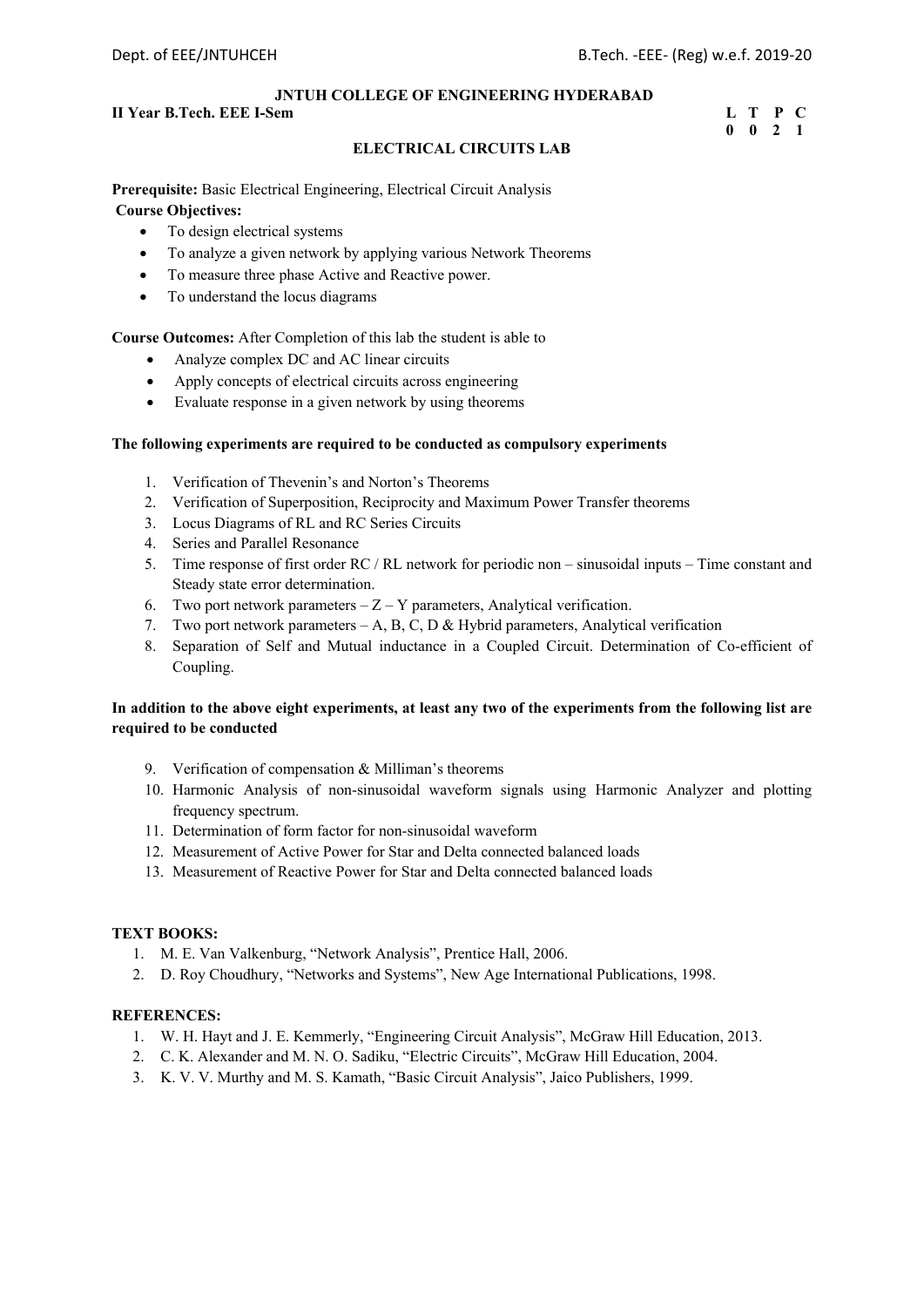**JNTUH COLLEGE OF ENGINEERING HYDERABAD**

**II Year B.Tech. EEE I-Sem**

| L | T | P | C |
|---|---|---|---|
| 0 | 0 | 2 | 1 |

## ELECTRICAL CIRCUITS LAB

**Prerequisite:** Basic Electrical Engineering, Electrical Circuit Analysis

**Course Objectives:**

- To design electrical systems
- To analyze a given network by applying various Network Theorems
- To measure three phase Active and Reactive power.
- To understand the locus diagrams

**Course Outcomes:** After Completion of this lab the student is able to

- Analyze complex DC and AC linear circuits
- Apply concepts of electrical circuits across engineering
- Evaluate response in a given network by using theorems

**The following experiments are required to be conducted as compulsory experiments**

1. Verification of Thevenin's and Norton's Theorems
2. Verification of Superposition, Reciprocity and Maximum Power Transfer theorems
3. Locus Diagrams of RL and RC Series Circuits
4. Series and Parallel Resonance
5. Time response of first order RC / RL network for periodic non – sinusoidal inputs – Time constant and Steady state error determination.
6. Two port network parameters – Z – Y parameters, Analytical verification.
7. Two port network parameters – A, B, C, D & Hybrid parameters, Analytical verification
8. Separation of Self and Mutual inductance in a Coupled Circuit. Determination of Co-efficient of Coupling.

**In addition to the above eight experiments, at least any two of the experiments from the following list are required to be conducted**

9. Verification of compensation & Milliman's theorems
10. Harmonic Analysis of non-sinusoidal waveform signals using Harmonic Analyzer and plotting frequency spectrum.
11. Determination of form factor for non-sinusoidal waveform
12. Measurement of Active Power for Star and Delta connected balanced loads
13. Measurement of Reactive Power for Star and Delta connected balanced loads

**TEXT BOOKS:**

1. M. E. Van Valkenburg, "Network Analysis", Prentice Hall, 2006.
2. D. Roy Choudhury, "Networks and Systems", New Age International Publications, 1998.

**REFERENCES:**

1. W. H. Hayt and J. E. Kemmerly, "Engineering Circuit Analysis", McGraw Hill Education, 2013.
2. C. K. Alexander and M. N. O. Sadiku, "Electric Circuits", McGraw Hill Education, 2004.
3. K. V. V. Murthy and M. S. Kamath, "Basic Circuit Analysis", Jaico Publishers, 1999.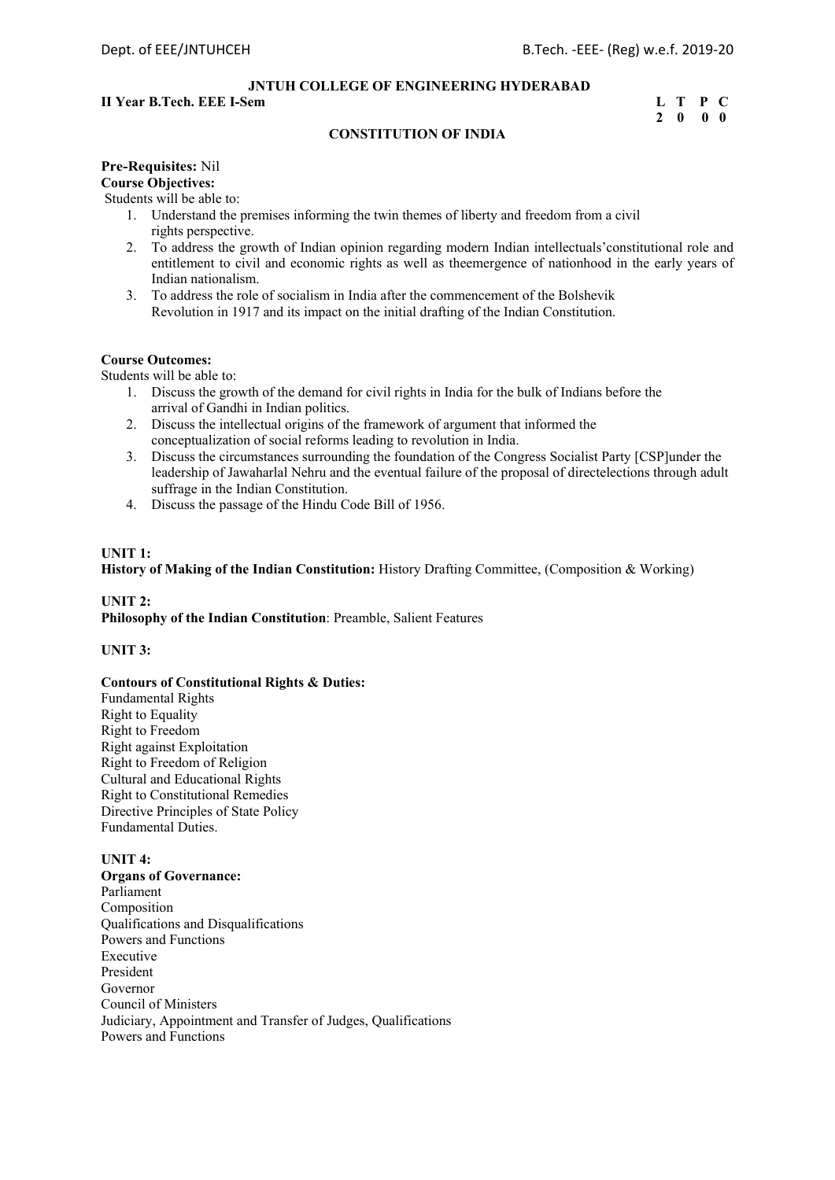**JNTUH COLLEGE OF ENGINEERING HYDERABAD**

**II Year B.Tech. EEE I-Sem**

| L | T | P | C |
|---|---|---|---|
| 2 | 0 | 0 | 0 |

**CONSTITUTION OF INDIA**

**Pre-Requisites:** Nil

**Course Objectives:**

Students will be able to:

1. Understand the premises informing the twin themes of liberty and freedom from a civil rights perspective.
2. To address the growth of Indian opinion regarding modern Indian intellectuals'constitutional role and entitlement to civil and economic rights as well as theemergence of nationhood in the early years of Indian nationalism.
3. To address the role of socialism in India after the commencement of the Bolshevik Revolution in 1917 and its impact on the initial drafting of the Indian Constitution.

**Course Outcomes:**

Students will be able to:

1. Discuss the growth of the demand for civil rights in India for the bulk of Indians before the arrival of Gandhi in Indian politics.
2. Discuss the intellectual origins of the framework of argument that informed the conceptualization of social reforms leading to revolution in India.
3. Discuss the circumstances surrounding the foundation of the Congress Socialist Party [CSP]under the leadership of Jawaharlal Nehru and the eventual failure of the proposal of directelections through adult suffrage in the Indian Constitution.
4. Discuss the passage of the Hindu Code Bill of 1956.

**UNIT 1:**

**History of Making of the Indian Constitution:** History Drafting Committee, (Composition & Working)

**UNIT 2:**

**Philosophy of the Indian Constitution**: Preamble, Salient Features

**UNIT 3:**

**Contours of Constitutional Rights & Duties:**

Fundamental Rights
Right to Equality
Right to Freedom
Right against Exploitation
Right to Freedom of Religion
Cultural and Educational Rights
Right to Constitutional Remedies
Directive Principles of State Policy
Fundamental Duties.

**UNIT 4:**

**Organs of Governance:**

Parliament
Composition
Qualifications and Disqualifications
Powers and Functions
Executive
President
Governor
Council of Ministers
Judiciary, Appointment and Transfer of Judges, Qualifications
Powers and Functions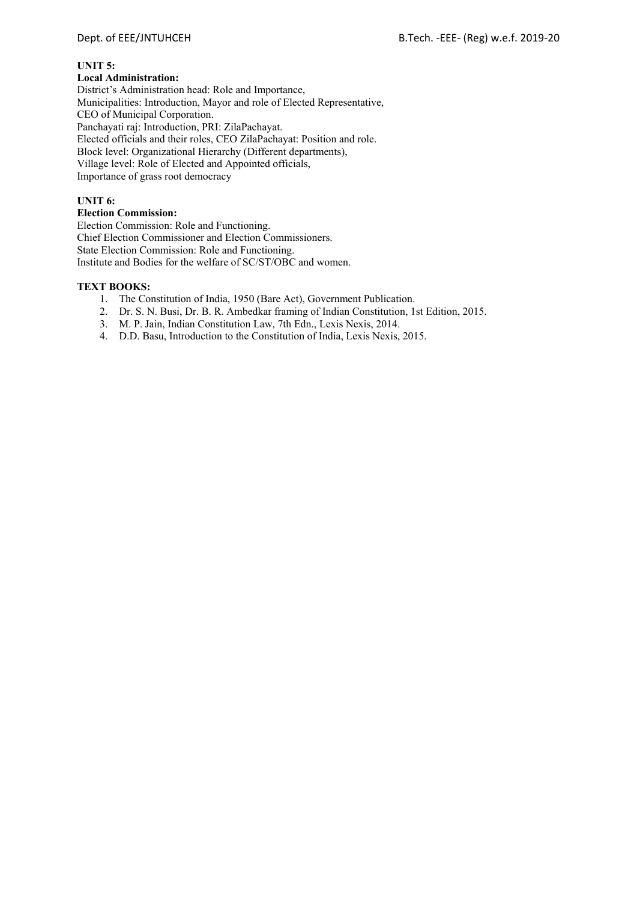**UNIT 5:**

**Local Administration:**

District's Administration head: Role and Importance,
Municipalities: Introduction, Mayor and role of Elected Representative,
CEO of Municipal Corporation.
Panchayati raj: Introduction, PRI: ZilaPachayat.
Elected officials and their roles, CEO ZilaPachayat: Position and role.
Block level: Organizational Hierarchy (Different departments),
Village level: Role of Elected and Appointed officials,
Importance of grass root democracy

**UNIT 6:**

**Election Commission:**

Election Commission: Role and Functioning.
Chief Election Commissioner and Election Commissioners.
State Election Commission: Role and Functioning.
Institute and Bodies for the welfare of SC/ST/OBC and women.

**TEXT BOOKS:**

1. The Constitution of India, 1950 (Bare Act), Government Publication.
2. Dr. S. N. Busi, Dr. B. R. Ambedkar framing of Indian Constitution, 1st Edition, 2015.
3. M. P. Jain, Indian Constitution Law, 7th Edn., Lexis Nexis, 2014.
4. D.D. Basu, Introduction to the Constitution of India, Lexis Nexis, 2015.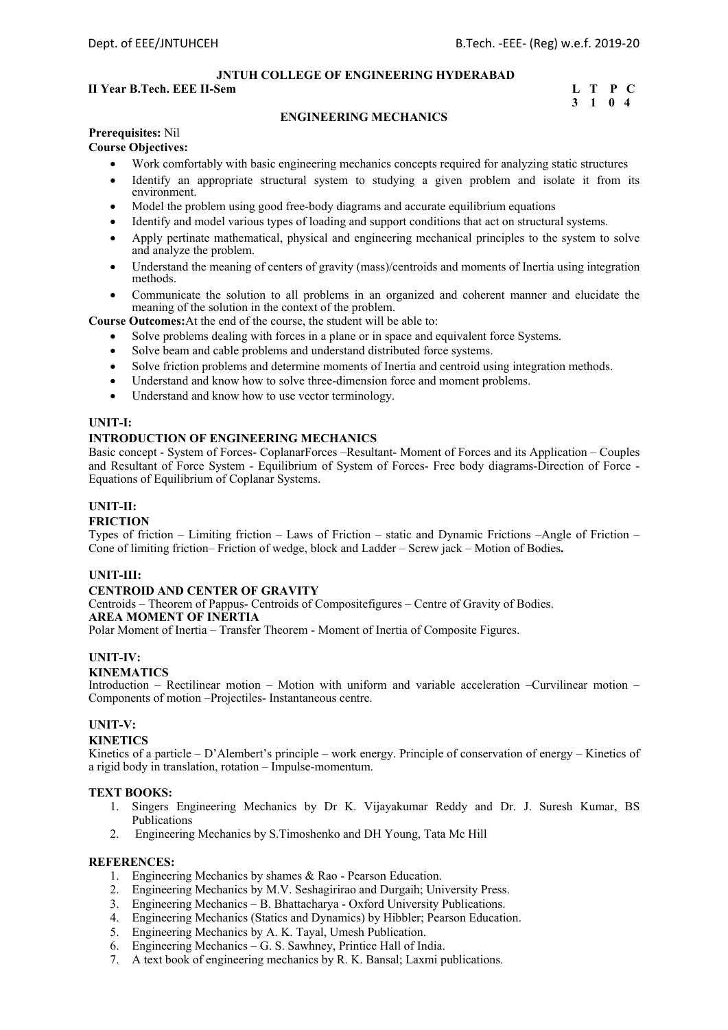**JNTUH COLLEGE OF ENGINEERING HYDERABAD**

**II Year B.Tech. EEE II-Sem**

| L | T | P | C |
|---|---|---|---|
| 3 | 1 | 0 | 4 |

**ENGINEERING MECHANICS**

**Prerequisites:** Nil

**Course Objectives:**

- Work comfortably with basic engineering mechanics concepts required for analyzing static structures
- Identify an appropriate structural system to studying a given problem and isolate it from its environment.
- Model the problem using good free-body diagrams and accurate equilibrium equations
- Identify and model various types of loading and support conditions that act on structural systems.
- Apply pertinate mathematical, physical and engineering mechanical principles to the system to solve and analyze the problem.
- Understand the meaning of centers of gravity (mass)/centroids and moments of Inertia using integration methods.
- Communicate the solution to all problems in an organized and coherent manner and elucidate the meaning of the solution in the context of the problem.

**Course Outcomes:**At the end of the course, the student will be able to:

- Solve problems dealing with forces in a plane or in space and equivalent force Systems.
- Solve beam and cable problems and understand distributed force systems.
- Solve friction problems and determine moments of Inertia and centroid using integration methods.
- Understand and know how to solve three-dimension force and moment problems.
- Understand and know how to use vector terminology.

**UNIT-I:**

**INTRODUCTION OF ENGINEERING MECHANICS**

Basic concept - System of Forces- CoplanarForces –Resultant- Moment of Forces and its Application – Couples and Resultant of Force System - Equilibrium of System of Forces- Free body diagrams-Direction of Force - Equations of Equilibrium of Coplanar Systems.

**UNIT-II:**

**FRICTION**

Types of friction – Limiting friction – Laws of Friction – static and Dynamic Frictions –Angle of Friction – Cone of limiting friction– Friction of wedge, block and Ladder – Screw jack – Motion of Bodies**.**

**UNIT-III:**

**CENTROID AND CENTER OF GRAVITY**

Centroids – Theorem of Pappus- Centroids of Compositefigures – Centre of Gravity of Bodies.

**AREA MOMENT OF INERTIA**

Polar Moment of Inertia – Transfer Theorem - Moment of Inertia of Composite Figures.

**UNIT-IV:**

**KINEMATICS**

Introduction – Rectilinear motion – Motion with uniform and variable acceleration –Curvilinear motion – Components of motion –Projectiles- Instantaneous centre.

**UNIT-V:**

**KINETICS**

Kinetics of a particle – D'Alembert's principle – work energy. Principle of conservation of energy – Kinetics of a rigid body in translation, rotation – Impulse-momentum.

**TEXT BOOKS:**

1. Singers Engineering Mechanics by Dr K. Vijayakumar Reddy and Dr. J. Suresh Kumar, BS Publications
2. Engineering Mechanics by S.Timoshenko and DH Young, Tata Mc Hill

**REFERENCES:**

1. Engineering Mechanics by shames & Rao - Pearson Education.
2. Engineering Mechanics by M.V. Seshagirirao and Durgaih; University Press.
3. Engineering Mechanics – B. Bhattacharya - Oxford University Publications.
4. Engineering Mechanics (Statics and Dynamics) by Hibbler; Pearson Education.
5. Engineering Mechanics by A. K. Tayal, Umesh Publication.
6. Engineering Mechanics – G. S. Sawhney, Printice Hall of India.
7. A text book of engineering mechanics by R. K. Bansal; Laxmi publications.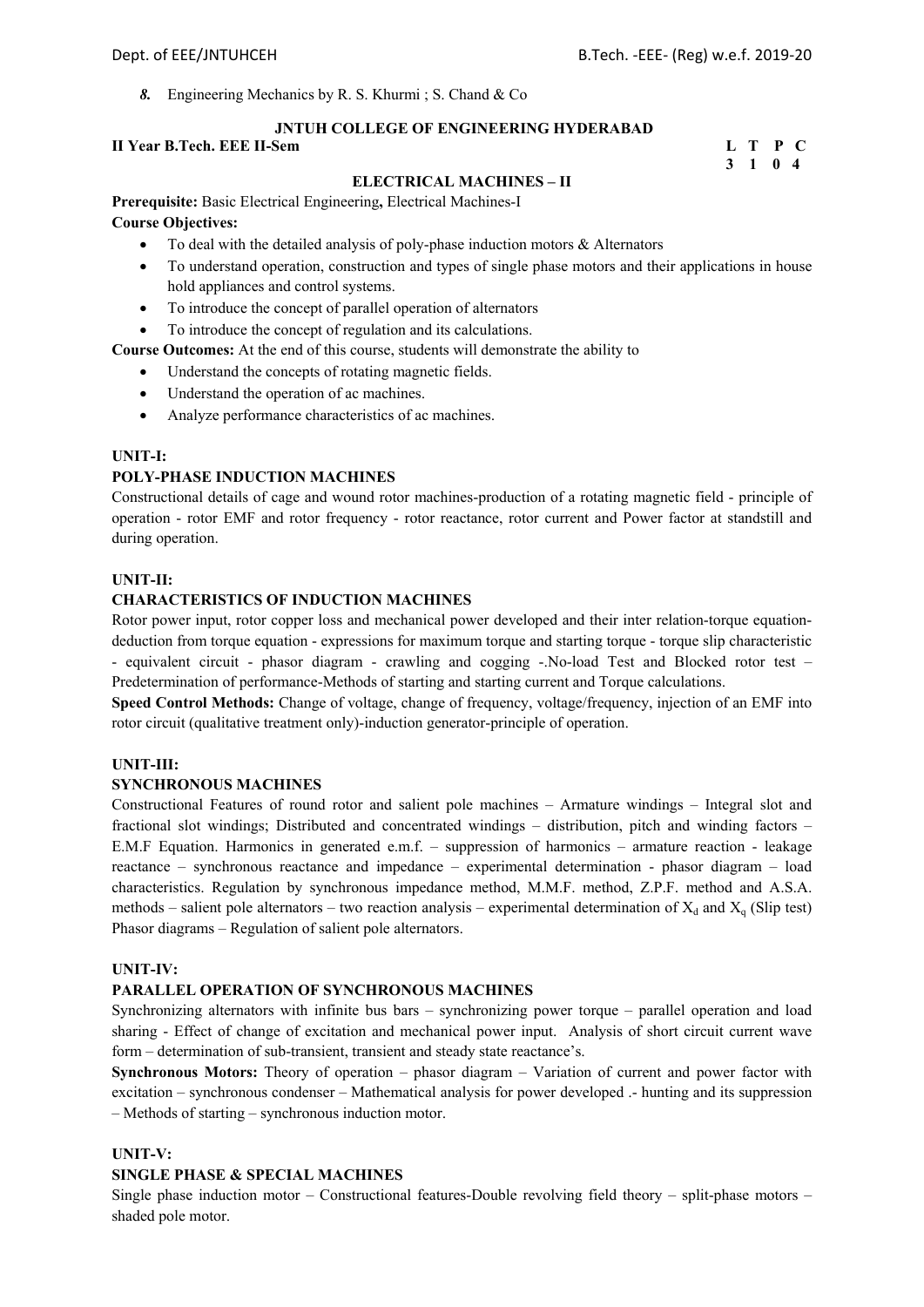*8.* Engineering Mechanics by R. S. Khurmi ; S. Chand & Co

**JNTUH COLLEGE OF ENGINEERING HYDERABAD**

**II Year B.Tech. EEE II-Sem** **L T P C**
**3 1 0 4**

**ELECTRICAL MACHINES – II**

**Prerequisite:** Basic Electrical Engineering**,** Electrical Machines-I

**Course Objectives:**

- To deal with the detailed analysis of poly-phase induction motors & Alternators
- To understand operation, construction and types of single phase motors and their applications in house hold appliances and control systems.
- To introduce the concept of parallel operation of alternators
- To introduce the concept of regulation and its calculations.

**Course Outcomes:** At the end of this course, students will demonstrate the ability to

- Understand the concepts of rotating magnetic fields.
- Understand the operation of ac machines.
- Analyze performance characteristics of ac machines.

**UNIT-I:**

**POLY-PHASE INDUCTION MACHINES**

Constructional details of cage and wound rotor machines-production of a rotating magnetic field - principle of operation - rotor EMF and rotor frequency - rotor reactance, rotor current and Power factor at standstill and during operation.

**UNIT-II:**

**CHARACTERISTICS OF INDUCTION MACHINES**

Rotor power input, rotor copper loss and mechanical power developed and their inter relation-torque equation-deduction from torque equation - expressions for maximum torque and starting torque - torque slip characteristic - equivalent circuit - phasor diagram - crawling and cogging -.No-load Test and Blocked rotor test – Predetermination of performance-Methods of starting and starting current and Torque calculations.

**Speed Control Methods:** Change of voltage, change of frequency, voltage/frequency, injection of an EMF into rotor circuit (qualitative treatment only)-induction generator-principle of operation.

**UNIT-III:**

**SYNCHRONOUS MACHINES**

Constructional Features of round rotor and salient pole machines – Armature windings – Integral slot and fractional slot windings; Distributed and concentrated windings – distribution, pitch and winding factors – E.M.F Equation. Harmonics in generated e.m.f. – suppression of harmonics – armature reaction - leakage reactance – synchronous reactance and impedance – experimental determination - phasor diagram – load characteristics. Regulation by synchronous impedance method, M.M.F. method, Z.P.F. method and A.S.A. methods – salient pole alternators – two reaction analysis – experimental determination of $X_d$ and $X_q$ (Slip test) Phasor diagrams – Regulation of salient pole alternators.

**UNIT-IV:**

**PARALLEL OPERATION OF SYNCHRONOUS MACHINES**

Synchronizing alternators with infinite bus bars – synchronizing power torque – parallel operation and load sharing - Effect of change of excitation and mechanical power input. Analysis of short circuit current wave form – determination of sub-transient, transient and steady state reactance's.

**Synchronous Motors:** Theory of operation – phasor diagram – Variation of current and power factor with excitation – synchronous condenser – Mathematical analysis for power developed .- hunting and its suppression – Methods of starting – synchronous induction motor.

**UNIT-V:**

**SINGLE PHASE & SPECIAL MACHINES**

Single phase induction motor – Constructional features-Double revolving field theory – split-phase motors – shaded pole motor.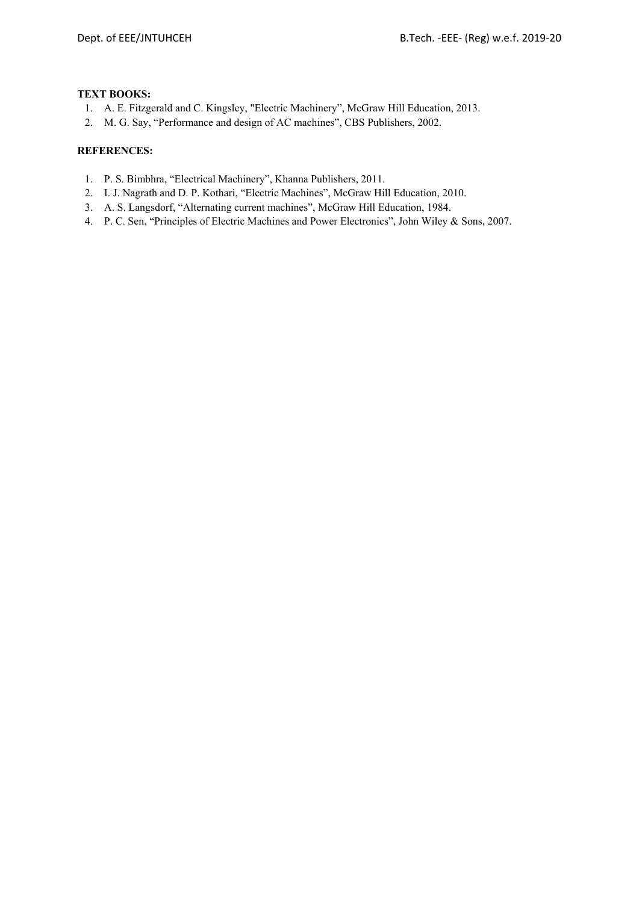**TEXT BOOKS:**

1. A. E. Fitzgerald and C. Kingsley, "Electric Machinery", McGraw Hill Education, 2013.
2. M. G. Say, "Performance and design of AC machines", CBS Publishers, 2002.

**REFERENCES:**

1. P. S. Bimbhra, "Electrical Machinery", Khanna Publishers, 2011.
2. I. J. Nagrath and D. P. Kothari, "Electric Machines", McGraw Hill Education, 2010.
3. A. S. Langsdorf, "Alternating current machines", McGraw Hill Education, 1984.
4. P. C. Sen, "Principles of Electric Machines and Power Electronics", John Wiley & Sons, 2007.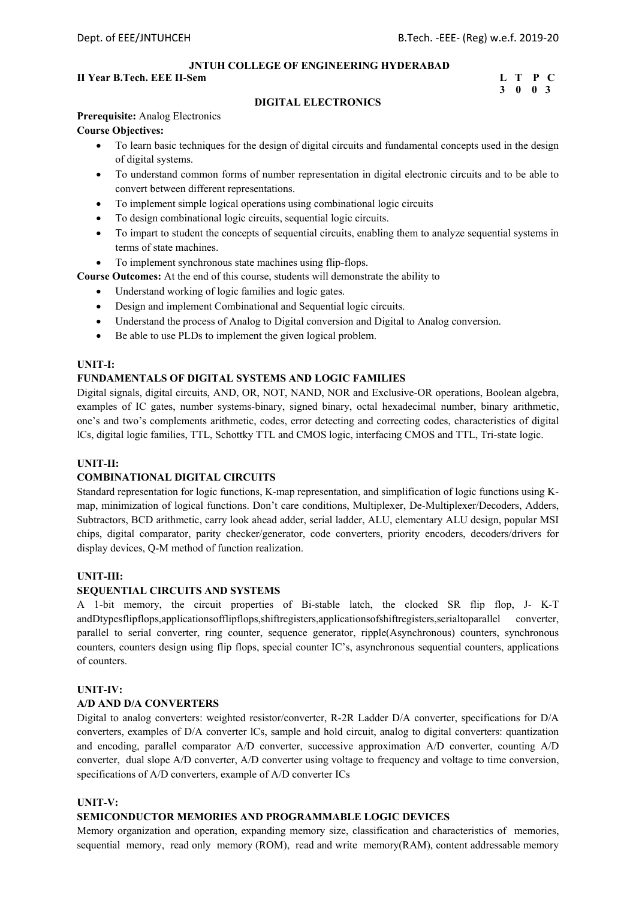**JNTUH COLLEGE OF ENGINEERING HYDERABAD**

**II Year B.Tech. EEE II-Sem**

| L | T | P | C |
|---|---|---|---|
| 3 | 0 | 0 | 3 |

**DIGITAL ELECTRONICS**

**Prerequisite:** Analog Electronics

**Course Objectives:**

- To learn basic techniques for the design of digital circuits and fundamental concepts used in the design of digital systems.
- To understand common forms of number representation in digital electronic circuits and to be able to convert between different representations.
- To implement simple logical operations using combinational logic circuits
- To design combinational logic circuits, sequential logic circuits.
- To impart to student the concepts of sequential circuits, enabling them to analyze sequential systems in terms of state machines.
- To implement synchronous state machines using flip-flops.

**Course Outcomes:** At the end of this course, students will demonstrate the ability to

- Understand working of logic families and logic gates.
- Design and implement Combinational and Sequential logic circuits.
- Understand the process of Analog to Digital conversion and Digital to Analog conversion.
- Be able to use PLDs to implement the given logical problem.

**UNIT-I:**

**FUNDAMENTALS OF DIGITAL SYSTEMS AND LOGIC FAMILIES**

Digital signals, digital circuits, AND, OR, NOT, NAND, NOR and Exclusive-OR operations, Boolean algebra, examples of IC gates, number systems-binary, signed binary, octal hexadecimal number, binary arithmetic, one's and two's complements arithmetic, codes, error detecting and correcting codes, characteristics of digital lCs, digital logic families, TTL, Schottky TTL and CMOS logic, interfacing CMOS and TTL, Tri-state logic.

**UNIT-II:**

**COMBINATIONAL DIGITAL CIRCUITS**

Standard representation for logic functions, K-map representation, and simplification of logic functions using K-map, minimization of logical functions. Don't care conditions, Multiplexer, De-Multiplexer/Decoders, Adders, Subtractors, BCD arithmetic, carry look ahead adder, serial ladder, ALU, elementary ALU design, popular MSI chips, digital comparator, parity checker/generator, code converters, priority encoders, decoders/drivers for display devices, Q-M method of function realization.

**UNIT-III:**

**SEQUENTIAL CIRCUITS AND SYSTEMS**

A 1-bit memory, the circuit properties of Bi-stable latch, the clocked SR flip flop, J- K-T andDtypesflipflops,applicationsofflipflops,shiftregisters,applicationsofshiftregisters,serialtoparallel converter, parallel to serial converter, ring counter, sequence generator, ripple(Asynchronous) counters, synchronous counters, counters design using flip flops, special counter IC's, asynchronous sequential counters, applications of counters.

**UNIT-IV:**

**A/D AND D/A CONVERTERS**

Digital to analog converters: weighted resistor/converter, R-2R Ladder D/A converter, specifications for D/A converters, examples of D/A converter lCs, sample and hold circuit, analog to digital converters: quantization and encoding, parallel comparator A/D converter, successive approximation A/D converter, counting A/D converter, dual slope A/D converter, A/D converter using voltage to frequency and voltage to time conversion, specifications of A/D converters, example of A/D converter ICs

**UNIT-V:**

**SEMICONDUCTOR MEMORIES AND PROGRAMMABLE LOGIC DEVICES**

Memory organization and operation, expanding memory size, classification and characteristics of memories, sequential memory, read only memory (ROM), read and write memory(RAM), content addressable memory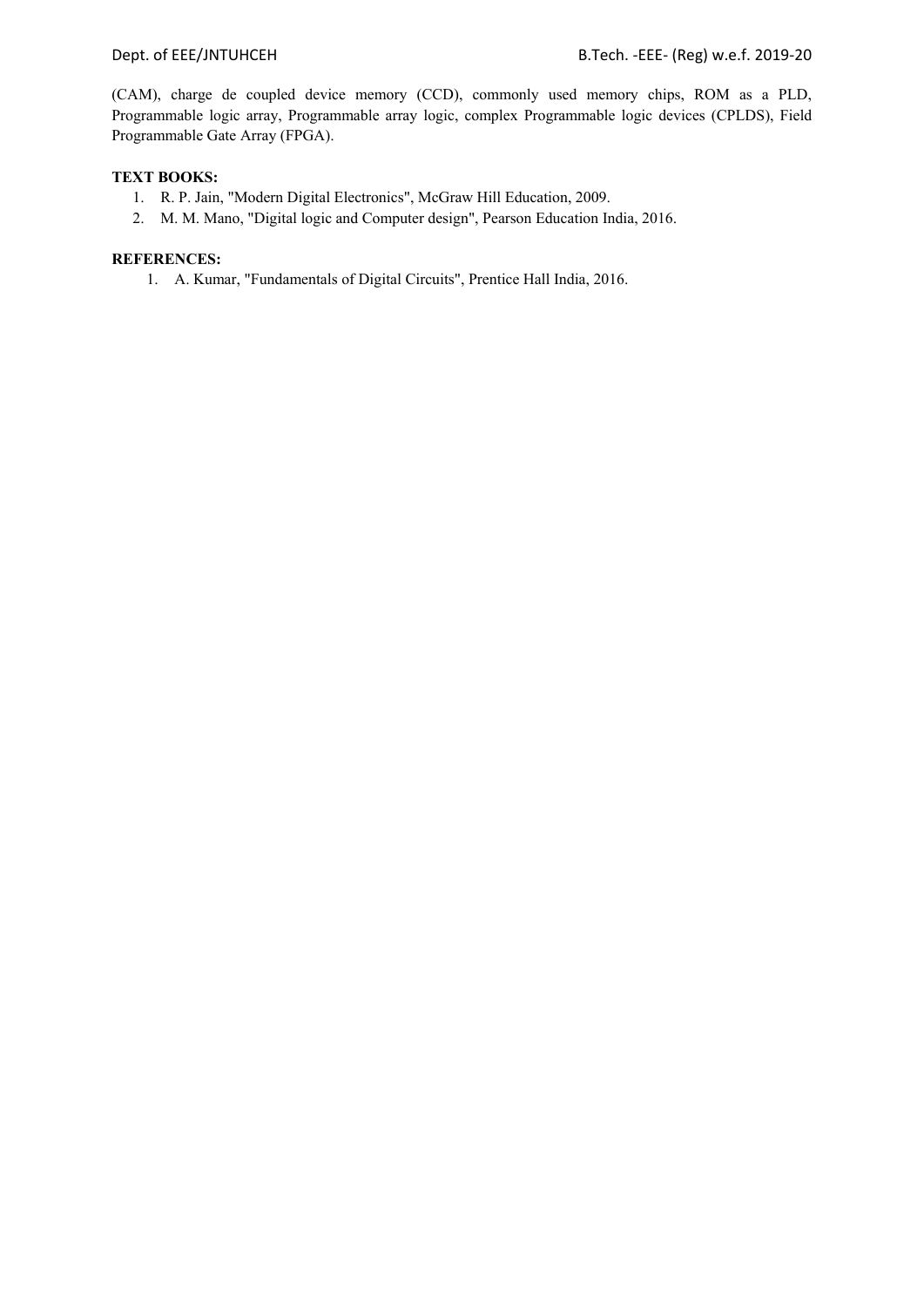(CAM), charge de coupled device memory (CCD), commonly used memory chips, ROM as a PLD, Programmable logic array, Programmable array logic, complex Programmable logic devices (CPLDS), Field Programmable Gate Array (FPGA).

**TEXT BOOKS:**

1. R. P. Jain, "Modern Digital Electronics", McGraw Hill Education, 2009.
2. M. M. Mano, "Digital logic and Computer design", Pearson Education India, 2016.

**REFERENCES:**

1. A. Kumar, "Fundamentals of Digital Circuits", Prentice Hall India, 2016.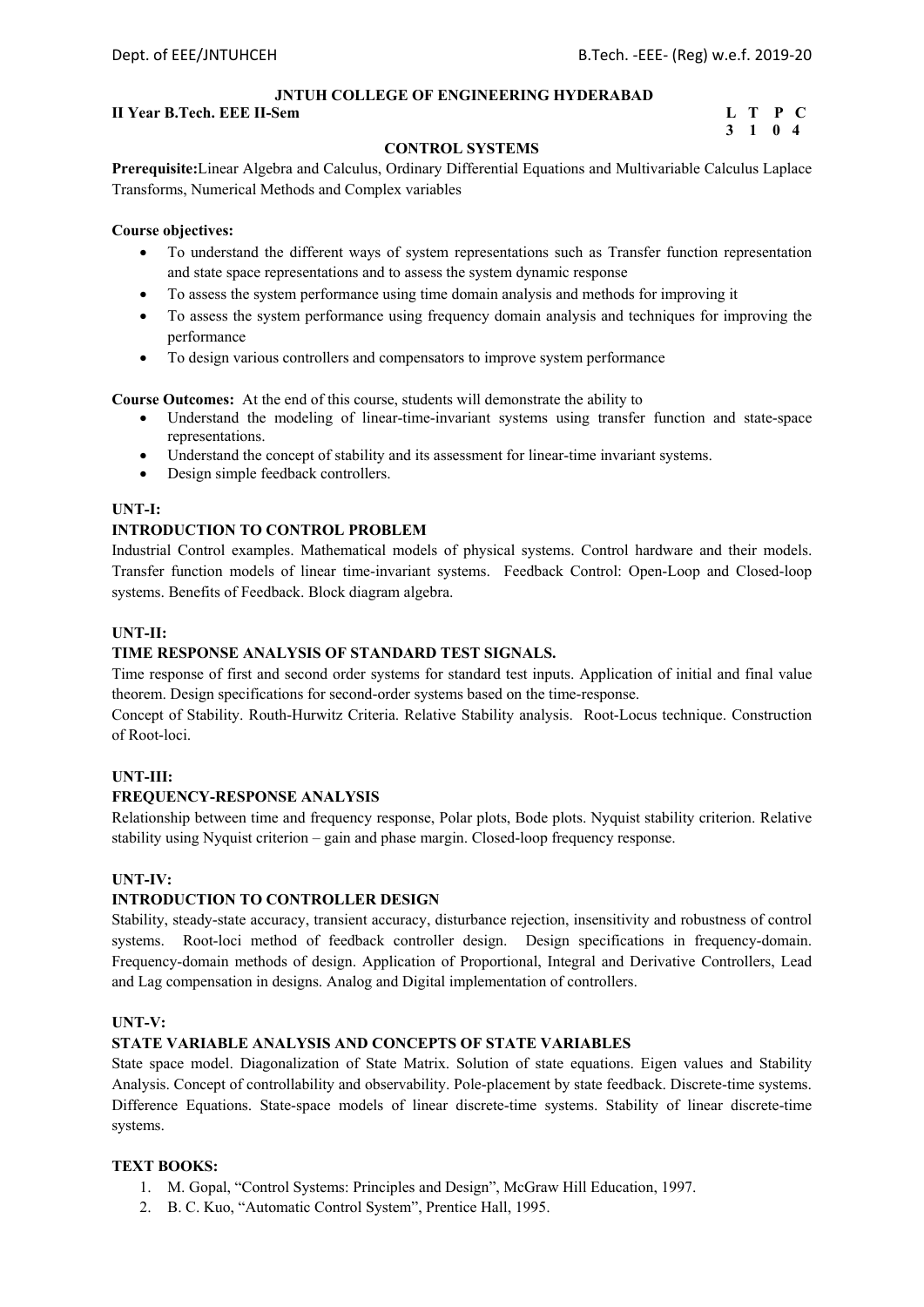**JNTUH COLLEGE OF ENGINEERING HYDERABAD**

**II Year B.Tech. EEE II-Sem**

| L | T | P | C |
|---|---|---|---|
| 3 | 1 | 0 | 4 |

## CONTROL SYSTEMS

**Prerequisite:**Linear Algebra and Calculus, Ordinary Differential Equations and Multivariable Calculus Laplace Transforms, Numerical Methods and Complex variables

**Course objectives:**

- To understand the different ways of system representations such as Transfer function representation and state space representations and to assess the system dynamic response
- To assess the system performance using time domain analysis and methods for improving it
- To assess the system performance using frequency domain analysis and techniques for improving the performance
- To design various controllers and compensators to improve system performance

**Course Outcomes:** At the end of this course, students will demonstrate the ability to

- Understand the modeling of linear-time-invariant systems using transfer function and state-space representations.
- Understand the concept of stability and its assessment for linear-time invariant systems.
- Design simple feedback controllers.

**UNT-I:**

**INTRODUCTION TO CONTROL PROBLEM**

Industrial Control examples. Mathematical models of physical systems. Control hardware and their models. Transfer function models of linear time-invariant systems. Feedback Control: Open-Loop and Closed-loop systems. Benefits of Feedback. Block diagram algebra.

**UNT-II:**

**TIME RESPONSE ANALYSIS OF STANDARD TEST SIGNALS.**

Time response of first and second order systems for standard test inputs. Application of initial and final value theorem. Design specifications for second-order systems based on the time-response.

Concept of Stability. Routh-Hurwitz Criteria. Relative Stability analysis. Root-Locus technique. Construction of Root-loci.

**UNT-III:**

**FREQUENCY-RESPONSE ANALYSIS**

Relationship between time and frequency response, Polar plots, Bode plots. Nyquist stability criterion. Relative stability using Nyquist criterion – gain and phase margin. Closed-loop frequency response.

**UNT-IV:**

**INTRODUCTION TO CONTROLLER DESIGN**

Stability, steady-state accuracy, transient accuracy, disturbance rejection, insensitivity and robustness of control systems. Root-loci method of feedback controller design. Design specifications in frequency-domain. Frequency-domain methods of design. Application of Proportional, Integral and Derivative Controllers, Lead and Lag compensation in designs. Analog and Digital implementation of controllers.

**UNT-V:**

**STATE VARIABLE ANALYSIS AND CONCEPTS OF STATE VARIABLES**

State space model. Diagonalization of State Matrix. Solution of state equations. Eigen values and Stability Analysis. Concept of controllability and observability. Pole-placement by state feedback. Discrete-time systems. Difference Equations. State-space models of linear discrete-time systems. Stability of linear discrete-time systems.

**TEXT BOOKS:**

1. M. Gopal, "Control Systems: Principles and Design", McGraw Hill Education, 1997.
2. B. C. Kuo, "Automatic Control System", Prentice Hall, 1995.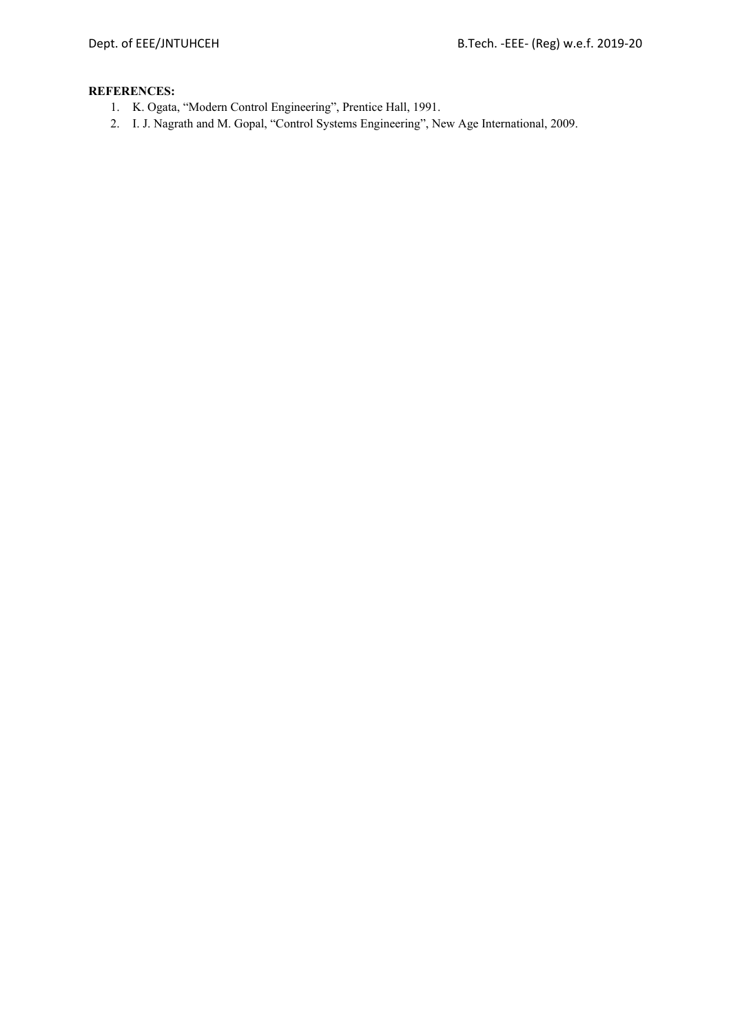**REFERENCES:**

1. K. Ogata, "Modern Control Engineering", Prentice Hall, 1991.
2. I. J. Nagrath and M. Gopal, "Control Systems Engineering", New Age International, 2009.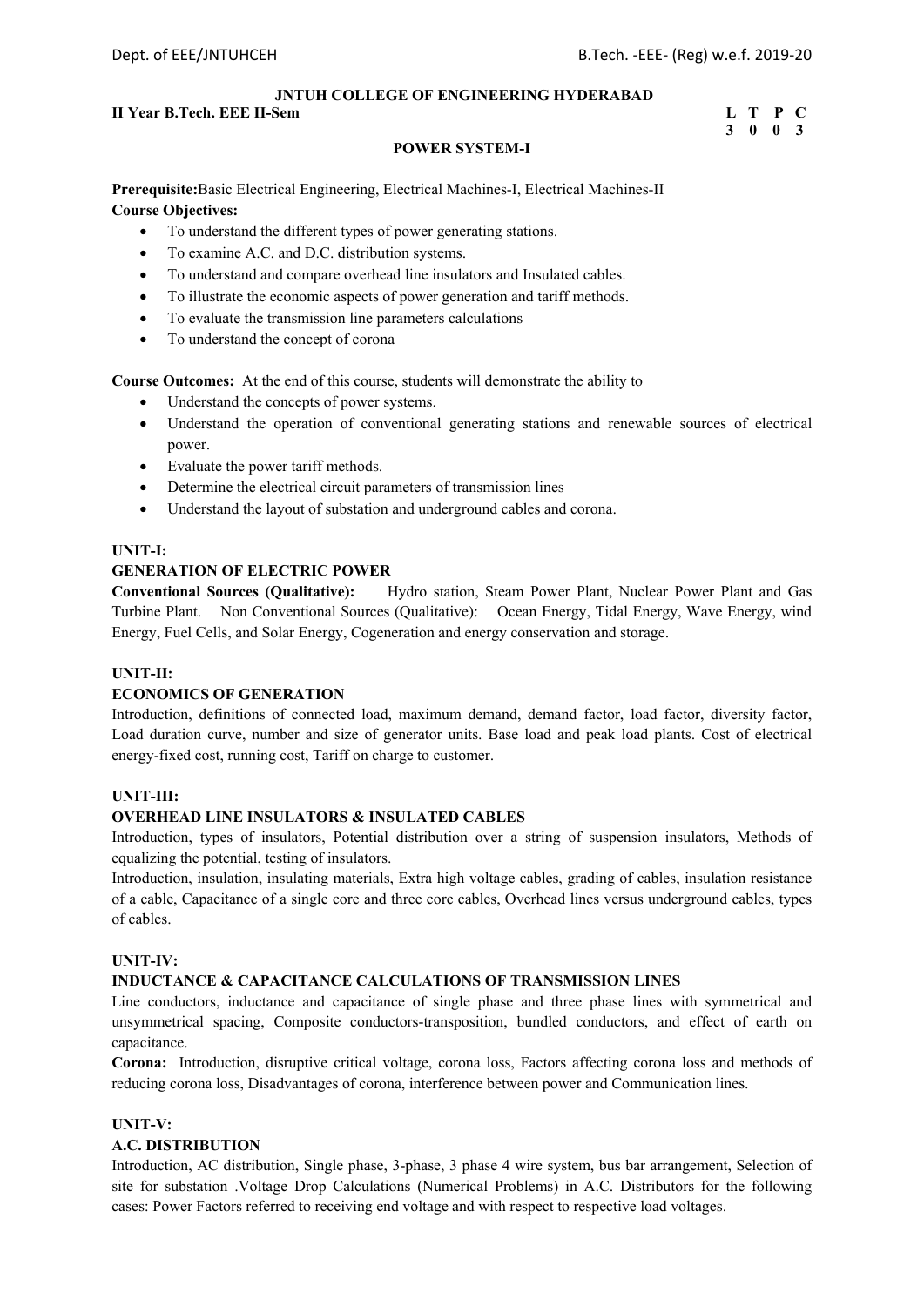**JNTUH COLLEGE OF ENGINEERING HYDERABAD**

**II Year B.Tech. EEE II-Sem**

| L | T | P | C |
|---|---|---|---|
| 3 | 0 | 0 | 3 |

## POWER SYSTEM-I

**Prerequisite:**Basic Electrical Engineering, Electrical Machines-I, Electrical Machines-II

**Course Objectives:**

- To understand the different types of power generating stations.
- To examine A.C. and D.C. distribution systems.
- To understand and compare overhead line insulators and Insulated cables.
- To illustrate the economic aspects of power generation and tariff methods.
- To evaluate the transmission line parameters calculations
- To understand the concept of corona

**Course Outcomes:** At the end of this course, students will demonstrate the ability to

- Understand the concepts of power systems.
- Understand the operation of conventional generating stations and renewable sources of electrical power.
- Evaluate the power tariff methods.
- Determine the electrical circuit parameters of transmission lines
- Understand the layout of substation and underground cables and corona.

### UNIT-I:

### GENERATION OF ELECTRIC POWER

**Conventional Sources (Qualitative):** Hydro station, Steam Power Plant, Nuclear Power Plant and Gas Turbine Plant. Non Conventional Sources (Qualitative): Ocean Energy, Tidal Energy, Wave Energy, wind Energy, Fuel Cells, and Solar Energy, Cogeneration and energy conservation and storage.

### UNIT-II:

### ECONOMICS OF GENERATION

Introduction, definitions of connected load, maximum demand, demand factor, load factor, diversity factor, Load duration curve, number and size of generator units. Base load and peak load plants. Cost of electrical energy-fixed cost, running cost, Tariff on charge to customer.

### UNIT-III:

### OVERHEAD LINE INSULATORS & INSULATED CABLES

Introduction, types of insulators, Potential distribution over a string of suspension insulators, Methods of equalizing the potential, testing of insulators.

Introduction, insulation, insulating materials, Extra high voltage cables, grading of cables, insulation resistance of a cable, Capacitance of a single core and three core cables, Overhead lines versus underground cables, types of cables.

### UNIT-IV:

### INDUCTANCE & CAPACITANCE CALCULATIONS OF TRANSMISSION LINES

Line conductors, inductance and capacitance of single phase and three phase lines with symmetrical and unsymmetrical spacing, Composite conductors-transposition, bundled conductors, and effect of earth on capacitance.

**Corona:** Introduction, disruptive critical voltage, corona loss, Factors affecting corona loss and methods of reducing corona loss, Disadvantages of corona, interference between power and Communication lines.

### UNIT-V:

### A.C. DISTRIBUTION

Introduction, AC distribution, Single phase, 3-phase, 3 phase 4 wire system, bus bar arrangement, Selection of site for substation .Voltage Drop Calculations (Numerical Problems) in A.C. Distributors for the following cases: Power Factors referred to receiving end voltage and with respect to respective load voltages.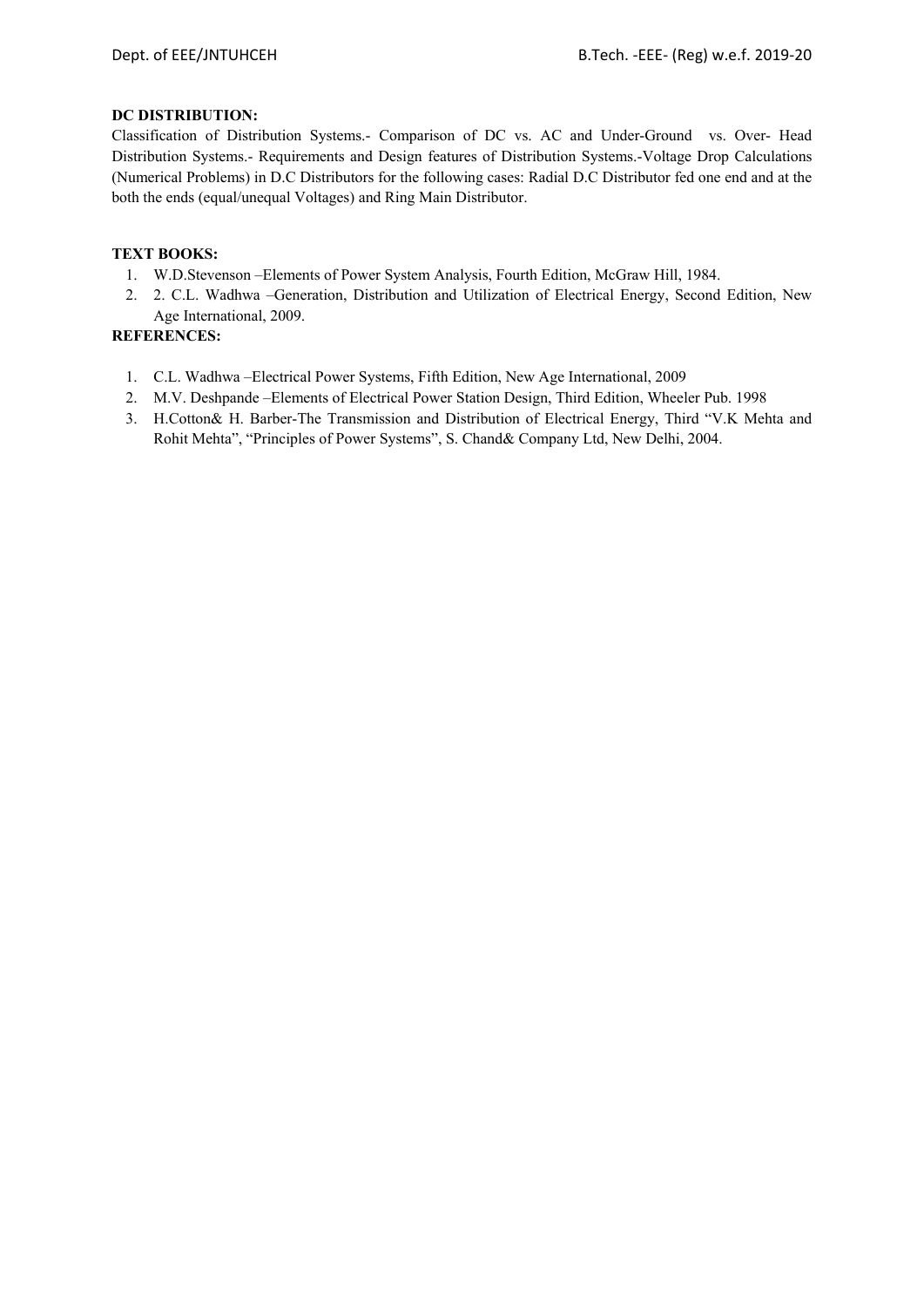**DC DISTRIBUTION:**

Classification of Distribution Systems.- Comparison of DC vs. AC and Under-Ground vs. Over- Head Distribution Systems.- Requirements and Design features of Distribution Systems.-Voltage Drop Calculations (Numerical Problems) in D.C Distributors for the following cases: Radial D.C Distributor fed one end and at the both the ends (equal/unequal Voltages) and Ring Main Distributor.

**TEXT BOOKS:**

1. W.D.Stevenson –Elements of Power System Analysis, Fourth Edition, McGraw Hill, 1984.
2. 2. C.L. Wadhwa –Generation, Distribution and Utilization of Electrical Energy, Second Edition, New Age International, 2009.

**REFERENCES:**

1. C.L. Wadhwa –Electrical Power Systems, Fifth Edition, New Age International, 2009
2. M.V. Deshpande –Elements of Electrical Power Station Design, Third Edition, Wheeler Pub. 1998
3. H.Cotton& H. Barber-The Transmission and Distribution of Electrical Energy, Third "V.K Mehta and Rohit Mehta", "Principles of Power Systems", S. Chand& Company Ltd, New Delhi, 2004.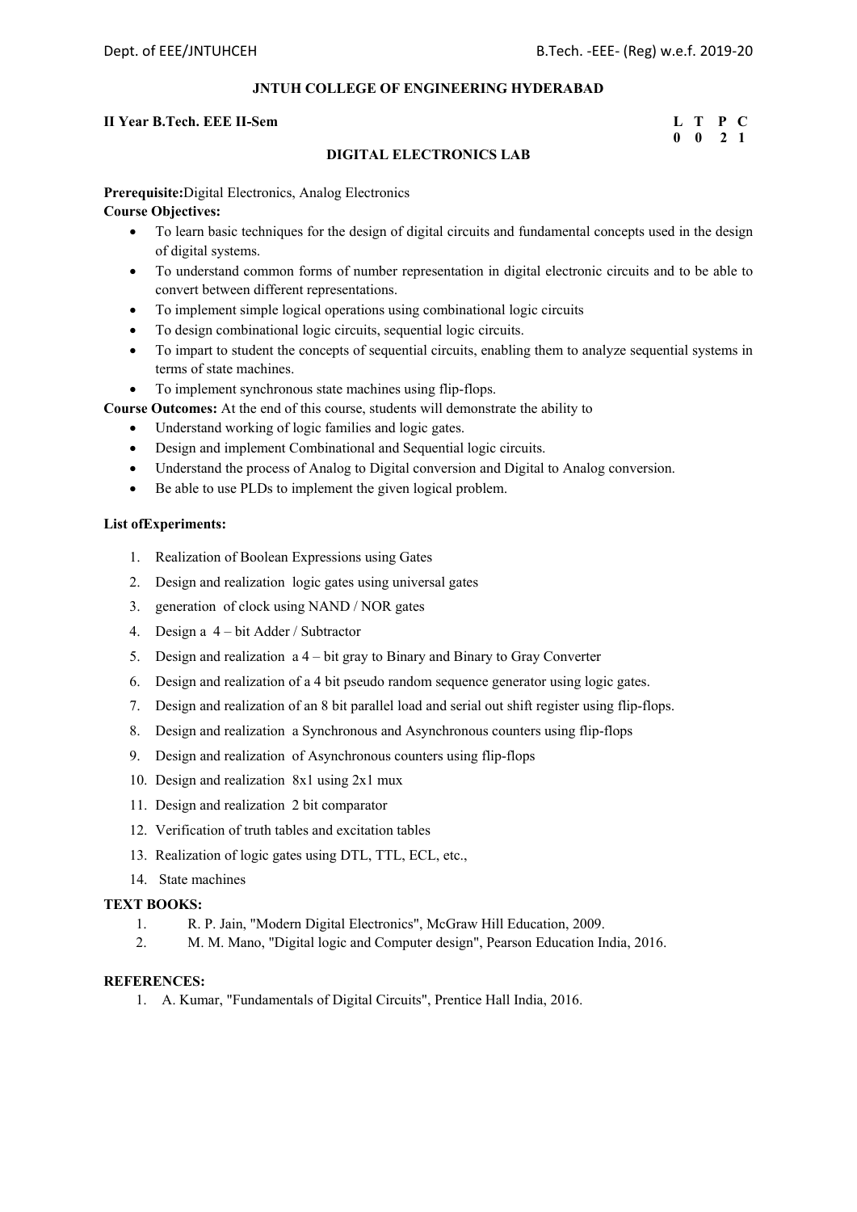**JNTUH COLLEGE OF ENGINEERING HYDERABAD**

**II Year B.Tech. EEE II-Sem**

| L | T | P | C |
|---|---|---|---|
| 0 | 0 | 2 | 1 |

## DIGITAL ELECTRONICS LAB

**Prerequisite:** Digital Electronics, Analog Electronics

**Course Objectives:**

- To learn basic techniques for the design of digital circuits and fundamental concepts used in the design of digital systems.
- To understand common forms of number representation in digital electronic circuits and to be able to convert between different representations.
- To implement simple logical operations using combinational logic circuits
- To design combinational logic circuits, sequential logic circuits.
- To impart to student the concepts of sequential circuits, enabling them to analyze sequential systems in terms of state machines.
- To implement synchronous state machines using flip-flops.

**Course Outcomes:** At the end of this course, students will demonstrate the ability to

- Understand working of logic families and logic gates.
- Design and implement Combinational and Sequential logic circuits.
- Understand the process of Analog to Digital conversion and Digital to Analog conversion.
- Be able to use PLDs to implement the given logical problem.

**List of Experiments:**

1. Realization of Boolean Expressions using Gates
2. Design and realization logic gates using universal gates
3. generation of clock using NAND / NOR gates
4. Design a 4 – bit Adder / Subtractor
5. Design and realization a 4 – bit gray to Binary and Binary to Gray Converter
6. Design and realization of a 4 bit pseudo random sequence generator using logic gates.
7. Design and realization of an 8 bit parallel load and serial out shift register using flip-flops.
8. Design and realization a Synchronous and Asynchronous counters using flip-flops
9. Design and realization of Asynchronous counters using flip-flops
10. Design and realization 8x1 using 2x1 mux
11. Design and realization 2 bit comparator
12. Verification of truth tables and excitation tables
13. Realization of logic gates using DTL, TTL, ECL, etc.,
14. State machines

**TEXT BOOKS:**

1. R. P. Jain, "Modern Digital Electronics", McGraw Hill Education, 2009.
2. M. M. Mano, "Digital logic and Computer design", Pearson Education India, 2016.

**REFERENCES:**

1. A. Kumar, "Fundamentals of Digital Circuits", Prentice Hall India, 2016.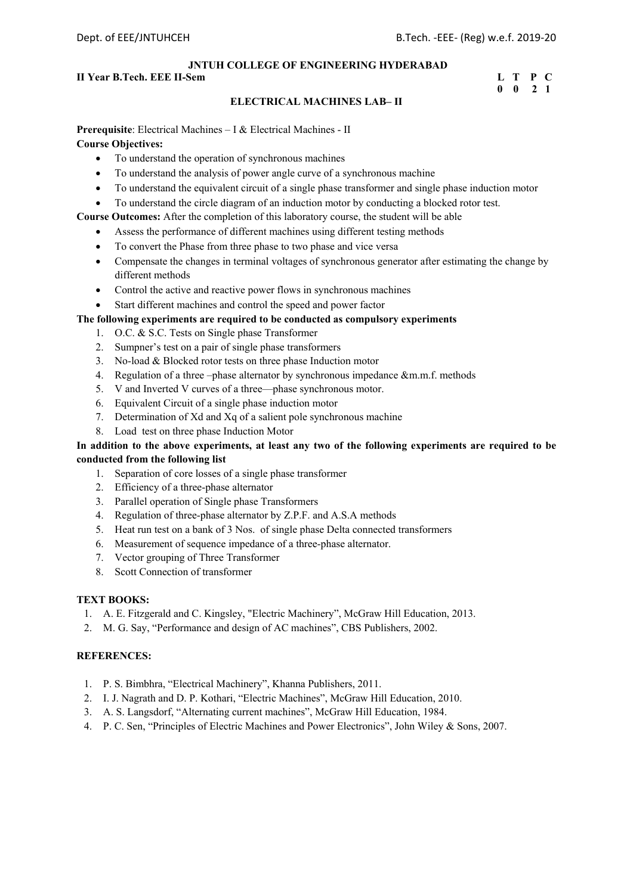**JNTUH COLLEGE OF ENGINEERING HYDERABAD**

**II Year B.Tech. EEE II-Sem**

| L | T | P | C |
|---|---|---|---|
| 0 | 0 | 2 | 1 |

## ELECTRICAL MACHINES LAB– II

**Prerequisite**: Electrical Machines – I & Electrical Machines - II

**Course Objectives:**

- To understand the operation of synchronous machines
- To understand the analysis of power angle curve of a synchronous machine
- To understand the equivalent circuit of a single phase transformer and single phase induction motor
- To understand the circle diagram of an induction motor by conducting a blocked rotor test.

**Course Outcomes:** After the completion of this laboratory course, the student will be able

- Assess the performance of different machines using different testing methods
- To convert the Phase from three phase to two phase and vice versa
- Compensate the changes in terminal voltages of synchronous generator after estimating the change by different methods
- Control the active and reactive power flows in synchronous machines
- Start different machines and control the speed and power factor

**The following experiments are required to be conducted as compulsory experiments**

1. O.C. & S.C. Tests on Single phase Transformer
2. Sumpner's test on a pair of single phase transformers
3. No-load & Blocked rotor tests on three phase Induction motor
4. Regulation of a three –phase alternator by synchronous impedance &m.m.f. methods
5. V and Inverted V curves of a three—phase synchronous motor.
6. Equivalent Circuit of a single phase induction motor
7. Determination of Xd and Xq of a salient pole synchronous machine
8. Load test on three phase Induction Motor

**In addition to the above experiments, at least any two of the following experiments are required to be conducted from the following list**

1. Separation of core losses of a single phase transformer
2. Efficiency of a three-phase alternator
3. Parallel operation of Single phase Transformers
4. Regulation of three-phase alternator by Z.P.F. and A.S.A methods
5. Heat run test on a bank of 3 Nos. of single phase Delta connected transformers
6. Measurement of sequence impedance of a three-phase alternator.
7. Vector grouping of Three Transformer
8. Scott Connection of transformer

**TEXT BOOKS:**

1. A. E. Fitzgerald and C. Kingsley, "Electric Machinery", McGraw Hill Education, 2013.
2. M. G. Say, "Performance and design of AC machines", CBS Publishers, 2002.

**REFERENCES:**

1. P. S. Bimbhra, "Electrical Machinery", Khanna Publishers, 2011.
2. I. J. Nagrath and D. P. Kothari, "Electric Machines", McGraw Hill Education, 2010.
3. A. S. Langsdorf, "Alternating current machines", McGraw Hill Education, 1984.
4. P. C. Sen, "Principles of Electric Machines and Power Electronics", John Wiley & Sons, 2007.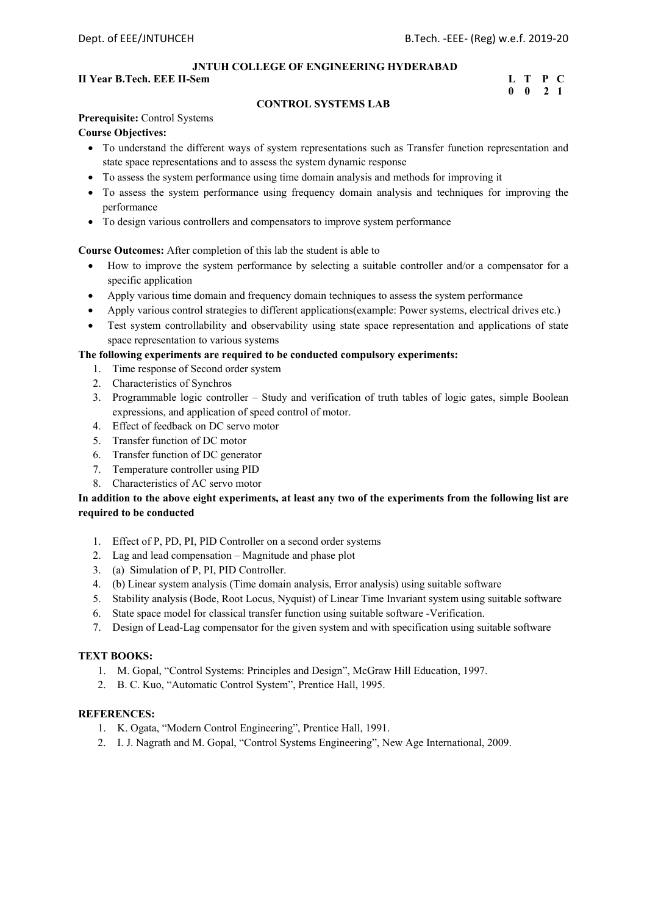**JNTUH COLLEGE OF ENGINEERING HYDERABAD**

**II Year B.Tech. EEE II-Sem**

| L | T | P | C |
|---|---|---|---|
| 0 | 0 | 2 | 1 |

## CONTROL SYSTEMS LAB

**Prerequisite:** Control Systems

**Course Objectives:**

- To understand the different ways of system representations such as Transfer function representation and state space representations and to assess the system dynamic response
- To assess the system performance using time domain analysis and methods for improving it
- To assess the system performance using frequency domain analysis and techniques for improving the performance
- To design various controllers and compensators to improve system performance

**Course Outcomes:** After completion of this lab the student is able to

- How to improve the system performance by selecting a suitable controller and/or a compensator for a specific application
- Apply various time domain and frequency domain techniques to assess the system performance
- Apply various control strategies to different applications(example: Power systems, electrical drives etc.)
- Test system controllability and observability using state space representation and applications of state space representation to various systems

**The following experiments are required to be conducted compulsory experiments:**

1. Time response of Second order system
2. Characteristics of Synchros
3. Programmable logic controller – Study and verification of truth tables of logic gates, simple Boolean expressions, and application of speed control of motor.
4. Effect of feedback on DC servo motor
5. Transfer function of DC motor
6. Transfer function of DC generator
7. Temperature controller using PID
8. Characteristics of AC servo motor

**In addition to the above eight experiments, at least any two of the experiments from the following list are required to be conducted**

1. Effect of P, PD, PI, PID Controller on a second order systems
2. Lag and lead compensation – Magnitude and phase plot
3. (a) Simulation of P, PI, PID Controller.
4. (b) Linear system analysis (Time domain analysis, Error analysis) using suitable software
5. Stability analysis (Bode, Root Locus, Nyquist) of Linear Time Invariant system using suitable software
6. State space model for classical transfer function using suitable software -Verification.
7. Design of Lead-Lag compensator for the given system and with specification using suitable software

**TEXT BOOKS:**

1. M. Gopal, "Control Systems: Principles and Design", McGraw Hill Education, 1997.
2. B. C. Kuo, "Automatic Control System", Prentice Hall, 1995.

**REFERENCES:**

1. K. Ogata, "Modern Control Engineering", Prentice Hall, 1991.
2. I. J. Nagrath and M. Gopal, "Control Systems Engineering", New Age International, 2009.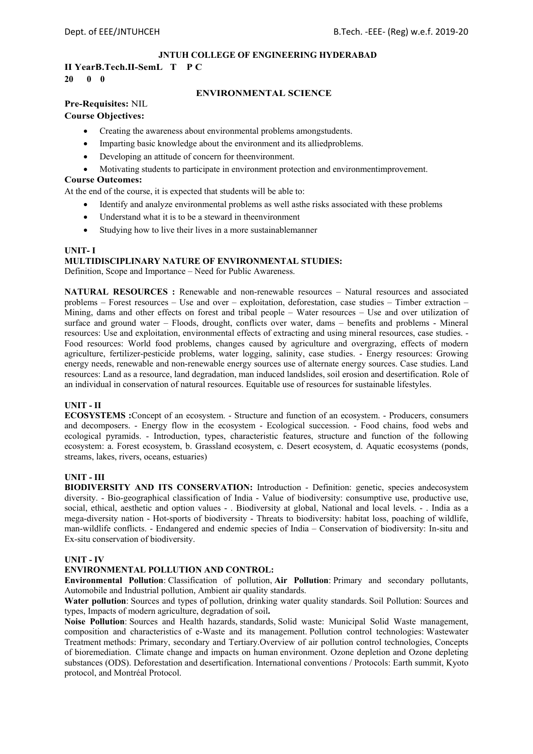**JNTUH COLLEGE OF ENGINEERING HYDERABAD**

**II YearB.Tech.II-SemL T P C**
**20 0 0**

**ENVIRONMENTAL SCIENCE**

**Pre-Requisites:** NIL

**Course Objectives:**

- Creating the awareness about environmental problems amongstudents.
- Imparting basic knowledge about the environment and its alliedproblems.
- Developing an attitude of concern for theenvironment.
- Motivating students to participate in environment protection and environmentimprovement.

**Course Outcomes:**

At the end of the course, it is expected that students will be able to:

- Identify and analyze environmental problems as well asthe risks associated with these problems
- Understand what it is to be a steward in theenvironment
- Studying how to live their lives in a more sustainablemanner

**UNIT- I**

**MULTIDISCIPLINARY NATURE OF ENVIRONMENTAL STUDIES:**
Definition, Scope and Importance – Need for Public Awareness.

**NATURAL RESOURCES :** Renewable and non-renewable resources – Natural resources and associated problems – Forest resources – Use and over – exploitation, deforestation, case studies – Timber extraction – Mining, dams and other effects on forest and tribal people – Water resources – Use and over utilization of surface and ground water – Floods, drought, conflicts over water, dams – benefits and problems - Mineral resources: Use and exploitation, environmental effects of extracting and using mineral resources, case studies. - Food resources: World food problems, changes caused by agriculture and overgrazing, effects of modern agriculture, fertilizer-pesticide problems, water logging, salinity, case studies. - Energy resources: Growing energy needs, renewable and non-renewable energy sources use of alternate energy sources. Case studies. Land resources: Land as a resource, land degradation, man induced landslides, soil erosion and desertification. Role of an individual in conservation of natural resources. Equitable use of resources for sustainable lifestyles.

**UNIT - II**

**ECOSYSTEMS :**Concept of an ecosystem. - Structure and function of an ecosystem. - Producers, consumers and decomposers. - Energy flow in the ecosystem - Ecological succession. - Food chains, food webs and ecological pyramids. - Introduction, types, characteristic features, structure and function of the following ecosystem: a. Forest ecosystem, b. Grassland ecosystem, c. Desert ecosystem, d. Aquatic ecosystems (ponds, streams, lakes, rivers, oceans, estuaries)

**UNIT - III**

**BIODIVERSITY AND ITS CONSERVATION:** Introduction - Definition: genetic, species andecosystem diversity. - Bio-geographical classification of India - Value of biodiversity: consumptive use, productive use, social, ethical, aesthetic and option values - . Biodiversity at global, National and local levels. - . India as a mega-diversity nation - Hot-sports of biodiversity - Threats to biodiversity: habitat loss, poaching of wildlife, man-wildlife conflicts. - Endangered and endemic species of India – Conservation of biodiversity: In-situ and Ex-situ conservation of biodiversity.

**UNIT - IV**

**ENVIRONMENTAL POLLUTION AND CONTROL:**

**Environmental Pollution**: Classification of pollution, **Air Pollution**: Primary and secondary pollutants, Automobile and Industrial pollution, Ambient air quality standards.

**Water pollution**: Sources and types of pollution, drinking water quality standards. Soil Pollution: Sources and types, Impacts of modern agriculture, degradation of soil**.**

**Noise Pollution**: Sources and Health hazards, standards, Solid waste: Municipal Solid Waste management, composition and characteristics of e-Waste and its management. Pollution control technologies: Wastewater Treatment methods: Primary, secondary and Tertiary.Overview of air pollution control technologies, Concepts of bioremediation. Climate change and impacts on human environment. Ozone depletion and Ozone depleting substances (ODS). Deforestation and desertification. International conventions / Protocols: Earth summit, Kyoto protocol, and Montréal Protocol.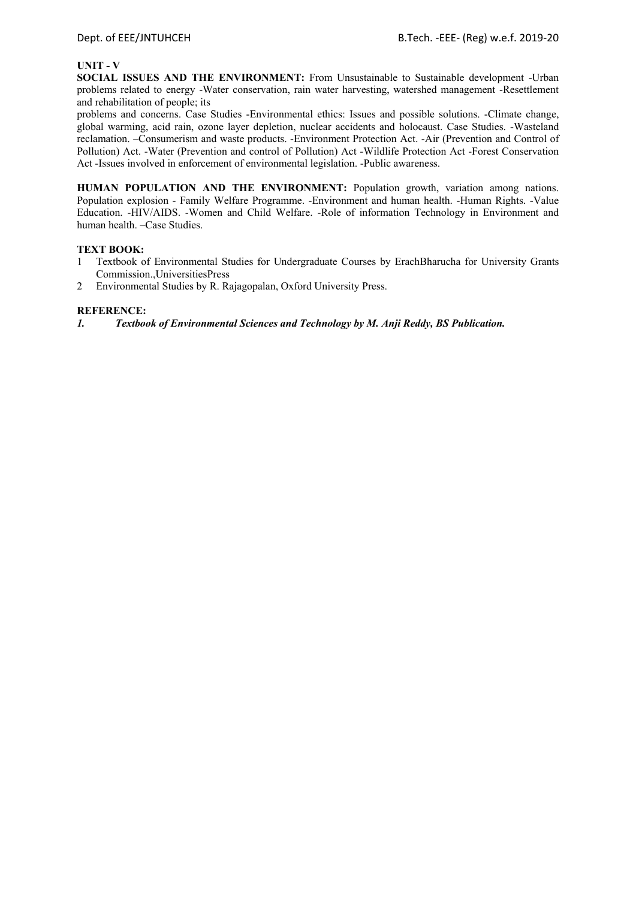**UNIT - V**

**SOCIAL ISSUES AND THE ENVIRONMENT:** From Unsustainable to Sustainable development -Urban problems related to energy -Water conservation, rain water harvesting, watershed management -Resettlement and rehabilitation of people; its

problems and concerns. Case Studies -Environmental ethics: Issues and possible solutions. -Climate change, global warming, acid rain, ozone layer depletion, nuclear accidents and holocaust. Case Studies. -Wasteland reclamation. –Consumerism and waste products. -Environment Protection Act. -Air (Prevention and Control of Pollution) Act. -Water (Prevention and control of Pollution) Act -Wildlife Protection Act -Forest Conservation Act -Issues involved in enforcement of environmental legislation. -Public awareness.

**HUMAN POPULATION AND THE ENVIRONMENT:** Population growth, variation among nations. Population explosion - Family Welfare Programme. -Environment and human health. -Human Rights. -Value Education. -HIV/AIDS. -Women and Child Welfare. -Role of information Technology in Environment and human health. –Case Studies.

**TEXT BOOK:**

1 Textbook of Environmental Studies for Undergraduate Courses by ErachBharucha for University Grants Commission.,UniversitiesPress
2 Environmental Studies by R. Rajagopalan, Oxford University Press.

**REFERENCE:**

***1. Textbook of Environmental Sciences and Technology by M. Anji Reddy, BS Publication.***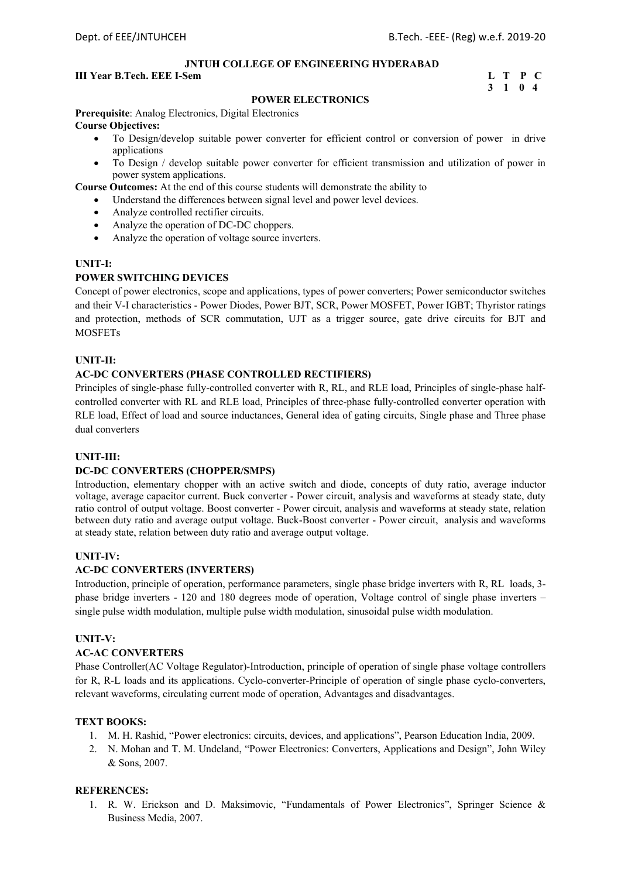**JNTUH COLLEGE OF ENGINEERING HYDERABAD**

**III Year B.Tech. EEE I-Sem**

| L | T | P | C |
|---|---|---|---|
| 3 | 1 | 0 | 4 |

## POWER ELECTRONICS

**Prerequisite**: Analog Electronics, Digital Electronics

**Course Objectives:**

- To Design/develop suitable power converter for efficient control or conversion of power in drive applications
- To Design / develop suitable power converter for efficient transmission and utilization of power in power system applications.

**Course Outcomes:** At the end of this course students will demonstrate the ability to

- Understand the differences between signal level and power level devices.
- Analyze controlled rectifier circuits.
- Analyze the operation of DC-DC choppers.
- Analyze the operation of voltage source inverters.

### UNIT-I:

### POWER SWITCHING DEVICES

Concept of power electronics, scope and applications, types of power converters; Power semiconductor switches and their V-I characteristics - Power Diodes, Power BJT, SCR, Power MOSFET, Power IGBT; Thyristor ratings and protection, methods of SCR commutation, UJT as a trigger source, gate drive circuits for BJT and MOSFETs

### UNIT-II:

### AC-DC CONVERTERS (PHASE CONTROLLED RECTIFIERS)

Principles of single-phase fully-controlled converter with R, RL, and RLE load, Principles of single-phase half-controlled converter with RL and RLE load, Principles of three-phase fully-controlled converter operation with RLE load, Effect of load and source inductances, General idea of gating circuits, Single phase and Three phase dual converters

### UNIT-III:

### DC-DC CONVERTERS (CHOPPER/SMPS)

Introduction, elementary chopper with an active switch and diode, concepts of duty ratio, average inductor voltage, average capacitor current. Buck converter - Power circuit, analysis and waveforms at steady state, duty ratio control of output voltage. Boost converter - Power circuit, analysis and waveforms at steady state, relation between duty ratio and average output voltage. Buck-Boost converter - Power circuit, analysis and waveforms at steady state, relation between duty ratio and average output voltage.

### UNIT-IV:

### AC-DC CONVERTERS (INVERTERS)

Introduction, principle of operation, performance parameters, single phase bridge inverters with R, RL loads, 3-phase bridge inverters - 120 and 180 degrees mode of operation, Voltage control of single phase inverters – single pulse width modulation, multiple pulse width modulation, sinusoidal pulse width modulation.

### UNIT-V:

### AC-AC CONVERTERS

Phase Controller(AC Voltage Regulator)-Introduction, principle of operation of single phase voltage controllers for R, R-L loads and its applications. Cyclo-converter-Principle of operation of single phase cyclo-converters, relevant waveforms, circulating current mode of operation, Advantages and disadvantages.

### TEXT BOOKS:

1. M. H. Rashid, "Power electronics: circuits, devices, and applications", Pearson Education India, 2009.
2. N. Mohan and T. M. Undeland, "Power Electronics: Converters, Applications and Design", John Wiley & Sons, 2007.

### REFERENCES:

1. R. W. Erickson and D. Maksimovic, "Fundamentals of Power Electronics", Springer Science & Business Media, 2007.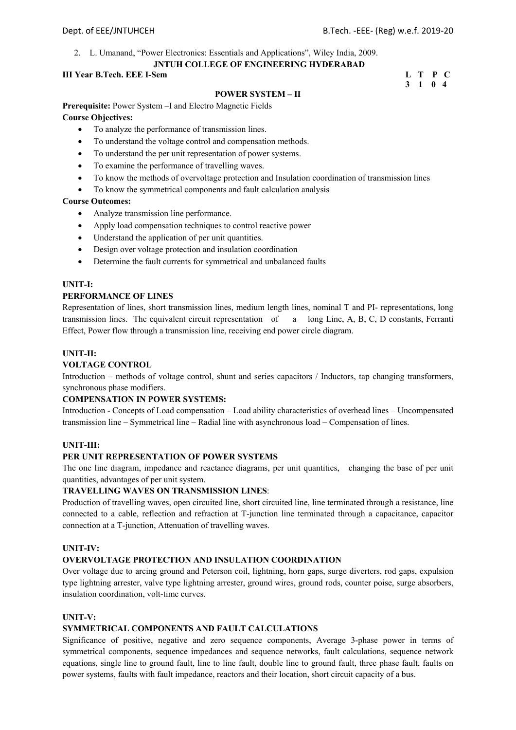2. L. Umanand, "Power Electronics: Essentials and Applications", Wiley India, 2009.

**JNTUH COLLEGE OF ENGINEERING HYDERABAD**

**III Year B.Tech. EEE I-Sem**

| L | T | P | C |
|---|---|---|---|
| 3 | 1 | 0 | 4 |

## POWER SYSTEM – II

**Prerequisite:** Power System –I and Electro Magnetic Fields

**Course Objectives:**

- To analyze the performance of transmission lines.
- To understand the voltage control and compensation methods.
- To understand the per unit representation of power systems.
- To examine the performance of travelling waves.
- To know the methods of overvoltage protection and Insulation coordination of transmission lines
- To know the symmetrical components and fault calculation analysis

**Course Outcomes:**

- Analyze transmission line performance.
- Apply load compensation techniques to control reactive power
- Understand the application of per unit quantities.
- Design over voltage protection and insulation coordination
- Determine the fault currents for symmetrical and unbalanced faults

### UNIT-I:

### PERFORMANCE OF LINES

Representation of lines, short transmission lines, medium length lines, nominal T and PI- representations, long transmission lines. The equivalent circuit representation of a long Line, A, B, C, D constants, Ferranti Effect, Power flow through a transmission line, receiving end power circle diagram.

### UNIT-II:

### VOLTAGE CONTROL

Introduction – methods of voltage control, shunt and series capacitors / Inductors, tap changing transformers, synchronous phase modifiers.

### COMPENSATION IN POWER SYSTEMS:

Introduction - Concepts of Load compensation – Load ability characteristics of overhead lines – Uncompensated transmission line – Symmetrical line – Radial line with asynchronous load – Compensation of lines.

### UNIT-III:

### PER UNIT REPRESENTATION OF POWER SYSTEMS

The one line diagram, impedance and reactance diagrams, per unit quantities, changing the base of per unit quantities, advantages of per unit system.

### TRAVELLING WAVES ON TRANSMISSION LINES:

Production of travelling waves, open circuited line, short circuited line, line terminated through a resistance, line connected to a cable, reflection and refraction at T-junction line terminated through a capacitance, capacitor connection at a T-junction, Attenuation of travelling waves.

### UNIT-IV:

### OVERVOLTAGE PROTECTION AND INSULATION COORDINATION

Over voltage due to arcing ground and Peterson coil, lightning, horn gaps, surge diverters, rod gaps, expulsion type lightning arrester, valve type lightning arrester, ground wires, ground rods, counter poise, surge absorbers, insulation coordination, volt-time curves.

### UNIT-V:

### SYMMETRICAL COMPONENTS AND FAULT CALCULATIONS

Significance of positive, negative and zero sequence components, Average 3-phase power in terms of symmetrical components, sequence impedances and sequence networks, fault calculations, sequence network equations, single line to ground fault, line to line fault, double line to ground fault, three phase fault, faults on power systems, faults with fault impedance, reactors and their location, short circuit capacity of a bus.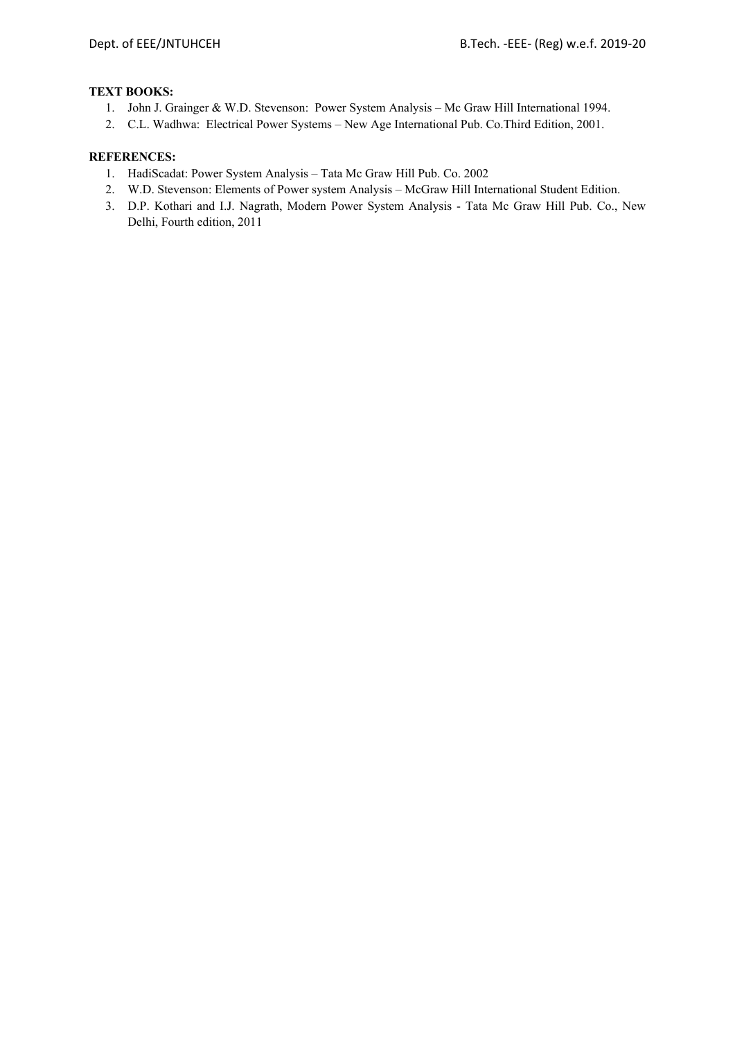**TEXT BOOKS:**

1. John J. Grainger & W.D. Stevenson: Power System Analysis – Mc Graw Hill International 1994.
2. C.L. Wadhwa: Electrical Power Systems – New Age International Pub. Co.Third Edition, 2001.

**REFERENCES:**

1. HadiScadat: Power System Analysis – Tata Mc Graw Hill Pub. Co. 2002
2. W.D. Stevenson: Elements of Power system Analysis – McGraw Hill International Student Edition.
3. D.P. Kothari and I.J. Nagrath, Modern Power System Analysis - Tata Mc Graw Hill Pub. Co., New Delhi, Fourth edition, 2011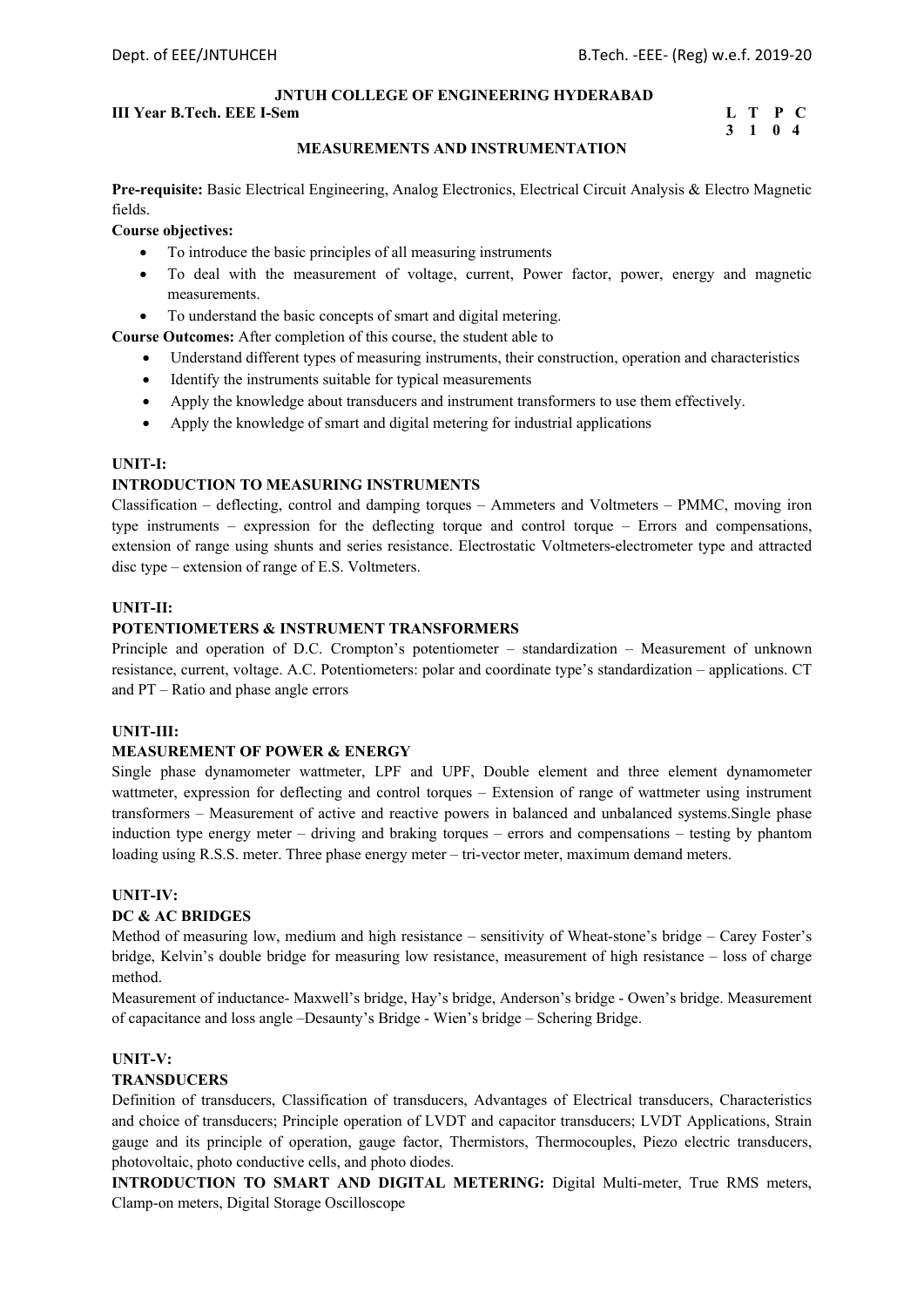**JNTUH COLLEGE OF ENGINEERING HYDERABAD**

**III Year B.Tech. EEE I-Sem**

| L | T | P | C |
|---|---|---|---|
| 3 | 1 | 0 | 4 |

**MEASUREMENTS AND INSTRUMENTATION**

**Pre-requisite:** Basic Electrical Engineering, Analog Electronics, Electrical Circuit Analysis & Electro Magnetic fields.

**Course objectives:**

- To introduce the basic principles of all measuring instruments
- To deal with the measurement of voltage, current, Power factor, power, energy and magnetic measurements.
- To understand the basic concepts of smart and digital metering.

**Course Outcomes:** After completion of this course, the student able to

- Understand different types of measuring instruments, their construction, operation and characteristics
- Identify the instruments suitable for typical measurements
- Apply the knowledge about transducers and instrument transformers to use them effectively.
- Apply the knowledge of smart and digital metering for industrial applications

**UNIT-I:**

**INTRODUCTION TO MEASURING INSTRUMENTS**

Classification – deflecting, control and damping torques – Ammeters and Voltmeters – PMMC, moving iron type instruments – expression for the deflecting torque and control torque – Errors and compensations, extension of range using shunts and series resistance. Electrostatic Voltmeters-electrometer type and attracted disc type – extension of range of E.S. Voltmeters.

**UNIT-II:**

**POTENTIOMETERS & INSTRUMENT TRANSFORMERS**

Principle and operation of D.C. Crompton's potentiometer – standardization – Measurement of unknown resistance, current, voltage. A.C. Potentiometers: polar and coordinate type's standardization – applications. CT and PT – Ratio and phase angle errors

**UNIT-III:**

**MEASUREMENT OF POWER & ENERGY**

Single phase dynamometer wattmeter, LPF and UPF, Double element and three element dynamometer wattmeter, expression for deflecting and control torques – Extension of range of wattmeter using instrument transformers – Measurement of active and reactive powers in balanced and unbalanced systems.Single phase induction type energy meter – driving and braking torques – errors and compensations – testing by phantom loading using R.S.S. meter. Three phase energy meter – tri-vector meter, maximum demand meters.

**UNIT-IV:**

**DC & AC BRIDGES**

Method of measuring low, medium and high resistance – sensitivity of Wheat-stone's bridge – Carey Foster's bridge, Kelvin's double bridge for measuring low resistance, measurement of high resistance – loss of charge method.

Measurement of inductance- Maxwell's bridge, Hay's bridge, Anderson's bridge - Owen's bridge. Measurement of capacitance and loss angle –Desaunty's Bridge - Wien's bridge – Schering Bridge.

**UNIT-V:**

**TRANSDUCERS**

Definition of transducers, Classification of transducers, Advantages of Electrical transducers, Characteristics and choice of transducers; Principle operation of LVDT and capacitor transducers; LVDT Applications, Strain gauge and its principle of operation, gauge factor, Thermistors, Thermocouples, Piezo electric transducers, photovoltaic, photo conductive cells, and photo diodes.

**INTRODUCTION TO SMART AND DIGITAL METERING:** Digital Multi-meter, True RMS meters, Clamp-on meters, Digital Storage Oscilloscope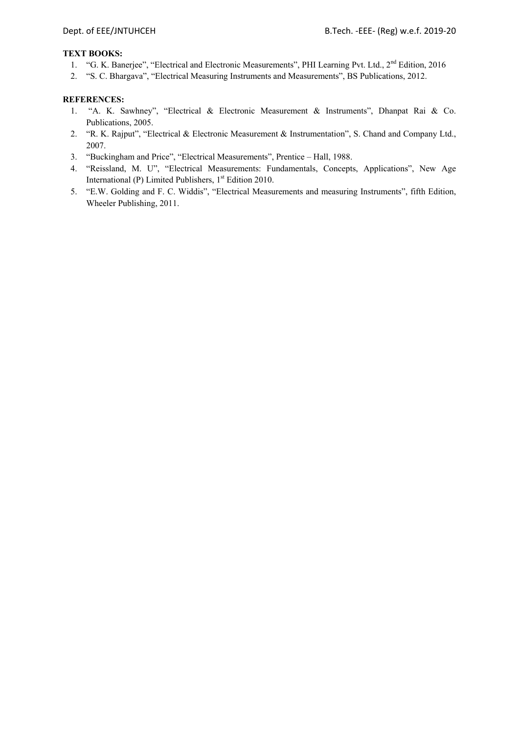**TEXT BOOKS:**

1. "G. K. Banerjee", "Electrical and Electronic Measurements", PHI Learning Pvt. Ltd., 2nd Edition, 2016
2. "S. C. Bhargava", "Electrical Measuring Instruments and Measurements", BS Publications, 2012.

**REFERENCES:**

1. "A. K. Sawhney", "Electrical & Electronic Measurement & Instruments", Dhanpat Rai & Co. Publications, 2005.
2. "R. K. Rajput", "Electrical & Electronic Measurement & Instrumentation", S. Chand and Company Ltd., 2007.
3. "Buckingham and Price", "Electrical Measurements", Prentice – Hall, 1988.
4. "Reissland, M. U", "Electrical Measurements: Fundamentals, Concepts, Applications", New Age International (P) Limited Publishers, 1st Edition 2010.
5. "E.W. Golding and F. C. Widdis", "Electrical Measurements and measuring Instruments", fifth Edition, Wheeler Publishing, 2011.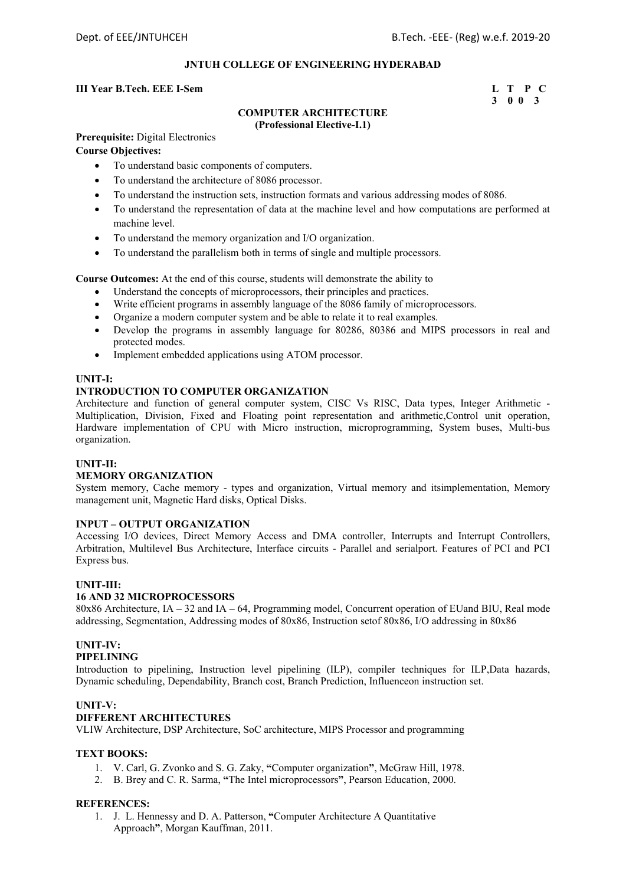**JNTUH COLLEGE OF ENGINEERING HYDERABAD**

**III Year B.Tech. EEE I-Sem**

| L | T | P | C |
|---|---|---|---|
| 3 | 0 | 0 | 3 |

**COMPUTER ARCHITECTURE**
**(Professional Elective-I.1)**

**Prerequisite:** Digital Electronics

**Course Objectives:**

- To understand basic components of computers.
- To understand the architecture of 8086 processor.
- To understand the instruction sets, instruction formats and various addressing modes of 8086.
- To understand the representation of data at the machine level and how computations are performed at machine level.
- To understand the memory organization and I/O organization.
- To understand the parallelism both in terms of single and multiple processors.

**Course Outcomes:** At the end of this course, students will demonstrate the ability to

- Understand the concepts of microprocessors, their principles and practices.
- Write efficient programs in assembly language of the 8086 family of microprocessors.
- Organize a modern computer system and be able to relate it to real examples.
- Develop the programs in assembly language for 80286, 80386 and MIPS processors in real and protected modes.
- Implement embedded applications using ATOM processor.

**UNIT-I:**

**INTRODUCTION TO COMPUTER ORGANIZATION**

Architecture and function of general computer system, CISC Vs RISC, Data types, Integer Arithmetic - Multiplication, Division, Fixed and Floating point representation and arithmetic,Control unit operation, Hardware implementation of CPU with Micro instruction, microprogramming, System buses, Multi-bus organization.

**UNIT-II:**

**MEMORY ORGANIZATION**

System memory, Cache memory - types and organization, Virtual memory and itsimplementation, Memory management unit, Magnetic Hard disks, Optical Disks.

**INPUT – OUTPUT ORGANIZATION**

Accessing I/O devices, Direct Memory Access and DMA controller, Interrupts and Interrupt Controllers, Arbitration, Multilevel Bus Architecture, Interface circuits - Parallel and serialport. Features of PCI and PCI Express bus.

**UNIT-III:**

**16 AND 32 MICROPROCESSORS**

80x86 Architecture, IA – 32 and IA – 64, Programming model, Concurrent operation of EUand BIU, Real mode addressing, Segmentation, Addressing modes of 80x86, Instruction setof 80x86, I/O addressing in 80x86

**UNIT-IV:**

**PIPELINING**

Introduction to pipelining, Instruction level pipelining (ILP), compiler techniques for ILP,Data hazards, Dynamic scheduling, Dependability, Branch cost, Branch Prediction, Influenceon instruction set.

**UNIT-V:**

**DIFFERENT ARCHITECTURES**

VLIW Architecture, DSP Architecture, SoC architecture, MIPS Processor and programming

**TEXT BOOKS:**

1. V. Carl, G. Zvonko and S. G. Zaky, **"**Computer organization**"**, McGraw Hill, 1978.
2. B. Brey and C. R. Sarma, **"**The Intel microprocessors**"**, Pearson Education, 2000.

**REFERENCES:**

1. J. L. Hennessy and D. A. Patterson, **"**Computer Architecture A Quantitative Approach**"**, Morgan Kauffman, 2011.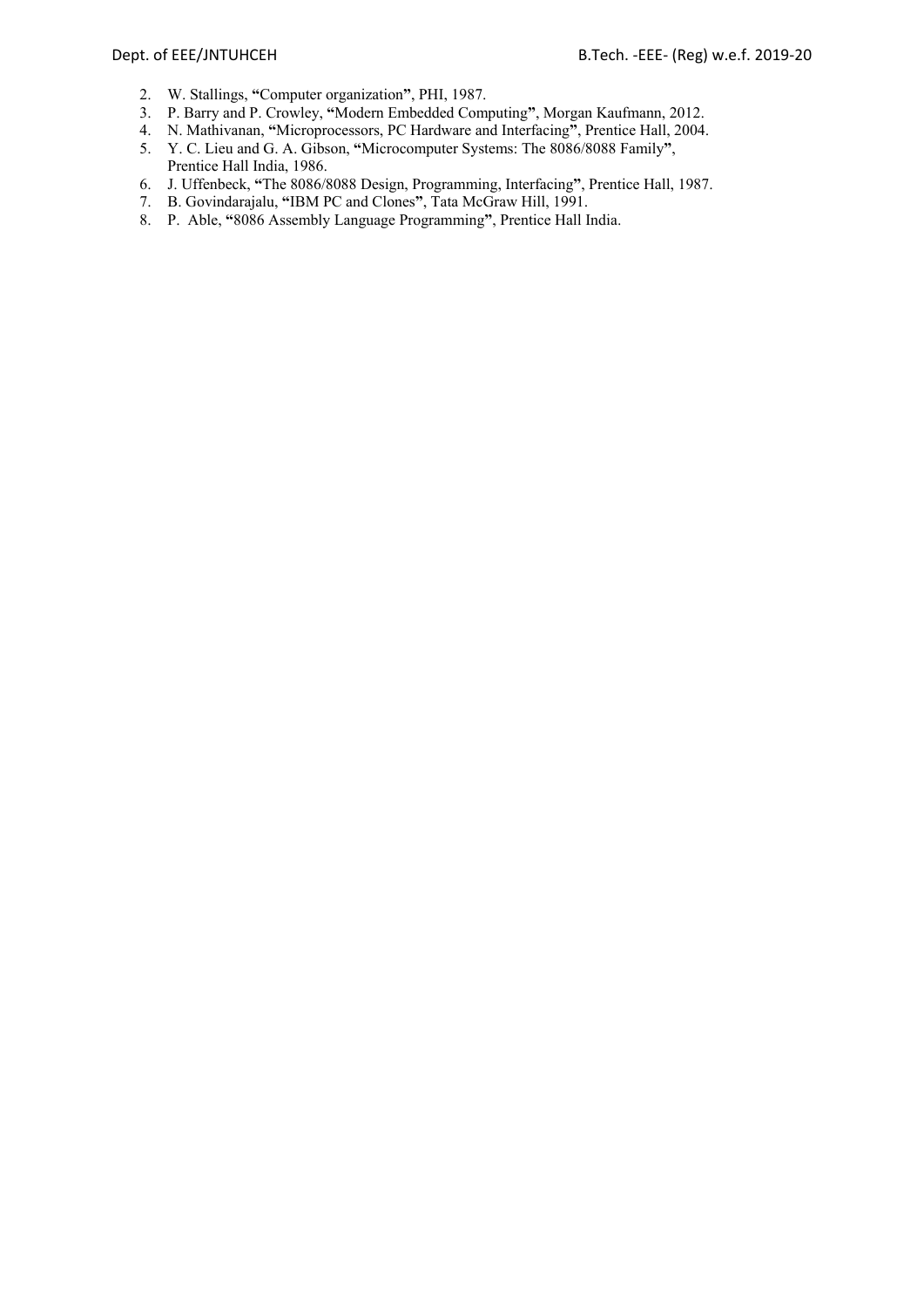2. W. Stallings, **"**Computer organization**"**, PHI, 1987.
3. P. Barry and P. Crowley, **"**Modern Embedded Computing**"**, Morgan Kaufmann, 2012.
4. N. Mathivanan, **"**Microprocessors, PC Hardware and Interfacing**"**, Prentice Hall, 2004.
5. Y. C. Lieu and G. A. Gibson, **"**Microcomputer Systems: The 8086/8088 Family**"**, Prentice Hall India, 1986.
6. J. Uffenbeck, **"**The 8086/8088 Design, Programming, Interfacing**"**, Prentice Hall, 1987.
7. B. Govindarajalu, **"**IBM PC and Clones**"**, Tata McGraw Hill, 1991.
8. P. Able, **"**8086 Assembly Language Programming**"**, Prentice Hall India.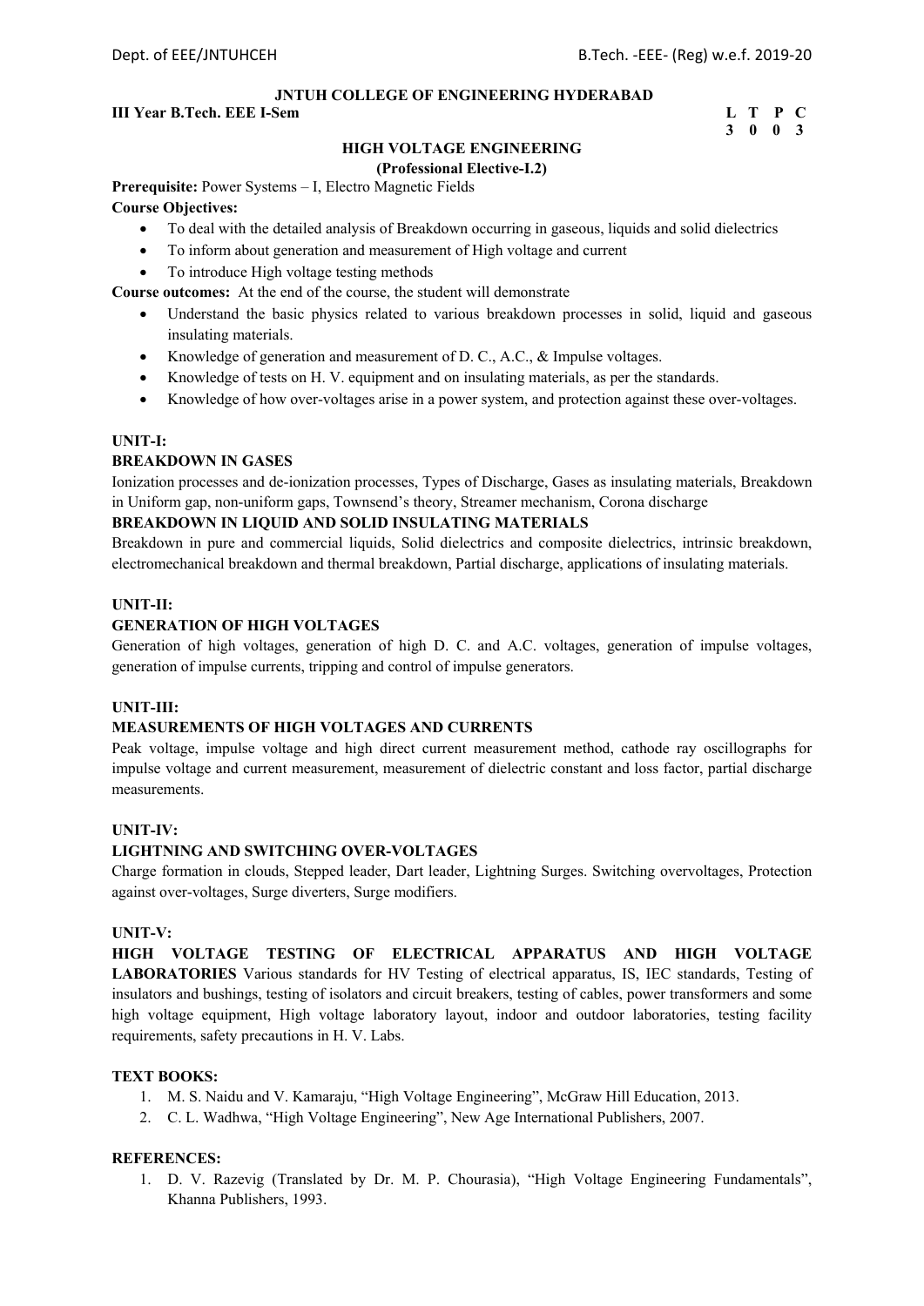**JNTUH COLLEGE OF ENGINEERING HYDERABAD**

**III Year B.Tech. EEE I-Sem**

| L | T | P | C |
|---|---|---|---|
| 3 | 0 | 0 | 3 |

## HIGH VOLTAGE ENGINEERING
### (Professional Elective-I.2)

**Prerequisite:** Power Systems – I, Electro Magnetic Fields

**Course Objectives:**

- To deal with the detailed analysis of Breakdown occurring in gaseous, liquids and solid dielectrics
- To inform about generation and measurement of High voltage and current
- To introduce High voltage testing methods

**Course outcomes:** At the end of the course, the student will demonstrate

- Understand the basic physics related to various breakdown processes in solid, liquid and gaseous insulating materials.
- Knowledge of generation and measurement of D. C., A.C., & Impulse voltages.
- Knowledge of tests on H. V. equipment and on insulating materials, as per the standards.
- Knowledge of how over-voltages arise in a power system, and protection against these over-voltages.

**UNIT-I:**

**BREAKDOWN IN GASES**

Ionization processes and de-ionization processes, Types of Discharge, Gases as insulating materials, Breakdown in Uniform gap, non-uniform gaps, Townsend's theory, Streamer mechanism, Corona discharge

**BREAKDOWN IN LIQUID AND SOLID INSULATING MATERIALS**

Breakdown in pure and commercial liquids, Solid dielectrics and composite dielectrics, intrinsic breakdown, electromechanical breakdown and thermal breakdown, Partial discharge, applications of insulating materials.

**UNIT-II:**

**GENERATION OF HIGH VOLTAGES**

Generation of high voltages, generation of high D. C. and A.C. voltages, generation of impulse voltages, generation of impulse currents, tripping and control of impulse generators.

**UNIT-III:**

**MEASUREMENTS OF HIGH VOLTAGES AND CURRENTS**

Peak voltage, impulse voltage and high direct current measurement method, cathode ray oscillographs for impulse voltage and current measurement, measurement of dielectric constant and loss factor, partial discharge measurements.

**UNIT-IV:**

**LIGHTNING AND SWITCHING OVER-VOLTAGES**

Charge formation in clouds, Stepped leader, Dart leader, Lightning Surges. Switching overvoltages, Protection against over-voltages, Surge diverters, Surge modifiers.

**UNIT-V:**

**HIGH VOLTAGE TESTING OF ELECTRICAL APPARATUS AND HIGH VOLTAGE LABORATORIES** Various standards for HV Testing of electrical apparatus, IS, IEC standards, Testing of insulators and bushings, testing of isolators and circuit breakers, testing of cables, power transformers and some high voltage equipment, High voltage laboratory layout, indoor and outdoor laboratories, testing facility requirements, safety precautions in H. V. Labs.

**TEXT BOOKS:**

1. M. S. Naidu and V. Kamaraju, "High Voltage Engineering", McGraw Hill Education, 2013.
2. C. L. Wadhwa, "High Voltage Engineering", New Age International Publishers, 2007.

**REFERENCES:**

1. D. V. Razevig (Translated by Dr. M. P. Chourasia), "High Voltage Engineering Fundamentals", Khanna Publishers, 1993.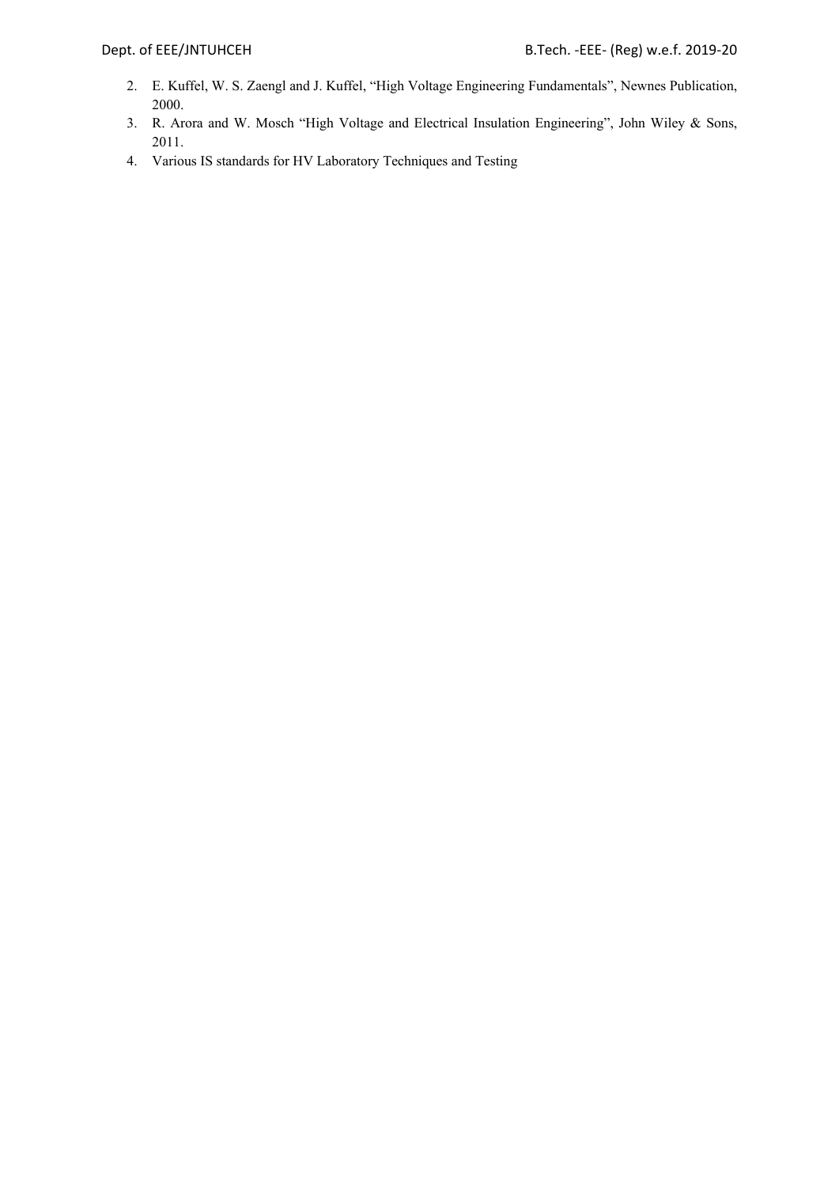2. E. Kuffel, W. S. Zaengl and J. Kuffel, "High Voltage Engineering Fundamentals", Newnes Publication, 2000.
3. R. Arora and W. Mosch "High Voltage and Electrical Insulation Engineering", John Wiley & Sons, 2011.
4. Various IS standards for HV Laboratory Techniques and Testing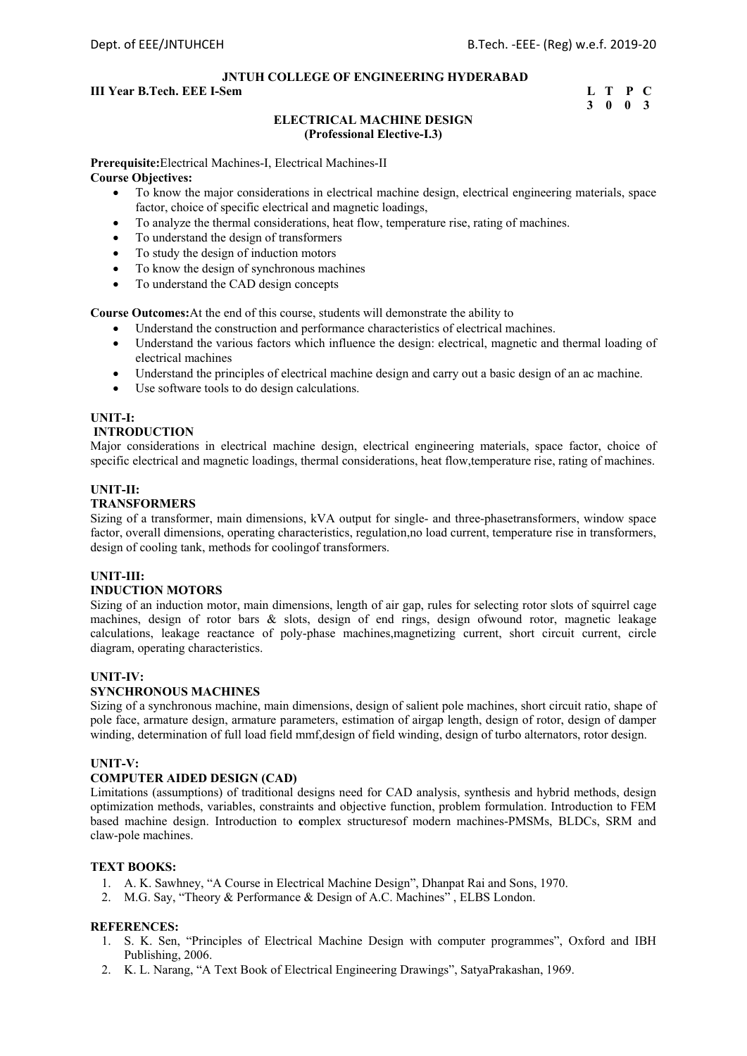**JNTUH COLLEGE OF ENGINEERING HYDERABAD**

**III Year B.Tech. EEE I-Sem**

| L | T | P | C |
|---|---|---|---|
| 3 | 0 | 0 | 3 |

**ELECTRICAL MACHINE DESIGN**
**(Professional Elective-I.3)**

**Prerequisite:** Electrical Machines-I, Electrical Machines-II

**Course Objectives:**

- To know the major considerations in electrical machine design, electrical engineering materials, space factor, choice of specific electrical and magnetic loadings,
- To analyze the thermal considerations, heat flow, temperature rise, rating of machines.
- To understand the design of transformers
- To study the design of induction motors
- To know the design of synchronous machines
- To understand the CAD design concepts

**Course Outcomes:** At the end of this course, students will demonstrate the ability to

- Understand the construction and performance characteristics of electrical machines.
- Understand the various factors which influence the design: electrical, magnetic and thermal loading of electrical machines
- Understand the principles of electrical machine design and carry out a basic design of an ac machine.
- Use software tools to do design calculations.

**UNIT-I:**

**INTRODUCTION**

Major considerations in electrical machine design, electrical engineering materials, space factor, choice of specific electrical and magnetic loadings, thermal considerations, heat flow,temperature rise, rating of machines.

**UNIT-II:**

**TRANSFORMERS**

Sizing of a transformer, main dimensions, kVA output for single- and three-phasetransformers, window space factor, overall dimensions, operating characteristics, regulation,no load current, temperature rise in transformers, design of cooling tank, methods for coolingof transformers.

**UNIT-III:**

**INDUCTION MOTORS**

Sizing of an induction motor, main dimensions, length of air gap, rules for selecting rotor slots of squirrel cage machines, design of rotor bars & slots, design of end rings, design ofwound rotor, magnetic leakage calculations, leakage reactance of poly-phase machines,magnetizing current, short circuit current, circle diagram, operating characteristics.

**UNIT-IV:**

**SYNCHRONOUS MACHINES**

Sizing of a synchronous machine, main dimensions, design of salient pole machines, short circuit ratio, shape of pole face, armature design, armature parameters, estimation of airgap length, design of rotor, design of damper winding, determination of full load field mmf,design of field winding, design of turbo alternators, rotor design.

**UNIT-V:**

**COMPUTER AIDED DESIGN (CAD)**

Limitations (assumptions) of traditional designs need for CAD analysis, synthesis and hybrid methods, design optimization methods, variables, constraints and objective function, problem formulation. Introduction to FEM based machine design. Introduction to complex structuresof modern machines-PMSMs, BLDCs, SRM and claw-pole machines.

**TEXT BOOKS:**

1. A. K. Sawhney, "A Course in Electrical Machine Design", Dhanpat Rai and Sons, 1970.
2. M.G. Say, "Theory & Performance & Design of A.C. Machines" , ELBS London.

**REFERENCES:**

1. S. K. Sen, "Principles of Electrical Machine Design with computer programmes", Oxford and IBH Publishing, 2006.
2. K. L. Narang, "A Text Book of Electrical Engineering Drawings", SatyaPrakashan, 1969.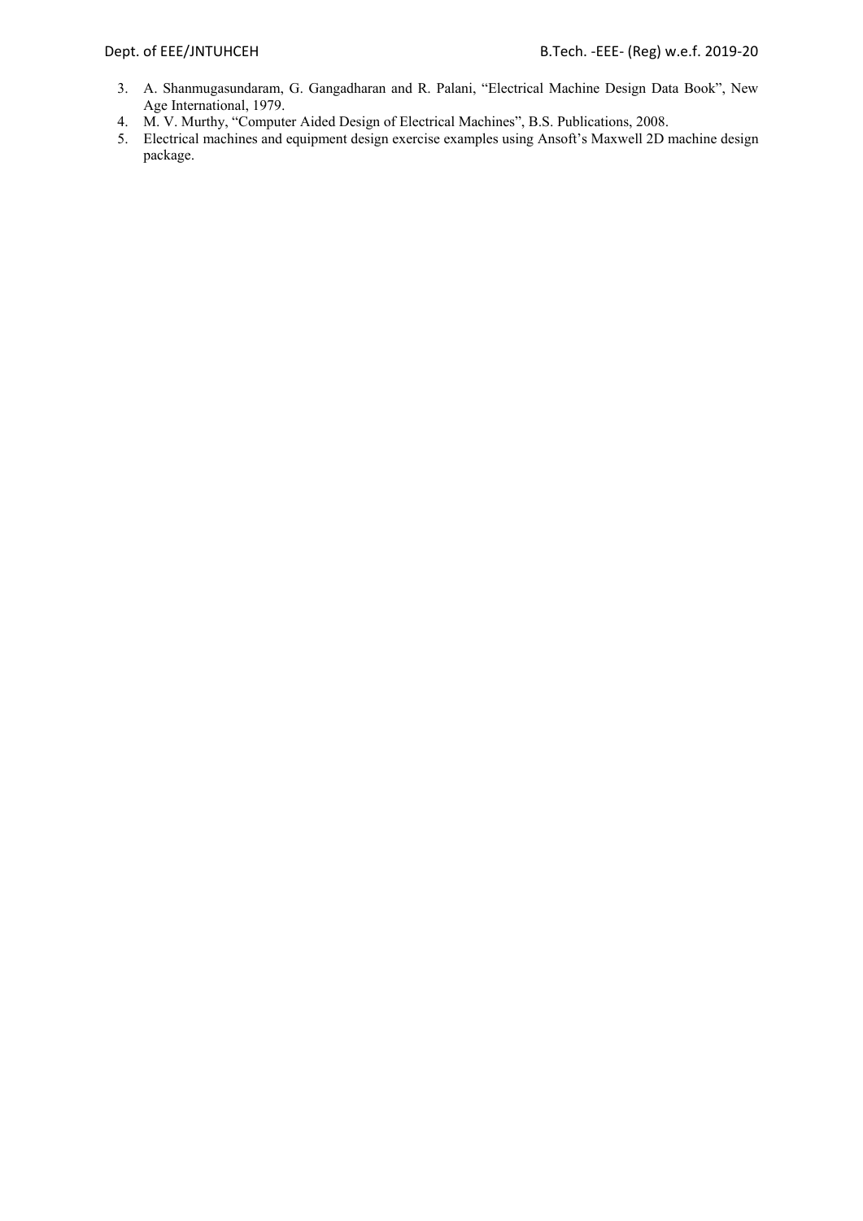3. A. Shanmugasundaram, G. Gangadharan and R. Palani, "Electrical Machine Design Data Book", New Age International, 1979.
4. M. V. Murthy, "Computer Aided Design of Electrical Machines", B.S. Publications, 2008.
5. Electrical machines and equipment design exercise examples using Ansoft's Maxwell 2D machine design package.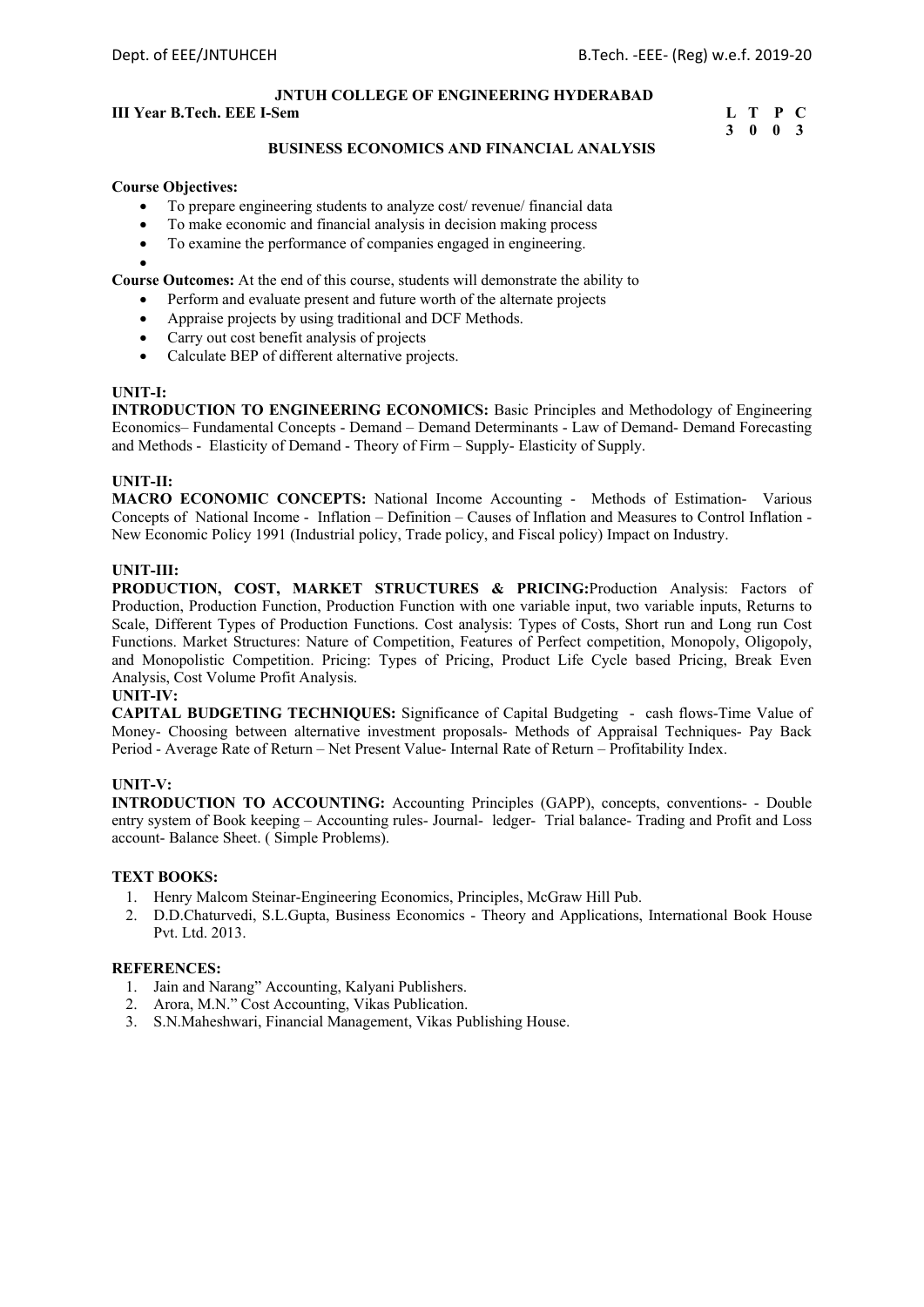**JNTUH COLLEGE OF ENGINEERING HYDERABAD**

**III Year B.Tech. EEE I-Sem**

| L | T | P | C |
|---|---|---|---|
| 3 | 0 | 0 | 3 |

## BUSINESS ECONOMICS AND FINANCIAL ANALYSIS

**Course Objectives:**

- To prepare engineering students to analyze cost/ revenue/ financial data
- To make economic and financial analysis in decision making process
- To examine the performance of companies engaged in engineering.

**Course Outcomes:** At the end of this course, students will demonstrate the ability to

- Perform and evaluate present and future worth of the alternate projects
- Appraise projects by using traditional and DCF Methods.
- Carry out cost benefit analysis of projects
- Calculate BEP of different alternative projects.

**UNIT-I:**

**INTRODUCTION TO ENGINEERING ECONOMICS:** Basic Principles and Methodology of Engineering Economics– Fundamental Concepts - Demand – Demand Determinants - Law of Demand- Demand Forecasting and Methods - Elasticity of Demand - Theory of Firm – Supply- Elasticity of Supply.

**UNIT-II:**

**MACRO ECONOMIC CONCEPTS:** National Income Accounting - Methods of Estimation- Various Concepts of National Income - Inflation – Definition – Causes of Inflation and Measures to Control Inflation - New Economic Policy 1991 (Industrial policy, Trade policy, and Fiscal policy) Impact on Industry.

**UNIT-III:**

**PRODUCTION, COST, MARKET STRUCTURES & PRICING:** Production Analysis: Factors of Production, Production Function, Production Function with one variable input, two variable inputs, Returns to Scale, Different Types of Production Functions. Cost analysis: Types of Costs, Short run and Long run Cost Functions. Market Structures: Nature of Competition, Features of Perfect competition, Monopoly, Oligopoly, and Monopolistic Competition. Pricing: Types of Pricing, Product Life Cycle based Pricing, Break Even Analysis, Cost Volume Profit Analysis.

**UNIT-IV:**

**CAPITAL BUDGETING TECHNIQUES:** Significance of Capital Budgeting - cash flows-Time Value of Money- Choosing between alternative investment proposals- Methods of Appraisal Techniques- Pay Back Period - Average Rate of Return – Net Present Value- Internal Rate of Return – Profitability Index.

**UNIT-V:**

**INTRODUCTION TO ACCOUNTING:** Accounting Principles (GAPP), concepts, conventions- - Double entry system of Book keeping – Accounting rules- Journal- ledger- Trial balance- Trading and Profit and Loss account- Balance Sheet. ( Simple Problems).

**TEXT BOOKS:**

1. Henry Malcom Steinar-Engineering Economics, Principles, McGraw Hill Pub.
2. D.D.Chaturvedi, S.L.Gupta, Business Economics - Theory and Applications, International Book House Pvt. Ltd. 2013.

**REFERENCES:**

1. Jain and Narang" Accounting, Kalyani Publishers.
2. Arora, M.N." Cost Accounting, Vikas Publication.
3. S.N.Maheshwari, Financial Management, Vikas Publishing House.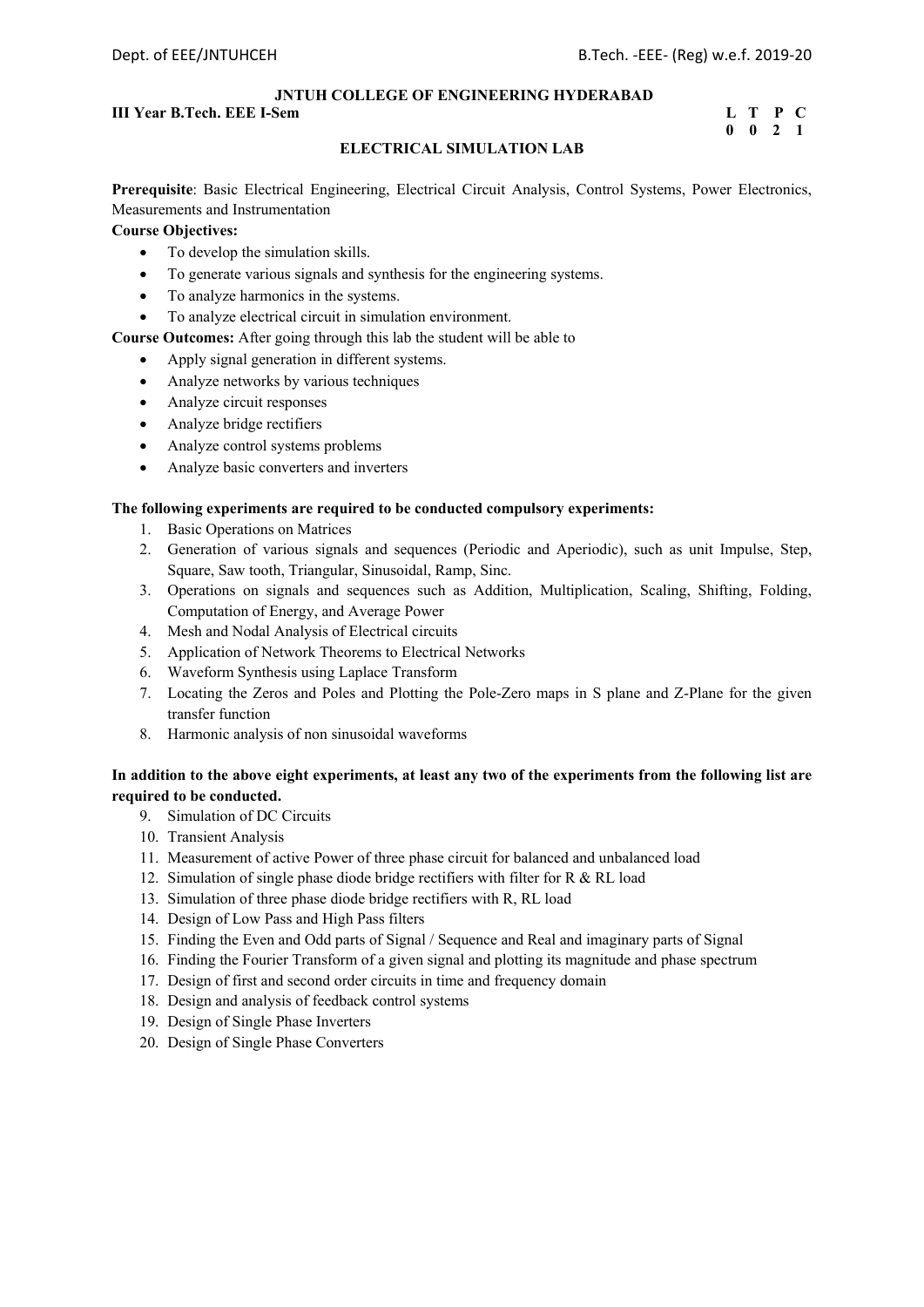**JNTUH COLLEGE OF ENGINEERING HYDERABAD**

**III Year B.Tech. EEE I-Sem**

| L | T | P | C |
|---|---|---|---|
| 0 | 0 | 2 | 1 |

**ELECTRICAL SIMULATION LAB**

**Prerequisite**: Basic Electrical Engineering, Electrical Circuit Analysis, Control Systems, Power Electronics, Measurements and Instrumentation

**Course Objectives:**

- To develop the simulation skills.
- To generate various signals and synthesis for the engineering systems.
- To analyze harmonics in the systems.
- To analyze electrical circuit in simulation environment.

**Course Outcomes:** After going through this lab the student will be able to

- Apply signal generation in different systems.
- Analyze networks by various techniques
- Analyze circuit responses
- Analyze bridge rectifiers
- Analyze control systems problems
- Analyze basic converters and inverters

**The following experiments are required to be conducted compulsory experiments:**

1. Basic Operations on Matrices
2. Generation of various signals and sequences (Periodic and Aperiodic), such as unit Impulse, Step, Square, Saw tooth, Triangular, Sinusoidal, Ramp, Sinc.
3. Operations on signals and sequences such as Addition, Multiplication, Scaling, Shifting, Folding, Computation of Energy, and Average Power
4. Mesh and Nodal Analysis of Electrical circuits
5. Application of Network Theorems to Electrical Networks
6. Waveform Synthesis using Laplace Transform
7. Locating the Zeros and Poles and Plotting the Pole-Zero maps in S plane and Z-Plane for the given transfer function
8. Harmonic analysis of non sinusoidal waveforms

**In addition to the above eight experiments, at least any two of the experiments from the following list are required to be conducted.**

9. Simulation of DC Circuits
10. Transient Analysis
11. Measurement of active Power of three phase circuit for balanced and unbalanced load
12. Simulation of single phase diode bridge rectifiers with filter for R & RL load
13. Simulation of three phase diode bridge rectifiers with R, RL load
14. Design of Low Pass and High Pass filters
15. Finding the Even and Odd parts of Signal / Sequence and Real and imaginary parts of Signal
16. Finding the Fourier Transform of a given signal and plotting its magnitude and phase spectrum
17. Design of first and second order circuits in time and frequency domain
18. Design and analysis of feedback control systems
19. Design of Single Phase Inverters
20. Design of Single Phase Converters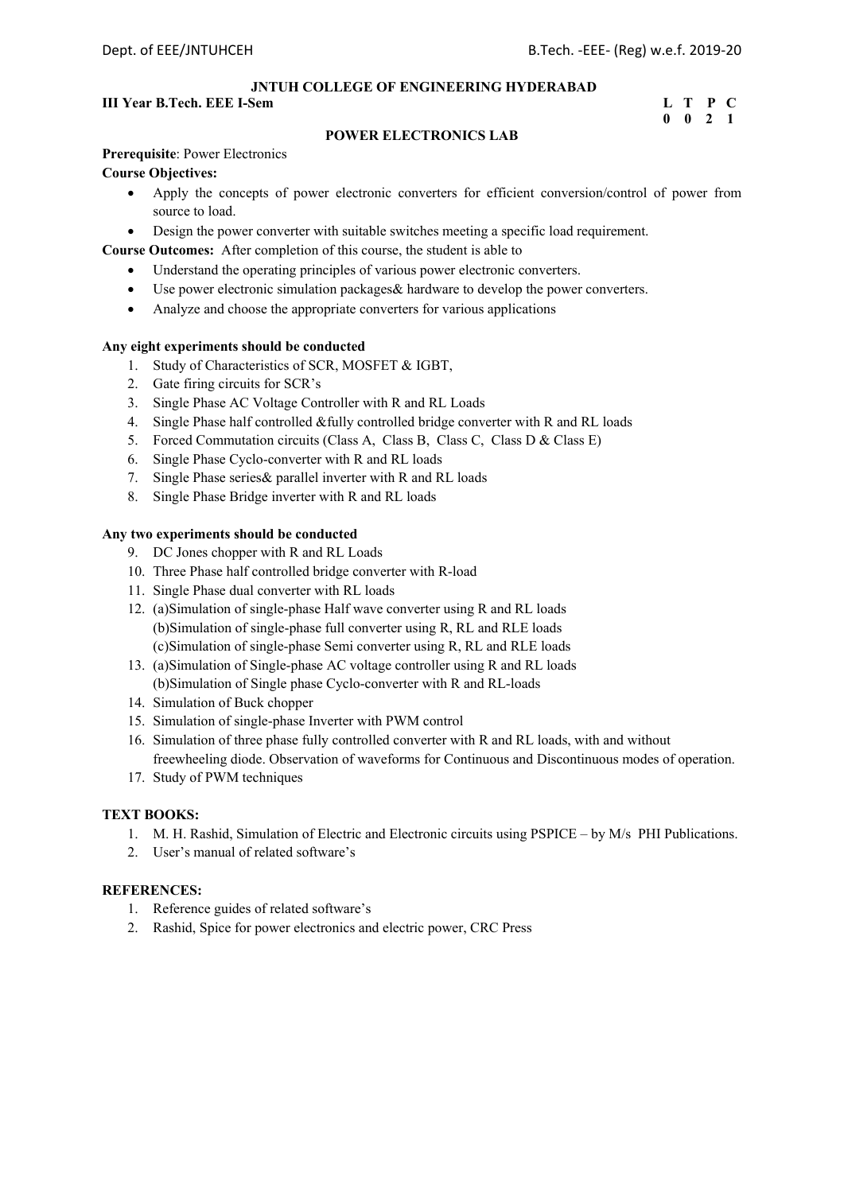**JNTUH COLLEGE OF ENGINEERING HYDERABAD**

**III Year B.Tech. EEE I-Sem**

| L | T | P | C |
|---|---|---|---|
| 0 | 0 | 2 | 1 |

## POWER ELECTRONICS LAB

**Prerequisite**: Power Electronics

**Course Objectives:**

- Apply the concepts of power electronic converters for efficient conversion/control of power from source to load.
- Design the power converter with suitable switches meeting a specific load requirement.

**Course Outcomes:** After completion of this course, the student is able to

- Understand the operating principles of various power electronic converters.
- Use power electronic simulation packages& hardware to develop the power converters.
- Analyze and choose the appropriate converters for various applications

**Any eight experiments should be conducted**

1. Study of Characteristics of SCR, MOSFET & IGBT,
2. Gate firing circuits for SCR's
3. Single Phase AC Voltage Controller with R and RL Loads
4. Single Phase half controlled &fully controlled bridge converter with R and RL loads
5. Forced Commutation circuits (Class A, Class B, Class C, Class D & Class E)
6. Single Phase Cyclo-converter with R and RL loads
7. Single Phase series& parallel inverter with R and RL loads
8. Single Phase Bridge inverter with R and RL loads

**Any two experiments should be conducted**

9. DC Jones chopper with R and RL Loads
10. Three Phase half controlled bridge converter with R-load
11. Single Phase dual converter with RL loads
12. (a)Simulation of single-phase Half wave converter using R and RL loads
    (b)Simulation of single-phase full converter using R, RL and RLE loads
    (c)Simulation of single-phase Semi converter using R, RL and RLE loads
13. (a)Simulation of Single-phase AC voltage controller using R and RL loads
    (b)Simulation of Single phase Cyclo-converter with R and RL-loads
14. Simulation of Buck chopper
15. Simulation of single-phase Inverter with PWM control
16. Simulation of three phase fully controlled converter with R and RL loads, with and without freewheeling diode. Observation of waveforms for Continuous and Discontinuous modes of operation.
17. Study of PWM techniques

**TEXT BOOKS:**

1. M. H. Rashid, Simulation of Electric and Electronic circuits using PSPICE – by M/s PHI Publications.
2. User's manual of related software's

**REFERENCES:**

1. Reference guides of related software's
2. Rashid, Spice for power electronics and electric power, CRC Press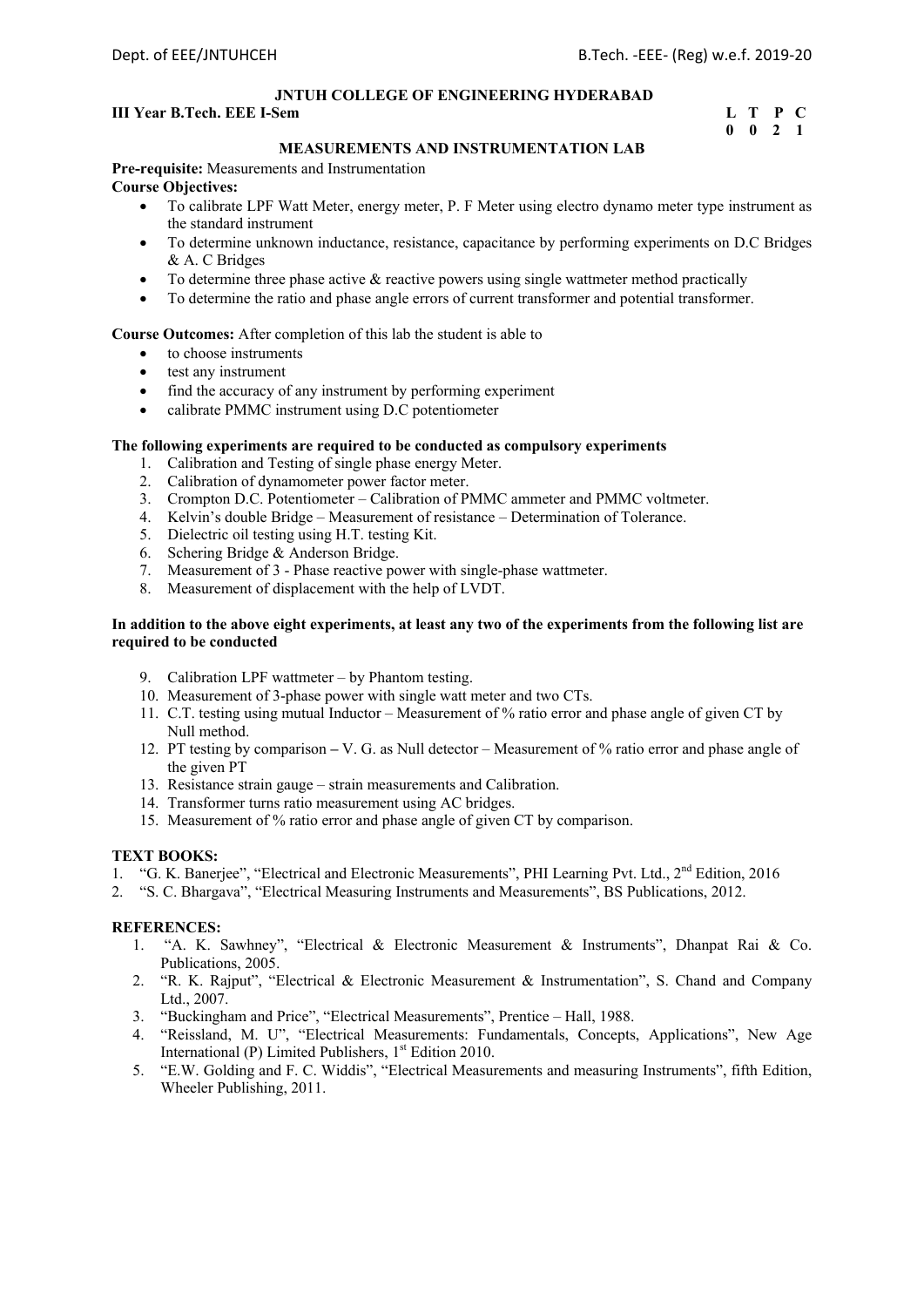**JNTUH COLLEGE OF ENGINEERING HYDERABAD**

**III Year B.Tech. EEE I-Sem** **L T P C**
**0 0 2 1**

**MEASUREMENTS AND INSTRUMENTATION LAB**

**Pre-requisite:** Measurements and Instrumentation

**Course Objectives:**

- To calibrate LPF Watt Meter, energy meter, P. F Meter using electro dynamo meter type instrument as the standard instrument
- To determine unknown inductance, resistance, capacitance by performing experiments on D.C Bridges & A. C Bridges
- To determine three phase active & reactive powers using single wattmeter method practically
- To determine the ratio and phase angle errors of current transformer and potential transformer.

**Course Outcomes:** After completion of this lab the student is able to

- to choose instruments
- test any instrument
- find the accuracy of any instrument by performing experiment
- calibrate PMMC instrument using D.C potentiometer

**The following experiments are required to be conducted as compulsory experiments**

1. Calibration and Testing of single phase energy Meter.
2. Calibration of dynamometer power factor meter.
3. Crompton D.C. Potentiometer – Calibration of PMMC ammeter and PMMC voltmeter.
4. Kelvin's double Bridge – Measurement of resistance – Determination of Tolerance.
5. Dielectric oil testing using H.T. testing Kit.
6. Schering Bridge & Anderson Bridge.
7. Measurement of 3 - Phase reactive power with single-phase wattmeter.
8. Measurement of displacement with the help of LVDT.

**In addition to the above eight experiments, at least any two of the experiments from the following list are required to be conducted**

9. Calibration LPF wattmeter – by Phantom testing.
10. Measurement of 3-phase power with single watt meter and two CTs.
11. C.T. testing using mutual Inductor – Measurement of % ratio error and phase angle of given CT by Null method.
12. PT testing by comparison – V. G. as Null detector – Measurement of % ratio error and phase angle of the given PT
13. Resistance strain gauge – strain measurements and Calibration.
14. Transformer turns ratio measurement using AC bridges.
15. Measurement of % ratio error and phase angle of given CT by comparison.

**TEXT BOOKS:**

1. "G. K. Banerjee", "Electrical and Electronic Measurements", PHI Learning Pvt. Ltd., 2nd Edition, 2016
2. "S. C. Bhargava", "Electrical Measuring Instruments and Measurements", BS Publications, 2012.

**REFERENCES:**

1. "A. K. Sawhney", "Electrical & Electronic Measurement & Instruments", Dhanpat Rai & Co. Publications, 2005.
2. "R. K. Rajput", "Electrical & Electronic Measurement & Instrumentation", S. Chand and Company Ltd., 2007.
3. "Buckingham and Price", "Electrical Measurements", Prentice – Hall, 1988.
4. "Reissland, M. U", "Electrical Measurements: Fundamentals, Concepts, Applications", New Age International (P) Limited Publishers, 1st Edition 2010.
5. "E.W. Golding and F. C. Widdis", "Electrical Measurements and measuring Instruments", fifth Edition, Wheeler Publishing, 2011.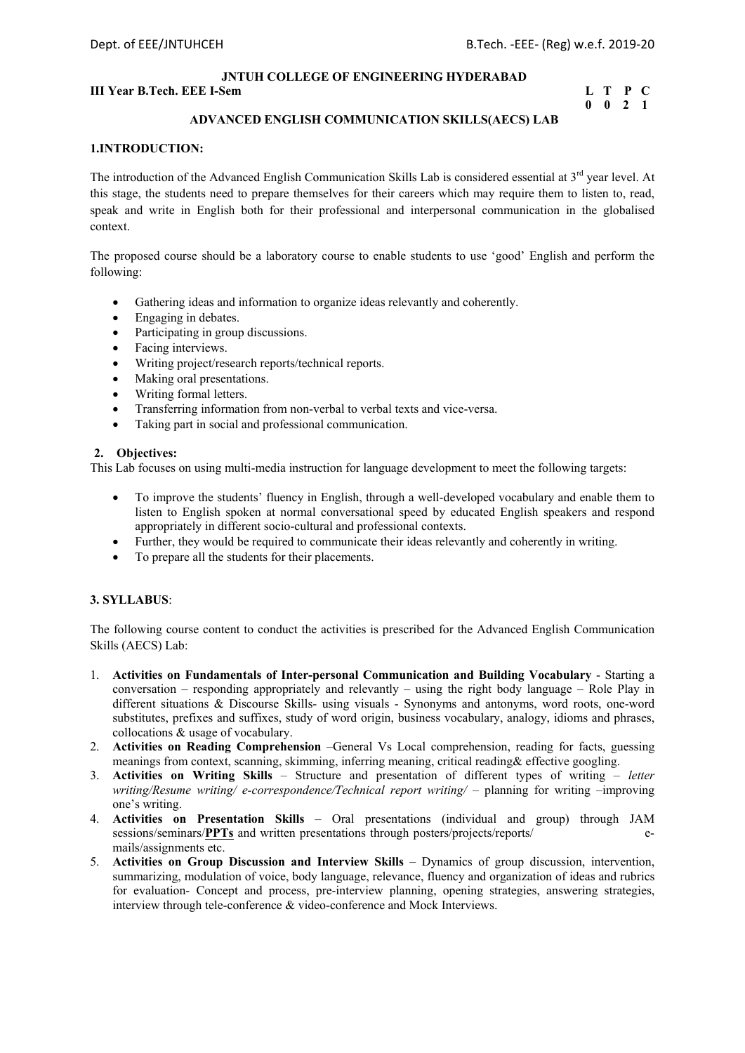**JNTUH COLLEGE OF ENGINEERING HYDERABAD**

**III Year B.Tech. EEE I-Sem**

| L | T | P | C |
|---|---|---|---|
| 0 | 0 | 2 | 1 |

## ADVANCED ENGLISH COMMUNICATION SKILLS(AECS) LAB

### 1.INTRODUCTION:

The introduction of the Advanced English Communication Skills Lab is considered essential at 3rd year level. At this stage, the students need to prepare themselves for their careers which may require them to listen to, read, speak and write in English both for their professional and interpersonal communication in the globalised context.

The proposed course should be a laboratory course to enable students to use 'good' English and perform the following:

- Gathering ideas and information to organize ideas relevantly and coherently.
- Engaging in debates.
- Participating in group discussions.
- Facing interviews.
- Writing project/research reports/technical reports.
- Making oral presentations.
- Writing formal letters.
- Transferring information from non-verbal to verbal texts and vice-versa.
- Taking part in social and professional communication.

### 2. Objectives:

This Lab focuses on using multi-media instruction for language development to meet the following targets:

- To improve the students' fluency in English, through a well-developed vocabulary and enable them to listen to English spoken at normal conversational speed by educated English speakers and respond appropriately in different socio-cultural and professional contexts.
- Further, they would be required to communicate their ideas relevantly and coherently in writing.
- To prepare all the students for their placements.

### 3. SYLLABUS:

The following course content to conduct the activities is prescribed for the Advanced English Communication Skills (AECS) Lab:

1. **Activities on Fundamentals of Inter-personal Communication and Building Vocabulary** - Starting a conversation – responding appropriately and relevantly – using the right body language – Role Play in different situations & Discourse Skills- using visuals - Synonyms and antonyms, word roots, one-word substitutes, prefixes and suffixes, study of word origin, business vocabulary, analogy, idioms and phrases, collocations & usage of vocabulary.
2. **Activities on Reading Comprehension** –General Vs Local comprehension, reading for facts, guessing meanings from context, scanning, skimming, inferring meaning, critical reading& effective googling.
3. **Activities on Writing Skills** – Structure and presentation of different types of writing – *letter writing/Resume writing/ e-correspondence/Technical report writing/* – planning for writing –improving one's writing.
4. **Activities on Presentation Skills** – Oral presentations (individual and group) through JAM sessions/seminars/**PPTs** and written presentations through posters/projects/reports/ e-mails/assignments etc.
5. **Activities on Group Discussion and Interview Skills** – Dynamics of group discussion, intervention, summarizing, modulation of voice, body language, relevance, fluency and organization of ideas and rubrics for evaluation- Concept and process, pre-interview planning, opening strategies, answering strategies, interview through tele-conference & video-conference and Mock Interviews.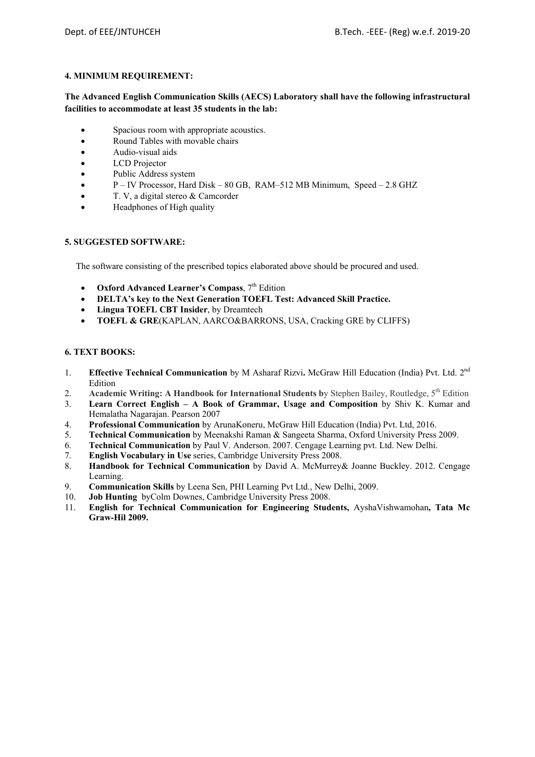**4. MINIMUM REQUIREMENT:**

**The Advanced English Communication Skills (AECS) Laboratory shall have the following infrastructural facilities to accommodate at least 35 students in the lab:**

- Spacious room with appropriate acoustics.
- Round Tables with movable chairs
- Audio-visual aids
- LCD Projector
- Public Address system
- P – IV Processor, Hard Disk – 80 GB, RAM–512 MB Minimum, Speed – 2.8 GHZ
- T. V, a digital stereo & Camcorder
- Headphones of High quality

**5. SUGGESTED SOFTWARE:**

The software consisting of the prescribed topics elaborated above should be procured and used.

- **Oxford Advanced Learner's Compass**, 7th Edition
- **DELTA's key to the Next Generation TOEFL Test: Advanced Skill Practice.**
- **Lingua TOEFL CBT Insider**, by Dreamtech
- **TOEFL & GRE**(KAPLAN, AARCO&BARRONS, USA, Cracking GRE by CLIFFS)

**6. TEXT BOOKS:**

1. **Effective Technical Communication** by M Asharaf Rizvi**.** McGraw Hill Education (India) Pvt. Ltd. 2nd Edition
2. **Academic Writing: A Handbook for International Students b**y Stephen Bailey, Routledge, 5th Edition
3. **Learn Correct English – A Book of Grammar, Usage and Composition** by Shiv K. Kumar and Hemalatha Nagarajan. Pearson 2007
4. **Professional Communication** by ArunaKoneru, McGraw Hill Education (India) Pvt. Ltd, 2016.
5. **Technical Communication** by Meenakshi Raman & Sangeeta Sharma, Oxford University Press 2009.
6. **Technical Communication** by Paul V. Anderson. 2007. Cengage Learning pvt. Ltd. New Delhi.
7. **English Vocabulary in Use** series, Cambridge University Press 2008.
8. **Handbook for Technical Communication** by David A. McMurrey& Joanne Buckley. 2012. Cengage Learning.
9. **Communication Skills** by Leena Sen, PHI Learning Pvt Ltd., New Delhi, 2009.
10. **Job Hunting** byColm Downes, Cambridge University Press 2008.
11. **English for Technical Communication for Engineering Students,** AyshaVishwamohan**, Tata Mc Graw-Hil 2009.**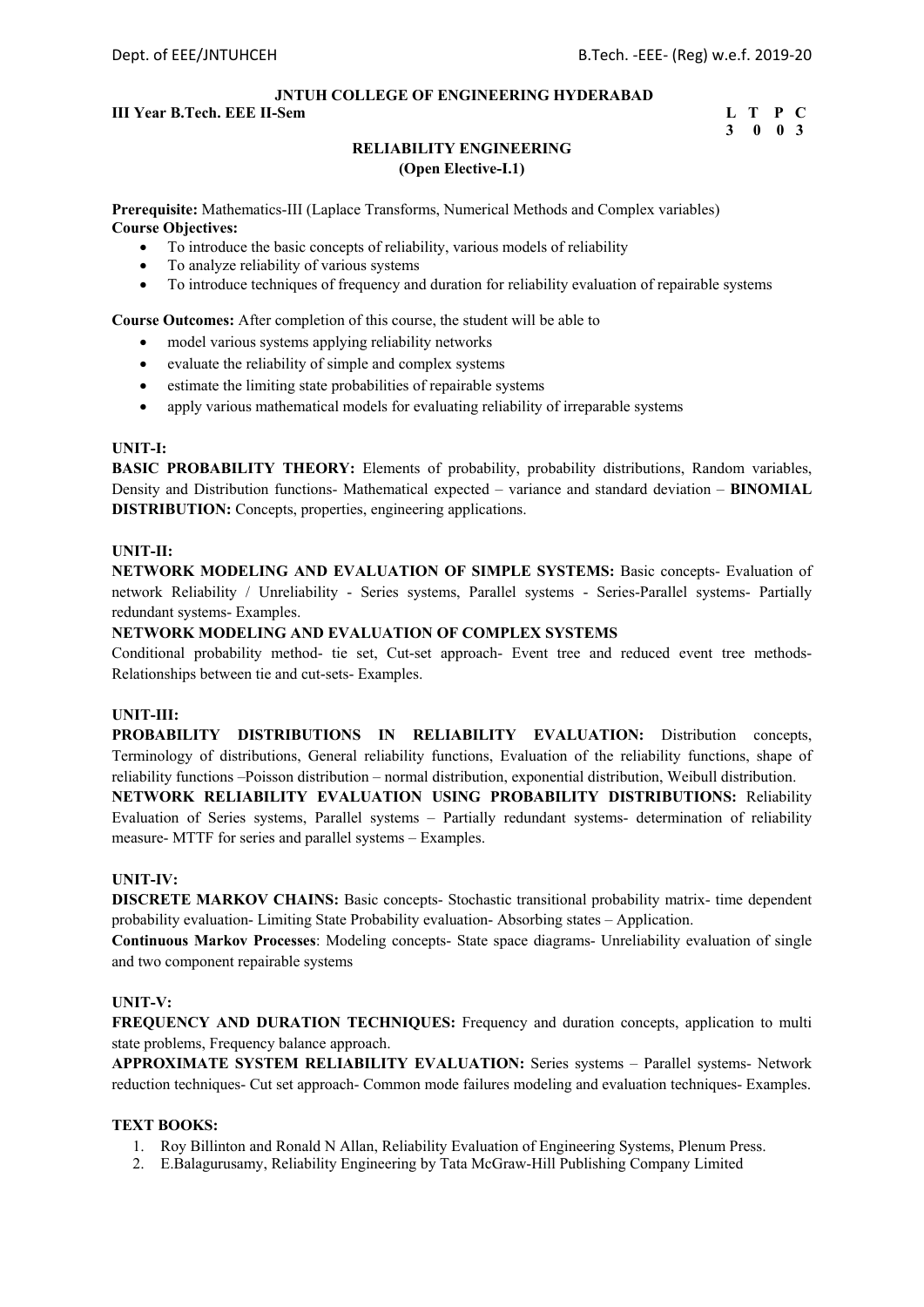**JNTUH COLLEGE OF ENGINEERING HYDERABAD**

**III Year B.Tech. EEE II-Sem** **L T P C**
**3 0 0 3**

**RELIABILITY ENGINEERING**
**(Open Elective-I.1)**

**Prerequisite:** Mathematics-III (Laplace Transforms, Numerical Methods and Complex variables)

**Course Objectives:**

- To introduce the basic concepts of reliability, various models of reliability
- To analyze reliability of various systems
- To introduce techniques of frequency and duration for reliability evaluation of repairable systems

**Course Outcomes:** After completion of this course, the student will be able to

- model various systems applying reliability networks
- evaluate the reliability of simple and complex systems
- estimate the limiting state probabilities of repairable systems
- apply various mathematical models for evaluating reliability of irreparable systems

**UNIT-I:**

**BASIC PROBABILITY THEORY:** Elements of probability, probability distributions, Random variables, Density and Distribution functions- Mathematical expected – variance and standard deviation – **BINOMIAL DISTRIBUTION:** Concepts, properties, engineering applications.

**UNIT-II:**

**NETWORK MODELING AND EVALUATION OF SIMPLE SYSTEMS:** Basic concepts- Evaluation of network Reliability / Unreliability - Series systems, Parallel systems - Series-Parallel systems- Partially redundant systems- Examples.

**NETWORK MODELING AND EVALUATION OF COMPLEX SYSTEMS**

Conditional probability method- tie set, Cut-set approach- Event tree and reduced event tree methods- Relationships between tie and cut-sets- Examples.

**UNIT-III:**

**PROBABILITY DISTRIBUTIONS IN RELIABILITY EVALUATION:** Distribution concepts, Terminology of distributions, General reliability functions, Evaluation of the reliability functions, shape of reliability functions –Poisson distribution – normal distribution, exponential distribution, Weibull distribution.

**NETWORK RELIABILITY EVALUATION USING PROBABILITY DISTRIBUTIONS:** Reliability Evaluation of Series systems, Parallel systems – Partially redundant systems- determination of reliability measure- MTTF for series and parallel systems – Examples.

**UNIT-IV:**

**DISCRETE MARKOV CHAINS:** Basic concepts- Stochastic transitional probability matrix- time dependent probability evaluation- Limiting State Probability evaluation- Absorbing states – Application.

**Continuous Markov Processes**: Modeling concepts- State space diagrams- Unreliability evaluation of single and two component repairable systems

**UNIT-V:**

**FREQUENCY AND DURATION TECHNIQUES:** Frequency and duration concepts, application to multi state problems, Frequency balance approach.

**APPROXIMATE SYSTEM RELIABILITY EVALUATION:** Series systems – Parallel systems- Network reduction techniques- Cut set approach- Common mode failures modeling and evaluation techniques- Examples.

**TEXT BOOKS:**

1. Roy Billinton and Ronald N Allan, Reliability Evaluation of Engineering Systems, Plenum Press.
2. E.Balagurusamy, Reliability Engineering by Tata McGraw-Hill Publishing Company Limited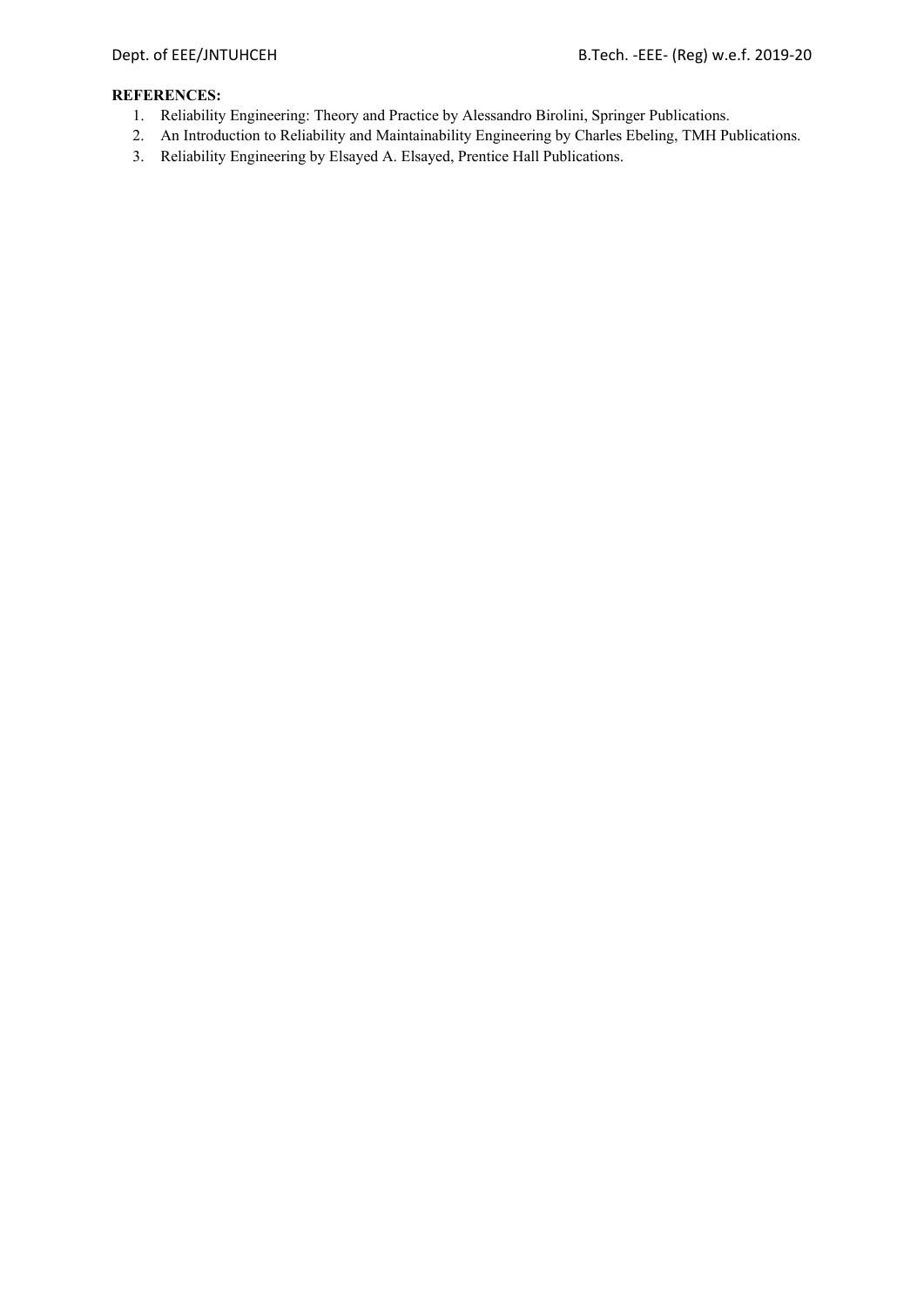**REFERENCES:**

1. Reliability Engineering: Theory and Practice by Alessandro Birolini, Springer Publications.
2. An Introduction to Reliability and Maintainability Engineering by Charles Ebeling, TMH Publications.
3. Reliability Engineering by Elsayed A. Elsayed, Prentice Hall Publications.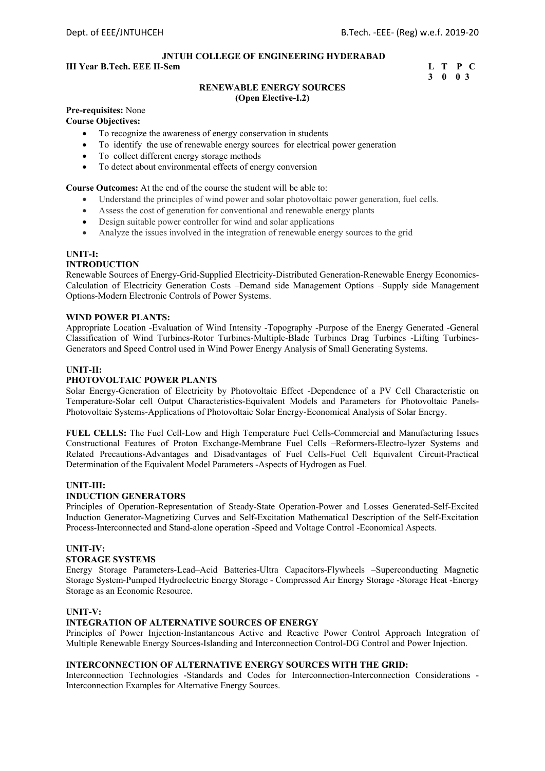**JNTUH COLLEGE OF ENGINEERING HYDERABAD**

**III Year B.Tech. EEE II-Sem**

| L | T | P | C |
|---|---|---|---|
| 3 | 0 | 0 | 3 |

**RENEWABLE ENERGY SOURCES**
**(Open Elective-I.2)**

**Pre-requisites:** None

**Course Objectives:**

- To recognize the awareness of energy conservation in students
- To identify the use of renewable energy sources for electrical power generation
- To collect different energy storage methods
- To detect about environmental effects of energy conversion

**Course Outcomes:** At the end of the course the student will be able to:

- Understand the principles of wind power and solar photovoltaic power generation, fuel cells.
- Assess the cost of generation for conventional and renewable energy plants
- Design suitable power controller for wind and solar applications
- Analyze the issues involved in the integration of renewable energy sources to the grid

**UNIT-I:**

**INTRODUCTION**

Renewable Sources of Energy-Grid-Supplied Electricity-Distributed Generation-Renewable Energy Economics-Calculation of Electricity Generation Costs –Demand side Management Options –Supply side Management Options-Modern Electronic Controls of Power Systems.

**WIND POWER PLANTS:**

Appropriate Location -Evaluation of Wind Intensity -Topography -Purpose of the Energy Generated -General Classification of Wind Turbines-Rotor Turbines-Multiple-Blade Turbines Drag Turbines -Lifting Turbines-Generators and Speed Control used in Wind Power Energy Analysis of Small Generating Systems.

**UNIT-II:**

**PHOTOVOLTAIC POWER PLANTS**

Solar Energy-Generation of Electricity by Photovoltaic Effect -Dependence of a PV Cell Characteristic on Temperature-Solar cell Output Characteristics-Equivalent Models and Parameters for Photovoltaic Panels-Photovoltaic Systems-Applications of Photovoltaic Solar Energy-Economical Analysis of Solar Energy.

**FUEL CELLS:** The Fuel Cell-Low and High Temperature Fuel Cells-Commercial and Manufacturing Issues Constructional Features of Proton Exchange-Membrane Fuel Cells –Reformers-Electro-lyzer Systems and Related Precautions-Advantages and Disadvantages of Fuel Cells-Fuel Cell Equivalent Circuit-Practical Determination of the Equivalent Model Parameters -Aspects of Hydrogen as Fuel.

**UNIT-III:**

**INDUCTION GENERATORS**

Principles of Operation-Representation of Steady-State Operation-Power and Losses Generated-Self-Excited Induction Generator-Magnetizing Curves and Self-Excitation Mathematical Description of the Self-Excitation Process-Interconnected and Stand-alone operation -Speed and Voltage Control -Economical Aspects.

**UNIT-IV:**

**STORAGE SYSTEMS**

Energy Storage Parameters-Lead–Acid Batteries-Ultra Capacitors-Flywheels –Superconducting Magnetic Storage System-Pumped Hydroelectric Energy Storage - Compressed Air Energy Storage -Storage Heat -Energy Storage as an Economic Resource.

**UNIT-V:**

**INTEGRATION OF ALTERNATIVE SOURCES OF ENERGY**

Principles of Power Injection-Instantaneous Active and Reactive Power Control Approach Integration of Multiple Renewable Energy Sources-Islanding and Interconnection Control-DG Control and Power Injection.

**INTERCONNECTION OF ALTERNATIVE ENERGY SOURCES WITH THE GRID:**

Interconnection Technologies -Standards and Codes for Interconnection-Interconnection Considerations - Interconnection Examples for Alternative Energy Sources.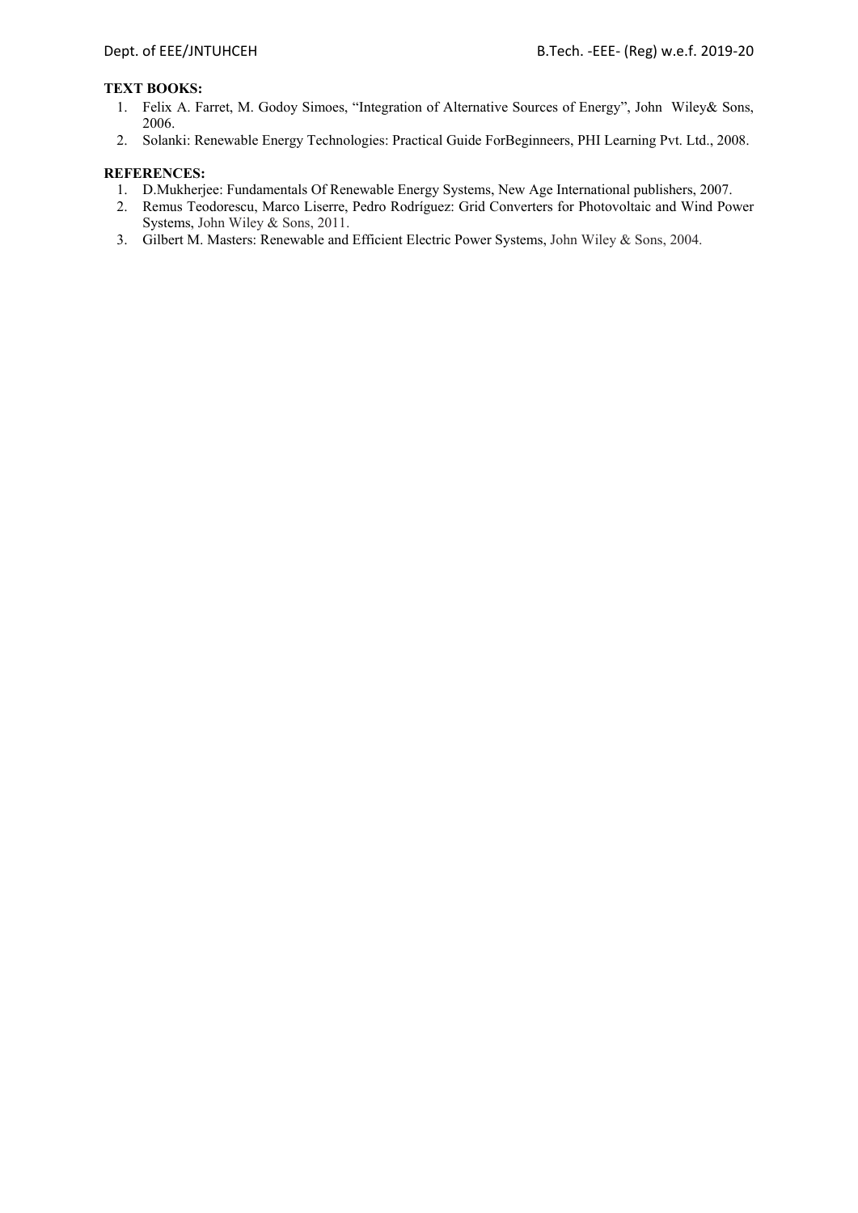**TEXT BOOKS:**

1. Felix A. Farret, M. Godoy Simoes, "Integration of Alternative Sources of Energy", John Wiley& Sons, 2006.
2. Solanki: Renewable Energy Technologies: Practical Guide ForBeginneers, PHI Learning Pvt. Ltd., 2008.

**REFERENCES:**

1. D.Mukherjee: Fundamentals Of Renewable Energy Systems, New Age International publishers, 2007.
2. Remus Teodorescu, Marco Liserre, Pedro Rodríguez: Grid Converters for Photovoltaic and Wind Power Systems, John Wiley & Sons, 2011.
3. Gilbert M. Masters: Renewable and Efficient Electric Power Systems, John Wiley & Sons, 2004.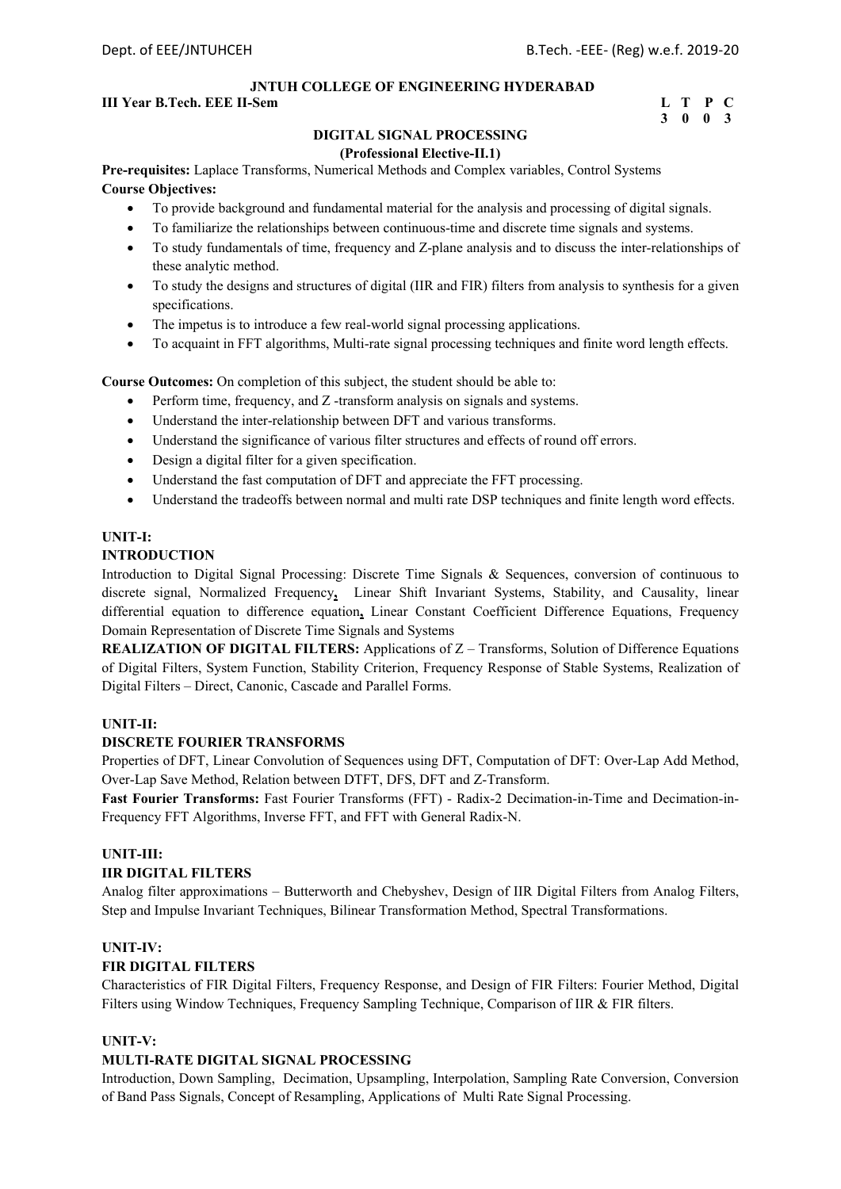**JNTUH COLLEGE OF ENGINEERING HYDERABAD**

**III Year B.Tech. EEE II-Sem** **L T P C**
**3 0 0 3**

## DIGITAL SIGNAL PROCESSING

**(Professional Elective-II.1)**

**Pre-requisites:** Laplace Transforms, Numerical Methods and Complex variables, Control Systems

**Course Objectives:**

- To provide background and fundamental material for the analysis and processing of digital signals.
- To familiarize the relationships between continuous-time and discrete time signals and systems.
- To study fundamentals of time, frequency and Z-plane analysis and to discuss the inter-relationships of these analytic method.
- To study the designs and structures of digital (IIR and FIR) filters from analysis to synthesis for a given specifications.
- The impetus is to introduce a few real-world signal processing applications.
- To acquaint in FFT algorithms, Multi-rate signal processing techniques and finite word length effects.

**Course Outcomes:** On completion of this subject, the student should be able to:

- Perform time, frequency, and Z -transform analysis on signals and systems.
- Understand the inter-relationship between DFT and various transforms.
- Understand the significance of various filter structures and effects of round off errors.
- Design a digital filter for a given specification.
- Understand the fast computation of DFT and appreciate the FFT processing.
- Understand the tradeoffs between normal and multi rate DSP techniques and finite length word effects.

**UNIT-I:**

**INTRODUCTION**

Introduction to Digital Signal Processing: Discrete Time Signals & Sequences, conversion of continuous to discrete signal, Normalized Frequency, Linear Shift Invariant Systems, Stability, and Causality, linear differential equation to difference equation, Linear Constant Coefficient Difference Equations, Frequency Domain Representation of Discrete Time Signals and Systems

**REALIZATION OF DIGITAL FILTERS:** Applications of Z – Transforms, Solution of Difference Equations of Digital Filters, System Function, Stability Criterion, Frequency Response of Stable Systems, Realization of Digital Filters – Direct, Canonic, Cascade and Parallel Forms.

**UNIT-II:**

**DISCRETE FOURIER TRANSFORMS**

Properties of DFT, Linear Convolution of Sequences using DFT, Computation of DFT: Over-Lap Add Method, Over-Lap Save Method, Relation between DTFT, DFS, DFT and Z-Transform.

**Fast Fourier Transforms:** Fast Fourier Transforms (FFT) - Radix-2 Decimation-in-Time and Decimation-in-Frequency FFT Algorithms, Inverse FFT, and FFT with General Radix-N.

**UNIT-III:**

**IIR DIGITAL FILTERS**

Analog filter approximations – Butterworth and Chebyshev, Design of IIR Digital Filters from Analog Filters, Step and Impulse Invariant Techniques, Bilinear Transformation Method, Spectral Transformations.

**UNIT-IV:**

**FIR DIGITAL FILTERS**

Characteristics of FIR Digital Filters, Frequency Response, and Design of FIR Filters: Fourier Method, Digital Filters using Window Techniques, Frequency Sampling Technique, Comparison of IIR & FIR filters.

**UNIT-V:**

**MULTI-RATE DIGITAL SIGNAL PROCESSING**

Introduction, Down Sampling, Decimation, Upsampling, Interpolation, Sampling Rate Conversion, Conversion of Band Pass Signals, Concept of Resampling, Applications of Multi Rate Signal Processing.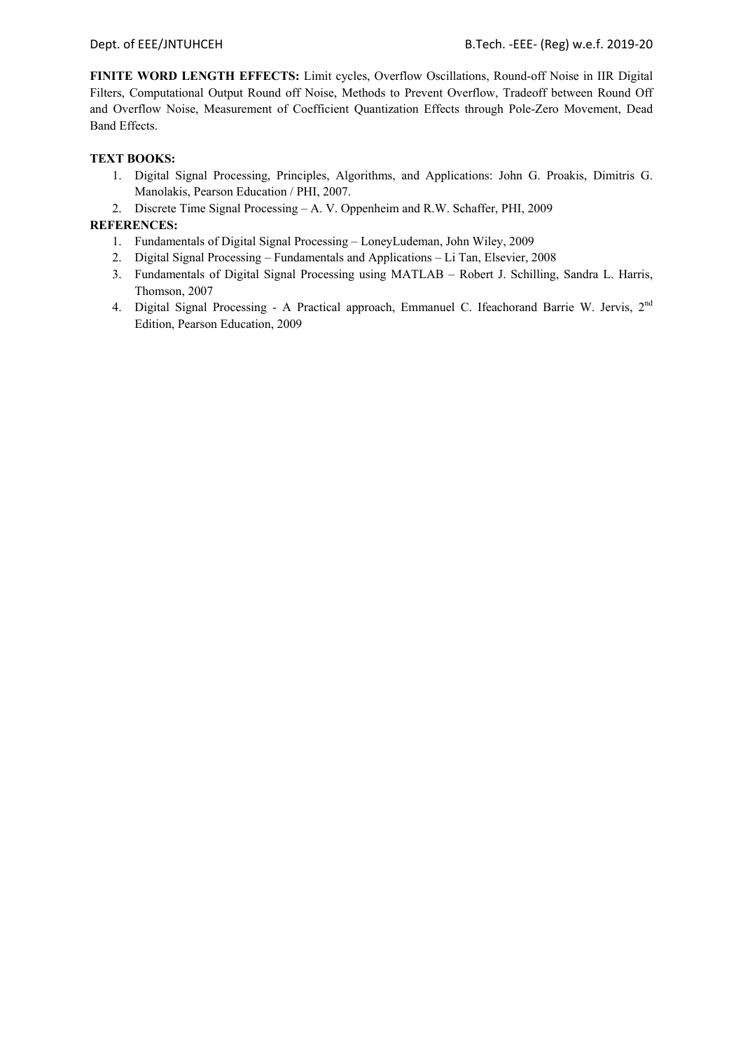**FINITE WORD LENGTH EFFECTS:** Limit cycles, Overflow Oscillations, Round-off Noise in IIR Digital Filters, Computational Output Round off Noise, Methods to Prevent Overflow, Tradeoff between Round Off and Overflow Noise, Measurement of Coefficient Quantization Effects through Pole-Zero Movement, Dead Band Effects.

**TEXT BOOKS:**

1. Digital Signal Processing, Principles, Algorithms, and Applications: John G. Proakis, Dimitris G. Manolakis, Pearson Education / PHI, 2007.
2. Discrete Time Signal Processing – A. V. Oppenheim and R.W. Schaffer, PHI, 2009

**REFERENCES:**

1. Fundamentals of Digital Signal Processing – LoneyLudeman, John Wiley, 2009
2. Digital Signal Processing – Fundamentals and Applications – Li Tan, Elsevier, 2008
3. Fundamentals of Digital Signal Processing using MATLAB – Robert J. Schilling, Sandra L. Harris, Thomson, 2007
4. Digital Signal Processing - A Practical approach, Emmanuel C. Ifeachorand Barrie W. Jervis, 2nd Edition, Pearson Education, 2009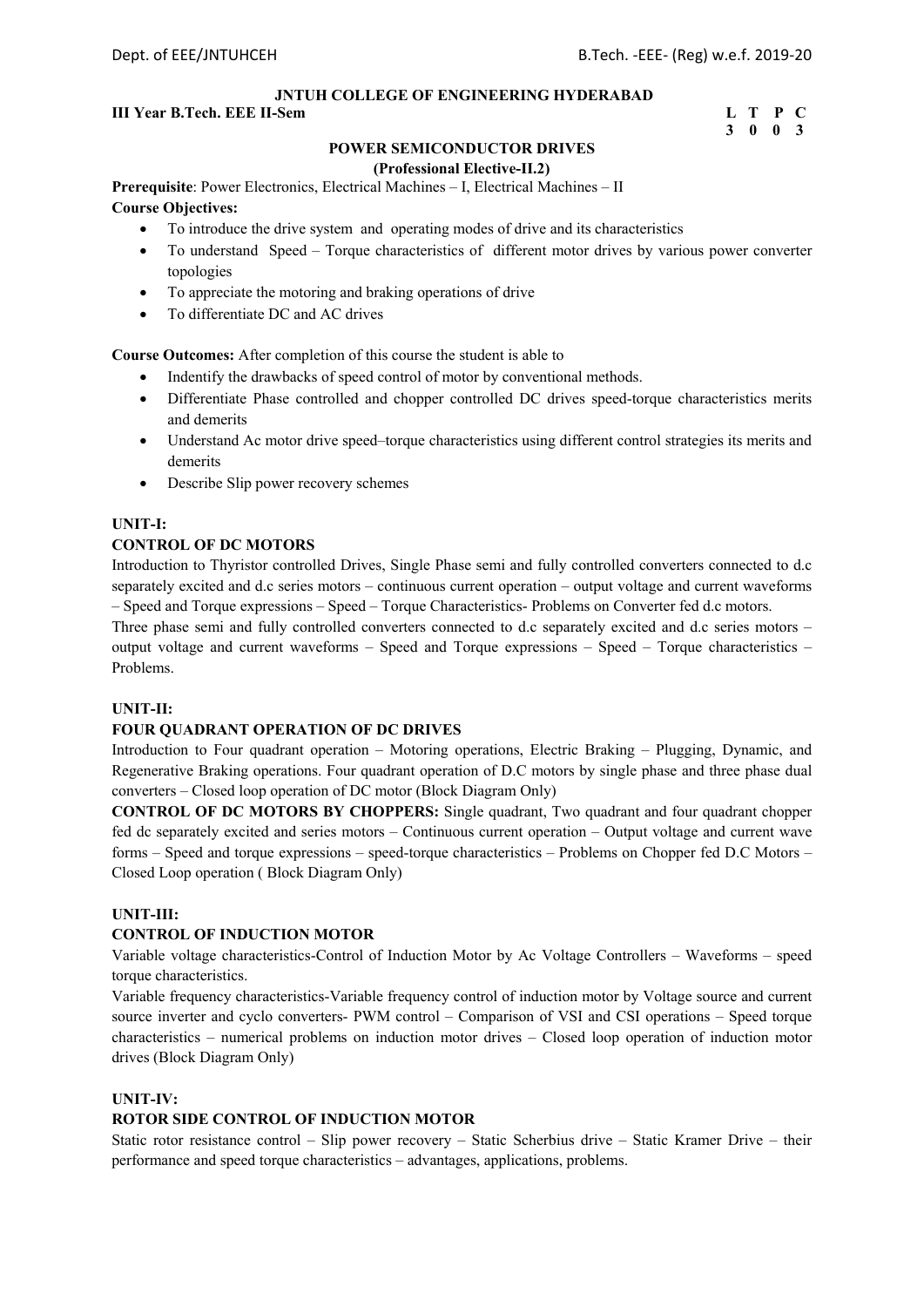**JNTUH COLLEGE OF ENGINEERING HYDERABAD**

**III Year B.Tech. EEE II-Sem**

| L | T | P | C |
|---|---|---|---|
| 3 | 0 | 0 | 3 |

## POWER SEMICONDUCTOR DRIVES

**(Professional Elective-II.2)**

**Prerequisite**: Power Electronics, Electrical Machines – I, Electrical Machines – II

**Course Objectives:**

- To introduce the drive system and operating modes of drive and its characteristics
- To understand Speed – Torque characteristics of different motor drives by various power converter topologies
- To appreciate the motoring and braking operations of drive
- To differentiate DC and AC drives

**Course Outcomes:** After completion of this course the student is able to

- Indentify the drawbacks of speed control of motor by conventional methods.
- Differentiate Phase controlled and chopper controlled DC drives speed-torque characteristics merits and demerits
- Understand Ac motor drive speed–torque characteristics using different control strategies its merits and demerits
- Describe Slip power recovery schemes

### UNIT-I:

### CONTROL OF DC MOTORS

Introduction to Thyristor controlled Drives, Single Phase semi and fully controlled converters connected to d.c separately excited and d.c series motors – continuous current operation – output voltage and current waveforms – Speed and Torque expressions – Speed – Torque Characteristics- Problems on Converter fed d.c motors.

Three phase semi and fully controlled converters connected to d.c separately excited and d.c series motors – output voltage and current waveforms – Speed and Torque expressions – Speed – Torque characteristics – Problems.

### UNIT-II:

### FOUR QUADRANT OPERATION OF DC DRIVES

Introduction to Four quadrant operation – Motoring operations, Electric Braking – Plugging, Dynamic, and Regenerative Braking operations. Four quadrant operation of D.C motors by single phase and three phase dual converters – Closed loop operation of DC motor (Block Diagram Only)

**CONTROL OF DC MOTORS BY CHOPPERS:** Single quadrant, Two quadrant and four quadrant chopper fed dc separately excited and series motors – Continuous current operation – Output voltage and current wave forms – Speed and torque expressions – speed-torque characteristics – Problems on Chopper fed D.C Motors – Closed Loop operation ( Block Diagram Only)

### UNIT-III:

### CONTROL OF INDUCTION MOTOR

Variable voltage characteristics-Control of Induction Motor by Ac Voltage Controllers – Waveforms – speed torque characteristics.

Variable frequency characteristics-Variable frequency control of induction motor by Voltage source and current source inverter and cyclo converters- PWM control – Comparison of VSI and CSI operations – Speed torque characteristics – numerical problems on induction motor drives – Closed loop operation of induction motor drives (Block Diagram Only)

### UNIT-IV:

### ROTOR SIDE CONTROL OF INDUCTION MOTOR

Static rotor resistance control – Slip power recovery – Static Scherbius drive – Static Kramer Drive – their performance and speed torque characteristics – advantages, applications, problems.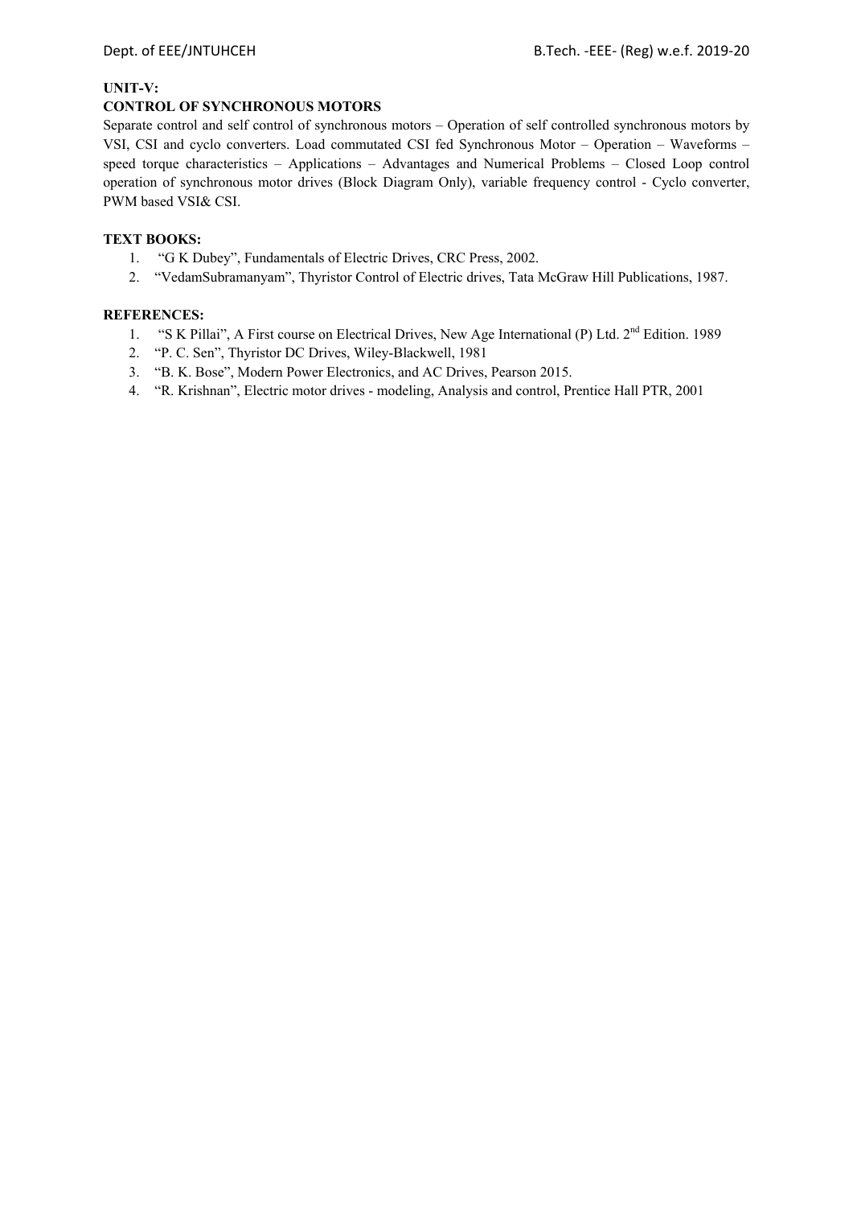**UNIT-V:**

**CONTROL OF SYNCHRONOUS MOTORS**

Separate control and self control of synchronous motors – Operation of self controlled synchronous motors by VSI, CSI and cyclo converters. Load commutated CSI fed Synchronous Motor – Operation – Waveforms – speed torque characteristics – Applications – Advantages and Numerical Problems – Closed Loop control operation of synchronous motor drives (Block Diagram Only), variable frequency control - Cyclo converter, PWM based VSI& CSI.

**TEXT BOOKS:**

1. "G K Dubey", Fundamentals of Electric Drives, CRC Press, 2002.
2. "VedamSubramanyam", Thyristor Control of Electric drives, Tata McGraw Hill Publications, 1987.

**REFERENCES:**

1. "S K Pillai", A First course on Electrical Drives, New Age International (P) Ltd. 2nd Edition. 1989
2. "P. C. Sen", Thyristor DC Drives, Wiley-Blackwell, 1981
3. "B. K. Bose", Modern Power Electronics, and AC Drives, Pearson 2015.
4. "R. Krishnan", Electric motor drives - modeling, Analysis and control, Prentice Hall PTR, 2001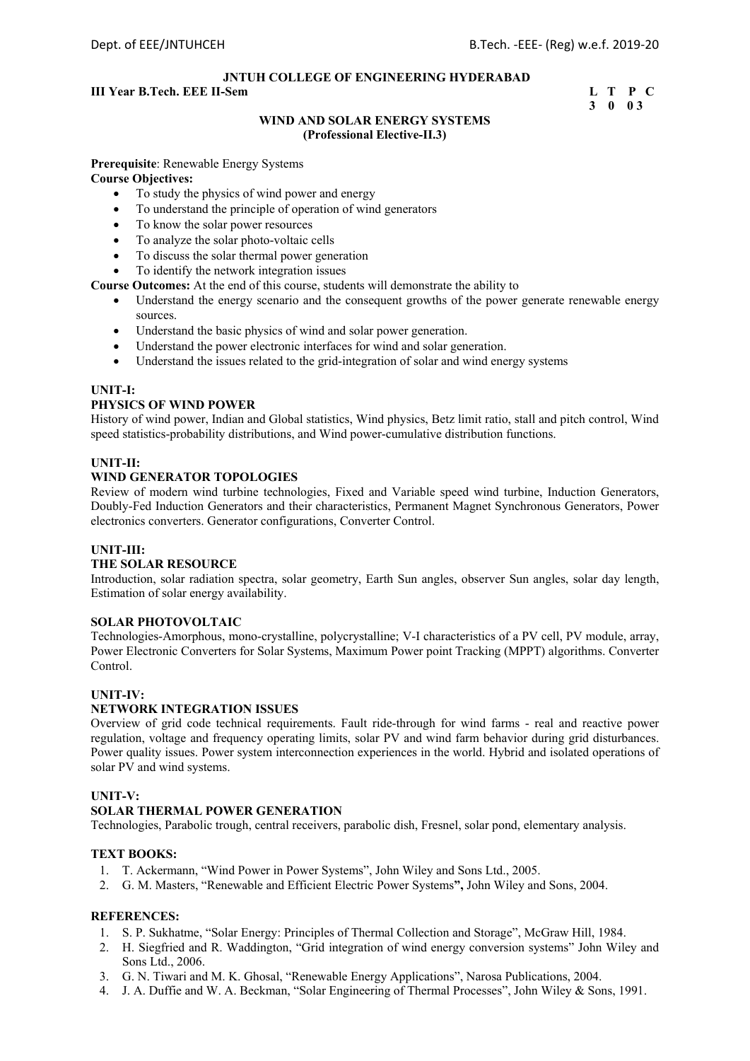**JNTUH COLLEGE OF ENGINEERING HYDERABAD**

**III Year B.Tech. EEE II-Sem**

| L | T | P | C |
|---|---|---|---|
| 3 | 0 | 0 | 3 |

**WIND AND SOLAR ENERGY SYSTEMS**
**(Professional Elective-II.3)**

**Prerequisite**: Renewable Energy Systems

**Course Objectives:**

- To study the physics of wind power and energy
- To understand the principle of operation of wind generators
- To know the solar power resources
- To analyze the solar photo-voltaic cells
- To discuss the solar thermal power generation
- To identify the network integration issues

**Course Outcomes:** At the end of this course, students will demonstrate the ability to

- Understand the energy scenario and the consequent growths of the power generate renewable energy sources.
- Understand the basic physics of wind and solar power generation.
- Understand the power electronic interfaces for wind and solar generation.
- Understand the issues related to the grid-integration of solar and wind energy systems

**UNIT-I:**

**PHYSICS OF WIND POWER**

History of wind power, Indian and Global statistics, Wind physics, Betz limit ratio, stall and pitch control, Wind speed statistics-probability distributions, and Wind power-cumulative distribution functions.

**UNIT-II:**

**WIND GENERATOR TOPOLOGIES**

Review of modern wind turbine technologies, Fixed and Variable speed wind turbine, Induction Generators, Doubly-Fed Induction Generators and their characteristics, Permanent Magnet Synchronous Generators, Power electronics converters. Generator configurations, Converter Control.

**UNIT-III:**

**THE SOLAR RESOURCE**

Introduction, solar radiation spectra, solar geometry, Earth Sun angles, observer Sun angles, solar day length, Estimation of solar energy availability.

**SOLAR PHOTOVOLTAIC**

Technologies-Amorphous, mono-crystalline, polycrystalline; V-I characteristics of a PV cell, PV module, array, Power Electronic Converters for Solar Systems, Maximum Power point Tracking (MPPT) algorithms. Converter Control.

**UNIT-IV:**

**NETWORK INTEGRATION ISSUES**

Overview of grid code technical requirements. Fault ride-through for wind farms - real and reactive power regulation, voltage and frequency operating limits, solar PV and wind farm behavior during grid disturbances. Power quality issues. Power system interconnection experiences in the world. Hybrid and isolated operations of solar PV and wind systems.

**UNIT-V:**

**SOLAR THERMAL POWER GENERATION**

Technologies, Parabolic trough, central receivers, parabolic dish, Fresnel, solar pond, elementary analysis.

**TEXT BOOKS:**

1. T. Ackermann, "Wind Power in Power Systems", John Wiley and Sons Ltd., 2005.
2. G. M. Masters, "Renewable and Efficient Electric Power Systems**",** John Wiley and Sons, 2004.

**REFERENCES:**

1. S. P. Sukhatme, "Solar Energy: Principles of Thermal Collection and Storage", McGraw Hill, 1984.
2. H. Siegfried and R. Waddington, "Grid integration of wind energy conversion systems" John Wiley and Sons Ltd., 2006.
3. G. N. Tiwari and M. K. Ghosal, "Renewable Energy Applications", Narosa Publications, 2004.
4. J. A. Duffie and W. A. Beckman, "Solar Engineering of Thermal Processes", John Wiley & Sons, 1991.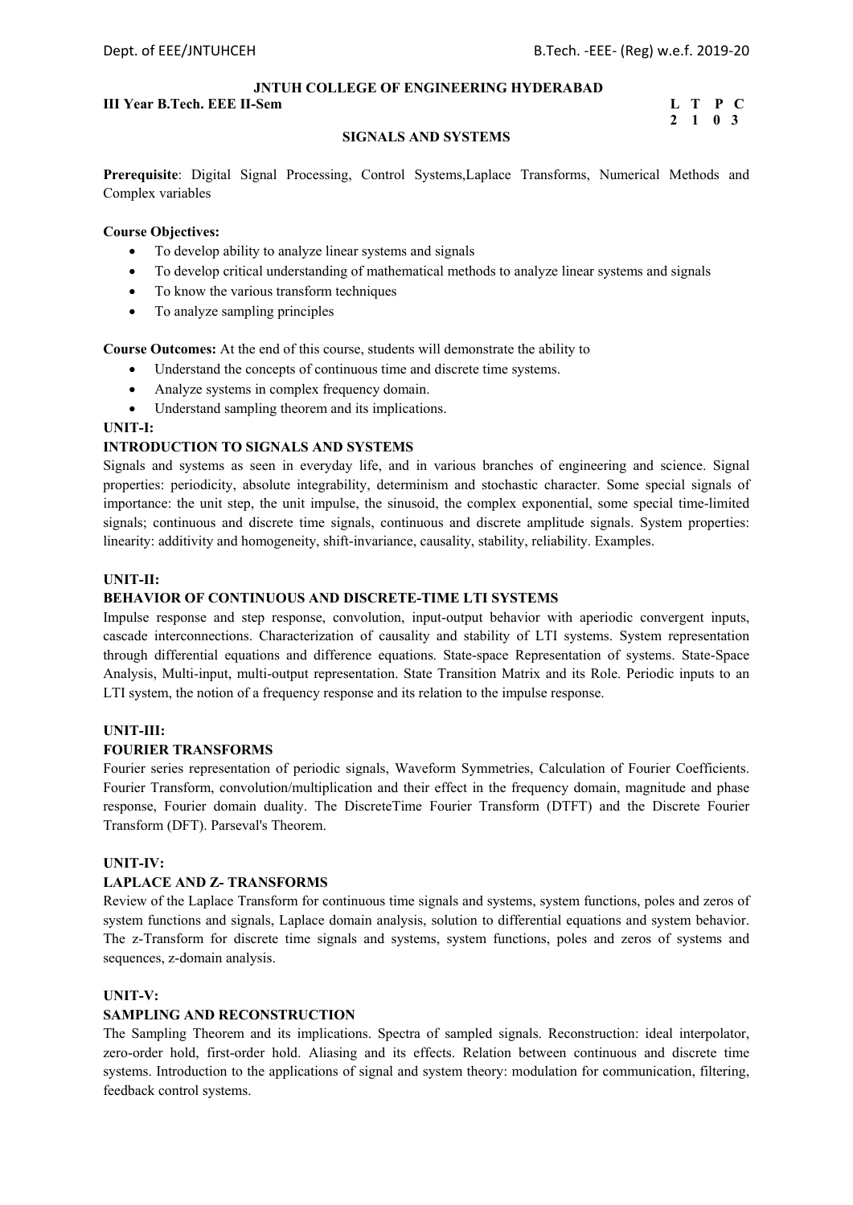**JNTUH COLLEGE OF ENGINEERING HYDERABAD**

**III Year B.Tech. EEE II-Sem**

| L | T | P | C |
|---|---|---|---|
| 2 | 1 | 0 | 3 |

## SIGNALS AND SYSTEMS

**Prerequisite**: Digital Signal Processing, Control Systems,Laplace Transforms, Numerical Methods and Complex variables

**Course Objectives:**

- To develop ability to analyze linear systems and signals
- To develop critical understanding of mathematical methods to analyze linear systems and signals
- To know the various transform techniques
- To analyze sampling principles

**Course Outcomes:** At the end of this course, students will demonstrate the ability to

- Understand the concepts of continuous time and discrete time systems.
- Analyze systems in complex frequency domain.
- Understand sampling theorem and its implications.

**UNIT-I:**

**INTRODUCTION TO SIGNALS AND SYSTEMS**

Signals and systems as seen in everyday life, and in various branches of engineering and science. Signal properties: periodicity, absolute integrability, determinism and stochastic character. Some special signals of importance: the unit step, the unit impulse, the sinusoid, the complex exponential, some special time-limited signals; continuous and discrete time signals, continuous and discrete amplitude signals. System properties: linearity: additivity and homogeneity, shift-invariance, causality, stability, reliability. Examples.

**UNIT-II:**

**BEHAVIOR OF CONTINUOUS AND DISCRETE-TIME LTI SYSTEMS**

Impulse response and step response, convolution, input-output behavior with aperiodic convergent inputs, cascade interconnections. Characterization of causality and stability of LTI systems. System representation through differential equations and difference equations. State-space Representation of systems. State-Space Analysis, Multi-input, multi-output representation. State Transition Matrix and its Role. Periodic inputs to an LTI system, the notion of a frequency response and its relation to the impulse response.

**UNIT-III:**

**FOURIER TRANSFORMS**

Fourier series representation of periodic signals, Waveform Symmetries, Calculation of Fourier Coefficients. Fourier Transform, convolution/multiplication and their effect in the frequency domain, magnitude and phase response, Fourier domain duality. The DiscreteTime Fourier Transform (DTFT) and the Discrete Fourier Transform (DFT). Parseval's Theorem.

**UNIT-IV:**

**LAPLACE AND Z- TRANSFORMS**

Review of the Laplace Transform for continuous time signals and systems, system functions, poles and zeros of system functions and signals, Laplace domain analysis, solution to differential equations and system behavior. The z-Transform for discrete time signals and systems, system functions, poles and zeros of systems and sequences, z-domain analysis.

**UNIT-V:**

**SAMPLING AND RECONSTRUCTION**

The Sampling Theorem and its implications. Spectra of sampled signals. Reconstruction: ideal interpolator, zero-order hold, first-order hold. Aliasing and its effects. Relation between continuous and discrete time systems. Introduction to the applications of signal and system theory: modulation for communication, filtering, feedback control systems.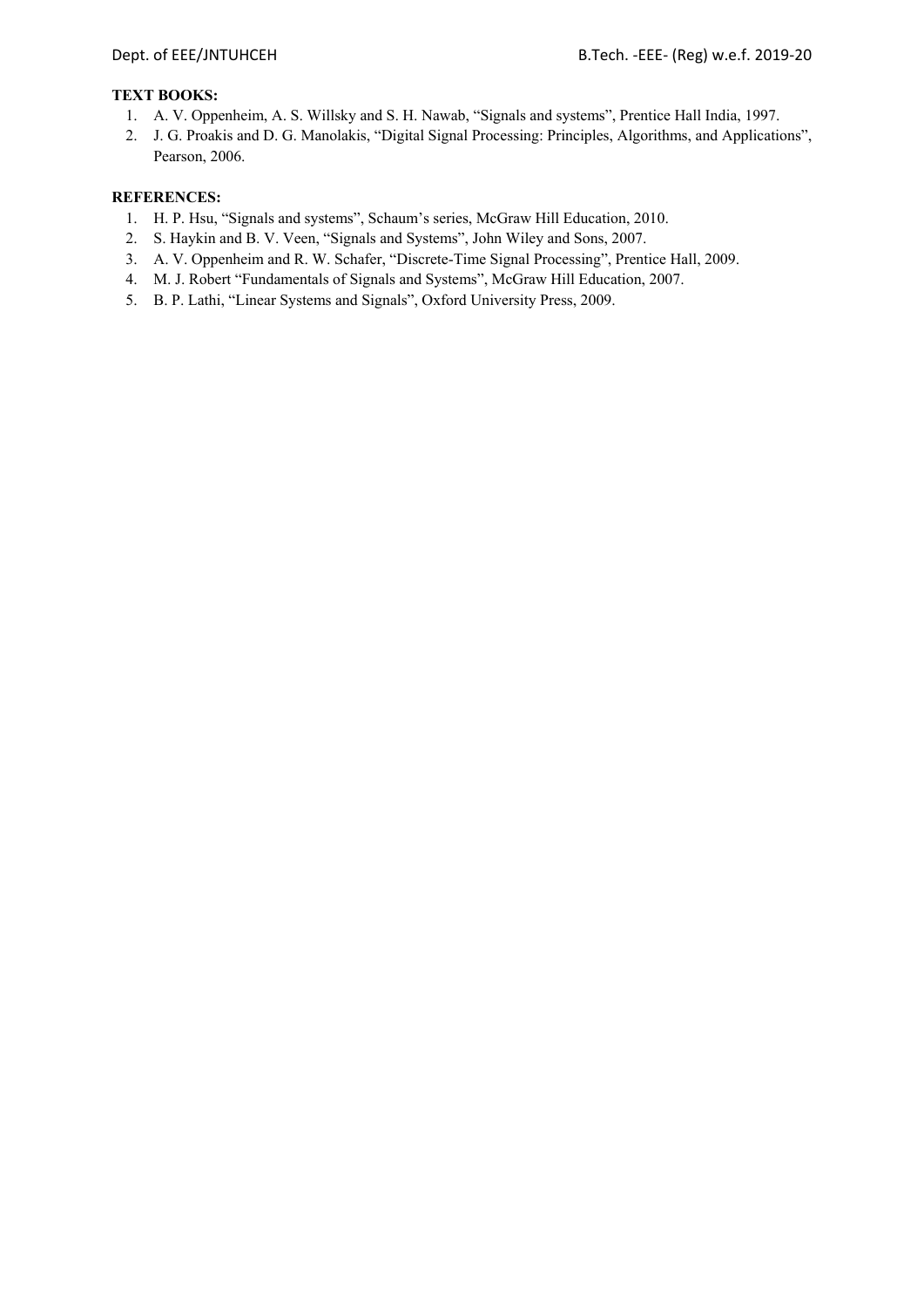**TEXT BOOKS:**

1. A. V. Oppenheim, A. S. Willsky and S. H. Nawab, “Signals and systems”, Prentice Hall India, 1997.
2. J. G. Proakis and D. G. Manolakis, “Digital Signal Processing: Principles, Algorithms, and Applications”, Pearson, 2006.

**REFERENCES:**

1. H. P. Hsu, “Signals and systems”, Schaum’s series, McGraw Hill Education, 2010.
2. S. Haykin and B. V. Veen, “Signals and Systems”, John Wiley and Sons, 2007.
3. A. V. Oppenheim and R. W. Schafer, “Discrete-Time Signal Processing”, Prentice Hall, 2009.
4. M. J. Robert “Fundamentals of Signals and Systems”, McGraw Hill Education, 2007.
5. B. P. Lathi, “Linear Systems and Signals”, Oxford University Press, 2009.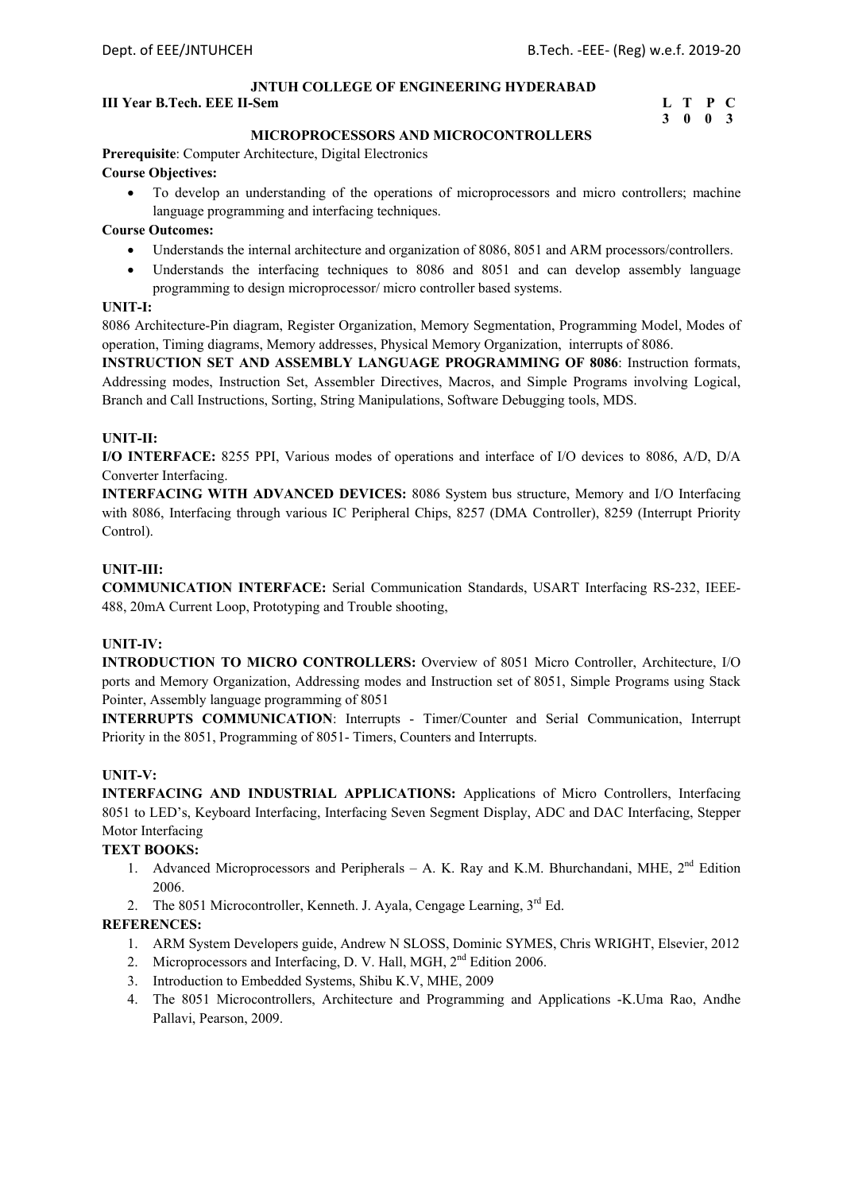**JNTUH COLLEGE OF ENGINEERING HYDERABAD**

**III Year B.Tech. EEE II-Sem**

| L | T | P | C |
|---|---|---|---|
| 3 | 0 | 0 | 3 |

## MICROPROCESSORS AND MICROCONTROLLERS

**Prerequisite**: Computer Architecture, Digital Electronics

**Course Objectives:**

- To develop an understanding of the operations of microprocessors and micro controllers; machine language programming and interfacing techniques.

**Course Outcomes:**

- Understands the internal architecture and organization of 8086, 8051 and ARM processors/controllers.
- Understands the interfacing techniques to 8086 and 8051 and can develop assembly language programming to design microprocessor/ micro controller based systems.

**UNIT-I:**

8086 Architecture-Pin diagram, Register Organization, Memory Segmentation, Programming Model, Modes of operation, Timing diagrams, Memory addresses, Physical Memory Organization, interrupts of 8086.

**INSTRUCTION SET AND ASSEMBLY LANGUAGE PROGRAMMING OF 8086**: Instruction formats, Addressing modes, Instruction Set, Assembler Directives, Macros, and Simple Programs involving Logical, Branch and Call Instructions, Sorting, String Manipulations, Software Debugging tools, MDS.

**UNIT-II:**

**I/O INTERFACE:** 8255 PPI, Various modes of operations and interface of I/O devices to 8086, A/D, D/A Converter Interfacing.

**INTERFACING WITH ADVANCED DEVICES:** 8086 System bus structure, Memory and I/O Interfacing with 8086, Interfacing through various IC Peripheral Chips, 8257 (DMA Controller), 8259 (Interrupt Priority Control).

**UNIT-III:**

**COMMUNICATION INTERFACE:** Serial Communication Standards, USART Interfacing RS-232, IEEE-488, 20mA Current Loop, Prototyping and Trouble shooting,

**UNIT-IV:**

**INTRODUCTION TO MICRO CONTROLLERS:** Overview of 8051 Micro Controller, Architecture, I/O ports and Memory Organization, Addressing modes and Instruction set of 8051, Simple Programs using Stack Pointer, Assembly language programming of 8051

**INTERRUPTS COMMUNICATION**: Interrupts - Timer/Counter and Serial Communication, Interrupt Priority in the 8051, Programming of 8051- Timers, Counters and Interrupts.

**UNIT-V:**

**INTERFACING AND INDUSTRIAL APPLICATIONS:** Applications of Micro Controllers, Interfacing 8051 to LED's, Keyboard Interfacing, Interfacing Seven Segment Display, ADC and DAC Interfacing, Stepper Motor Interfacing

**TEXT BOOKS:**

1. Advanced Microprocessors and Peripherals – A. K. Ray and K.M. Bhurchandani, MHE, 2nd Edition 2006.
2. The 8051 Microcontroller, Kenneth. J. Ayala, Cengage Learning, 3rd Ed.

**REFERENCES:**

1. ARM System Developers guide, Andrew N SLOSS, Dominic SYMES, Chris WRIGHT, Elsevier, 2012
2. Microprocessors and Interfacing, D. V. Hall, MGH, 2nd Edition 2006.
3. Introduction to Embedded Systems, Shibu K.V, MHE, 2009
4. The 8051 Microcontrollers, Architecture and Programming and Applications -K.Uma Rao, Andhe Pallavi, Pearson, 2009.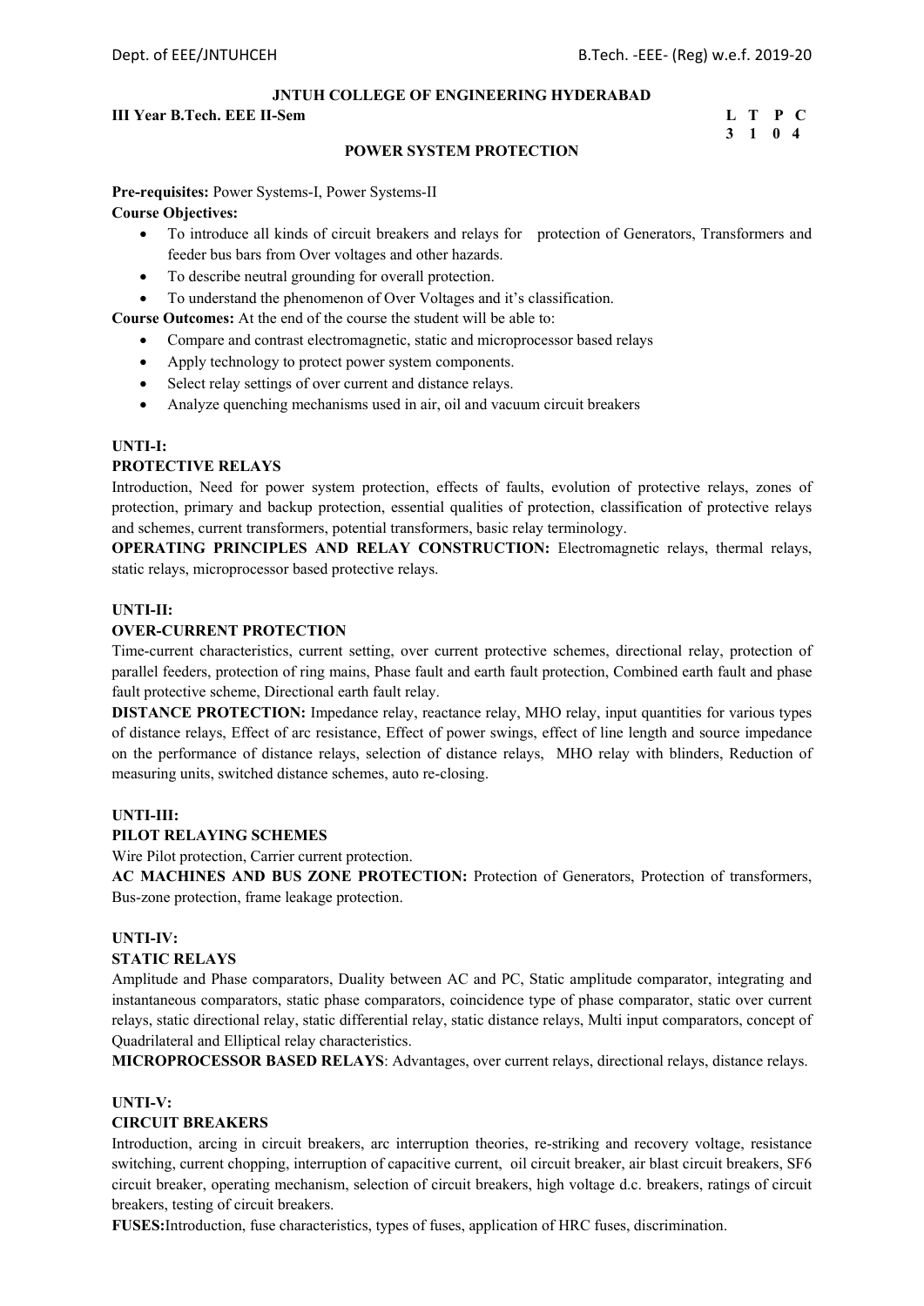**JNTUH COLLEGE OF ENGINEERING HYDERABAD**

**III Year B.Tech. EEE II-Sem**

| L | T | P | C |
|---|---|---|---|
| 3 | 1 | 0 | 4 |

## POWER SYSTEM PROTECTION

**Pre-requisites:** Power Systems-I, Power Systems-II

**Course Objectives:**

- To introduce all kinds of circuit breakers and relays for protection of Generators, Transformers and feeder bus bars from Over voltages and other hazards.
- To describe neutral grounding for overall protection.
- To understand the phenomenon of Over Voltages and it's classification.

**Course Outcomes:** At the end of the course the student will be able to:

- Compare and contrast electromagnetic, static and microprocessor based relays
- Apply technology to protect power system components.
- Select relay settings of over current and distance relays.
- Analyze quenching mechanisms used in air, oil and vacuum circuit breakers

**UNTI-I:**

**PROTECTIVE RELAYS**

Introduction, Need for power system protection, effects of faults, evolution of protective relays, zones of protection, primary and backup protection, essential qualities of protection, classification of protective relays and schemes, current transformers, potential transformers, basic relay terminology.

**OPERATING PRINCIPLES AND RELAY CONSTRUCTION:** Electromagnetic relays, thermal relays, static relays, microprocessor based protective relays.

**UNTI-II:**

**OVER-CURRENT PROTECTION**

Time-current characteristics, current setting, over current protective schemes, directional relay, protection of parallel feeders, protection of ring mains, Phase fault and earth fault protection, Combined earth fault and phase fault protective scheme, Directional earth fault relay.

**DISTANCE PROTECTION:** Impedance relay, reactance relay, MHO relay, input quantities for various types of distance relays, Effect of arc resistance, Effect of power swings, effect of line length and source impedance on the performance of distance relays, selection of distance relays, MHO relay with blinders, Reduction of measuring units, switched distance schemes, auto re-closing.

**UNTI-III:**

**PILOT RELAYING SCHEMES**

Wire Pilot protection, Carrier current protection.

**AC MACHINES AND BUS ZONE PROTECTION:** Protection of Generators, Protection of transformers, Bus-zone protection, frame leakage protection.

**UNTI-IV:**

**STATIC RELAYS**

Amplitude and Phase comparators, Duality between AC and PC, Static amplitude comparator, integrating and instantaneous comparators, static phase comparators, coincidence type of phase comparator, static over current relays, static directional relay, static differential relay, static distance relays, Multi input comparators, concept of Quadrilateral and Elliptical relay characteristics.

**MICROPROCESSOR BASED RELAYS**: Advantages, over current relays, directional relays, distance relays.

**UNTI-V:**

**CIRCUIT BREAKERS**

Introduction, arcing in circuit breakers, arc interruption theories, re-striking and recovery voltage, resistance switching, current chopping, interruption of capacitive current, oil circuit breaker, air blast circuit breakers, SF6 circuit breaker, operating mechanism, selection of circuit breakers, high voltage d.c. breakers, ratings of circuit breakers, testing of circuit breakers.

**FUSES:**Introduction, fuse characteristics, types of fuses, application of HRC fuses, discrimination.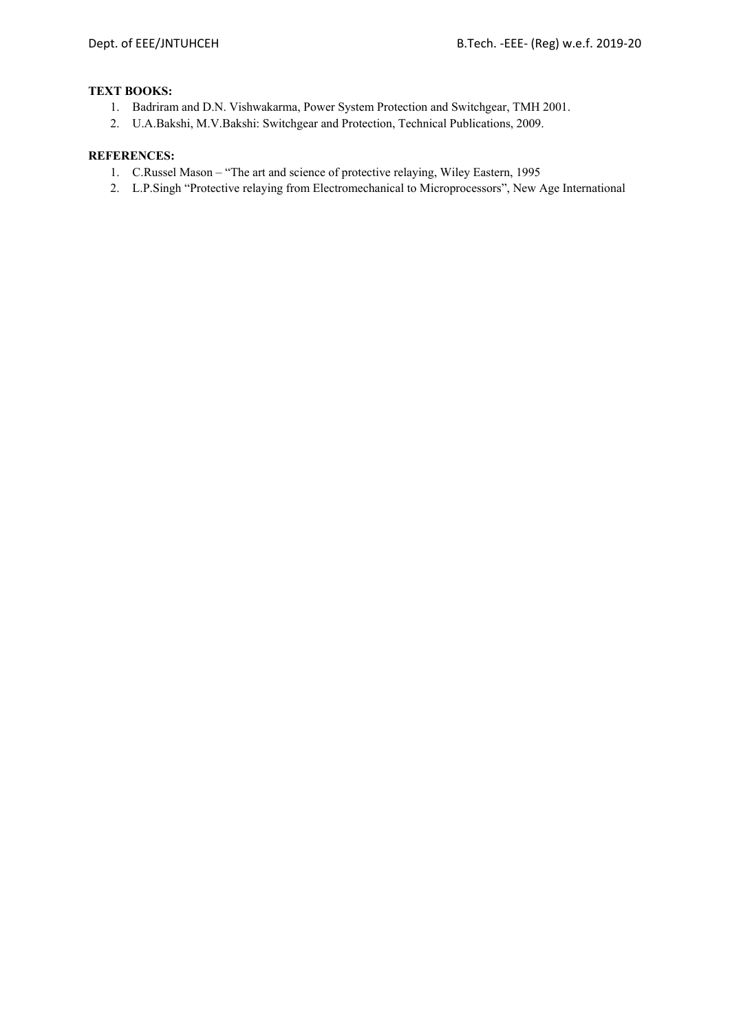**TEXT BOOKS:**

1. Badriram and D.N. Vishwakarma, Power System Protection and Switchgear, TMH 2001.
2. U.A.Bakshi, M.V.Bakshi: Switchgear and Protection, Technical Publications, 2009.

**REFERENCES:**

1. C.Russel Mason – "The art and science of protective relaying, Wiley Eastern, 1995
2. L.P.Singh "Protective relaying from Electromechanical to Microprocessors", New Age International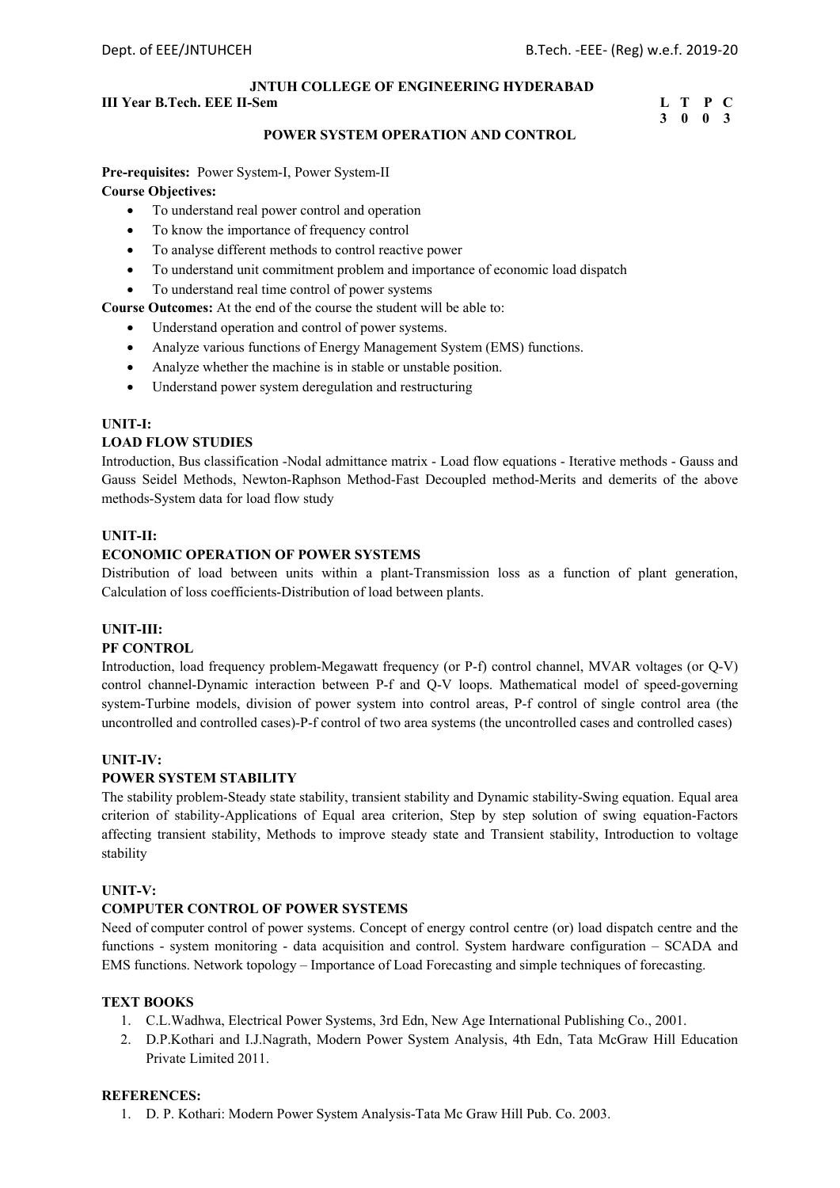**JNTUH COLLEGE OF ENGINEERING HYDERABAD**

**III Year B.Tech. EEE II-Sem**

| L | T | P | C |
|---|---|---|---|
| 3 | 0 | 0 | 3 |

## POWER SYSTEM OPERATION AND CONTROL

**Pre-requisites:** Power System-I, Power System-II

**Course Objectives:**

- To understand real power control and operation
- To know the importance of frequency control
- To analyse different methods to control reactive power
- To understand unit commitment problem and importance of economic load dispatch
- To understand real time control of power systems

**Course Outcomes:** At the end of the course the student will be able to:

- Understand operation and control of power systems.
- Analyze various functions of Energy Management System (EMS) functions.
- Analyze whether the machine is in stable or unstable position.
- Understand power system deregulation and restructuring

### UNIT-I:

### LOAD FLOW STUDIES

Introduction, Bus classification -Nodal admittance matrix - Load flow equations - Iterative methods - Gauss and Gauss Seidel Methods, Newton-Raphson Method-Fast Decoupled method-Merits and demerits of the above methods-System data for load flow study

### UNIT-II:

### ECONOMIC OPERATION OF POWER SYSTEMS

Distribution of load between units within a plant-Transmission loss as a function of plant generation, Calculation of loss coefficients-Distribution of load between plants.

### UNIT-III:

### PF CONTROL

Introduction, load frequency problem-Megawatt frequency (or P-f) control channel, MVAR voltages (or Q-V) control channel-Dynamic interaction between P-f and Q-V loops. Mathematical model of speed-governing system-Turbine models, division of power system into control areas, P-f control of single control area (the uncontrolled and controlled cases)-P-f control of two area systems (the uncontrolled cases and controlled cases)

### UNIT-IV:

### POWER SYSTEM STABILITY

The stability problem-Steady state stability, transient stability and Dynamic stability-Swing equation. Equal area criterion of stability-Applications of Equal area criterion, Step by step solution of swing equation-Factors affecting transient stability, Methods to improve steady state and Transient stability, Introduction to voltage stability

### UNIT-V:

### COMPUTER CONTROL OF POWER SYSTEMS

Need of computer control of power systems. Concept of energy control centre (or) load dispatch centre and the functions - system monitoring - data acquisition and control. System hardware configuration – SCADA and EMS functions. Network topology – Importance of Load Forecasting and simple techniques of forecasting.

### TEXT BOOKS

1. C.L.Wadhwa, Electrical Power Systems, 3rd Edn, New Age International Publishing Co., 2001.
2. D.P.Kothari and I.J.Nagrath, Modern Power System Analysis, 4th Edn, Tata McGraw Hill Education Private Limited 2011.

### REFERENCES:

1. D. P. Kothari: Modern Power System Analysis-Tata Mc Graw Hill Pub. Co. 2003.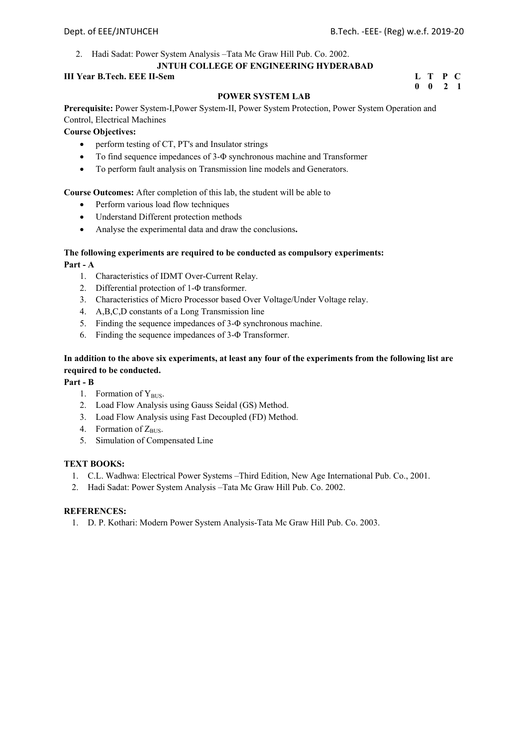2. Hadi Sadat: Power System Analysis –Tata Mc Graw Hill Pub. Co. 2002.

**JNTUH COLLEGE OF ENGINEERING HYDERABAD**

**III Year B.Tech. EEE II-Sem**

| L | T | P | C |
|---|---|---|---|
| 0 | 0 | 2 | 1 |

## POWER SYSTEM LAB

**Prerequisite:** Power System-I,Power System-II, Power System Protection, Power System Operation and Control, Electrical Machines

**Course Objectives:**

- perform testing of CT, PT's and Insulator strings
- To find sequence impedances of 3-Φ synchronous machine and Transformer
- To perform fault analysis on Transmission line models and Generators.

**Course Outcomes:** After completion of this lab, the student will be able to

- Perform various load flow techniques
- Understand Different protection methods
- Analyse the experimental data and draw the conclusions**.**

**The following experiments are required to be conducted as compulsory experiments:**

**Part - A**

1. Characteristics of IDMT Over-Current Relay.
2. Differential protection of 1-Φ transformer.
3. Characteristics of Micro Processor based Over Voltage/Under Voltage relay.
4. A,B,C,D constants of a Long Transmission line
5. Finding the sequence impedances of 3-Φ synchronous machine.
6. Finding the sequence impedances of 3-Φ Transformer.

**In addition to the above six experiments, at least any four of the experiments from the following list are required to be conducted.**

**Part - B**

1. Formation of $Y_{BUS}$.
2. Load Flow Analysis using Gauss Seidal (GS) Method.
3. Load Flow Analysis using Fast Decoupled (FD) Method.
4. Formation of $Z_{BUS}$.
5. Simulation of Compensated Line

**TEXT BOOKS:**

1. C.L. Wadhwa: Electrical Power Systems –Third Edition, New Age International Pub. Co., 2001.
2. Hadi Sadat: Power System Analysis –Tata Mc Graw Hill Pub. Co. 2002.

**REFERENCES:**

1. D. P. Kothari: Modern Power System Analysis-Tata Mc Graw Hill Pub. Co. 2003.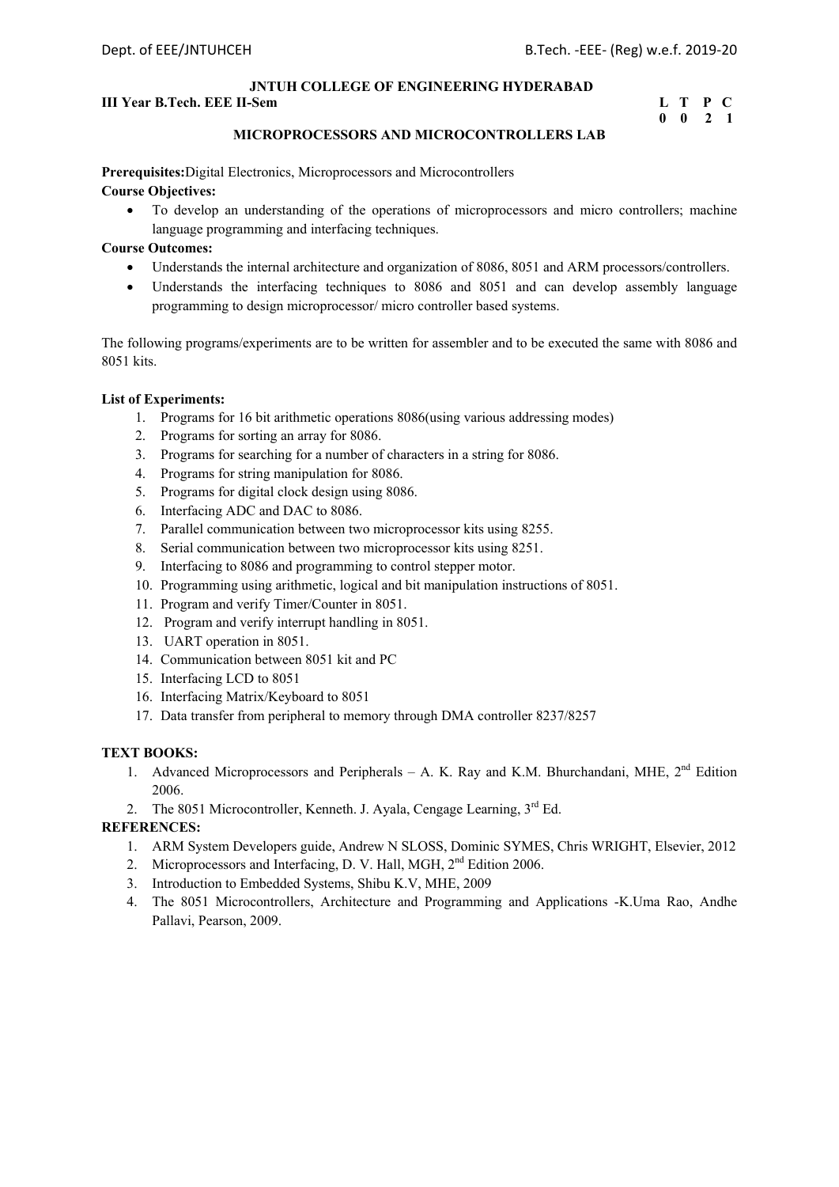**JNTUH COLLEGE OF ENGINEERING HYDERABAD**

**III Year B.Tech. EEE II-Sem**

| L | T | P | C |
|---|---|---|---|
| 0 | 0 | 2 | 1 |

## MICROPROCESSORS AND MICROCONTROLLERS LAB

**Prerequisites:**Digital Electronics, Microprocessors and Microcontrollers

**Course Objectives:**

- To develop an understanding of the operations of microprocessors and micro controllers; machine language programming and interfacing techniques.

**Course Outcomes:**

- Understands the internal architecture and organization of 8086, 8051 and ARM processors/controllers.
- Understands the interfacing techniques to 8086 and 8051 and can develop assembly language programming to design microprocessor/ micro controller based systems.

The following programs/experiments are to be written for assembler and to be executed the same with 8086 and 8051 kits.

**List of Experiments:**

1. Programs for 16 bit arithmetic operations 8086(using various addressing modes)
2. Programs for sorting an array for 8086.
3. Programs for searching for a number of characters in a string for 8086.
4. Programs for string manipulation for 8086.
5. Programs for digital clock design using 8086.
6. Interfacing ADC and DAC to 8086.
7. Parallel communication between two microprocessor kits using 8255.
8. Serial communication between two microprocessor kits using 8251.
9. Interfacing to 8086 and programming to control stepper motor.
10. Programming using arithmetic, logical and bit manipulation instructions of 8051.
11. Program and verify Timer/Counter in 8051.
12. Program and verify interrupt handling in 8051.
13. UART operation in 8051.
14. Communication between 8051 kit and PC
15. Interfacing LCD to 8051
16. Interfacing Matrix/Keyboard to 8051
17. Data transfer from peripheral to memory through DMA controller 8237/8257

**TEXT BOOKS:**

1. Advanced Microprocessors and Peripherals – A. K. Ray and K.M. Bhurchandani, MHE, 2nd Edition 2006.
2. The 8051 Microcontroller, Kenneth. J. Ayala, Cengage Learning, 3rd Ed.

**REFERENCES:**

1. ARM System Developers guide, Andrew N SLOSS, Dominic SYMES, Chris WRIGHT, Elsevier, 2012
2. Microprocessors and Interfacing, D. V. Hall, MGH, 2nd Edition 2006.
3. Introduction to Embedded Systems, Shibu K.V, MHE, 2009
4. The 8051 Microcontrollers, Architecture and Programming and Applications -K.Uma Rao, Andhe Pallavi, Pearson, 2009.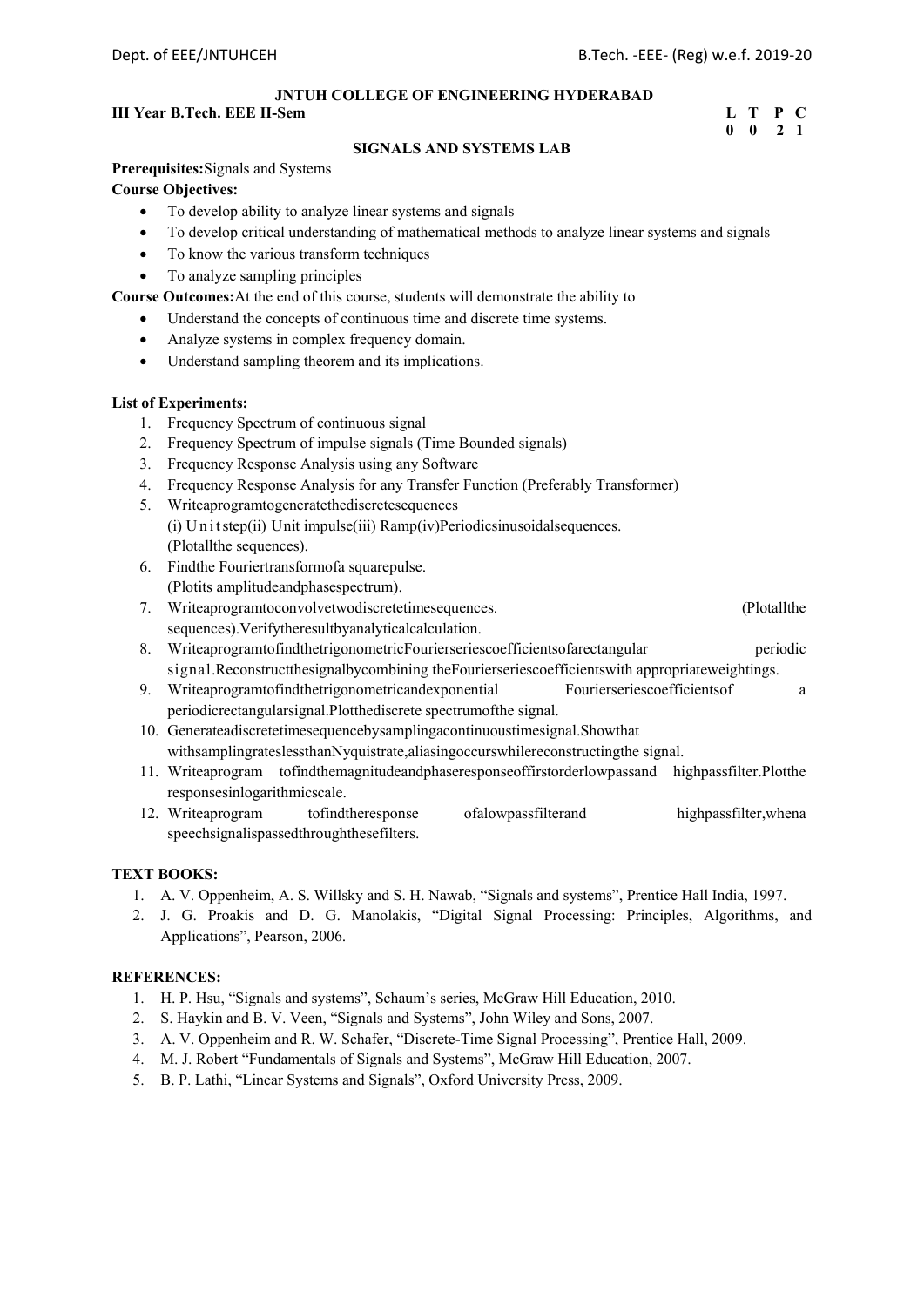**JNTUH COLLEGE OF ENGINEERING HYDERABAD**

**III Year B.Tech. EEE II-Sem** **L T P C**
**0 0 2 1**

## SIGNALS AND SYSTEMS LAB

**Prerequisites:** Signals and Systems

**Course Objectives:**

- To develop ability to analyze linear systems and signals
- To develop critical understanding of mathematical methods to analyze linear systems and signals
- To know the various transform techniques
- To analyze sampling principles

**Course Outcomes:** At the end of this course, students will demonstrate the ability to

- Understand the concepts of continuous time and discrete time systems.
- Analyze systems in complex frequency domain.
- Understand sampling theorem and its implications.

**List of Experiments:**

1. Frequency Spectrum of continuous signal
2. Frequency Spectrum of impulse signals (Time Bounded signals)
3. Frequency Response Analysis using any Software
4. Frequency Response Analysis for any Transfer Function (Preferably Transformer)
5. Writeaprogramtogeneratethediscretesequences
   (i) Unitstep(ii) Unit impulse(iii) Ramp(iv)Periodicsinusoidalsequences.
   (Plotallthe sequences).
6. Findthe Fouriertransformofa squarepulse.
   (Plotits amplitudeandphasespectrum).
7. Writeaprogramtoconvolvetwodiscretetimesequences. (Plotallthe sequences).Verifytheresultbyanalyticalcalculation.
8. WriteaprogramtofindthetrigonometricFourierseriescoefficientsofarectangular periodic signal.Reconstructthesignalbycombining theFourierseriescoefficientswith appropriateweightings.
9. Writeaprogramtofindthetrigonometricandexponential Fourierseriescoefficientsof a periodicrectangularsignal.Plotthediscrete spectrumofthe signal.
10. Generateadiscretetimesequencebysamplingacontinuoustimesignal.Showthat withsamplingrateslessthanNyquistrate,aliasingoccurswhilereconstructingthe signal.
11. Writeaprogram tofindthemagnitudeandphaseresponseoffirstorderlowpassand highpassfilter.Plotthe responsesinlogarithmicscale.
12. Writeaprogram tofindtheresponse ofalowpassfilterand highpassfilter,whena speechsignalispassedthroughthesefilters.

**TEXT BOOKS:**

1. A. V. Oppenheim, A. S. Willsky and S. H. Nawab, "Signals and systems", Prentice Hall India, 1997.
2. J. G. Proakis and D. G. Manolakis, "Digital Signal Processing: Principles, Algorithms, and Applications", Pearson, 2006.

**REFERENCES:**

1. H. P. Hsu, "Signals and systems", Schaum's series, McGraw Hill Education, 2010.
2. S. Haykin and B. V. Veen, "Signals and Systems", John Wiley and Sons, 2007.
3. A. V. Oppenheim and R. W. Schafer, "Discrete-Time Signal Processing", Prentice Hall, 2009.
4. M. J. Robert "Fundamentals of Signals and Systems", McGraw Hill Education, 2007.
5. B. P. Lathi, "Linear Systems and Signals", Oxford University Press, 2009.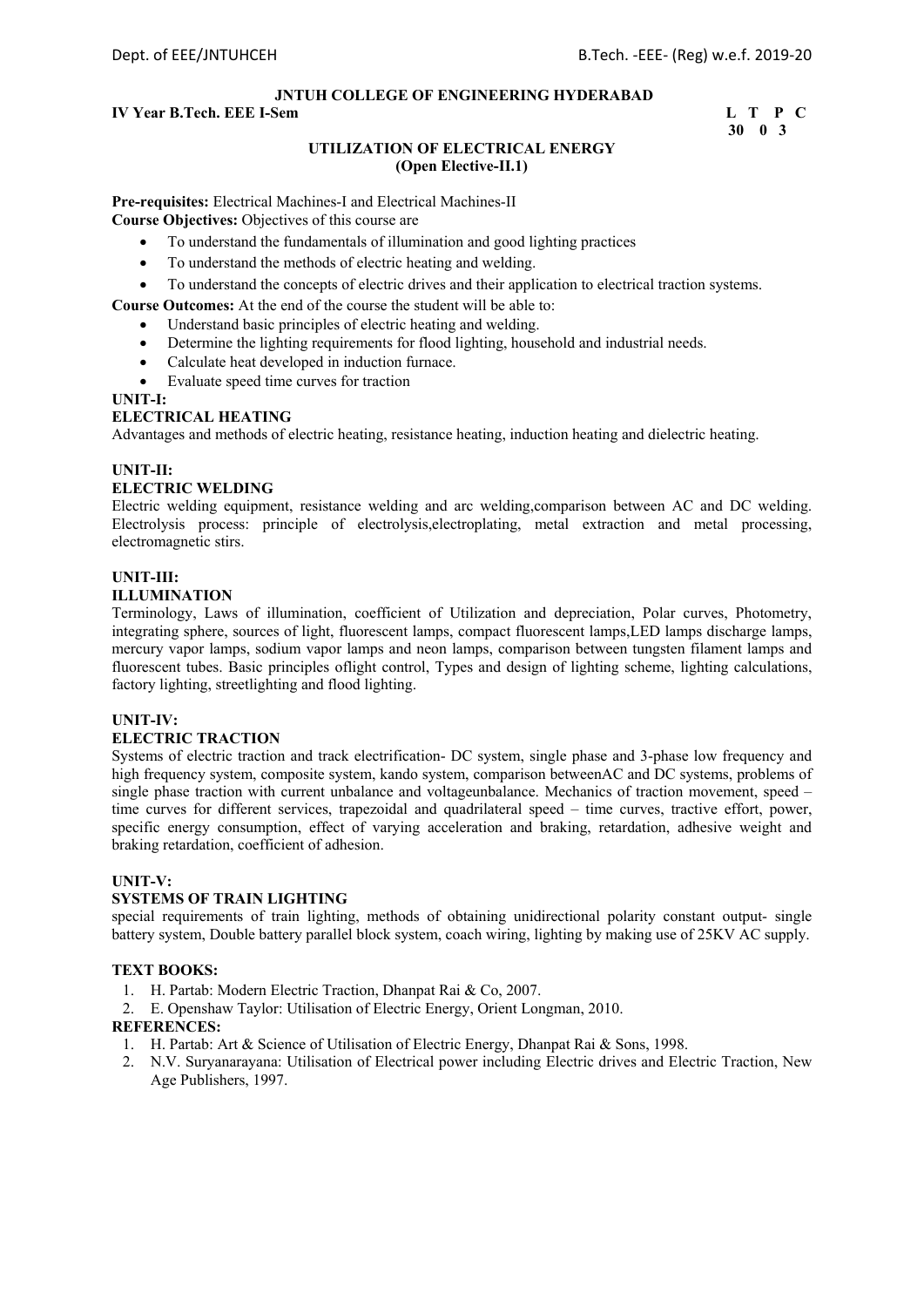**JNTUH COLLEGE OF ENGINEERING HYDERABAD**

**IV Year B.Tech. EEE I-Sem** **L T P C**
**3 0 0 3**

**UTILIZATION OF ELECTRICAL ENERGY**
**(Open Elective-II.1)**

**Pre-requisites:** Electrical Machines-I and Electrical Machines-II

**Course Objectives:** Objectives of this course are

- To understand the fundamentals of illumination and good lighting practices
- To understand the methods of electric heating and welding.
- To understand the concepts of electric drives and their application to electrical traction systems.

**Course Outcomes:** At the end of the course the student will be able to:

- Understand basic principles of electric heating and welding.
- Determine the lighting requirements for flood lighting, household and industrial needs.
- Calculate heat developed in induction furnace.
- Evaluate speed time curves for traction

**UNIT-I:**

**ELECTRICAL HEATING**

Advantages and methods of electric heating, resistance heating, induction heating and dielectric heating.

**UNIT-II:**

**ELECTRIC WELDING**

Electric welding equipment, resistance welding and arc welding,comparison between AC and DC welding. Electrolysis process: principle of electrolysis,electroplating, metal extraction and metal processing, electromagnetic stirs.

**UNIT-III:**

**ILLUMINATION**

Terminology, Laws of illumination, coefficient of Utilization and depreciation, Polar curves, Photometry, integrating sphere, sources of light, fluorescent lamps, compact fluorescent lamps,LED lamps discharge lamps, mercury vapor lamps, sodium vapor lamps and neon lamps, comparison between tungsten filament lamps and fluorescent tubes. Basic principles oflight control, Types and design of lighting scheme, lighting calculations, factory lighting, streetlighting and flood lighting.

**UNIT-IV:**

**ELECTRIC TRACTION**

Systems of electric traction and track electrification- DC system, single phase and 3-phase low frequency and high frequency system, composite system, kando system, comparison betweenAC and DC systems, problems of single phase traction with current unbalance and voltageunbalance. Mechanics of traction movement, speed – time curves for different services, trapezoidal and quadrilateral speed – time curves, tractive effort, power, specific energy consumption, effect of varying acceleration and braking, retardation, adhesive weight and braking retardation, coefficient of adhesion.

**UNIT-V:**

**SYSTEMS OF TRAIN LIGHTING**

special requirements of train lighting, methods of obtaining unidirectional polarity constant output- single battery system, Double battery parallel block system, coach wiring, lighting by making use of 25KV AC supply.

**TEXT BOOKS:**

1. H. Partab: Modern Electric Traction, Dhanpat Rai & Co, 2007.
2. E. Openshaw Taylor: Utilisation of Electric Energy, Orient Longman, 2010.

**REFERENCES:**

1. H. Partab: Art & Science of Utilisation of Electric Energy, Dhanpat Rai & Sons, 1998.
2. N.V. Suryanarayana: Utilisation of Electrical power including Electric drives and Electric Traction, New Age Publishers, 1997.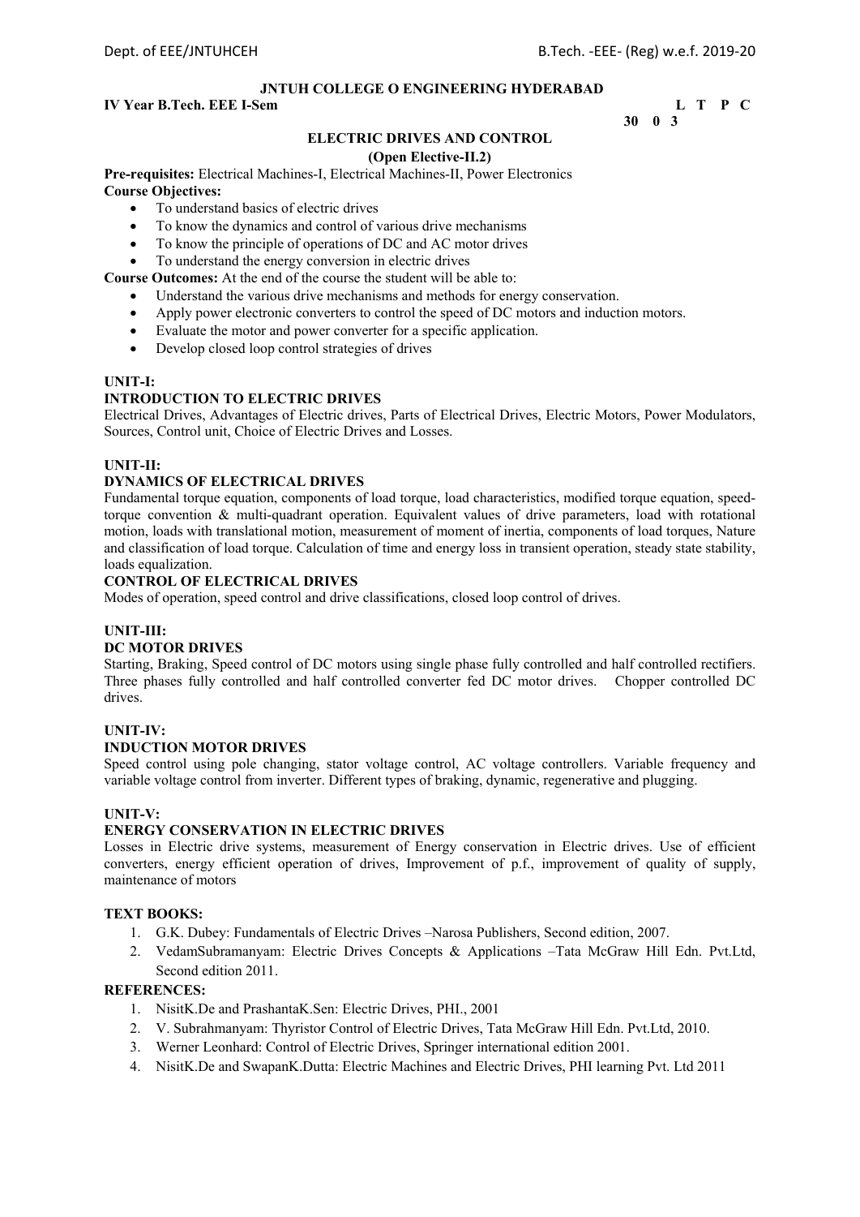**JNTUH COLLEGE O ENGINEERING HYDERABAD**

**IV Year B.Tech. EEE I-Sem** **L T P C**

**30 0 3**

## ELECTRIC DRIVES AND CONTROL

**(Open Elective-II.2)**

**Pre-requisites:** Electrical Machines-I, Electrical Machines-II, Power Electronics

**Course Objectives:**

- To understand basics of electric drives
- To know the dynamics and control of various drive mechanisms
- To know the principle of operations of DC and AC motor drives
- To understand the energy conversion in electric drives

**Course Outcomes:** At the end of the course the student will be able to:

- Understand the various drive mechanisms and methods for energy conservation.
- Apply power electronic converters to control the speed of DC motors and induction motors.
- Evaluate the motor and power converter for a specific application.
- Develop closed loop control strategies of drives

**UNIT-I:**

**INTRODUCTION TO ELECTRIC DRIVES**

Electrical Drives, Advantages of Electric drives, Parts of Electrical Drives, Electric Motors, Power Modulators, Sources, Control unit, Choice of Electric Drives and Losses.

**UNIT-II:**

**DYNAMICS OF ELECTRICAL DRIVES**

Fundamental torque equation, components of load torque, load characteristics, modified torque equation, speed-torque convention & multi-quadrant operation. Equivalent values of drive parameters, load with rotational motion, loads with translational motion, measurement of moment of inertia, components of load torques, Nature and classification of load torque. Calculation of time and energy loss in transient operation, steady state stability, loads equalization.

**CONTROL OF ELECTRICAL DRIVES**

Modes of operation, speed control and drive classifications, closed loop control of drives.

**UNIT-III:**

**DC MOTOR DRIVES**

Starting, Braking, Speed control of DC motors using single phase fully controlled and half controlled rectifiers. Three phases fully controlled and half controlled converter fed DC motor drives. Chopper controlled DC drives.

**UNIT-IV:**

**INDUCTION MOTOR DRIVES**

Speed control using pole changing, stator voltage control, AC voltage controllers. Variable frequency and variable voltage control from inverter. Different types of braking, dynamic, regenerative and plugging.

**UNIT-V:**

**ENERGY CONSERVATION IN ELECTRIC DRIVES**

Losses in Electric drive systems, measurement of Energy conservation in Electric drives. Use of efficient converters, energy efficient operation of drives, Improvement of p.f., improvement of quality of supply, maintenance of motors

**TEXT BOOKS:**

1. G.K. Dubey: Fundamentals of Electric Drives –Narosa Publishers, Second edition, 2007.
2. VedamSubramanyam: Electric Drives Concepts & Applications –Tata McGraw Hill Edn. Pvt.Ltd, Second edition 2011.

**REFERENCES:**

1. NisitK.De and PrashantaK.Sen: Electric Drives, PHI., 2001
2. V. Subrahmanyam: Thyristor Control of Electric Drives, Tata McGraw Hill Edn. Pvt.Ltd, 2010.
3. Werner Leonhard: Control of Electric Drives, Springer international edition 2001.
4. NisitK.De and SwapanK.Dutta: Electric Machines and Electric Drives, PHI learning Pvt. Ltd 2011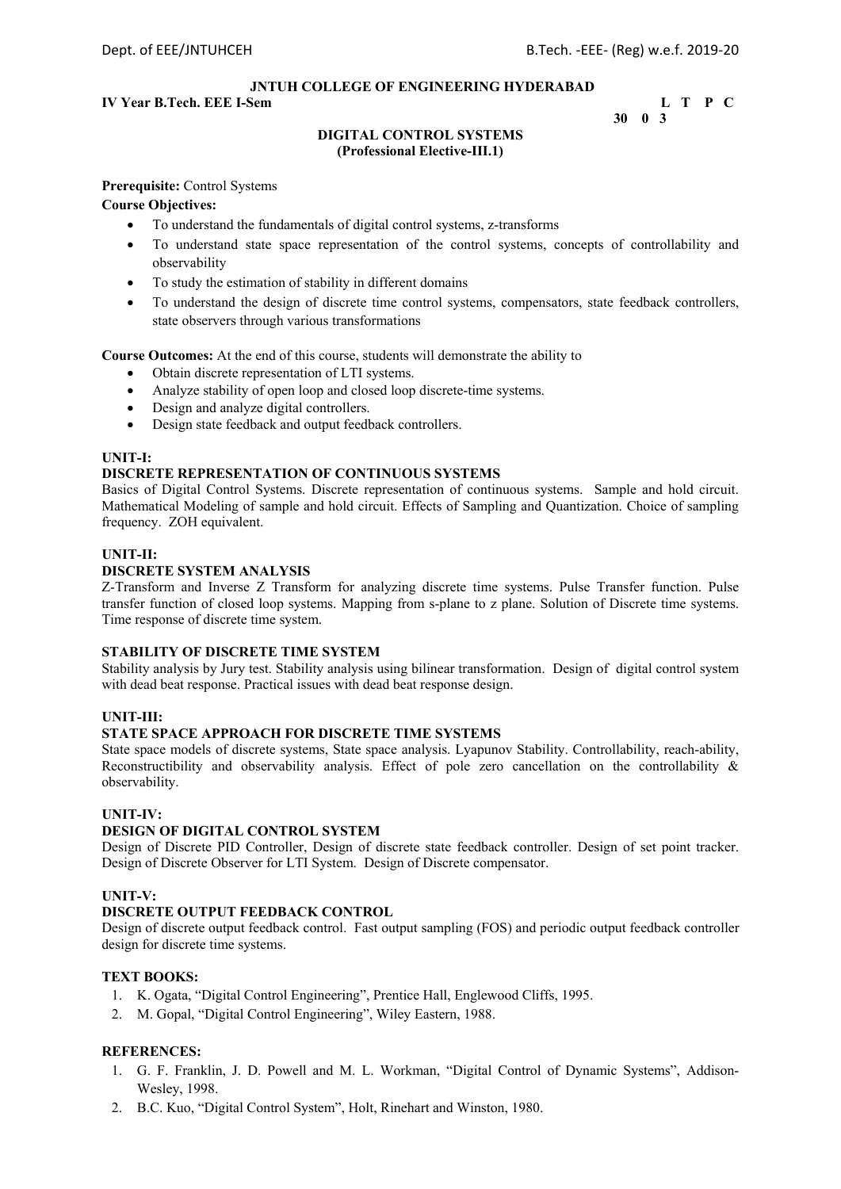**JNTUH COLLEGE OF ENGINEERING HYDERABAD**

**IV Year B.Tech. EEE I-Sem** **L T P C**

**30 0 3**

## DIGITAL CONTROL SYSTEMS
### (Professional Elective-III.1)

**Prerequisite:** Control Systems

**Course Objectives:**

- To understand the fundamentals of digital control systems, z-transforms
- To understand state space representation of the control systems, concepts of controllability and observability
- To study the estimation of stability in different domains
- To understand the design of discrete time control systems, compensators, state feedback controllers, state observers through various transformations

**Course Outcomes:** At the end of this course, students will demonstrate the ability to

- Obtain discrete representation of LTI systems.
- Analyze stability of open loop and closed loop discrete-time systems.
- Design and analyze digital controllers.
- Design state feedback and output feedback controllers.

**UNIT-I:**

**DISCRETE REPRESENTATION OF CONTINUOUS SYSTEMS**

Basics of Digital Control Systems. Discrete representation of continuous systems. Sample and hold circuit. Mathematical Modeling of sample and hold circuit. Effects of Sampling and Quantization. Choice of sampling frequency. ZOH equivalent.

**UNIT-II:**

**DISCRETE SYSTEM ANALYSIS**

Z-Transform and Inverse Z Transform for analyzing discrete time systems. Pulse Transfer function. Pulse transfer function of closed loop systems. Mapping from s-plane to z plane. Solution of Discrete time systems. Time response of discrete time system.

**STABILITY OF DISCRETE TIME SYSTEM**

Stability analysis by Jury test. Stability analysis using bilinear transformation. Design of digital control system with dead beat response. Practical issues with dead beat response design.

**UNIT-III:**

**STATE SPACE APPROACH FOR DISCRETE TIME SYSTEMS**

State space models of discrete systems, State space analysis. Lyapunov Stability. Controllability, reach-ability, Reconstructibility and observability analysis. Effect of pole zero cancellation on the controllability & observability.

**UNIT-IV:**

**DESIGN OF DIGITAL CONTROL SYSTEM**

Design of Discrete PID Controller, Design of discrete state feedback controller. Design of set point tracker. Design of Discrete Observer for LTI System. Design of Discrete compensator.

**UNIT-V:**

**DISCRETE OUTPUT FEEDBACK CONTROL**

Design of discrete output feedback control. Fast output sampling (FOS) and periodic output feedback controller design for discrete time systems.

**TEXT BOOKS:**

1. K. Ogata, "Digital Control Engineering", Prentice Hall, Englewood Cliffs, 1995.
2. M. Gopal, "Digital Control Engineering", Wiley Eastern, 1988.

**REFERENCES:**

1. G. F. Franklin, J. D. Powell and M. L. Workman, "Digital Control of Dynamic Systems", Addison-Wesley, 1998.
2. B.C. Kuo, "Digital Control System", Holt, Rinehart and Winston, 1980.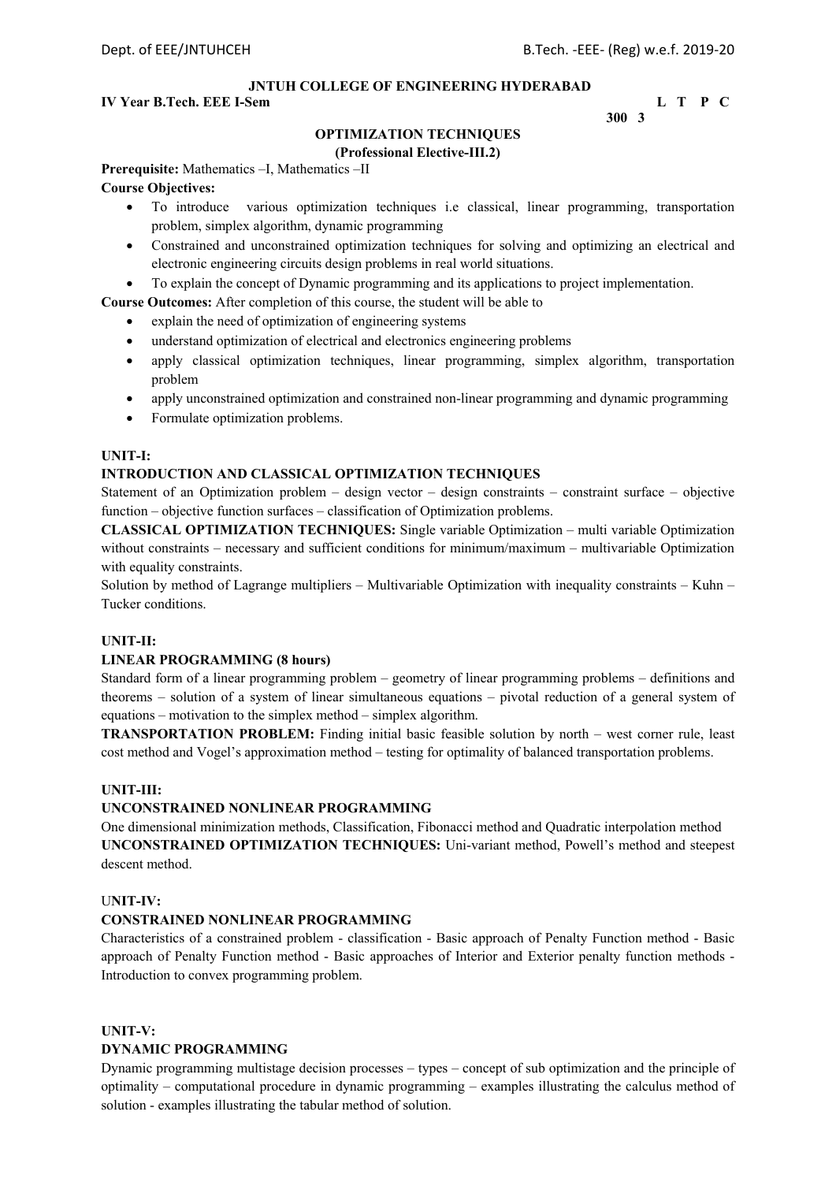**JNTUH COLLEGE OF ENGINEERING HYDERABAD**

**IV Year B.Tech. EEE I-Sem** **L T P C**

**3 0 0 3**

**OPTIMIZATION TECHNIQUES**

**(Professional Elective-III.2)**

**Prerequisite:** Mathematics –I, Mathematics –II

**Course Objectives:**

- To introduce various optimization techniques i.e classical, linear programming, transportation problem, simplex algorithm, dynamic programming
- Constrained and unconstrained optimization techniques for solving and optimizing an electrical and electronic engineering circuits design problems in real world situations.
- To explain the concept of Dynamic programming and its applications to project implementation.

**Course Outcomes:** After completion of this course, the student will be able to

- explain the need of optimization of engineering systems
- understand optimization of electrical and electronics engineering problems
- apply classical optimization techniques, linear programming, simplex algorithm, transportation problem
- apply unconstrained optimization and constrained non-linear programming and dynamic programming
- Formulate optimization problems.

**UNIT-I:**

**INTRODUCTION AND CLASSICAL OPTIMIZATION TECHNIQUES**

Statement of an Optimization problem – design vector – design constraints – constraint surface – objective function – objective function surfaces – classification of Optimization problems.

**CLASSICAL OPTIMIZATION TECHNIQUES:** Single variable Optimization – multi variable Optimization without constraints – necessary and sufficient conditions for minimum/maximum – multivariable Optimization with equality constraints.

Solution by method of Lagrange multipliers – Multivariable Optimization with inequality constraints – Kuhn – Tucker conditions.

**UNIT-II:**

**LINEAR PROGRAMMING (8 hours)**

Standard form of a linear programming problem – geometry of linear programming problems – definitions and theorems – solution of a system of linear simultaneous equations – pivotal reduction of a general system of equations – motivation to the simplex method – simplex algorithm.

**TRANSPORTATION PROBLEM:** Finding initial basic feasible solution by north – west corner rule, least cost method and Vogel's approximation method – testing for optimality of balanced transportation problems.

**UNIT-III:**

**UNCONSTRAINED NONLINEAR PROGRAMMING**

One dimensional minimization methods, Classification, Fibonacci method and Quadratic interpolation method

**UNCONSTRAINED OPTIMIZATION TECHNIQUES:** Uni-variant method, Powell's method and steepest descent method.

**UNIT-IV:**

**CONSTRAINED NONLINEAR PROGRAMMING**

Characteristics of a constrained problem - classification - Basic approach of Penalty Function method - Basic approach of Penalty Function method - Basic approaches of Interior and Exterior penalty function methods - Introduction to convex programming problem.

**UNIT-V:**

**DYNAMIC PROGRAMMING**

Dynamic programming multistage decision processes – types – concept of sub optimization and the principle of optimality – computational procedure in dynamic programming – examples illustrating the calculus method of solution - examples illustrating the tabular method of solution.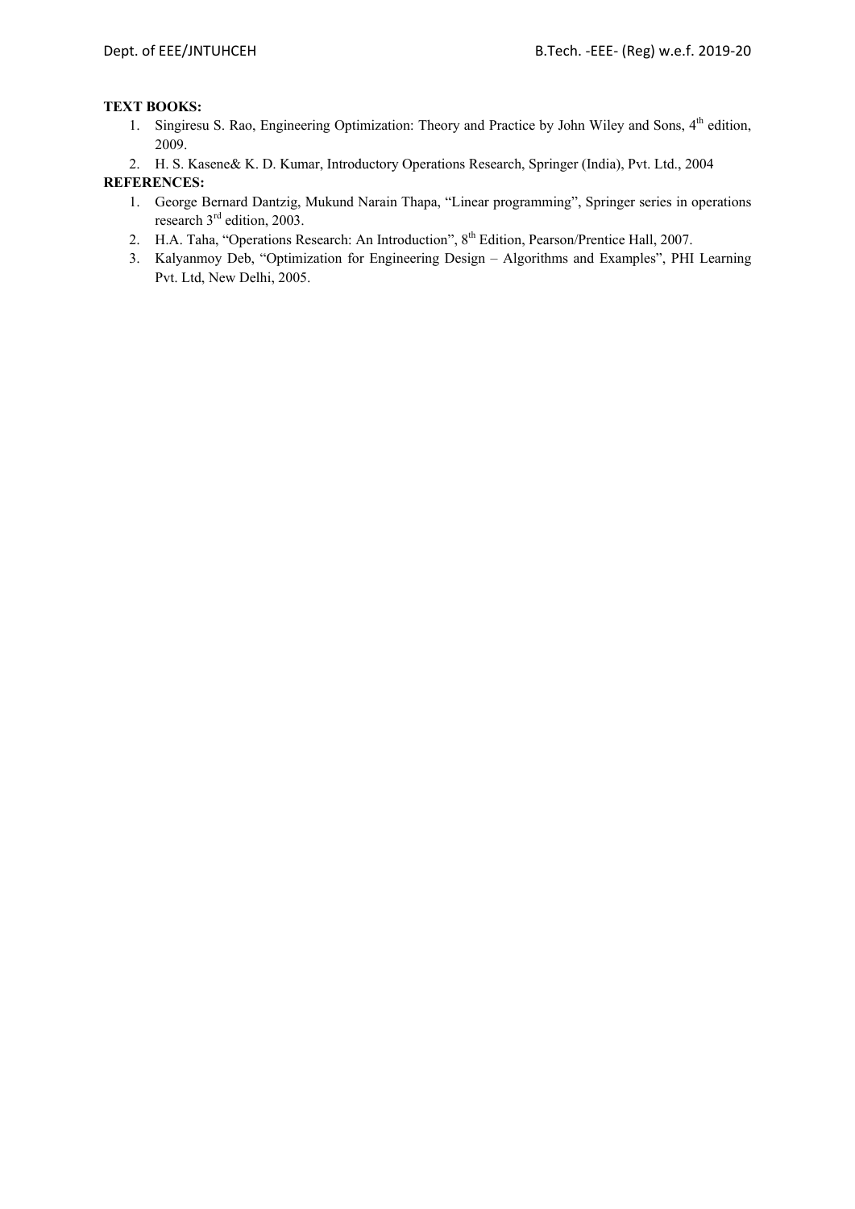**TEXT BOOKS:**

1. Singiresu S. Rao, Engineering Optimization: Theory and Practice by John Wiley and Sons, 4th edition, 2009.
2. H. S. Kasene& K. D. Kumar, Introductory Operations Research, Springer (India), Pvt. Ltd., 2004

**REFERENCES:**

1. George Bernard Dantzig, Mukund Narain Thapa, "Linear programming", Springer series in operations research 3rd edition, 2003.
2. H.A. Taha, "Operations Research: An Introduction", 8th Edition, Pearson/Prentice Hall, 2007.
3. Kalyanmoy Deb, "Optimization for Engineering Design – Algorithms and Examples", PHI Learning Pvt. Ltd, New Delhi, 2005.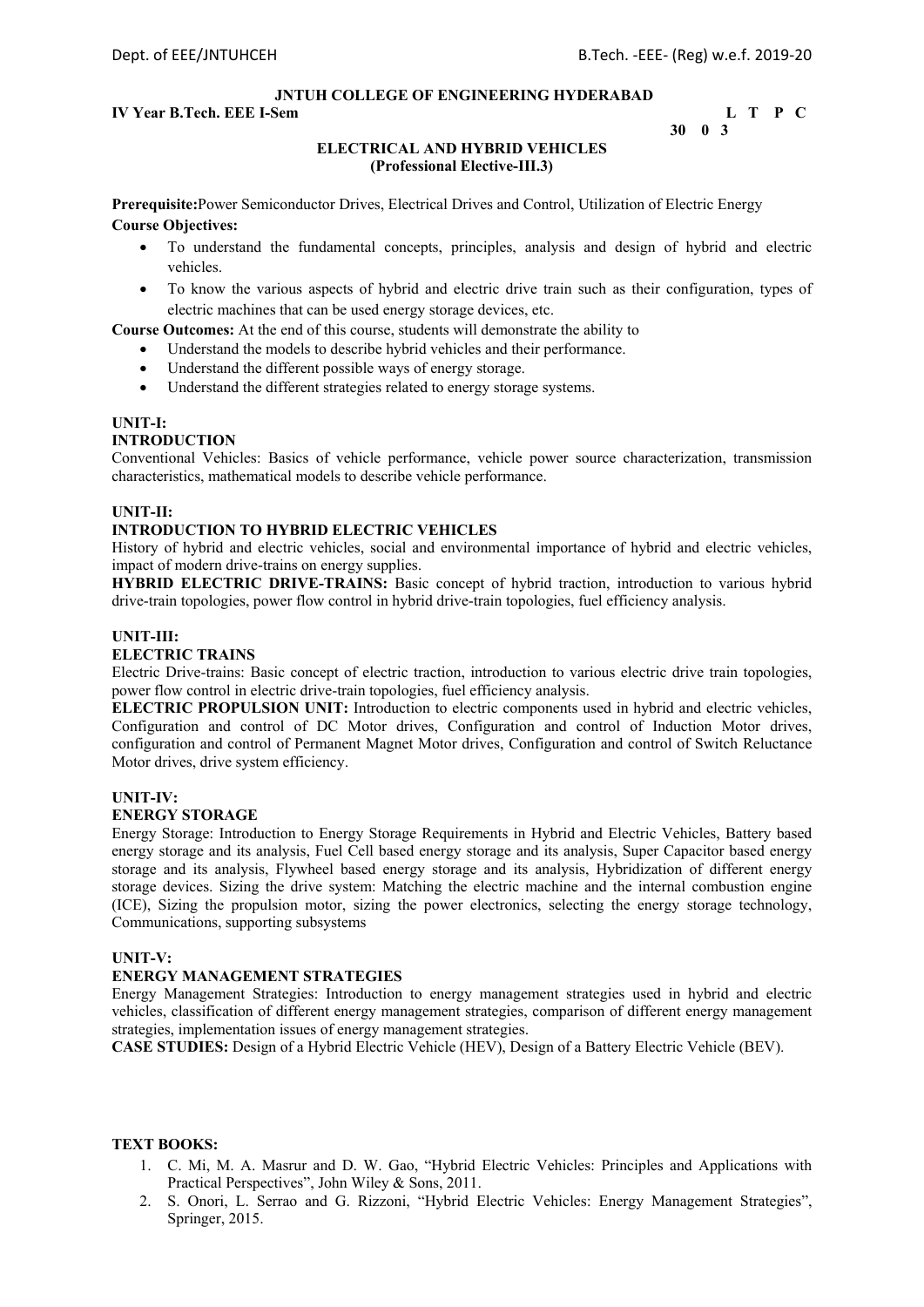**JNTUH COLLEGE OF ENGINEERING HYDERABAD**

**IV Year B.Tech. EEE I-Sem** **L T P C**

**3 0 0 3**

**ELECTRICAL AND HYBRID VEHICLES**
**(Professional Elective-III.3)**

**Prerequisite:**Power Semiconductor Drives, Electrical Drives and Control, Utilization of Electric Energy

**Course Objectives:**

- To understand the fundamental concepts, principles, analysis and design of hybrid and electric vehicles.
- To know the various aspects of hybrid and electric drive train such as their configuration, types of electric machines that can be used energy storage devices, etc.

**Course Outcomes:** At the end of this course, students will demonstrate the ability to

- Understand the models to describe hybrid vehicles and their performance.
- Understand the different possible ways of energy storage.
- Understand the different strategies related to energy storage systems.

**UNIT-I:**

**INTRODUCTION**

Conventional Vehicles: Basics of vehicle performance, vehicle power source characterization, transmission characteristics, mathematical models to describe vehicle performance.

**UNIT-II:**

**INTRODUCTION TO HYBRID ELECTRIC VEHICLES**

History of hybrid and electric vehicles, social and environmental importance of hybrid and electric vehicles, impact of modern drive-trains on energy supplies.

**HYBRID ELECTRIC DRIVE-TRAINS:** Basic concept of hybrid traction, introduction to various hybrid drive-train topologies, power flow control in hybrid drive-train topologies, fuel efficiency analysis.

**UNIT-III:**

**ELECTRIC TRAINS**

Electric Drive-trains: Basic concept of electric traction, introduction to various electric drive train topologies, power flow control in electric drive-train topologies, fuel efficiency analysis.

**ELECTRIC PROPULSION UNIT:** Introduction to electric components used in hybrid and electric vehicles, Configuration and control of DC Motor drives, Configuration and control of Induction Motor drives, configuration and control of Permanent Magnet Motor drives, Configuration and control of Switch Reluctance Motor drives, drive system efficiency.

**UNIT-IV:**

**ENERGY STORAGE**

Energy Storage: Introduction to Energy Storage Requirements in Hybrid and Electric Vehicles, Battery based energy storage and its analysis, Fuel Cell based energy storage and its analysis, Super Capacitor based energy storage and its analysis, Flywheel based energy storage and its analysis, Hybridization of different energy storage devices. Sizing the drive system: Matching the electric machine and the internal combustion engine (ICE), Sizing the propulsion motor, sizing the power electronics, selecting the energy storage technology, Communications, supporting subsystems

**UNIT-V:**

**ENERGY MANAGEMENT STRATEGIES**

Energy Management Strategies: Introduction to energy management strategies used in hybrid and electric vehicles, classification of different energy management strategies, comparison of different energy management strategies, implementation issues of energy management strategies.

**CASE STUDIES:** Design of a Hybrid Electric Vehicle (HEV), Design of a Battery Electric Vehicle (BEV).

**TEXT BOOKS:**

1. C. Mi, M. A. Masrur and D. W. Gao, "Hybrid Electric Vehicles: Principles and Applications with Practical Perspectives", John Wiley & Sons, 2011.
2. S. Onori, L. Serrao and G. Rizzoni, "Hybrid Electric Vehicles: Energy Management Strategies", Springer, 2015.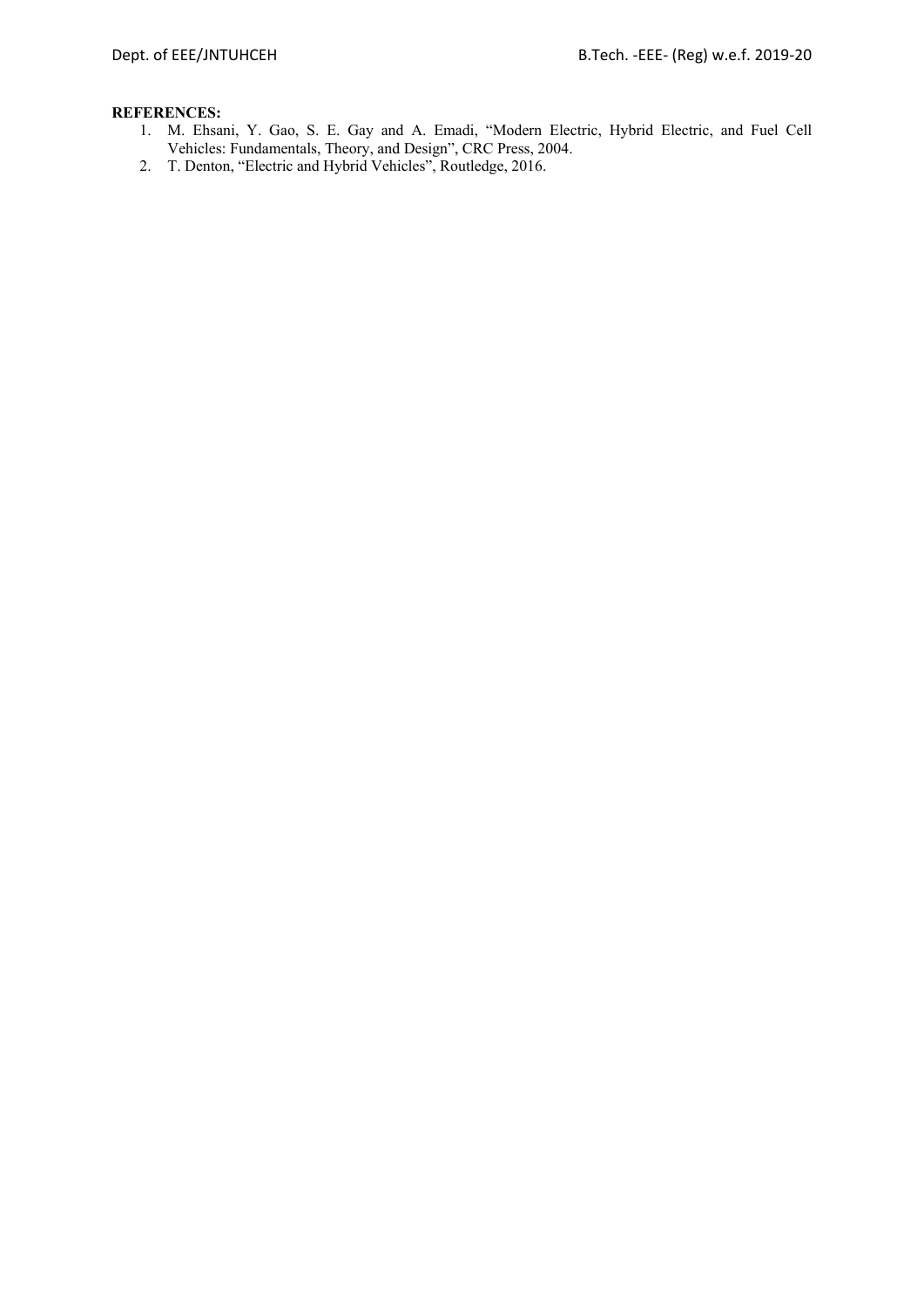**REFERENCES:**

1. M. Ehsani, Y. Gao, S. E. Gay and A. Emadi, "Modern Electric, Hybrid Electric, and Fuel Cell Vehicles: Fundamentals, Theory, and Design", CRC Press, 2004.
2. T. Denton, "Electric and Hybrid Vehicles", Routledge, 2016.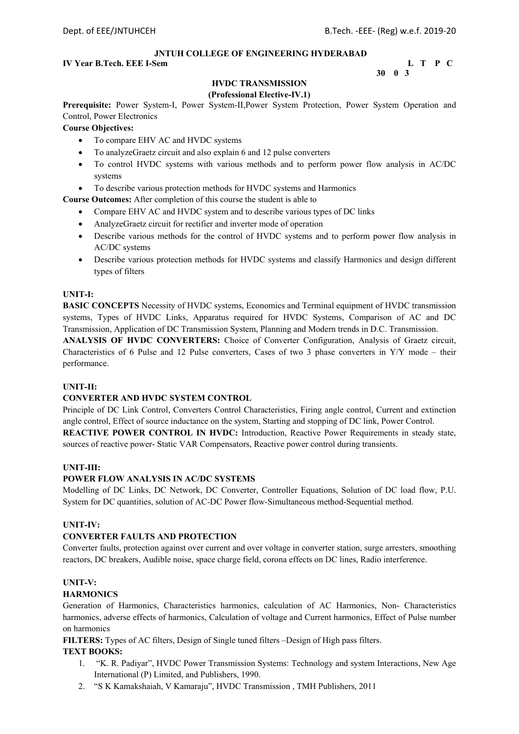**JNTUH COLLEGE OF ENGINEERING HYDERABAD**

**IV Year B.Tech. EEE I-Sem** **L T P C**

**30 0 3**

## HVDC TRANSMISSION

**(Professional Elective-IV.1)**

**Prerequisite:** Power System-I, Power System-II,Power System Protection, Power System Operation and Control, Power Electronics

**Course Objectives:**

- To compare EHV AC and HVDC systems
- To analyzeGraetz circuit and also explain 6 and 12 pulse converters
- To control HVDC systems with various methods and to perform power flow analysis in AC/DC systems
- To describe various protection methods for HVDC systems and Harmonics

**Course Outcomes:** After completion of this course the student is able to

- Compare EHV AC and HVDC system and to describe various types of DC links
- AnalyzeGraetz circuit for rectifier and inverter mode of operation
- Describe various methods for the control of HVDC systems and to perform power flow analysis in AC/DC systems
- Describe various protection methods for HVDC systems and classify Harmonics and design different types of filters

**UNIT-I:**

**BASIC CONCEPTS** Necessity of HVDC systems, Economics and Terminal equipment of HVDC transmission systems, Types of HVDC Links, Apparatus required for HVDC Systems, Comparison of AC and DC Transmission, Application of DC Transmission System, Planning and Modern trends in D.C. Transmission.

**ANALYSIS OF HVDC CONVERTERS:** Choice of Converter Configuration, Analysis of Graetz circuit, Characteristics of 6 Pulse and 12 Pulse converters, Cases of two 3 phase converters in Y/Y mode – their performance.

**UNIT-II:**

**CONVERTER AND HVDC SYSTEM CONTROL**

Principle of DC Link Control, Converters Control Characteristics, Firing angle control, Current and extinction angle control, Effect of source inductance on the system, Starting and stopping of DC link, Power Control.

**REACTIVE POWER CONTROL IN HVDC:** Introduction, Reactive Power Requirements in steady state, sources of reactive power- Static VAR Compensators, Reactive power control during transients.

**UNIT-III:**

**POWER FLOW ANALYSIS IN AC/DC SYSTEMS**

Modelling of DC Links, DC Network, DC Converter, Controller Equations, Solution of DC load flow, P.U. System for DC quantities, solution of AC-DC Power flow-Simultaneous method-Sequential method.

**UNIT-IV:**

**CONVERTER FAULTS AND PROTECTION**

Converter faults, protection against over current and over voltage in converter station, surge arresters, smoothing reactors, DC breakers, Audible noise, space charge field, corona effects on DC lines, Radio interference.

**UNIT-V:**

**HARMONICS**

Generation of Harmonics, Characteristics harmonics, calculation of AC Harmonics, Non- Characteristics harmonics, adverse effects of harmonics, Calculation of voltage and Current harmonics, Effect of Pulse number on harmonics

**FILTERS:** Types of AC filters, Design of Single tuned filters –Design of High pass filters.

**TEXT BOOKS:**

1. "K. R. Padiyar", HVDC Power Transmission Systems: Technology and system Interactions, New Age International (P) Limited, and Publishers, 1990.
2. "S K Kamakshaiah, V Kamaraju", HVDC Transmission , TMH Publishers, 2011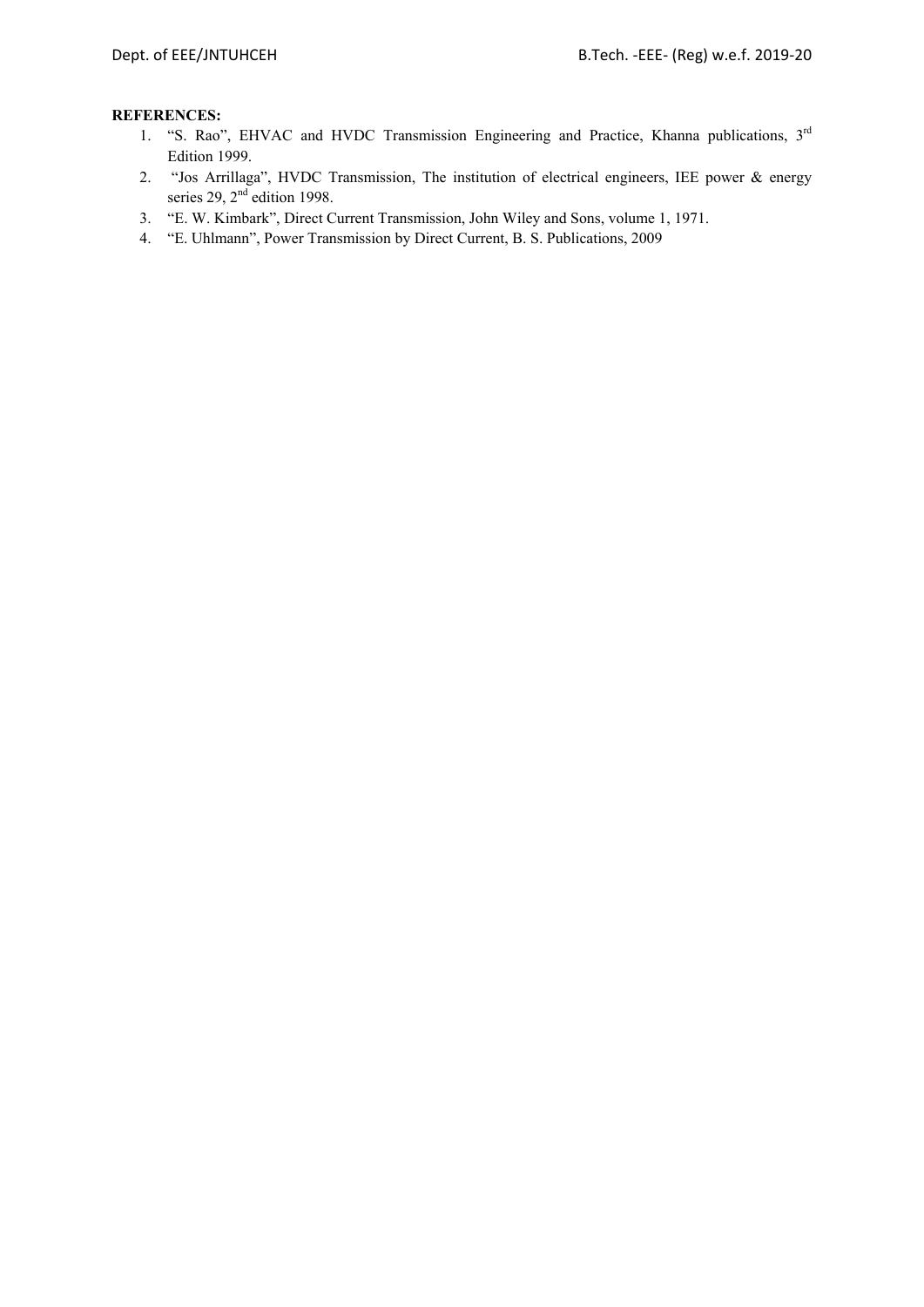**REFERENCES:**

1. "S. Rao", EHVAC and HVDC Transmission Engineering and Practice, Khanna publications, 3rd Edition 1999.
2. "Jos Arrillaga", HVDC Transmission, The institution of electrical engineers, IEE power & energy series 29, 2nd edition 1998.
3. "E. W. Kimbark", Direct Current Transmission, John Wiley and Sons, volume 1, 1971.
4. "E. Uhlmann", Power Transmission by Direct Current, B. S. Publications, 2009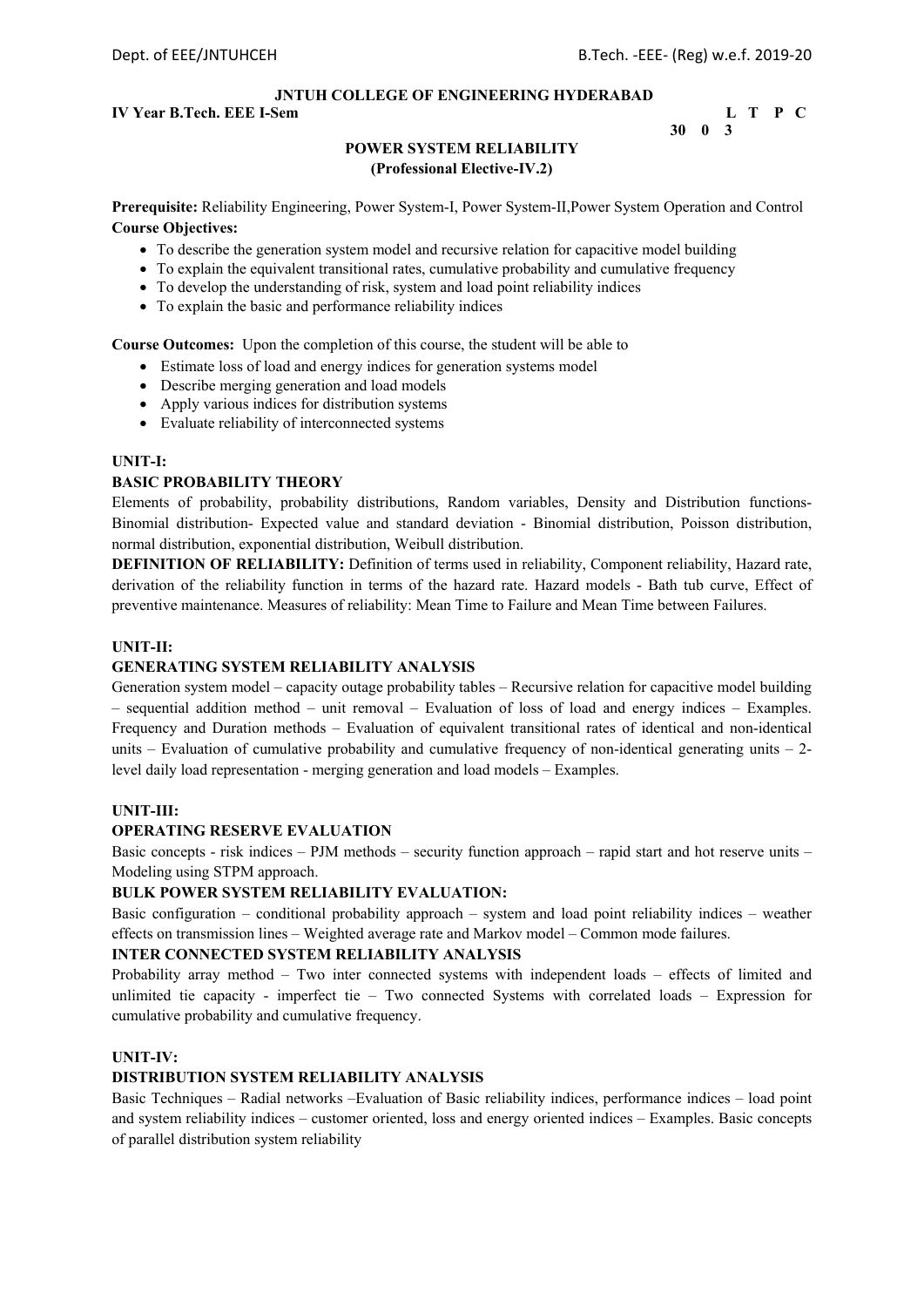**JNTUH COLLEGE OF ENGINEERING HYDERABAD**

**IV Year B.Tech. EEE I-Sem**

| L | T | P | C |
|---|---|---|---|
| 3 | 0 | 0 | 3 |

## POWER SYSTEM RELIABILITY
### (Professional Elective-IV.2)

**Prerequisite:** Reliability Engineering, Power System-I, Power System-II,Power System Operation and Control

**Course Objectives:**

- To describe the generation system model and recursive relation for capacitive model building
- To explain the equivalent transitional rates, cumulative probability and cumulative frequency
- To develop the understanding of risk, system and load point reliability indices
- To explain the basic and performance reliability indices

**Course Outcomes:** Upon the completion of this course, the student will be able to

- Estimate loss of load and energy indices for generation systems model
- Describe merging generation and load models
- Apply various indices for distribution systems
- Evaluate reliability of interconnected systems

**UNIT-I:**

**BASIC PROBABILITY THEORY**

Elements of probability, probability distributions, Random variables, Density and Distribution functions-Binomial distribution- Expected value and standard deviation - Binomial distribution, Poisson distribution, normal distribution, exponential distribution, Weibull distribution.

**DEFINITION OF RELIABILITY:** Definition of terms used in reliability, Component reliability, Hazard rate, derivation of the reliability function in terms of the hazard rate. Hazard models - Bath tub curve, Effect of preventive maintenance. Measures of reliability: Mean Time to Failure and Mean Time between Failures.

**UNIT-II:**

**GENERATING SYSTEM RELIABILITY ANALYSIS**

Generation system model – capacity outage probability tables – Recursive relation for capacitive model building – sequential addition method – unit removal – Evaluation of loss of load and energy indices – Examples. Frequency and Duration methods – Evaluation of equivalent transitional rates of identical and non-identical units – Evaluation of cumulative probability and cumulative frequency of non-identical generating units – 2-level daily load representation - merging generation and load models – Examples.

**UNIT-III:**

**OPERATING RESERVE EVALUATION**

Basic concepts - risk indices – PJM methods – security function approach – rapid start and hot reserve units – Modeling using STPM approach.

**BULK POWER SYSTEM RELIABILITY EVALUATION:**

Basic configuration – conditional probability approach – system and load point reliability indices – weather effects on transmission lines – Weighted average rate and Markov model – Common mode failures.

**INTER CONNECTED SYSTEM RELIABILITY ANALYSIS**

Probability array method – Two inter connected systems with independent loads – effects of limited and unlimited tie capacity - imperfect tie – Two connected Systems with correlated loads – Expression for cumulative probability and cumulative frequency.

**UNIT-IV:**

**DISTRIBUTION SYSTEM RELIABILITY ANALYSIS**

Basic Techniques – Radial networks –Evaluation of Basic reliability indices, performance indices – load point and system reliability indices – customer oriented, loss and energy oriented indices – Examples. Basic concepts of parallel distribution system reliability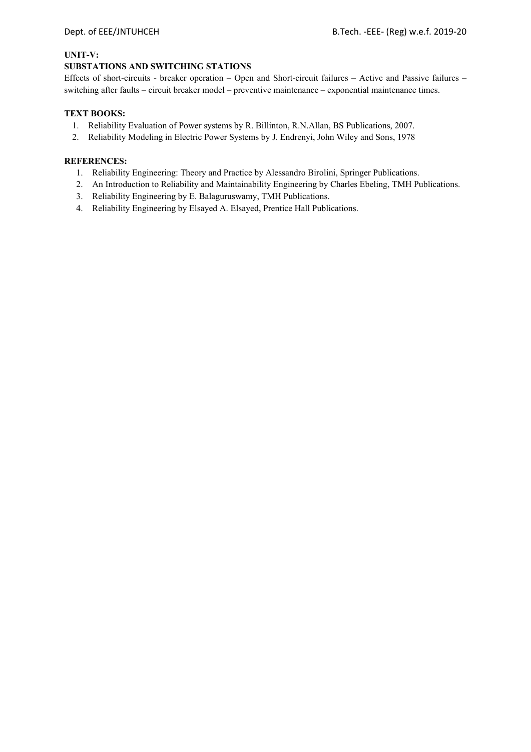**UNIT-V:**

**SUBSTATIONS AND SWITCHING STATIONS**

Effects of short-circuits - breaker operation – Open and Short-circuit failures – Active and Passive failures – switching after faults – circuit breaker model – preventive maintenance – exponential maintenance times.

**TEXT BOOKS:**

1. Reliability Evaluation of Power systems by R. Billinton, R.N.Allan, BS Publications, 2007.
2. Reliability Modeling in Electric Power Systems by J. Endrenyi, John Wiley and Sons, 1978

**REFERENCES:**

1. Reliability Engineering: Theory and Practice by Alessandro Birolini, Springer Publications.
2. An Introduction to Reliability and Maintainability Engineering by Charles Ebeling, TMH Publications.
3. Reliability Engineering by E. Balaguruswamy, TMH Publications.
4. Reliability Engineering by Elsayed A. Elsayed, Prentice Hall Publications.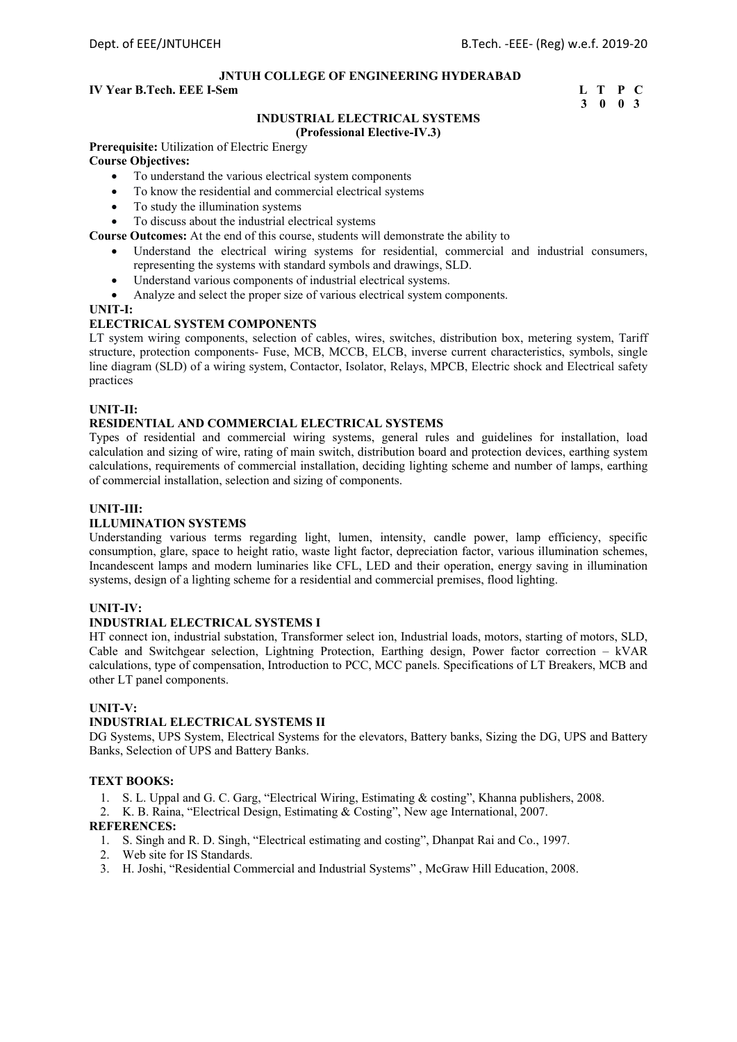**JNTUH COLLEGE OF ENGINEERING HYDERABAD**

**IV Year B.Tech. EEE I-Sem**

| L | T | P | C |
|---|---|---|---|
| 3 | 0 | 0 | 3 |

**INDUSTRIAL ELECTRICAL SYSTEMS**
**(Professional Elective-IV.3)**

**Prerequisite:** Utilization of Electric Energy

**Course Objectives:**

- To understand the various electrical system components
- To know the residential and commercial electrical systems
- To study the illumination systems
- To discuss about the industrial electrical systems

**Course Outcomes:** At the end of this course, students will demonstrate the ability to

- Understand the electrical wiring systems for residential, commercial and industrial consumers, representing the systems with standard symbols and drawings, SLD.
- Understand various components of industrial electrical systems.
- Analyze and select the proper size of various electrical system components.

**UNIT-I:**

**ELECTRICAL SYSTEM COMPONENTS**

LT system wiring components, selection of cables, wires, switches, distribution box, metering system, Tariff structure, protection components- Fuse, MCB, MCCB, ELCB, inverse current characteristics, symbols, single line diagram (SLD) of a wiring system, Contactor, Isolator, Relays, MPCB, Electric shock and Electrical safety practices

**UNIT-II:**

**RESIDENTIAL AND COMMERCIAL ELECTRICAL SYSTEMS**

Types of residential and commercial wiring systems, general rules and guidelines for installation, load calculation and sizing of wire, rating of main switch, distribution board and protection devices, earthing system calculations, requirements of commercial installation, deciding lighting scheme and number of lamps, earthing of commercial installation, selection and sizing of components.

**UNIT-III:**

**ILLUMINATION SYSTEMS**

Understanding various terms regarding light, lumen, intensity, candle power, lamp efficiency, specific consumption, glare, space to height ratio, waste light factor, depreciation factor, various illumination schemes, Incandescent lamps and modern luminaries like CFL, LED and their operation, energy saving in illumination systems, design of a lighting scheme for a residential and commercial premises, flood lighting.

**UNIT-IV:**

**INDUSTRIAL ELECTRICAL SYSTEMS I**

HT connect ion, industrial substation, Transformer select ion, Industrial loads, motors, starting of motors, SLD, Cable and Switchgear selection, Lightning Protection, Earthing design, Power factor correction – kVAR calculations, type of compensation, Introduction to PCC, MCC panels. Specifications of LT Breakers, MCB and other LT panel components.

**UNIT-V:**

**INDUSTRIAL ELECTRICAL SYSTEMS II**

DG Systems, UPS System, Electrical Systems for the elevators, Battery banks, Sizing the DG, UPS and Battery Banks, Selection of UPS and Battery Banks.

**TEXT BOOKS:**

1. S. L. Uppal and G. C. Garg, "Electrical Wiring, Estimating & costing", Khanna publishers, 2008.
2. K. B. Raina, "Electrical Design, Estimating & Costing", New age International, 2007.

**REFERENCES:**

1. S. Singh and R. D. Singh, "Electrical estimating and costing", Dhanpat Rai and Co., 1997.
2. Web site for IS Standards.
3. H. Joshi, "Residential Commercial and Industrial Systems" , McGraw Hill Education, 2008.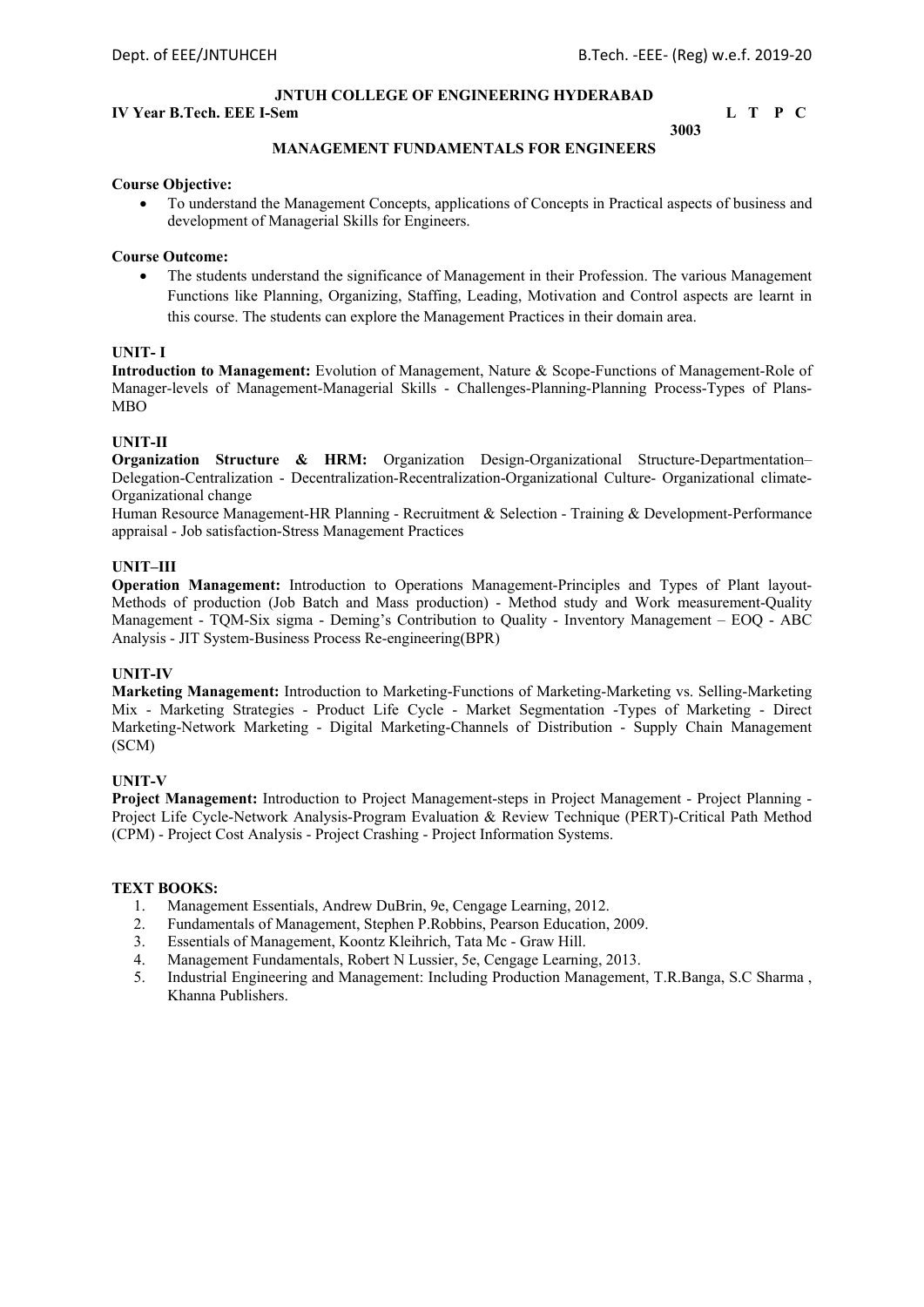**JNTUH COLLEGE OF ENGINEERING HYDERABAD**

**IV Year B.Tech. EEE I-Sem** **L T P C**

**3 0 0 3**

## MANAGEMENT FUNDAMENTALS FOR ENGINEERS

**Course Objective:**

- To understand the Management Concepts, applications of Concepts in Practical aspects of business and development of Managerial Skills for Engineers.

**Course Outcome:**

- The students understand the significance of Management in their Profession. The various Management Functions like Planning, Organizing, Staffing, Leading, Motivation and Control aspects are learnt in this course. The students can explore the Management Practices in their domain area.

### UNIT- I

**Introduction to Management:** Evolution of Management, Nature & Scope-Functions of Management-Role of Manager-levels of Management-Managerial Skills - Challenges-Planning-Planning Process-Types of Plans-MBO

### UNIT-II

**Organization Structure & HRM:** Organization Design-Organizational Structure-Departmentation–Delegation-Centralization - Decentralization-Recentralization-Organizational Culture- Organizational climate-Organizational change

Human Resource Management-HR Planning - Recruitment & Selection - Training & Development-Performance appraisal - Job satisfaction-Stress Management Practices

### UNIT–III

**Operation Management:** Introduction to Operations Management-Principles and Types of Plant layout-Methods of production (Job Batch and Mass production) - Method study and Work measurement-Quality Management - TQM-Six sigma - Deming's Contribution to Quality - Inventory Management – EOQ - ABC Analysis - JIT System-Business Process Re-engineering(BPR)

### UNIT-IV

**Marketing Management:** Introduction to Marketing-Functions of Marketing-Marketing vs. Selling-Marketing Mix - Marketing Strategies - Product Life Cycle - Market Segmentation -Types of Marketing - Direct Marketing-Network Marketing - Digital Marketing-Channels of Distribution - Supply Chain Management (SCM)

### UNIT-V

**Project Management:** Introduction to Project Management-steps in Project Management - Project Planning - Project Life Cycle-Network Analysis-Program Evaluation & Review Technique (PERT)-Critical Path Method (CPM) - Project Cost Analysis - Project Crashing - Project Information Systems.

**TEXT BOOKS:**

1. Management Essentials, Andrew DuBrin, 9e, Cengage Learning, 2012.
2. Fundamentals of Management, Stephen P.Robbins, Pearson Education, 2009.
3. Essentials of Management, Koontz Kleihrich, Tata Mc - Graw Hill.
4. Management Fundamentals, Robert N Lussier, 5e, Cengage Learning, 2013.
5. Industrial Engineering and Management: Including Production Management, T.R.Banga, S.C Sharma , Khanna Publishers.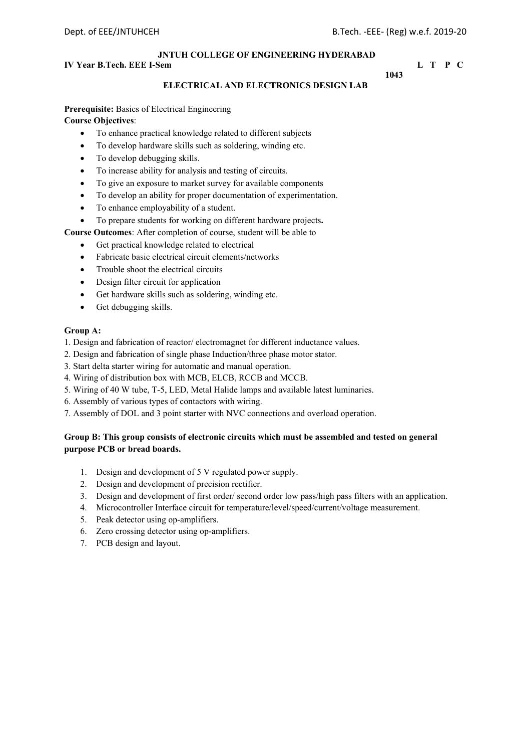**JNTUH COLLEGE OF ENGINEERING HYDERABAD**

**IV Year B.Tech. EEE I-Sem**

| L | T | P | C |
|---|---|---|---|
| 1 | 0 | 4 | 3 |

## ELECTRICAL AND ELECTRONICS DESIGN LAB

**Prerequisite:** Basics of Electrical Engineering

**Course Objectives**:

- To enhance practical knowledge related to different subjects
- To develop hardware skills such as soldering, winding etc.
- To develop debugging skills.
- To increase ability for analysis and testing of circuits.
- To give an exposure to market survey for available components
- To develop an ability for proper documentation of experimentation.
- To enhance employability of a student.
- To prepare students for working on different hardware projects**.**

**Course Outcomes**: After completion of course, student will be able to

- Get practical knowledge related to electrical
- Fabricate basic electrical circuit elements/networks
- Trouble shoot the electrical circuits
- Design filter circuit for application
- Get hardware skills such as soldering, winding etc.
- Get debugging skills.

**Group A:**

1. Design and fabrication of reactor/ electromagnet for different inductance values.
2. Design and fabrication of single phase Induction/three phase motor stator.
3. Start delta starter wiring for automatic and manual operation.
4. Wiring of distribution box with MCB, ELCB, RCCB and MCCB.
5. Wiring of 40 W tube, T-5, LED, Metal Halide lamps and available latest luminaries.
6. Assembly of various types of contactors with wiring.
7. Assembly of DOL and 3 point starter with NVC connections and overload operation.

**Group B: This group consists of electronic circuits which must be assembled and tested on general purpose PCB or bread boards.**

1. Design and development of 5 V regulated power supply.
2. Design and development of precision rectifier.
3. Design and development of first order/ second order low pass/high pass filters with an application.
4. Microcontroller Interface circuit for temperature/level/speed/current/voltage measurement.
5. Peak detector using op-amplifiers.
6. Zero crossing detector using op-amplifiers.
7. PCB design and layout.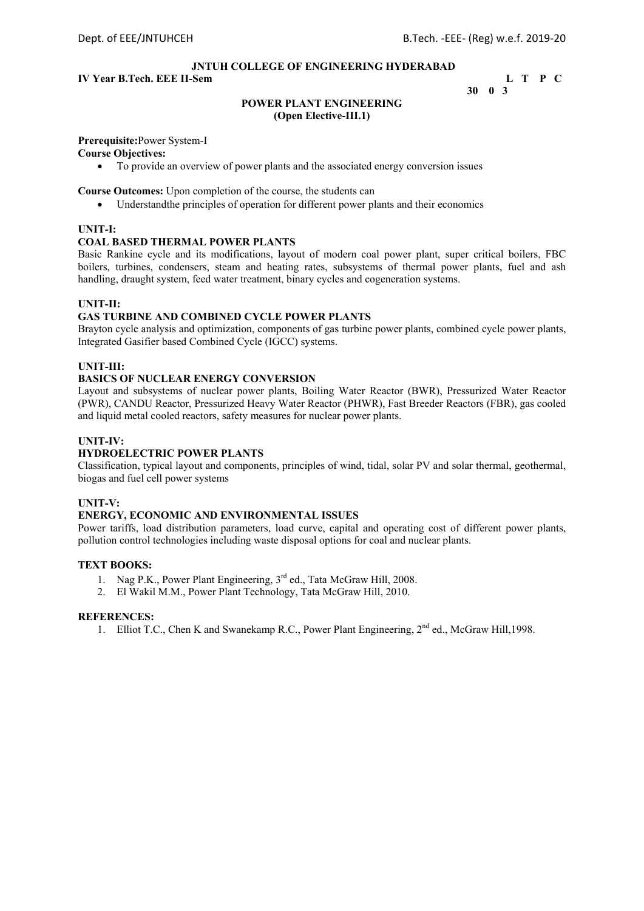**JNTUH COLLEGE OF ENGINEERING HYDERABAD**

**IV Year B.Tech. EEE II-Sem**

| L | T | P | C |
|---|---|---|---|
| 3 | 0 | 0 | 3 |

**POWER PLANT ENGINEERING**
**(Open Elective-III.1)**

**Prerequisite:** Power System-I

**Course Objectives:**

- To provide an overview of power plants and the associated energy conversion issues

**Course Outcomes:** Upon completion of the course, the students can

- Understandthe principles of operation for different power plants and their economics

**UNIT-I:**

**COAL BASED THERMAL POWER PLANTS**

Basic Rankine cycle and its modifications, layout of modern coal power plant, super critical boilers, FBC boilers, turbines, condensers, steam and heating rates, subsystems of thermal power plants, fuel and ash handling, draught system, feed water treatment, binary cycles and cogeneration systems.

**UNIT-II:**

**GAS TURBINE AND COMBINED CYCLE POWER PLANTS**

Brayton cycle analysis and optimization, components of gas turbine power plants, combined cycle power plants, Integrated Gasifier based Combined Cycle (IGCC) systems.

**UNIT-III:**

**BASICS OF NUCLEAR ENERGY CONVERSION**

Layout and subsystems of nuclear power plants, Boiling Water Reactor (BWR), Pressurized Water Reactor (PWR), CANDU Reactor, Pressurized Heavy Water Reactor (PHWR), Fast Breeder Reactors (FBR), gas cooled and liquid metal cooled reactors, safety measures for nuclear power plants.

**UNIT-IV:**

**HYDROELECTRIC POWER PLANTS**

Classification, typical layout and components, principles of wind, tidal, solar PV and solar thermal, geothermal, biogas and fuel cell power systems

**UNIT-V:**

**ENERGY, ECONOMIC AND ENVIRONMENTAL ISSUES**

Power tariffs, load distribution parameters, load curve, capital and operating cost of different power plants, pollution control technologies including waste disposal options for coal and nuclear plants.

**TEXT BOOKS:**

1. Nag P.K., Power Plant Engineering, 3rd ed., Tata McGraw Hill, 2008.
2. El Wakil M.M., Power Plant Technology, Tata McGraw Hill, 2010.

**REFERENCES:**

1. Elliot T.C., Chen K and Swanekamp R.C., Power Plant Engineering, 2nd ed., McGraw Hill,1998.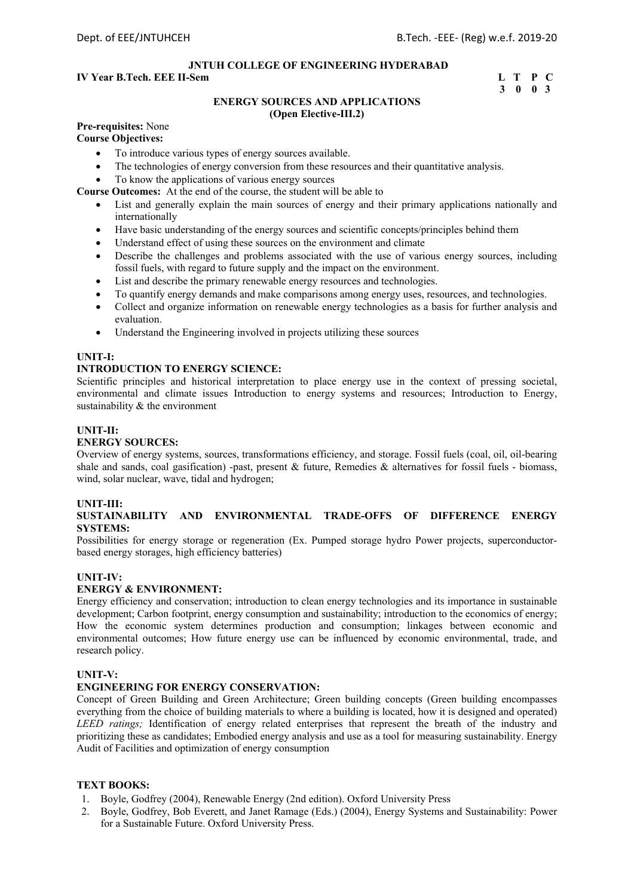**JNTUH COLLEGE OF ENGINEERING HYDERABAD**

**IV Year B.Tech. EEE II-Sem**

| L | T | P | C |
|---|---|---|---|
| 3 | 0 | 0 | 3 |

## ENERGY SOURCES AND APPLICATIONS
**(Open Elective-III.2)**

**Pre-requisites:** None

**Course Objectives:**

- To introduce various types of energy sources available.
- The technologies of energy conversion from these resources and their quantitative analysis.
- To know the applications of various energy sources

**Course Outcomes:** At the end of the course, the student will be able to

- List and generally explain the main sources of energy and their primary applications nationally and internationally
- Have basic understanding of the energy sources and scientific concepts/principles behind them
- Understand effect of using these sources on the environment and climate
- Describe the challenges and problems associated with the use of various energy sources, including fossil fuels, with regard to future supply and the impact on the environment.
- List and describe the primary renewable energy resources and technologies.
- To quantify energy demands and make comparisons among energy uses, resources, and technologies.
- Collect and organize information on renewable energy technologies as a basis for further analysis and evaluation.
- Understand the Engineering involved in projects utilizing these sources

### UNIT-I:
**INTRODUCTION TO ENERGY SCIENCE:**

Scientific principles and historical interpretation to place energy use in the context of pressing societal, environmental and climate issues Introduction to energy systems and resources; Introduction to Energy, sustainability & the environment

### UNIT-II:
**ENERGY SOURCES:**

Overview of energy systems, sources, transformations efficiency, and storage. Fossil fuels (coal, oil, oil-bearing shale and sands, coal gasification) -past, present & future, Remedies & alternatives for fossil fuels - biomass, wind, solar nuclear, wave, tidal and hydrogen;

### UNIT-III:
**SUSTAINABILITY AND ENVIRONMENTAL TRADE-OFFS OF DIFFERENCE ENERGY SYSTEMS:**

Possibilities for energy storage or regeneration (Ex. Pumped storage hydro Power projects, superconductor-based energy storages, high efficiency batteries)

### UNIT-IV:
**ENERGY & ENVIRONMENT:**

Energy efficiency and conservation; introduction to clean energy technologies and its importance in sustainable development; Carbon footprint, energy consumption and sustainability; introduction to the economics of energy; How the economic system determines production and consumption; linkages between economic and environmental outcomes; How future energy use can be influenced by economic environmental, trade, and research policy.

### UNIT-V:
**ENGINEERING FOR ENERGY CONSERVATION:**

Concept of Green Building and Green Architecture; Green building concepts (Green building encompasses everything from the choice of building materials to where a building is located, how it is designed and operated) *LEED ratings;* Identification of energy related enterprises that represent the breath of the industry and prioritizing these as candidates; Embodied energy analysis and use as a tool for measuring sustainability. Energy Audit of Facilities and optimization of energy consumption

### TEXT BOOKS:

1. Boyle, Godfrey (2004), Renewable Energy (2nd edition). Oxford University Press
2. Boyle, Godfrey, Bob Everett, and Janet Ramage (Eds.) (2004), Energy Systems and Sustainability: Power for a Sustainable Future. Oxford University Press.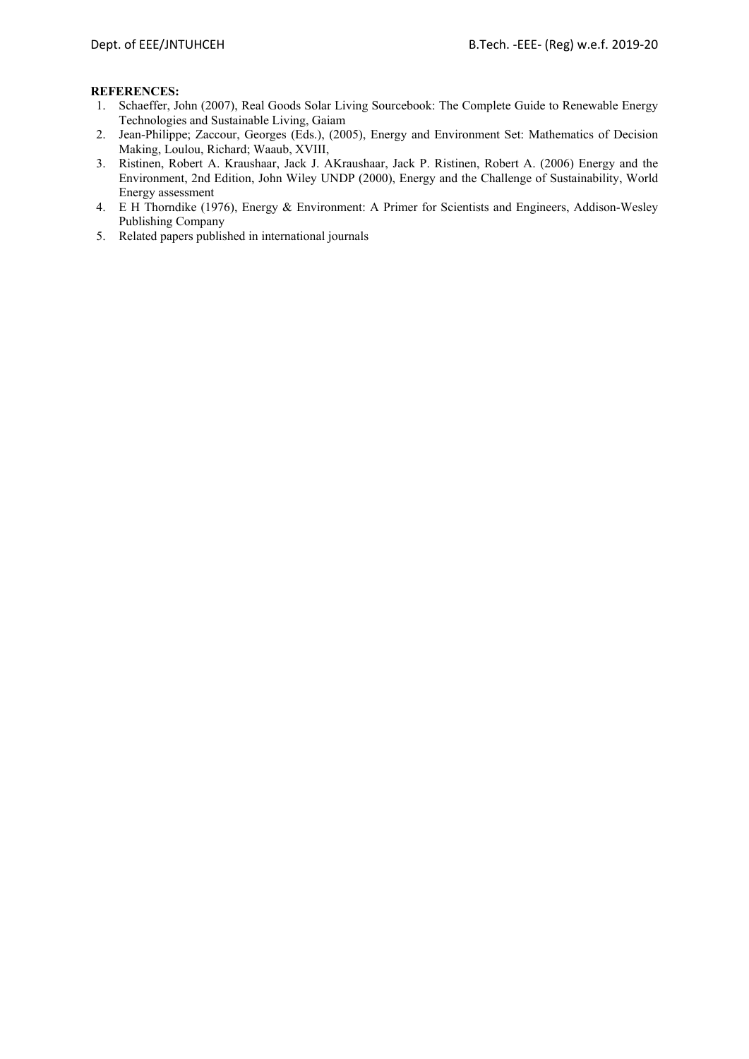**REFERENCES:**

1. Schaeffer, John (2007), Real Goods Solar Living Sourcebook: The Complete Guide to Renewable Energy Technologies and Sustainable Living, Gaiam
2. Jean-Philippe; Zaccour, Georges (Eds.), (2005), Energy and Environment Set: Mathematics of Decision Making, Loulou, Richard; Waaub, XVIII,
3. Ristinen, Robert A. Kraushaar, Jack J. AKraushaar, Jack P. Ristinen, Robert A. (2006) Energy and the Environment, 2nd Edition, John Wiley UNDP (2000), Energy and the Challenge of Sustainability, World Energy assessment
4. E H Thorndike (1976), Energy & Environment: A Primer for Scientists and Engineers, Addison-Wesley Publishing Company
5. Related papers published in international journals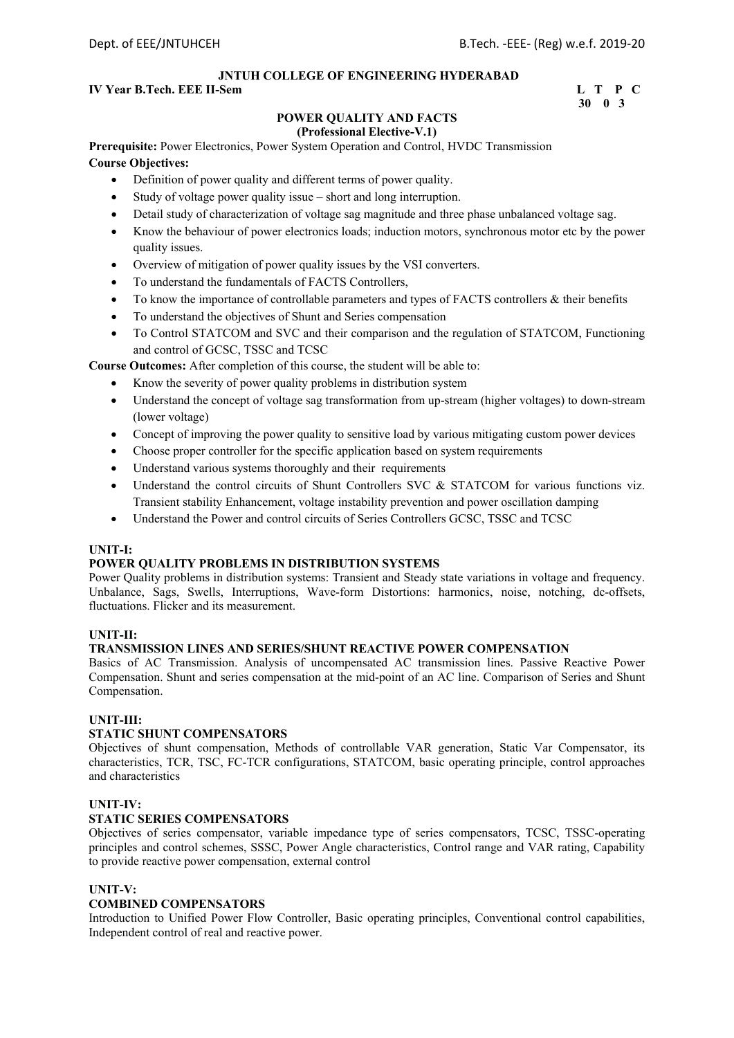**JNTUH COLLEGE OF ENGINEERING HYDERABAD**

**IV Year B.Tech. EEE II-Sem** **L T P C**
**3 0 0 3**

## POWER QUALITY AND FACTS
**(Professional Elective-V.1)**

**Prerequisite:** Power Electronics, Power System Operation and Control, HVDC Transmission

**Course Objectives:**

- Definition of power quality and different terms of power quality.
- Study of voltage power quality issue – short and long interruption.
- Detail study of characterization of voltage sag magnitude and three phase unbalanced voltage sag.
- Know the behaviour of power electronics loads; induction motors, synchronous motor etc by the power quality issues.
- Overview of mitigation of power quality issues by the VSI converters.
- To understand the fundamentals of FACTS Controllers,
- To know the importance of controllable parameters and types of FACTS controllers & their benefits
- To understand the objectives of Shunt and Series compensation
- To Control STATCOM and SVC and their comparison and the regulation of STATCOM, Functioning and control of GCSC, TSSC and TCSC

**Course Outcomes:** After completion of this course, the student will be able to:

- Know the severity of power quality problems in distribution system
- Understand the concept of voltage sag transformation from up-stream (higher voltages) to down-stream (lower voltage)
- Concept of improving the power quality to sensitive load by various mitigating custom power devices
- Choose proper controller for the specific application based on system requirements
- Understand various systems thoroughly and their requirements
- Understand the control circuits of Shunt Controllers SVC & STATCOM for various functions viz. Transient stability Enhancement, voltage instability prevention and power oscillation damping
- Understand the Power and control circuits of Series Controllers GCSC, TSSC and TCSC

### UNIT-I:
### POWER QUALITY PROBLEMS IN DISTRIBUTION SYSTEMS

Power Quality problems in distribution systems: Transient and Steady state variations in voltage and frequency. Unbalance, Sags, Swells, Interruptions, Wave-form Distortions: harmonics, noise, notching, dc-offsets, fluctuations. Flicker and its measurement.

### UNIT-II:
### TRANSMISSION LINES AND SERIES/SHUNT REACTIVE POWER COMPENSATION

Basics of AC Transmission. Analysis of uncompensated AC transmission lines. Passive Reactive Power Compensation. Shunt and series compensation at the mid-point of an AC line. Comparison of Series and Shunt Compensation.

### UNIT-III:
### STATIC SHUNT COMPENSATORS

Objectives of shunt compensation, Methods of controllable VAR generation, Static Var Compensator, its characteristics, TCR, TSC, FC-TCR configurations, STATCOM, basic operating principle, control approaches and characteristics

### UNIT-IV:
### STATIC SERIES COMPENSATORS

Objectives of series compensator, variable impedance type of series compensators, TCSC, TSSC-operating principles and control schemes, SSSC, Power Angle characteristics, Control range and VAR rating, Capability to provide reactive power compensation, external control

### UNIT-V:
### COMBINED COMPENSATORS

Introduction to Unified Power Flow Controller, Basic operating principles, Conventional control capabilities, Independent control of real and reactive power.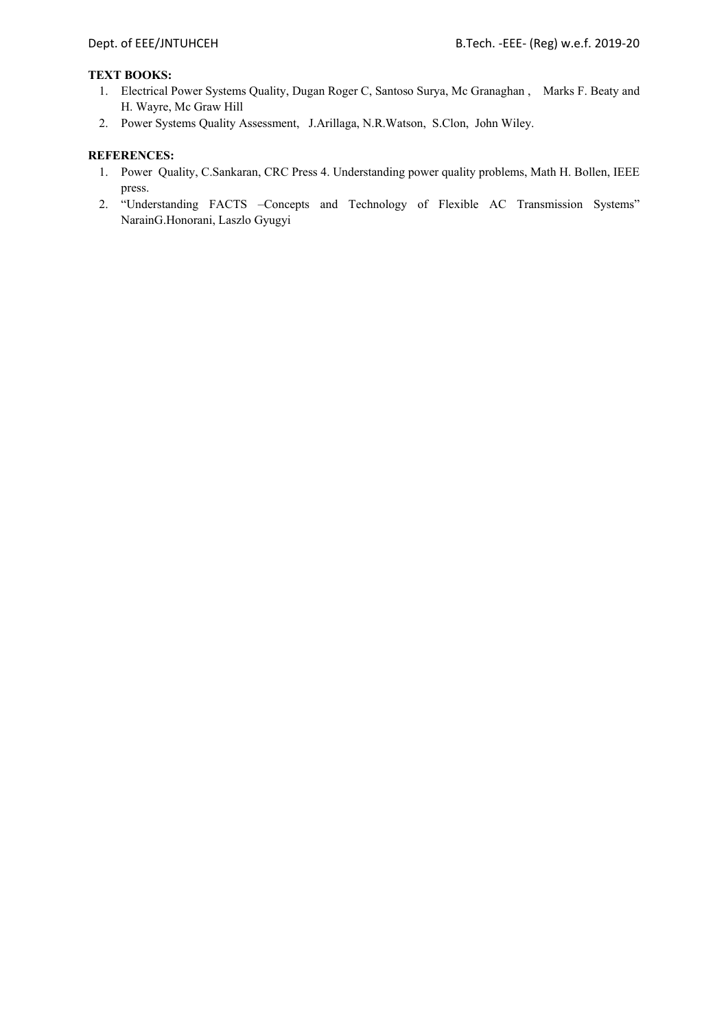**TEXT BOOKS:**

1. Electrical Power Systems Quality, Dugan Roger C, Santoso Surya, Mc Granaghan , Marks F. Beaty and H. Wayre, Mc Graw Hill
2. Power Systems Quality Assessment, J.Arillaga, N.R.Watson, S.Clon, John Wiley.

**REFERENCES:**

1. Power Quality, C.Sankaran, CRC Press 4. Understanding power quality problems, Math H. Bollen, IEEE press.
2. "Understanding FACTS –Concepts and Technology of Flexible AC Transmission Systems" NarainG.Honorani, Laszlo Gyugyi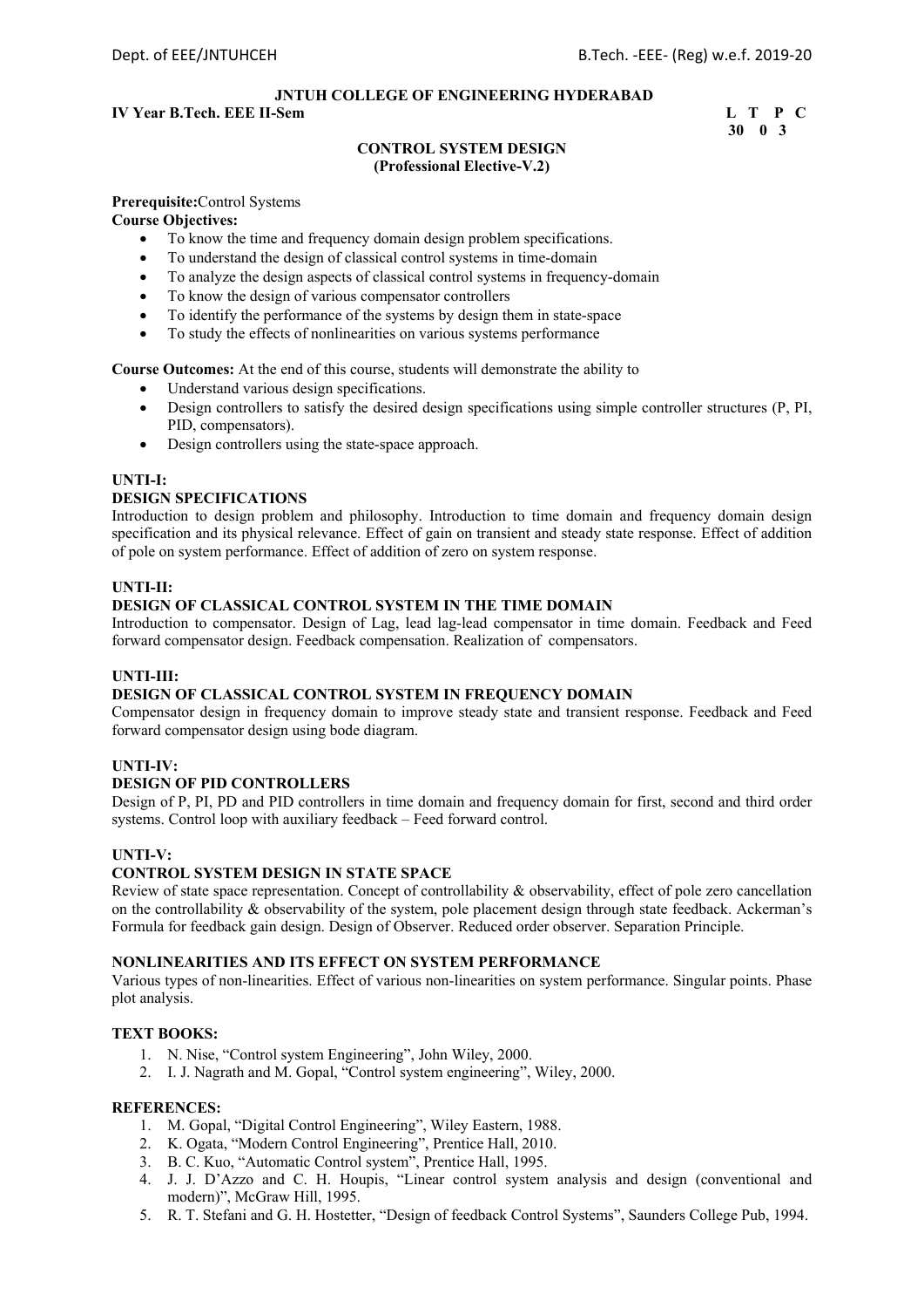**JNTUH COLLEGE OF ENGINEERING HYDERABAD**

**IV Year B.Tech. EEE II-Sem** **L T P C**
**30 0 3**

**CONTROL SYSTEM DESIGN**
**(Professional Elective-V.2)**

**Prerequisite:**Control Systems

**Course Objectives:**

- To know the time and frequency domain design problem specifications.
- To understand the design of classical control systems in time-domain
- To analyze the design aspects of classical control systems in frequency-domain
- To know the design of various compensator controllers
- To identify the performance of the systems by design them in state-space
- To study the effects of nonlinearities on various systems performance

**Course Outcomes:** At the end of this course, students will demonstrate the ability to

- Understand various design specifications.
- Design controllers to satisfy the desired design specifications using simple controller structures (P, PI, PID, compensators).
- Design controllers using the state-space approach.

**UNTI-I:**

**DESIGN SPECIFICATIONS**

Introduction to design problem and philosophy. Introduction to time domain and frequency domain design specification and its physical relevance. Effect of gain on transient and steady state response. Effect of addition of pole on system performance. Effect of addition of zero on system response.

**UNTI-II:**

**DESIGN OF CLASSICAL CONTROL SYSTEM IN THE TIME DOMAIN**

Introduction to compensator. Design of Lag, lead lag-lead compensator in time domain. Feedback and Feed forward compensator design. Feedback compensation. Realization of compensators.

**UNTI-III:**

**DESIGN OF CLASSICAL CONTROL SYSTEM IN FREQUENCY DOMAIN**

Compensator design in frequency domain to improve steady state and transient response. Feedback and Feed forward compensator design using bode diagram.

**UNTI-IV:**

**DESIGN OF PID CONTROLLERS**

Design of P, PI, PD and PID controllers in time domain and frequency domain for first, second and third order systems. Control loop with auxiliary feedback – Feed forward control.

**UNTI-V:**

**CONTROL SYSTEM DESIGN IN STATE SPACE**

Review of state space representation. Concept of controllability & observability, effect of pole zero cancellation on the controllability & observability of the system, pole placement design through state feedback. Ackerman's Formula for feedback gain design. Design of Observer. Reduced order observer. Separation Principle.

**NONLINEARITIES AND ITS EFFECT ON SYSTEM PERFORMANCE**

Various types of non-linearities. Effect of various non-linearities on system performance. Singular points. Phase plot analysis.

**TEXT BOOKS:**

1. N. Nise, "Control system Engineering", John Wiley, 2000.
2. I. J. Nagrath and M. Gopal, "Control system engineering", Wiley, 2000.

**REFERENCES:**

1. M. Gopal, "Digital Control Engineering", Wiley Eastern, 1988.
2. K. Ogata, "Modern Control Engineering", Prentice Hall, 2010.
3. B. C. Kuo, "Automatic Control system", Prentice Hall, 1995.
4. J. J. D'Azzo and C. H. Houpis, "Linear control system analysis and design (conventional and modern)", McGraw Hill, 1995.
5. R. T. Stefani and G. H. Hostetter, "Design of feedback Control Systems", Saunders College Pub, 1994.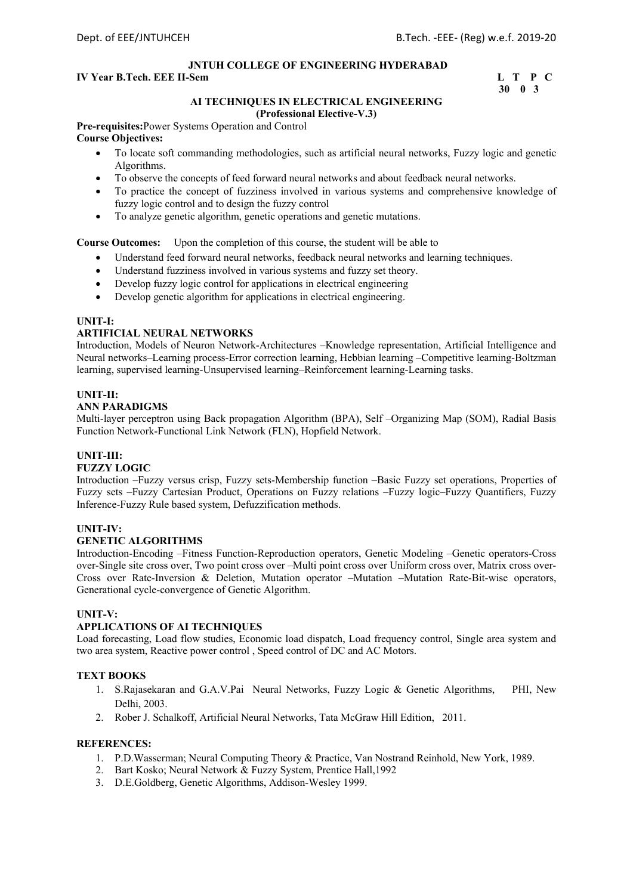**JNTUH COLLEGE OF ENGINEERING HYDERABAD**

**IV Year B.Tech. EEE II-Sem**

| L | T | P | C |
|---|---|---|---|
| 3 | 0 | 0 | 3 |

**AI TECHNIQUES IN ELECTRICAL ENGINEERING**
**(Professional Elective-V.3)**

**Pre-requisites:**Power Systems Operation and Control

**Course Objectives:**

- To locate soft commanding methodologies, such as artificial neural networks, Fuzzy logic and genetic Algorithms.
- To observe the concepts of feed forward neural networks and about feedback neural networks.
- To practice the concept of fuzziness involved in various systems and comprehensive knowledge of fuzzy logic control and to design the fuzzy control
- To analyze genetic algorithm, genetic operations and genetic mutations.

**Course Outcomes:** Upon the completion of this course, the student will be able to

- Understand feed forward neural networks, feedback neural networks and learning techniques.
- Understand fuzziness involved in various systems and fuzzy set theory.
- Develop fuzzy logic control for applications in electrical engineering
- Develop genetic algorithm for applications in electrical engineering.

**UNIT-I:**

**ARTIFICIAL NEURAL NETWORKS**

Introduction, Models of Neuron Network-Architectures –Knowledge representation, Artificial Intelligence and Neural networks–Learning process-Error correction learning, Hebbian learning –Competitive learning-Boltzman learning, supervised learning-Unsupervised learning–Reinforcement learning-Learning tasks.

**UNIT-II:**

**ANN PARADIGMS**

Multi-layer perceptron using Back propagation Algorithm (BPA), Self –Organizing Map (SOM), Radial Basis Function Network-Functional Link Network (FLN), Hopfield Network.

**UNIT-III:**

**FUZZY LOGIC**

Introduction –Fuzzy versus crisp, Fuzzy sets-Membership function –Basic Fuzzy set operations, Properties of Fuzzy sets –Fuzzy Cartesian Product, Operations on Fuzzy relations –Fuzzy logic–Fuzzy Quantifiers, Fuzzy Inference-Fuzzy Rule based system, Defuzzification methods.

**UNIT-IV:**

**GENETIC ALGORITHMS**

Introduction-Encoding –Fitness Function-Reproduction operators, Genetic Modeling –Genetic operators-Cross over-Single site cross over, Two point cross over –Multi point cross over Uniform cross over, Matrix cross over-Cross over Rate-Inversion & Deletion, Mutation operator –Mutation –Mutation Rate-Bit-wise operators, Generational cycle-convergence of Genetic Algorithm.

**UNIT-V:**

**APPLICATIONS OF AI TECHNIQUES**

Load forecasting, Load flow studies, Economic load dispatch, Load frequency control, Single area system and two area system, Reactive power control , Speed control of DC and AC Motors.

**TEXT BOOKS**

1. S.Rajasekaran and G.A.V.Pai Neural Networks, Fuzzy Logic & Genetic Algorithms, PHI, New Delhi, 2003.
2. Rober J. Schalkoff, Artificial Neural Networks, Tata McGraw Hill Edition, 2011.

**REFERENCES:**

1. P.D.Wasserman; Neural Computing Theory & Practice, Van Nostrand Reinhold, New York, 1989.
2. Bart Kosko; Neural Network & Fuzzy System, Prentice Hall,1992
3. D.E.Goldberg, Genetic Algorithms, Addison-Wesley 1999.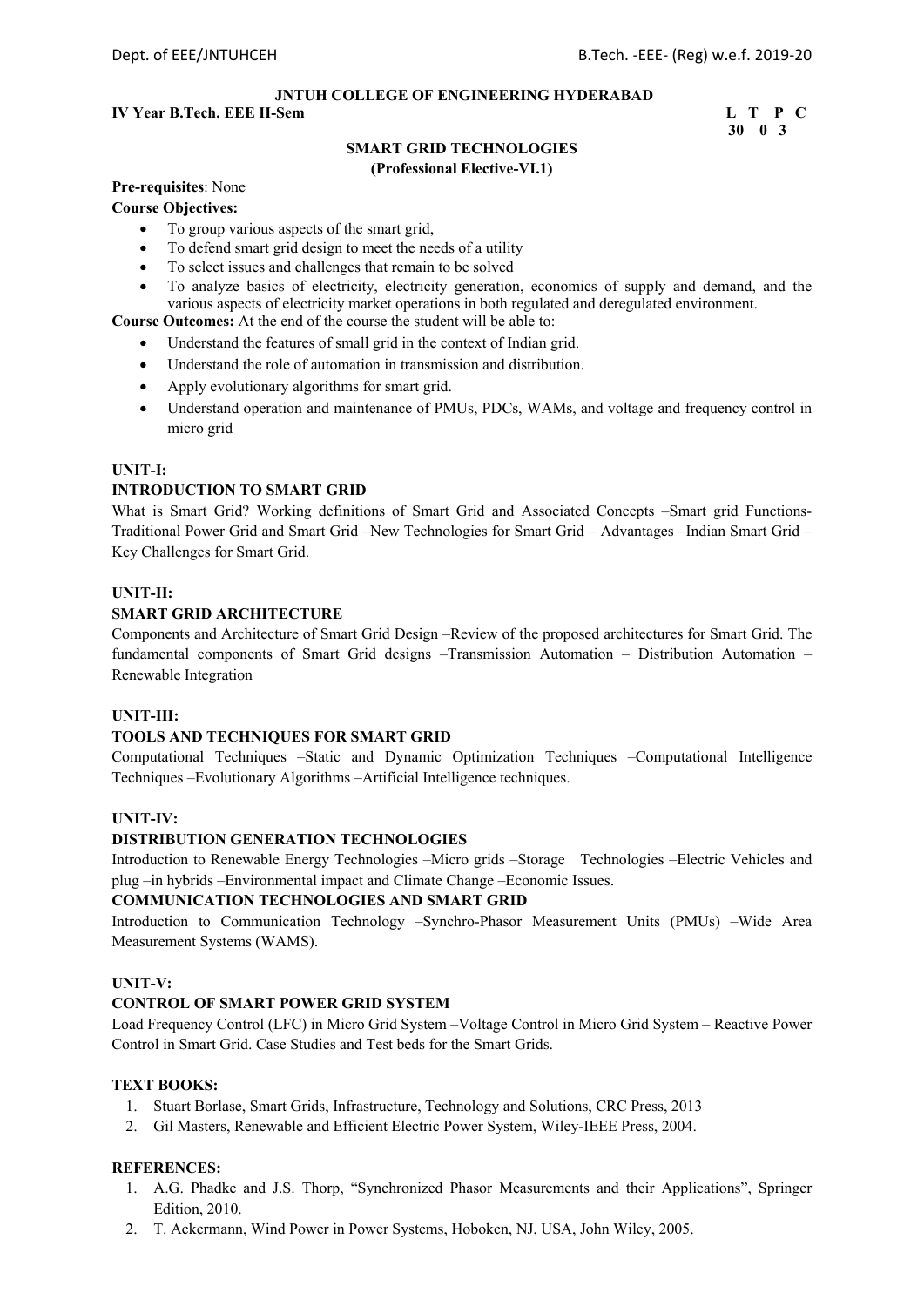**JNTUH COLLEGE OF ENGINEERING HYDERABAD**

**IV Year B.Tech. EEE II-Sem** **L T P C**
**30 0 3**

## SMART GRID TECHNOLOGIES
**(Professional Elective-VI.1)**

**Pre-requisites**: None

**Course Objectives:**

- To group various aspects of the smart grid,
- To defend smart grid design to meet the needs of a utility
- To select issues and challenges that remain to be solved
- To analyze basics of electricity, electricity generation, economics of supply and demand, and the various aspects of electricity market operations in both regulated and deregulated environment.

**Course Outcomes:** At the end of the course the student will be able to:

- Understand the features of small grid in the context of Indian grid.
- Understand the role of automation in transmission and distribution.
- Apply evolutionary algorithms for smart grid.
- Understand operation and maintenance of PMUs, PDCs, WAMs, and voltage and frequency control in micro grid

### UNIT-I:
### INTRODUCTION TO SMART GRID

What is Smart Grid? Working definitions of Smart Grid and Associated Concepts –Smart grid Functions- Traditional Power Grid and Smart Grid –New Technologies for Smart Grid – Advantages –Indian Smart Grid – Key Challenges for Smart Grid.

### UNIT-II:
### SMART GRID ARCHITECTURE

Components and Architecture of Smart Grid Design –Review of the proposed architectures for Smart Grid. The fundamental components of Smart Grid designs –Transmission Automation – Distribution Automation – Renewable Integration

### UNIT-III:
### TOOLS AND TECHNIQUES FOR SMART GRID

Computational Techniques –Static and Dynamic Optimization Techniques –Computational Intelligence Techniques –Evolutionary Algorithms –Artificial Intelligence techniques.

### UNIT-IV:
### DISTRIBUTION GENERATION TECHNOLOGIES

Introduction to Renewable Energy Technologies –Micro grids –Storage Technologies –Electric Vehicles and plug –in hybrids –Environmental impact and Climate Change –Economic Issues.

### COMMUNICATION TECHNOLOGIES AND SMART GRID

Introduction to Communication Technology –Synchro-Phasor Measurement Units (PMUs) –Wide Area Measurement Systems (WAMS).

### UNIT-V:
### CONTROL OF SMART POWER GRID SYSTEM

Load Frequency Control (LFC) in Micro Grid System –Voltage Control in Micro Grid System – Reactive Power Control in Smart Grid. Case Studies and Test beds for the Smart Grids.

### TEXT BOOKS:

1. Stuart Borlase, Smart Grids, Infrastructure, Technology and Solutions, CRC Press, 2013
2. Gil Masters, Renewable and Efficient Electric Power System, Wiley-IEEE Press, 2004.

### REFERENCES:

1. A.G. Phadke and J.S. Thorp, "Synchronized Phasor Measurements and their Applications", Springer Edition, 2010.
2. T. Ackermann, Wind Power in Power Systems, Hoboken, NJ, USA, John Wiley, 2005.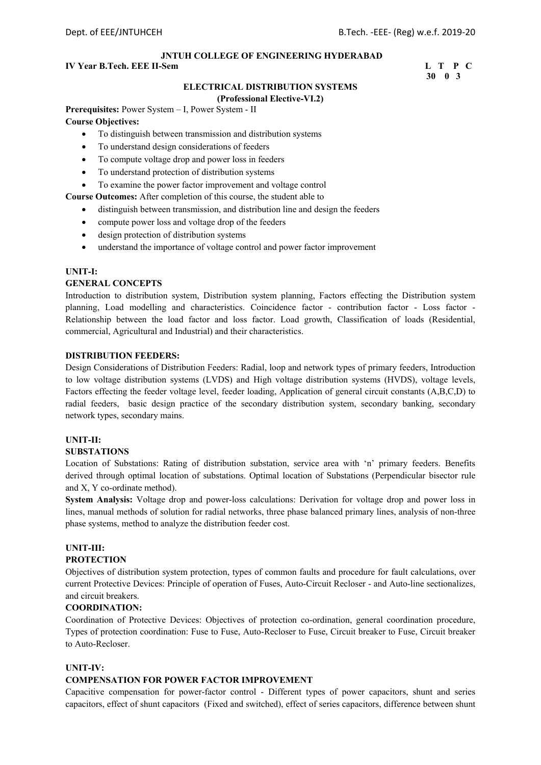**JNTUH COLLEGE OF ENGINEERING HYDERABAD**

**IV Year B.Tech. EEE II-Sem**

| L | T | P | C |
|---|---|---|---|
| 3 | 0 | 0 | 3 |

**ELECTRICAL DISTRIBUTION SYSTEMS**
**(Professional Elective-VI.2)**

**Prerequisites:** Power System – I, Power System - II

**Course Objectives:**

- To distinguish between transmission and distribution systems
- To understand design considerations of feeders
- To compute voltage drop and power loss in feeders
- To understand protection of distribution systems
- To examine the power factor improvement and voltage control

**Course Outcomes:** After completion of this course, the student able to

- distinguish between transmission, and distribution line and design the feeders
- compute power loss and voltage drop of the feeders
- design protection of distribution systems
- understand the importance of voltage control and power factor improvement

**UNIT-I:**

**GENERAL CONCEPTS**

Introduction to distribution system, Distribution system planning, Factors effecting the Distribution system planning, Load modelling and characteristics. Coincidence factor - contribution factor - Loss factor - Relationship between the load factor and loss factor. Load growth, Classification of loads (Residential, commercial, Agricultural and Industrial) and their characteristics.

**DISTRIBUTION FEEDERS:**

Design Considerations of Distribution Feeders: Radial, loop and network types of primary feeders, Introduction to low voltage distribution systems (LVDS) and High voltage distribution systems (HVDS), voltage levels, Factors effecting the feeder voltage level, feeder loading, Application of general circuit constants (A,B,C,D) to radial feeders, basic design practice of the secondary distribution system, secondary banking, secondary network types, secondary mains.

**UNIT-II:**

**SUBSTATIONS**

Location of Substations: Rating of distribution substation, service area with 'n' primary feeders. Benefits derived through optimal location of substations. Optimal location of Substations (Perpendicular bisector rule and X, Y co-ordinate method).

**System Analysis:** Voltage drop and power-loss calculations: Derivation for voltage drop and power loss in lines, manual methods of solution for radial networks, three phase balanced primary lines, analysis of non-three phase systems, method to analyze the distribution feeder cost.

**UNIT-III:**

**PROTECTION**

Objectives of distribution system protection, types of common faults and procedure for fault calculations, over current Protective Devices: Principle of operation of Fuses, Auto-Circuit Recloser - and Auto-line sectionalizes, and circuit breakers.

**COORDINATION:**

Coordination of Protective Devices: Objectives of protection co-ordination, general coordination procedure, Types of protection coordination: Fuse to Fuse, Auto-Recloser to Fuse, Circuit breaker to Fuse, Circuit breaker to Auto-Recloser.

**UNIT-IV:**

**COMPENSATION FOR POWER FACTOR IMPROVEMENT**

Capacitive compensation for power-factor control - Different types of power capacitors, shunt and series capacitors, effect of shunt capacitors (Fixed and switched), effect of series capacitors, difference between shunt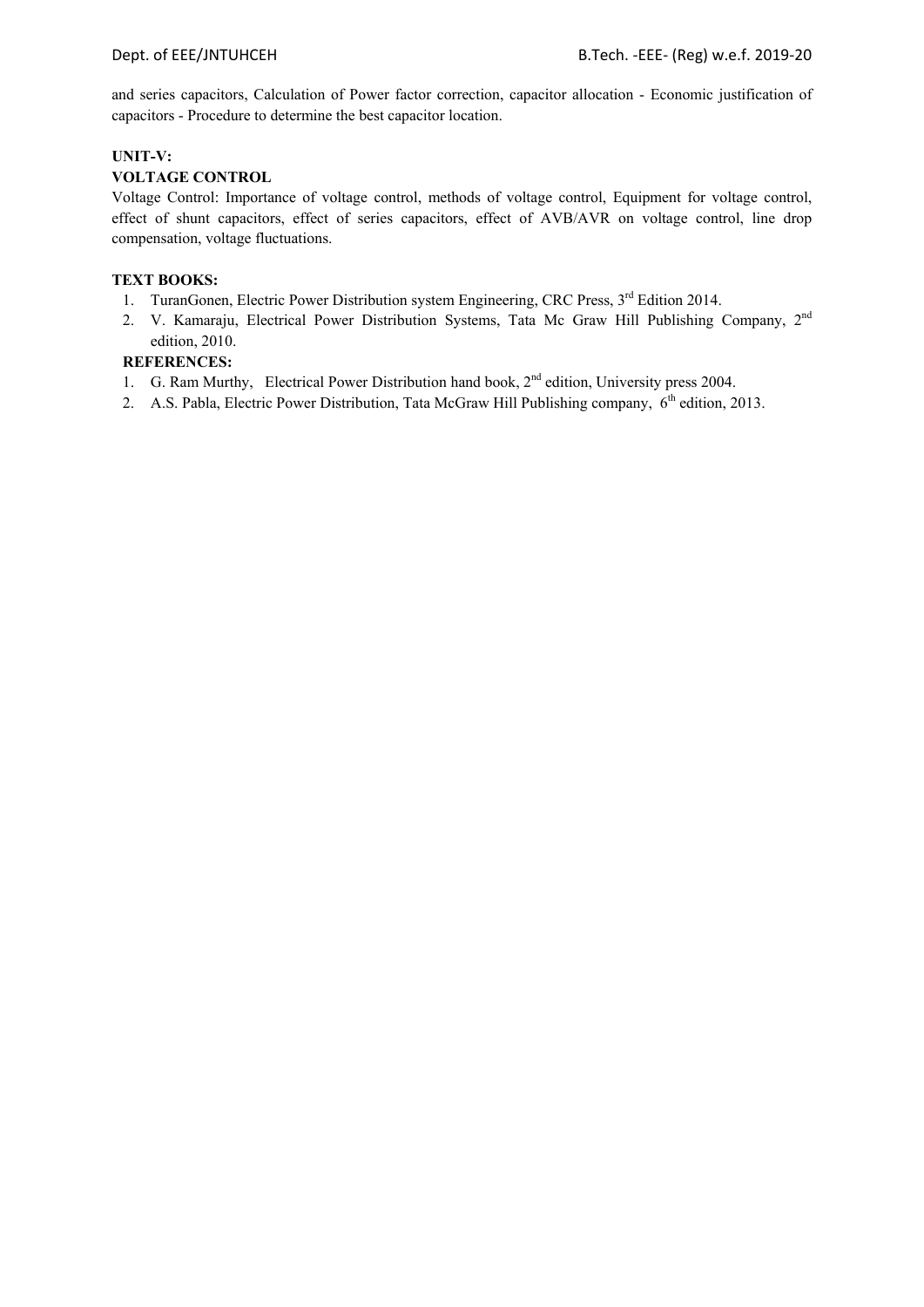and series capacitors, Calculation of Power factor correction, capacitor allocation - Economic justification of capacitors - Procedure to determine the best capacitor location.

**UNIT-V:**

**VOLTAGE CONTROL**

Voltage Control: Importance of voltage control, methods of voltage control, Equipment for voltage control, effect of shunt capacitors, effect of series capacitors, effect of AVB/AVR on voltage control, line drop compensation, voltage fluctuations.

**TEXT BOOKS:**

1. TuranGonen, Electric Power Distribution system Engineering, CRC Press, 3rd Edition 2014.
2. V. Kamaraju, Electrical Power Distribution Systems, Tata Mc Graw Hill Publishing Company, 2nd edition, 2010.

**REFERENCES:**

1. G. Ram Murthy, Electrical Power Distribution hand book, 2nd edition, University press 2004.
2. A.S. Pabla, Electric Power Distribution, Tata McGraw Hill Publishing company, 6th edition, 2013.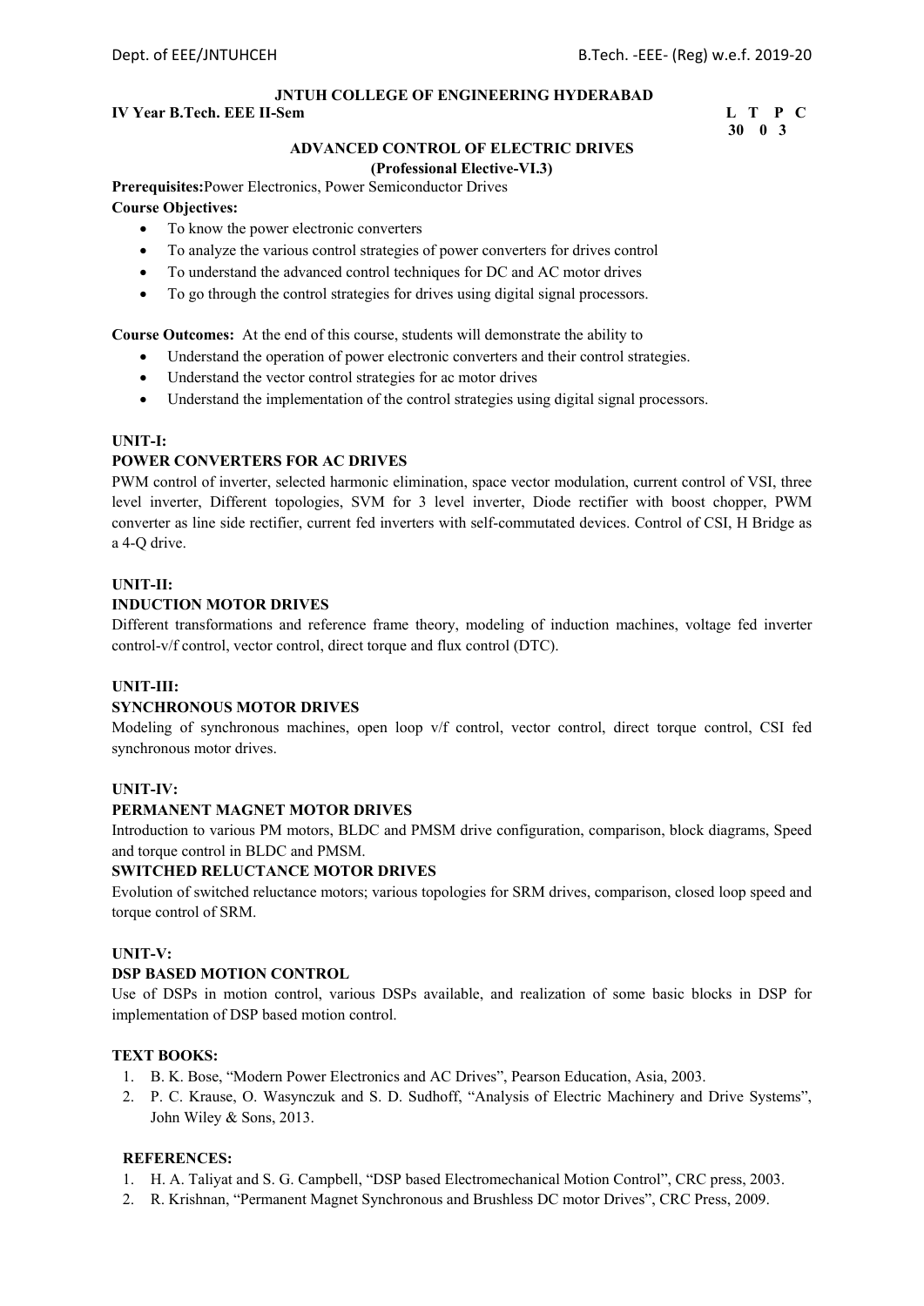**JNTUH COLLEGE OF ENGINEERING HYDERABAD**

**IV Year B.Tech. EEE II-Sem**

**L T P C**
**30 0 3**

## ADVANCED CONTROL OF ELECTRIC DRIVES
### (Professional Elective-VI.3)

**Prerequisites:** Power Electronics, Power Semiconductor Drives

**Course Objectives:**

- To know the power electronic converters
- To analyze the various control strategies of power converters for drives control
- To understand the advanced control techniques for DC and AC motor drives
- To go through the control strategies for drives using digital signal processors.

**Course Outcomes:** At the end of this course, students will demonstrate the ability to

- Understand the operation of power electronic converters and their control strategies.
- Understand the vector control strategies for ac motor drives
- Understand the implementation of the control strategies using digital signal processors.

**UNIT-I:**

**POWER CONVERTERS FOR AC DRIVES**

PWM control of inverter, selected harmonic elimination, space vector modulation, current control of VSI, three level inverter, Different topologies, SVM for 3 level inverter, Diode rectifier with boost chopper, PWM converter as line side rectifier, current fed inverters with self-commutated devices. Control of CSI, H Bridge as a 4-Q drive.

**UNIT-II:**

**INDUCTION MOTOR DRIVES**

Different transformations and reference frame theory, modeling of induction machines, voltage fed inverter control-v/f control, vector control, direct torque and flux control (DTC).

**UNIT-III:**

**SYNCHRONOUS MOTOR DRIVES**

Modeling of synchronous machines, open loop v/f control, vector control, direct torque control, CSI fed synchronous motor drives.

**UNIT-IV:**

**PERMANENT MAGNET MOTOR DRIVES**

Introduction to various PM motors, BLDC and PMSM drive configuration, comparison, block diagrams, Speed and torque control in BLDC and PMSM.

**SWITCHED RELUCTANCE MOTOR DRIVES**

Evolution of switched reluctance motors; various topologies for SRM drives, comparison, closed loop speed and torque control of SRM.

**UNIT-V:**

**DSP BASED MOTION CONTROL**

Use of DSPs in motion control, various DSPs available, and realization of some basic blocks in DSP for implementation of DSP based motion control.

**TEXT BOOKS:**

1. B. K. Bose, "Modern Power Electronics and AC Drives", Pearson Education, Asia, 2003.
2. P. C. Krause, O. Wasynczuk and S. D. Sudhoff, "Analysis of Electric Machinery and Drive Systems", John Wiley & Sons, 2013.

**REFERENCES:**

1. H. A. Taliyat and S. G. Campbell, "DSP based Electromechanical Motion Control", CRC press, 2003.
2. R. Krishnan, "Permanent Magnet Synchronous and Brushless DC motor Drives", CRC Press, 2009.